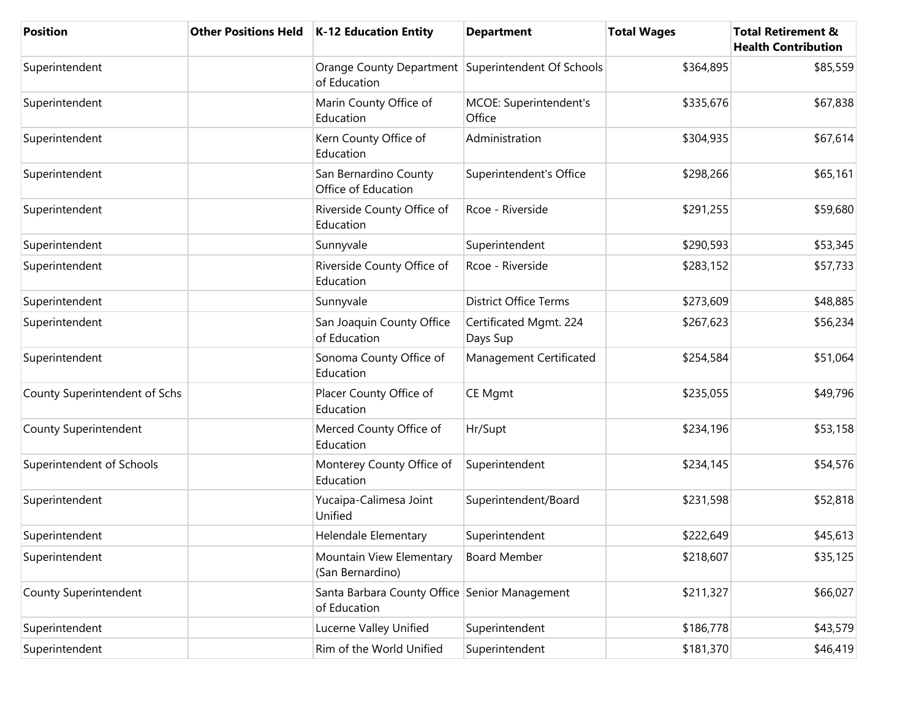| Position | Other Positions Held | K-12 Education Entity | Department | Total Wages | Total Retirement & Health Contribution |
|---|---|---|---|---|---|
| Superintendent | | Orange County Department of Education | Superintendent Of Schools | $364,895 | $85,559 |
| Superintendent | | Marin County Office of Education | MCOE: Superintendent's Office | $335,676 | $67,838 |
| Superintendent | | Kern County Office of Education | Administration | $304,935 | $67,614 |
| Superintendent | | San Bernardino County Office of Education | Superintendent's Office | $298,266 | $65,161 |
| Superintendent | | Riverside County Office of Education | Rcoe - Riverside | $291,255 | $59,680 |
| Superintendent | | Sunnyvale | Superintendent | $290,593 | $53,345 |
| Superintendent | | Riverside County Office of Education | Rcoe - Riverside | $283,152 | $57,733 |
| Superintendent | | Sunnyvale | District Office Terms | $273,609 | $48,885 |
| Superintendent | | San Joaquin County Office of Education | Certificated Mgmt. 224 Days Sup | $267,623 | $56,234 |
| Superintendent | | Sonoma County Office of Education | Management Certificated | $254,584 | $51,064 |
| County Superintendent of Schs | | Placer County Office of Education | CE Mgmt | $235,055 | $49,796 |
| County Superintendent | | Merced County Office of Education | Hr/Supt | $234,196 | $53,158 |
| Superintendent of Schools | | Monterey County Office of Education | Superintendent | $234,145 | $54,576 |
| Superintendent | | Yucaipa-Calimesa Joint Unified | Superintendent/Board | $231,598 | $52,818 |
| Superintendent | | Helendale Elementary | Superintendent | $222,649 | $45,613 |
| Superintendent | | Mountain View Elementary (San Bernardino) | Board Member | $218,607 | $35,125 |
| County Superintendent | | Santa Barbara County Office of Education | Senior Management | $211,327 | $66,027 |
| Superintendent | | Lucerne Valley Unified | Superintendent | $186,778 | $43,579 |
| Superintendent | | Rim of the World Unified | Superintendent | $181,370 | $46,419 |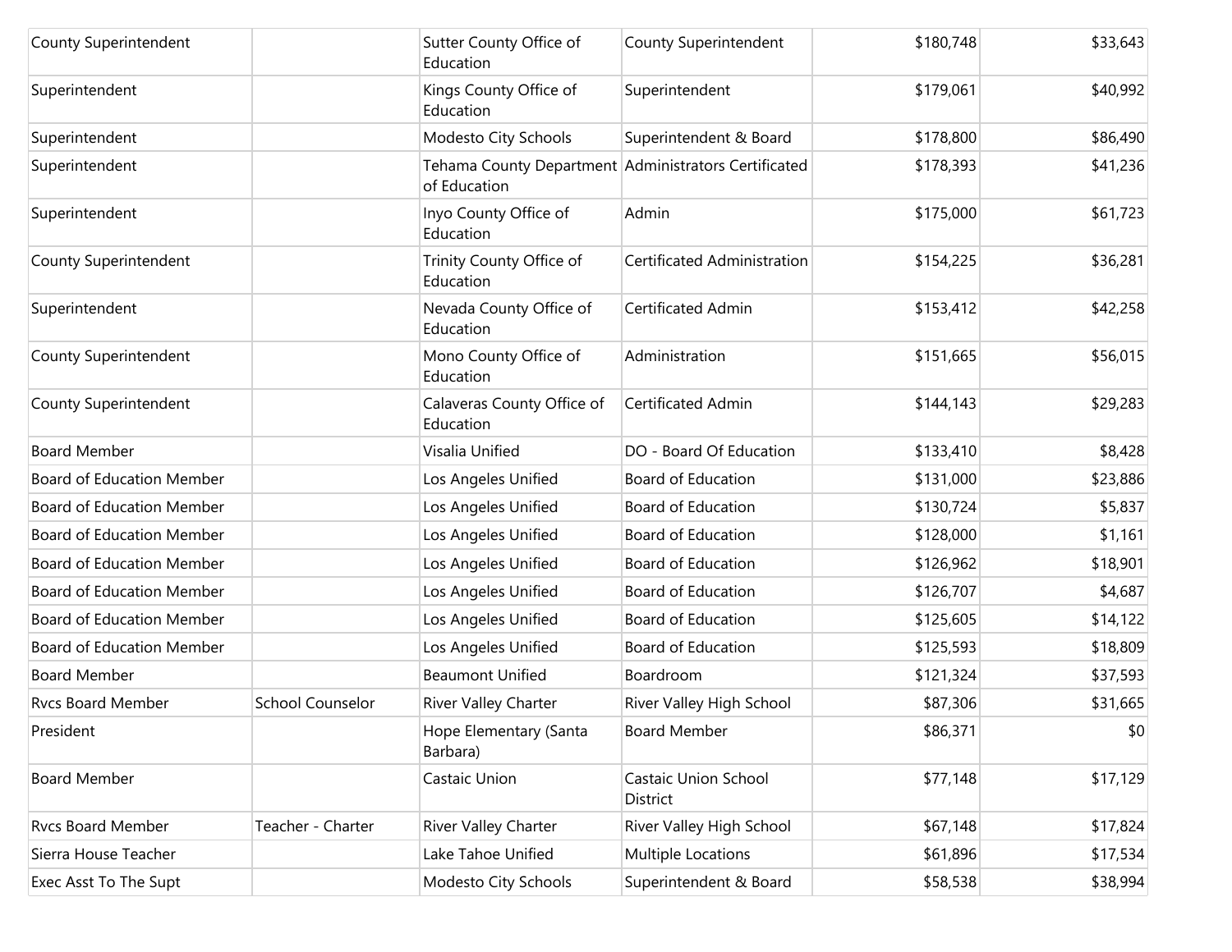| | | | | | |
|---|---|---|---|---|---|
| County Superintendent | | Sutter County Office of Education | County Superintendent | $180,748 | $33,643 |
| Superintendent | | Kings County Office of Education | Superintendent | $179,061 | $40,992 |
| Superintendent | | Modesto City Schools | Superintendent & Board | $178,800 | $86,490 |
| Superintendent | | Tehama County Department of Education | Administrators Certificated | $178,393 | $41,236 |
| Superintendent | | Inyo County Office of Education | Admin | $175,000 | $61,723 |
| County Superintendent | | Trinity County Office of Education | Certificated Administration | $154,225 | $36,281 |
| Superintendent | | Nevada County Office of Education | Certificated Admin | $153,412 | $42,258 |
| County Superintendent | | Mono County Office of Education | Administration | $151,665 | $56,015 |
| County Superintendent | | Calaveras County Office of Education | Certificated Admin | $144,143 | $29,283 |
| Board Member | | Visalia Unified | DO - Board Of Education | $133,410 | $8,428 |
| Board of Education Member | | Los Angeles Unified | Board of Education | $131,000 | $23,886 |
| Board of Education Member | | Los Angeles Unified | Board of Education | $130,724 | $5,837 |
| Board of Education Member | | Los Angeles Unified | Board of Education | $128,000 | $1,161 |
| Board of Education Member | | Los Angeles Unified | Board of Education | $126,962 | $18,901 |
| Board of Education Member | | Los Angeles Unified | Board of Education | $126,707 | $4,687 |
| Board of Education Member | | Los Angeles Unified | Board of Education | $125,605 | $14,122 |
| Board of Education Member | | Los Angeles Unified | Board of Education | $125,593 | $18,809 |
| Board Member | | Beaumont Unified | Boardroom | $121,324 | $37,593 |
| Rvcs Board Member | School Counselor | River Valley Charter | River Valley High School | $87,306 | $31,665 |
| President | | Hope Elementary (Santa Barbara) | Board Member | $86,371 | $0 |
| Board Member | | Castaic Union | Castaic Union School District | $77,148 | $17,129 |
| Rvcs Board Member | Teacher - Charter | River Valley Charter | River Valley High School | $67,148 | $17,824 |
| Sierra House Teacher | | Lake Tahoe Unified | Multiple Locations | $61,896 | $17,534 |
| Exec Asst To The Supt | | Modesto City Schools | Superintendent & Board | $58,538 | $38,994 |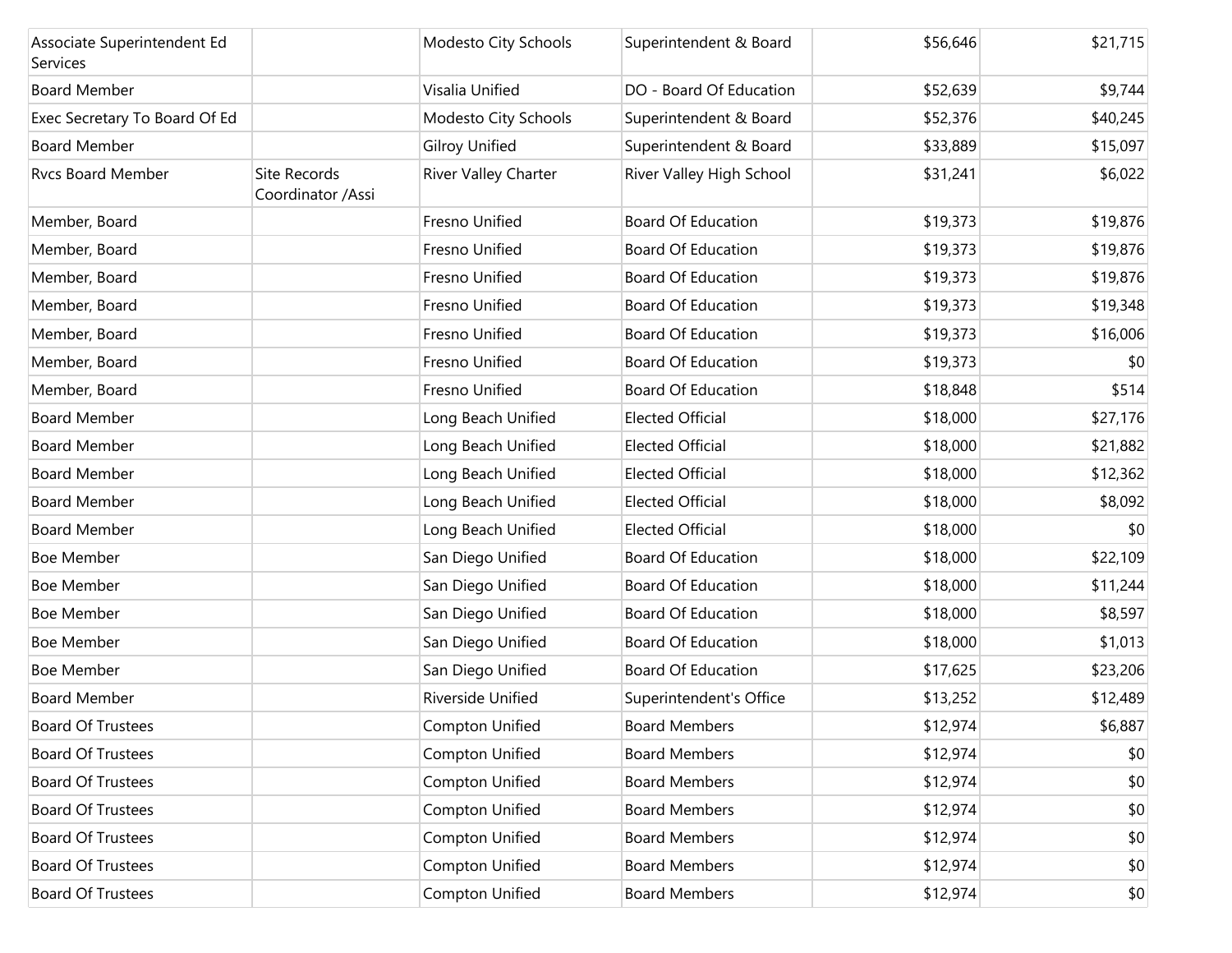| | | | | | |
|---|---|---|---|---|---|
| Associate Superintendent Ed Services | | Modesto City Schools | Superintendent & Board | $56,646 | $21,715 |
| Board Member | | Visalia Unified | DO - Board Of Education | $52,639 | $9,744 |
| Exec Secretary To Board Of Ed | | Modesto City Schools | Superintendent & Board | $52,376 | $40,245 |
| Board Member | | Gilroy Unified | Superintendent & Board | $33,889 | $15,097 |
| Rvcs Board Member | Site Records Coordinator /Assi | River Valley Charter | River Valley High School | $31,241 | $6,022 |
| Member, Board | | Fresno Unified | Board Of Education | $19,373 | $19,876 |
| Member, Board | | Fresno Unified | Board Of Education | $19,373 | $19,876 |
| Member, Board | | Fresno Unified | Board Of Education | $19,373 | $19,876 |
| Member, Board | | Fresno Unified | Board Of Education | $19,373 | $19,348 |
| Member, Board | | Fresno Unified | Board Of Education | $19,373 | $16,006 |
| Member, Board | | Fresno Unified | Board Of Education | $19,373 | $0 |
| Member, Board | | Fresno Unified | Board Of Education | $18,848 | $514 |
| Board Member | | Long Beach Unified | Elected Official | $18,000 | $27,176 |
| Board Member | | Long Beach Unified | Elected Official | $18,000 | $21,882 |
| Board Member | | Long Beach Unified | Elected Official | $18,000 | $12,362 |
| Board Member | | Long Beach Unified | Elected Official | $18,000 | $8,092 |
| Board Member | | Long Beach Unified | Elected Official | $18,000 | $0 |
| Boe Member | | San Diego Unified | Board Of Education | $18,000 | $22,109 |
| Boe Member | | San Diego Unified | Board Of Education | $18,000 | $11,244 |
| Boe Member | | San Diego Unified | Board Of Education | $18,000 | $8,597 |
| Boe Member | | San Diego Unified | Board Of Education | $18,000 | $1,013 |
| Boe Member | | San Diego Unified | Board Of Education | $17,625 | $23,206 |
| Board Member | | Riverside Unified | Superintendent's Office | $13,252 | $12,489 |
| Board Of Trustees | | Compton Unified | Board Members | $12,974 | $6,887 |
| Board Of Trustees | | Compton Unified | Board Members | $12,974 | $0 |
| Board Of Trustees | | Compton Unified | Board Members | $12,974 | $0 |
| Board Of Trustees | | Compton Unified | Board Members | $12,974 | $0 |
| Board Of Trustees | | Compton Unified | Board Members | $12,974 | $0 |
| Board Of Trustees | | Compton Unified | Board Members | $12,974 | $0 |
| Board Of Trustees | | Compton Unified | Board Members | $12,974 | $0 |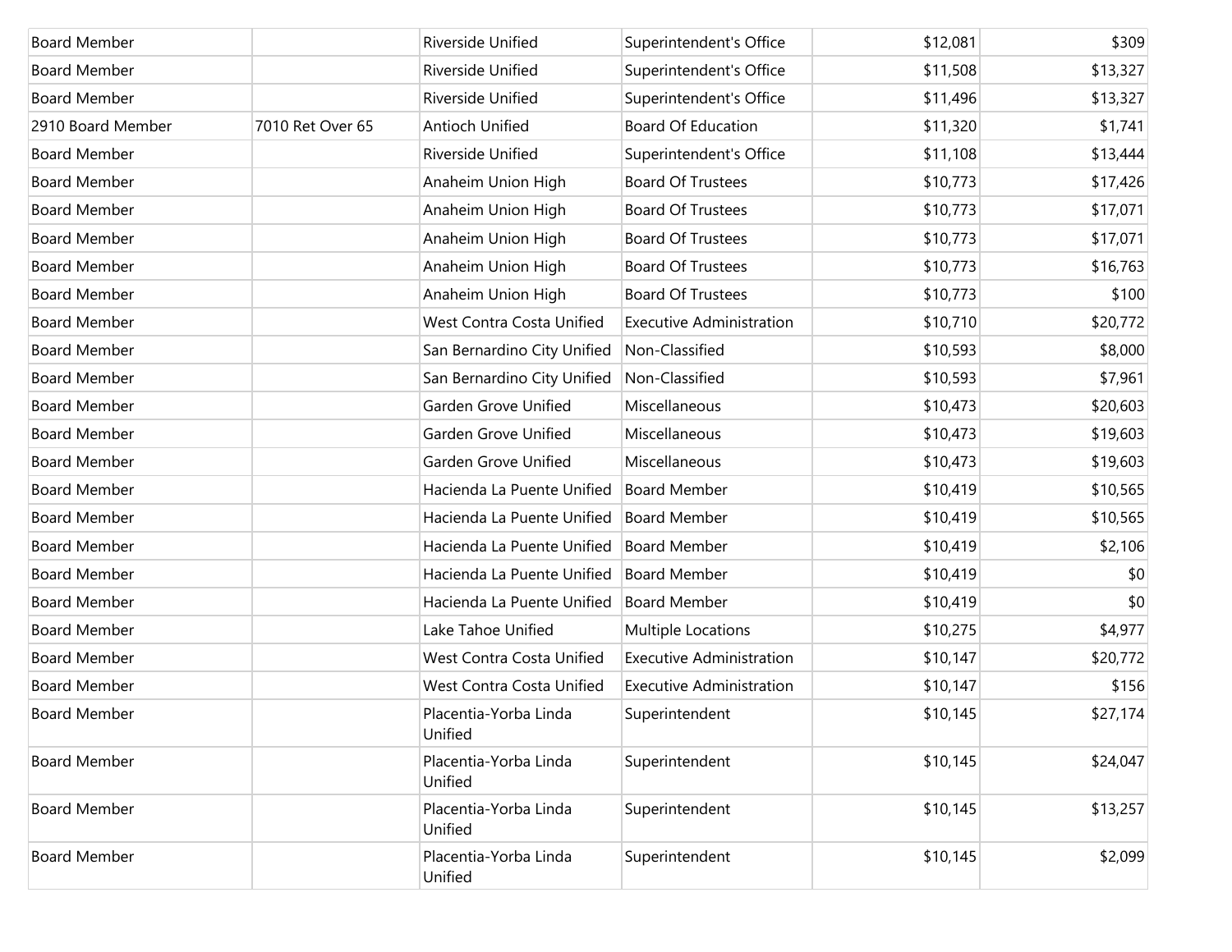| | | | | | |
|---|---|---|---|---|---|
| Board Member | | Riverside Unified | Superintendent's Office | $12,081 | $309 |
| Board Member | | Riverside Unified | Superintendent's Office | $11,508 | $13,327 |
| Board Member | | Riverside Unified | Superintendent's Office | $11,496 | $13,327 |
| 2910 Board Member | 7010 Ret Over 65 | Antioch Unified | Board Of Education | $11,320 | $1,741 |
| Board Member | | Riverside Unified | Superintendent's Office | $11,108 | $13,444 |
| Board Member | | Anaheim Union High | Board Of Trustees | $10,773 | $17,426 |
| Board Member | | Anaheim Union High | Board Of Trustees | $10,773 | $17,071 |
| Board Member | | Anaheim Union High | Board Of Trustees | $10,773 | $17,071 |
| Board Member | | Anaheim Union High | Board Of Trustees | $10,773 | $16,763 |
| Board Member | | Anaheim Union High | Board Of Trustees | $10,773 | $100 |
| Board Member | | West Contra Costa Unified | Executive Administration | $10,710 | $20,772 |
| Board Member | | San Bernardino City Unified | Non-Classified | $10,593 | $8,000 |
| Board Member | | San Bernardino City Unified | Non-Classified | $10,593 | $7,961 |
| Board Member | | Garden Grove Unified | Miscellaneous | $10,473 | $20,603 |
| Board Member | | Garden Grove Unified | Miscellaneous | $10,473 | $19,603 |
| Board Member | | Garden Grove Unified | Miscellaneous | $10,473 | $19,603 |
| Board Member | | Hacienda La Puente Unified | Board Member | $10,419 | $10,565 |
| Board Member | | Hacienda La Puente Unified | Board Member | $10,419 | $10,565 |
| Board Member | | Hacienda La Puente Unified | Board Member | $10,419 | $2,106 |
| Board Member | | Hacienda La Puente Unified | Board Member | $10,419 | $0 |
| Board Member | | Hacienda La Puente Unified | Board Member | $10,419 | $0 |
| Board Member | | Lake Tahoe Unified | Multiple Locations | $10,275 | $4,977 |
| Board Member | | West Contra Costa Unified | Executive Administration | $10,147 | $20,772 |
| Board Member | | West Contra Costa Unified | Executive Administration | $10,147 | $156 |
| Board Member | | Placentia-Yorba Linda Unified | Superintendent | $10,145 | $27,174 |
| Board Member | | Placentia-Yorba Linda Unified | Superintendent | $10,145 | $24,047 |
| Board Member | | Placentia-Yorba Linda Unified | Superintendent | $10,145 | $13,257 |
| Board Member | | Placentia-Yorba Linda Unified | Superintendent | $10,145 | $2,099 |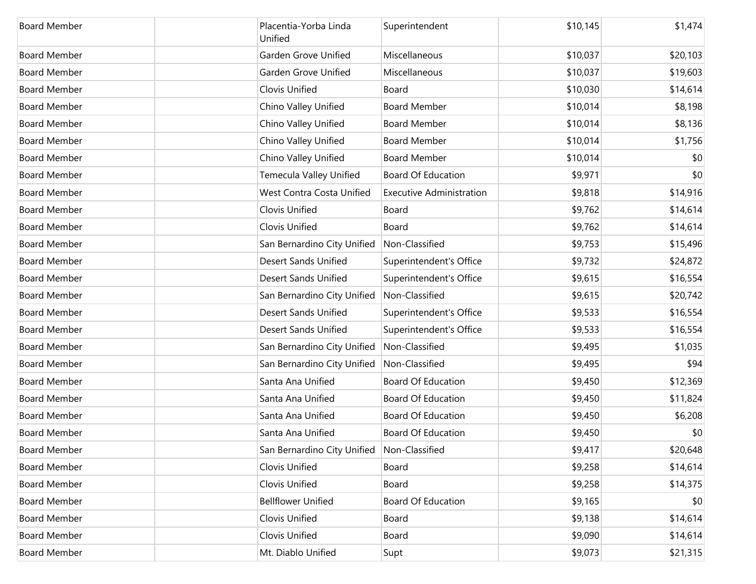| | | | | | |
|---|---|---|---|---|---|
| Board Member | | Placentia-Yorba Linda Unified | Superintendent | $10,145 | $1,474 |
| Board Member | | Garden Grove Unified | Miscellaneous | $10,037 | $20,103 |
| Board Member | | Garden Grove Unified | Miscellaneous | $10,037 | $19,603 |
| Board Member | | Clovis Unified | Board | $10,030 | $14,614 |
| Board Member | | Chino Valley Unified | Board Member | $10,014 | $8,198 |
| Board Member | | Chino Valley Unified | Board Member | $10,014 | $8,136 |
| Board Member | | Chino Valley Unified | Board Member | $10,014 | $1,756 |
| Board Member | | Chino Valley Unified | Board Member | $10,014 | $0 |
| Board Member | | Temecula Valley Unified | Board Of Education | $9,971 | $0 |
| Board Member | | West Contra Costa Unified | Executive Administration | $9,818 | $14,916 |
| Board Member | | Clovis Unified | Board | $9,762 | $14,614 |
| Board Member | | Clovis Unified | Board | $9,762 | $14,614 |
| Board Member | | San Bernardino City Unified | Non-Classified | $9,753 | $15,496 |
| Board Member | | Desert Sands Unified | Superintendent's Office | $9,732 | $24,872 |
| Board Member | | Desert Sands Unified | Superintendent's Office | $9,615 | $16,554 |
| Board Member | | San Bernardino City Unified | Non-Classified | $9,615 | $20,742 |
| Board Member | | Desert Sands Unified | Superintendent's Office | $9,533 | $16,554 |
| Board Member | | Desert Sands Unified | Superintendent's Office | $9,533 | $16,554 |
| Board Member | | San Bernardino City Unified | Non-Classified | $9,495 | $1,035 |
| Board Member | | San Bernardino City Unified | Non-Classified | $9,495 | $94 |
| Board Member | | Santa Ana Unified | Board Of Education | $9,450 | $12,369 |
| Board Member | | Santa Ana Unified | Board Of Education | $9,450 | $11,824 |
| Board Member | | Santa Ana Unified | Board Of Education | $9,450 | $6,208 |
| Board Member | | Santa Ana Unified | Board Of Education | $9,450 | $0 |
| Board Member | | San Bernardino City Unified | Non-Classified | $9,417 | $20,648 |
| Board Member | | Clovis Unified | Board | $9,258 | $14,614 |
| Board Member | | Clovis Unified | Board | $9,258 | $14,375 |
| Board Member | | Bellflower Unified | Board Of Education | $9,165 | $0 |
| Board Member | | Clovis Unified | Board | $9,138 | $14,614 |
| Board Member | | Clovis Unified | Board | $9,090 | $14,614 |
| Board Member | | Mt. Diablo Unified | Supt | $9,073 | $21,315 |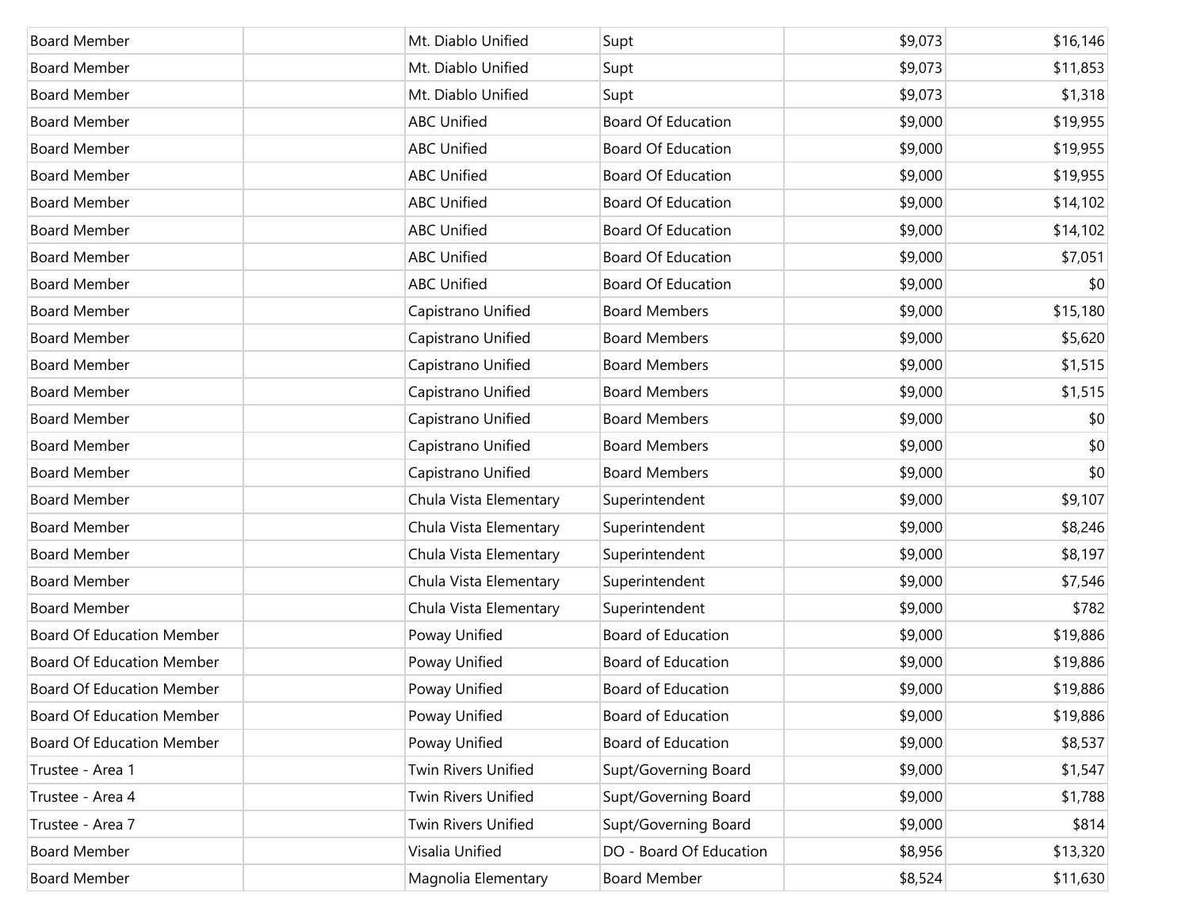| | | | | | |
|---|---|---|---|---|---|
| Board Member | | Mt. Diablo Unified | Supt | $9,073 | $16,146 |
| Board Member | | Mt. Diablo Unified | Supt | $9,073 | $11,853 |
| Board Member | | Mt. Diablo Unified | Supt | $9,073 | $1,318 |
| Board Member | | ABC Unified | Board Of Education | $9,000 | $19,955 |
| Board Member | | ABC Unified | Board Of Education | $9,000 | $19,955 |
| Board Member | | ABC Unified | Board Of Education | $9,000 | $19,955 |
| Board Member | | ABC Unified | Board Of Education | $9,000 | $14,102 |
| Board Member | | ABC Unified | Board Of Education | $9,000 | $14,102 |
| Board Member | | ABC Unified | Board Of Education | $9,000 | $7,051 |
| Board Member | | ABC Unified | Board Of Education | $9,000 | $0 |
| Board Member | | Capistrano Unified | Board Members | $9,000 | $15,180 |
| Board Member | | Capistrano Unified | Board Members | $9,000 | $5,620 |
| Board Member | | Capistrano Unified | Board Members | $9,000 | $1,515 |
| Board Member | | Capistrano Unified | Board Members | $9,000 | $1,515 |
| Board Member | | Capistrano Unified | Board Members | $9,000 | $0 |
| Board Member | | Capistrano Unified | Board Members | $9,000 | $0 |
| Board Member | | Capistrano Unified | Board Members | $9,000 | $0 |
| Board Member | | Chula Vista Elementary | Superintendent | $9,000 | $9,107 |
| Board Member | | Chula Vista Elementary | Superintendent | $9,000 | $8,246 |
| Board Member | | Chula Vista Elementary | Superintendent | $9,000 | $8,197 |
| Board Member | | Chula Vista Elementary | Superintendent | $9,000 | $7,546 |
| Board Member | | Chula Vista Elementary | Superintendent | $9,000 | $782 |
| Board Of Education Member | | Poway Unified | Board of Education | $9,000 | $19,886 |
| Board Of Education Member | | Poway Unified | Board of Education | $9,000 | $19,886 |
| Board Of Education Member | | Poway Unified | Board of Education | $9,000 | $19,886 |
| Board Of Education Member | | Poway Unified | Board of Education | $9,000 | $19,886 |
| Board Of Education Member | | Poway Unified | Board of Education | $9,000 | $8,537 |
| Trustee - Area 1 | | Twin Rivers Unified | Supt/Governing Board | $9,000 | $1,547 |
| Trustee - Area 4 | | Twin Rivers Unified | Supt/Governing Board | $9,000 | $1,788 |
| Trustee - Area 7 | | Twin Rivers Unified | Supt/Governing Board | $9,000 | $814 |
| Board Member | | Visalia Unified | DO - Board Of Education | $8,956 | $13,320 |
| Board Member | | Magnolia Elementary | Board Member | $8,524 | $11,630 |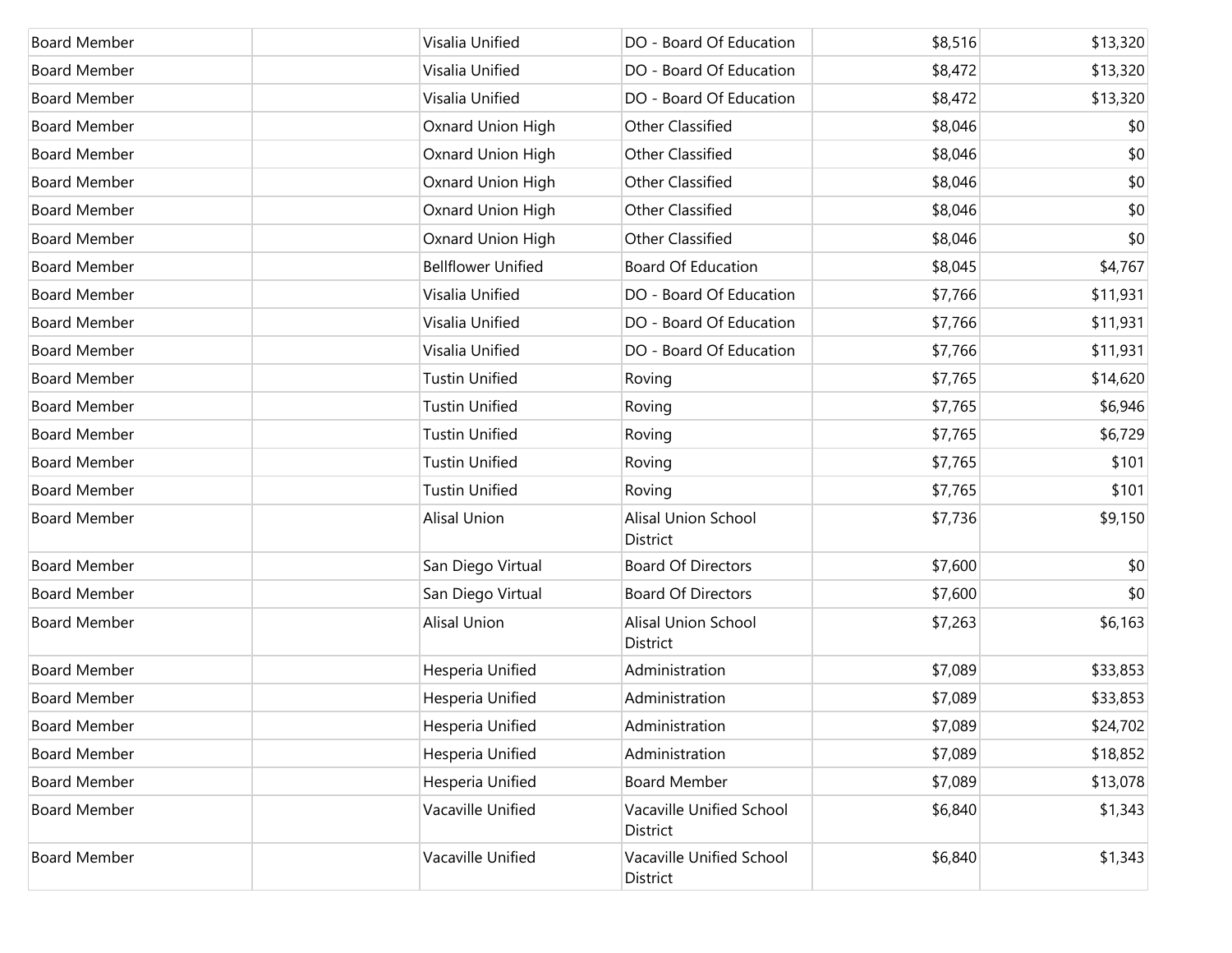| | | | | | |
|---|---|---|---|---|---|
| Board Member | | Visalia Unified | DO - Board Of Education | $8,516 | $13,320 |
| Board Member | | Visalia Unified | DO - Board Of Education | $8,472 | $13,320 |
| Board Member | | Visalia Unified | DO - Board Of Education | $8,472 | $13,320 |
| Board Member | | Oxnard Union High | Other Classified | $8,046 | $0 |
| Board Member | | Oxnard Union High | Other Classified | $8,046 | $0 |
| Board Member | | Oxnard Union High | Other Classified | $8,046 | $0 |
| Board Member | | Oxnard Union High | Other Classified | $8,046 | $0 |
| Board Member | | Oxnard Union High | Other Classified | $8,046 | $0 |
| Board Member | | Bellflower Unified | Board Of Education | $8,045 | $4,767 |
| Board Member | | Visalia Unified | DO - Board Of Education | $7,766 | $11,931 |
| Board Member | | Visalia Unified | DO - Board Of Education | $7,766 | $11,931 |
| Board Member | | Visalia Unified | DO - Board Of Education | $7,766 | $11,931 |
| Board Member | | Tustin Unified | Roving | $7,765 | $14,620 |
| Board Member | | Tustin Unified | Roving | $7,765 | $6,946 |
| Board Member | | Tustin Unified | Roving | $7,765 | $6,729 |
| Board Member | | Tustin Unified | Roving | $7,765 | $101 |
| Board Member | | Tustin Unified | Roving | $7,765 | $101 |
| Board Member | | Alisal Union | Alisal Union School District | $7,736 | $9,150 |
| Board Member | | San Diego Virtual | Board Of Directors | $7,600 | $0 |
| Board Member | | San Diego Virtual | Board Of Directors | $7,600 | $0 |
| Board Member | | Alisal Union | Alisal Union School District | $7,263 | $6,163 |
| Board Member | | Hesperia Unified | Administration | $7,089 | $33,853 |
| Board Member | | Hesperia Unified | Administration | $7,089 | $33,853 |
| Board Member | | Hesperia Unified | Administration | $7,089 | $24,702 |
| Board Member | | Hesperia Unified | Administration | $7,089 | $18,852 |
| Board Member | | Hesperia Unified | Board Member | $7,089 | $13,078 |
| Board Member | | Vacaville Unified | Vacaville Unified School District | $6,840 | $1,343 |
| Board Member | | Vacaville Unified | Vacaville Unified School District | $6,840 | $1,343 |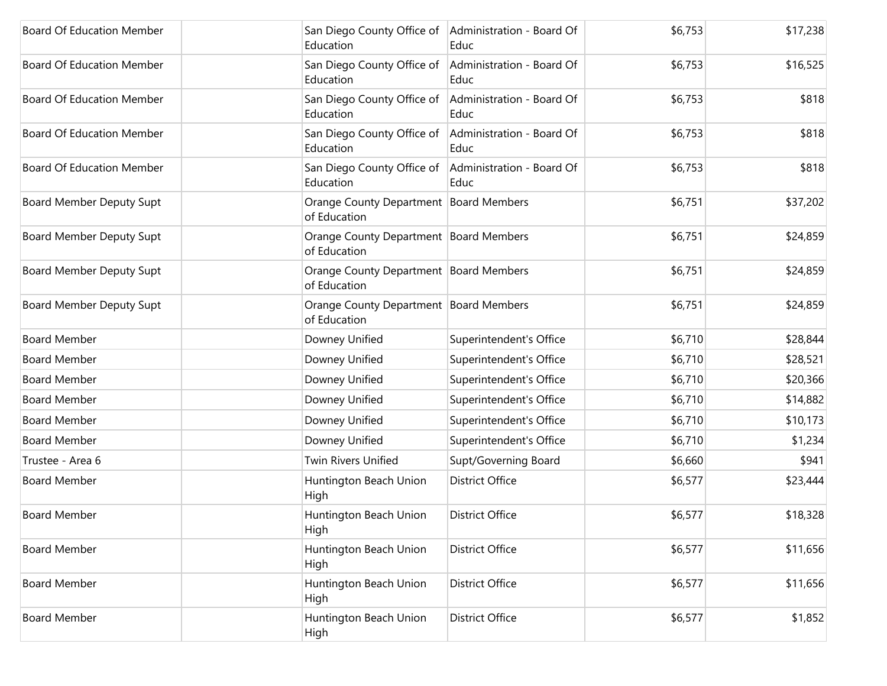| | | | | | |
|---|---|---|---|---|---|
| Board Of Education Member | | San Diego County Office of Education | Administration - Board Of Educ | $6,753 | $17,238 |
| Board Of Education Member | | San Diego County Office of Education | Administration - Board Of Educ | $6,753 | $16,525 |
| Board Of Education Member | | San Diego County Office of Education | Administration - Board Of Educ | $6,753 | $818 |
| Board Of Education Member | | San Diego County Office of Education | Administration - Board Of Educ | $6,753 | $818 |
| Board Of Education Member | | San Diego County Office of Education | Administration - Board Of Educ | $6,753 | $818 |
| Board Member Deputy Supt | | Orange County Department of Education | Board Members | $6,751 | $37,202 |
| Board Member Deputy Supt | | Orange County Department of Education | Board Members | $6,751 | $24,859 |
| Board Member Deputy Supt | | Orange County Department of Education | Board Members | $6,751 | $24,859 |
| Board Member Deputy Supt | | Orange County Department of Education | Board Members | $6,751 | $24,859 |
| Board Member | | Downey Unified | Superintendent's Office | $6,710 | $28,844 |
| Board Member | | Downey Unified | Superintendent's Office | $6,710 | $28,521 |
| Board Member | | Downey Unified | Superintendent's Office | $6,710 | $20,366 |
| Board Member | | Downey Unified | Superintendent's Office | $6,710 | $14,882 |
| Board Member | | Downey Unified | Superintendent's Office | $6,710 | $10,173 |
| Board Member | | Downey Unified | Superintendent's Office | $6,710 | $1,234 |
| Trustee - Area 6 | | Twin Rivers Unified | Supt/Governing Board | $6,660 | $941 |
| Board Member | | Huntington Beach Union High | District Office | $6,577 | $23,444 |
| Board Member | | Huntington Beach Union High | District Office | $6,577 | $18,328 |
| Board Member | | Huntington Beach Union High | District Office | $6,577 | $11,656 |
| Board Member | | Huntington Beach Union High | District Office | $6,577 | $11,656 |
| Board Member | | Huntington Beach Union High | District Office | $6,577 | $1,852 |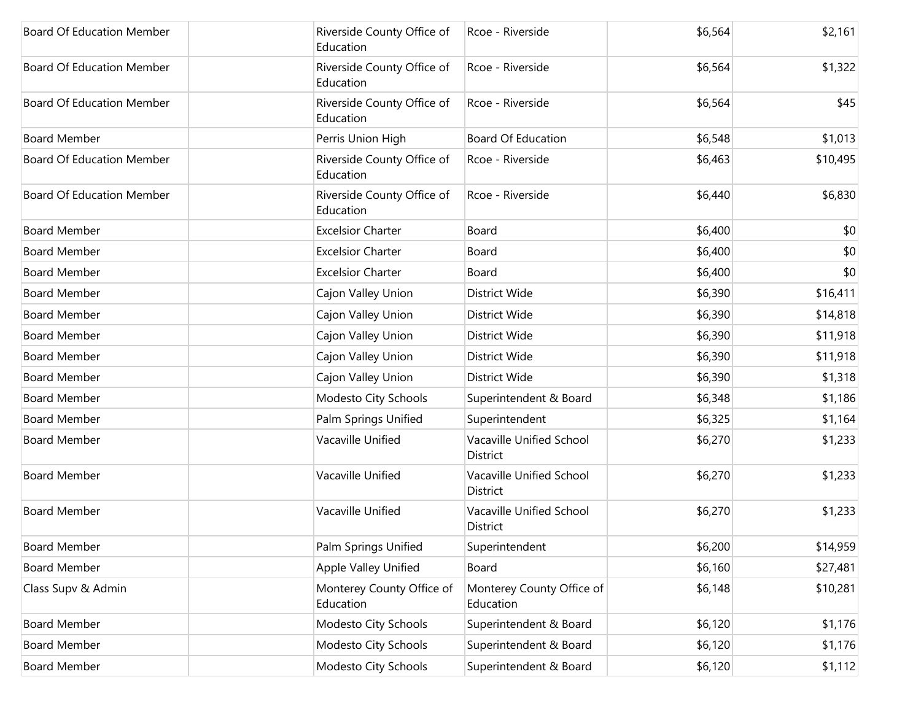| | | | | | |
|---|---|---|---|---|---|
| Board Of Education Member | | Riverside County Office of Education | Rcoe - Riverside | $6,564 | $2,161 |
| Board Of Education Member | | Riverside County Office of Education | Rcoe - Riverside | $6,564 | $1,322 |
| Board Of Education Member | | Riverside County Office of Education | Rcoe - Riverside | $6,564 | $45 |
| Board Member | | Perris Union High | Board Of Education | $6,548 | $1,013 |
| Board Of Education Member | | Riverside County Office of Education | Rcoe - Riverside | $6,463 | $10,495 |
| Board Of Education Member | | Riverside County Office of Education | Rcoe - Riverside | $6,440 | $6,830 |
| Board Member | | Excelsior Charter | Board | $6,400 | $0 |
| Board Member | | Excelsior Charter | Board | $6,400 | $0 |
| Board Member | | Excelsior Charter | Board | $6,400 | $0 |
| Board Member | | Cajon Valley Union | District Wide | $6,390 | $16,411 |
| Board Member | | Cajon Valley Union | District Wide | $6,390 | $14,818 |
| Board Member | | Cajon Valley Union | District Wide | $6,390 | $11,918 |
| Board Member | | Cajon Valley Union | District Wide | $6,390 | $11,918 |
| Board Member | | Cajon Valley Union | District Wide | $6,390 | $1,318 |
| Board Member | | Modesto City Schools | Superintendent & Board | $6,348 | $1,186 |
| Board Member | | Palm Springs Unified | Superintendent | $6,325 | $1,164 |
| Board Member | | Vacaville Unified | Vacaville Unified School District | $6,270 | $1,233 |
| Board Member | | Vacaville Unified | Vacaville Unified School District | $6,270 | $1,233 |
| Board Member | | Vacaville Unified | Vacaville Unified School District | $6,270 | $1,233 |
| Board Member | | Palm Springs Unified | Superintendent | $6,200 | $14,959 |
| Board Member | | Apple Valley Unified | Board | $6,160 | $27,481 |
| Class Supv & Admin | | Monterey County Office of Education | Monterey County Office of Education | $6,148 | $10,281 |
| Board Member | | Modesto City Schools | Superintendent & Board | $6,120 | $1,176 |
| Board Member | | Modesto City Schools | Superintendent & Board | $6,120 | $1,176 |
| Board Member | | Modesto City Schools | Superintendent & Board | $6,120 | $1,112 |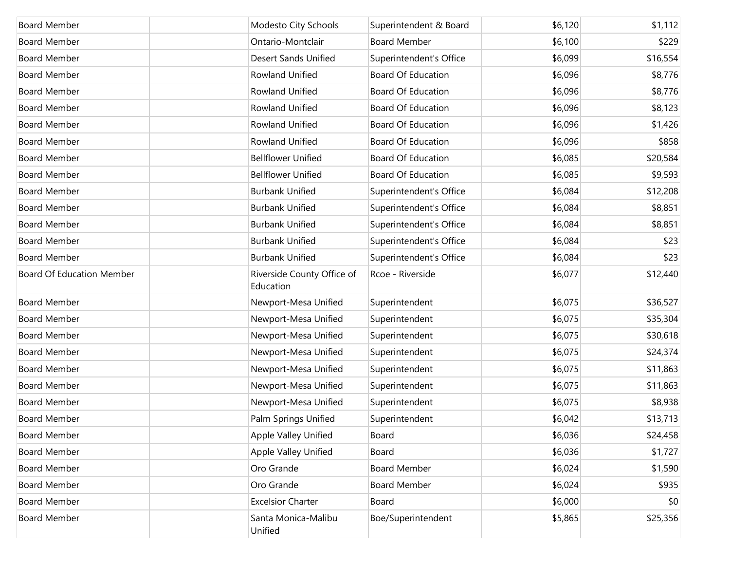| | | | | | |
|---|---|---|---|---|---|
| Board Member | | Modesto City Schools | Superintendent & Board | $6,120 | $1,112 |
| Board Member | | Ontario-Montclair | Board Member | $6,100 | $229 |
| Board Member | | Desert Sands Unified | Superintendent's Office | $6,099 | $16,554 |
| Board Member | | Rowland Unified | Board Of Education | $6,096 | $8,776 |
| Board Member | | Rowland Unified | Board Of Education | $6,096 | $8,776 |
| Board Member | | Rowland Unified | Board Of Education | $6,096 | $8,123 |
| Board Member | | Rowland Unified | Board Of Education | $6,096 | $1,426 |
| Board Member | | Rowland Unified | Board Of Education | $6,096 | $858 |
| Board Member | | Bellflower Unified | Board Of Education | $6,085 | $20,584 |
| Board Member | | Bellflower Unified | Board Of Education | $6,085 | $9,593 |
| Board Member | | Burbank Unified | Superintendent's Office | $6,084 | $12,208 |
| Board Member | | Burbank Unified | Superintendent's Office | $6,084 | $8,851 |
| Board Member | | Burbank Unified | Superintendent's Office | $6,084 | $8,851 |
| Board Member | | Burbank Unified | Superintendent's Office | $6,084 | $23 |
| Board Member | | Burbank Unified | Superintendent's Office | $6,084 | $23 |
| Board Of Education Member | | Riverside County Office of Education | Rcoe - Riverside | $6,077 | $12,440 |
| Board Member | | Newport-Mesa Unified | Superintendent | $6,075 | $36,527 |
| Board Member | | Newport-Mesa Unified | Superintendent | $6,075 | $35,304 |
| Board Member | | Newport-Mesa Unified | Superintendent | $6,075 | $30,618 |
| Board Member | | Newport-Mesa Unified | Superintendent | $6,075 | $24,374 |
| Board Member | | Newport-Mesa Unified | Superintendent | $6,075 | $11,863 |
| Board Member | | Newport-Mesa Unified | Superintendent | $6,075 | $11,863 |
| Board Member | | Newport-Mesa Unified | Superintendent | $6,075 | $8,938 |
| Board Member | | Palm Springs Unified | Superintendent | $6,042 | $13,713 |
| Board Member | | Apple Valley Unified | Board | $6,036 | $24,458 |
| Board Member | | Apple Valley Unified | Board | $6,036 | $1,727 |
| Board Member | | Oro Grande | Board Member | $6,024 | $1,590 |
| Board Member | | Oro Grande | Board Member | $6,024 | $935 |
| Board Member | | Excelsior Charter | Board | $6,000 | $0 |
| Board Member | | Santa Monica-Malibu Unified | Boe/Superintendent | $5,865 | $25,356 |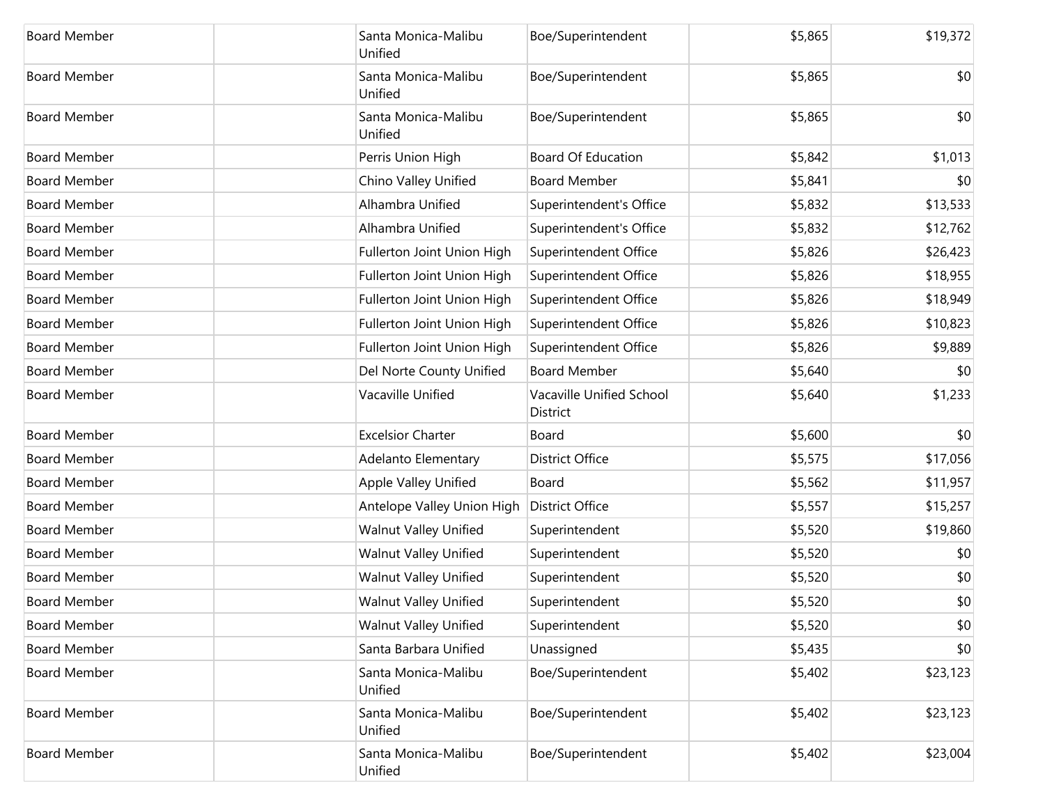| | | | | | |
|---|---|---|---|---|---|
| Board Member | | Santa Monica-Malibu Unified | Boe/Superintendent | $5,865 | $19,372 |
| Board Member | | Santa Monica-Malibu Unified | Boe/Superintendent | $5,865 | $0 |
| Board Member | | Santa Monica-Malibu Unified | Boe/Superintendent | $5,865 | $0 |
| Board Member | | Perris Union High | Board Of Education | $5,842 | $1,013 |
| Board Member | | Chino Valley Unified | Board Member | $5,841 | $0 |
| Board Member | | Alhambra Unified | Superintendent's Office | $5,832 | $13,533 |
| Board Member | | Alhambra Unified | Superintendent's Office | $5,832 | $12,762 |
| Board Member | | Fullerton Joint Union High | Superintendent Office | $5,826 | $26,423 |
| Board Member | | Fullerton Joint Union High | Superintendent Office | $5,826 | $18,955 |
| Board Member | | Fullerton Joint Union High | Superintendent Office | $5,826 | $18,949 |
| Board Member | | Fullerton Joint Union High | Superintendent Office | $5,826 | $10,823 |
| Board Member | | Fullerton Joint Union High | Superintendent Office | $5,826 | $9,889 |
| Board Member | | Del Norte County Unified | Board Member | $5,640 | $0 |
| Board Member | | Vacaville Unified | Vacaville Unified School District | $5,640 | $1,233 |
| Board Member | | Excelsior Charter | Board | $5,600 | $0 |
| Board Member | | Adelanto Elementary | District Office | $5,575 | $17,056 |
| Board Member | | Apple Valley Unified | Board | $5,562 | $11,957 |
| Board Member | | Antelope Valley Union High | District Office | $5,557 | $15,257 |
| Board Member | | Walnut Valley Unified | Superintendent | $5,520 | $19,860 |
| Board Member | | Walnut Valley Unified | Superintendent | $5,520 | $0 |
| Board Member | | Walnut Valley Unified | Superintendent | $5,520 | $0 |
| Board Member | | Walnut Valley Unified | Superintendent | $5,520 | $0 |
| Board Member | | Walnut Valley Unified | Superintendent | $5,520 | $0 |
| Board Member | | Santa Barbara Unified | Unassigned | $5,435 | $0 |
| Board Member | | Santa Monica-Malibu Unified | Boe/Superintendent | $5,402 | $23,123 |
| Board Member | | Santa Monica-Malibu Unified | Boe/Superintendent | $5,402 | $23,123 |
| Board Member | | Santa Monica-Malibu Unified | Boe/Superintendent | $5,402 | $23,004 |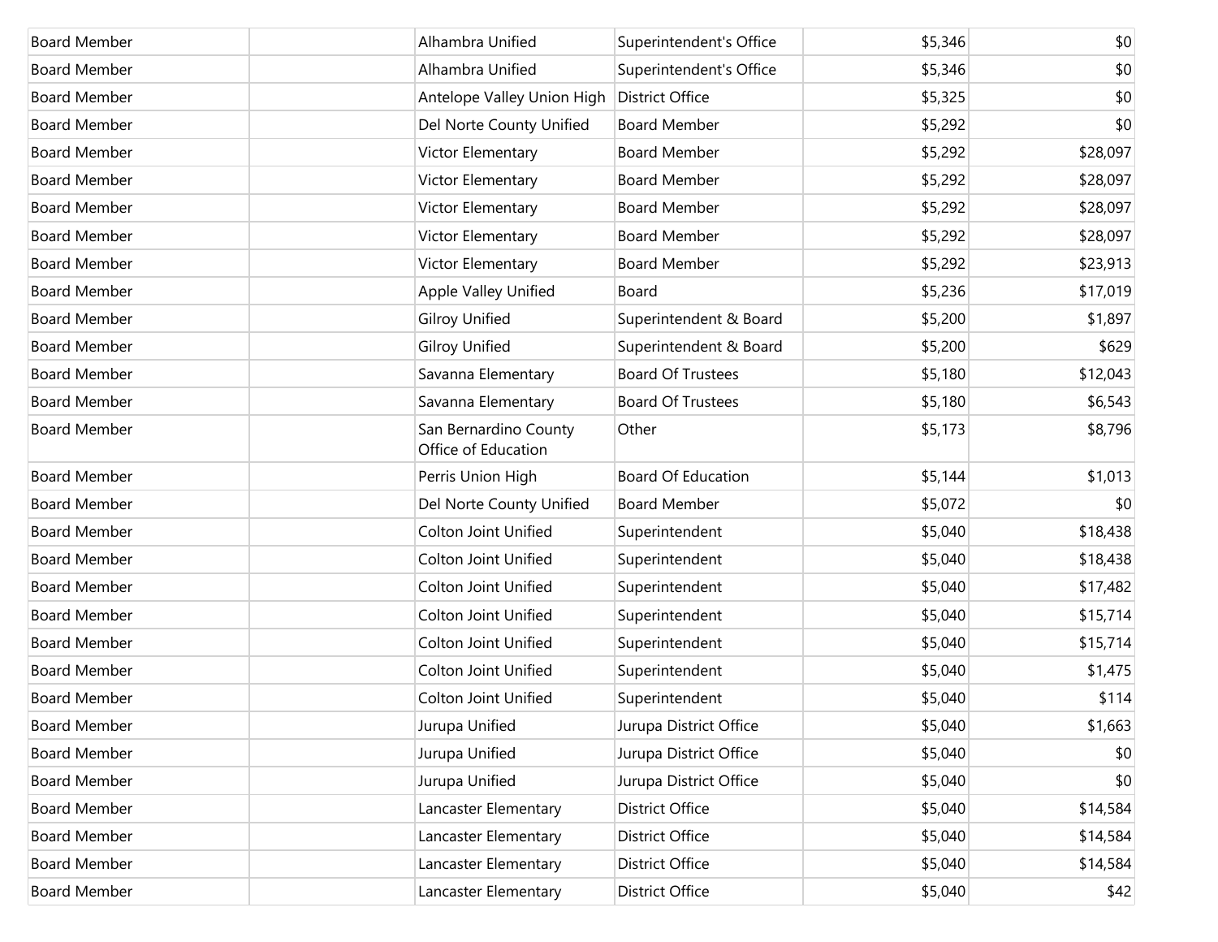| | | | | | |
|---|---|---|---|---|---|
| Board Member | | Alhambra Unified | Superintendent's Office | $5,346 | $0 |
| Board Member | | Alhambra Unified | Superintendent's Office | $5,346 | $0 |
| Board Member | | Antelope Valley Union High | District Office | $5,325 | $0 |
| Board Member | | Del Norte County Unified | Board Member | $5,292 | $0 |
| Board Member | | Victor Elementary | Board Member | $5,292 | $28,097 |
| Board Member | | Victor Elementary | Board Member | $5,292 | $28,097 |
| Board Member | | Victor Elementary | Board Member | $5,292 | $28,097 |
| Board Member | | Victor Elementary | Board Member | $5,292 | $28,097 |
| Board Member | | Victor Elementary | Board Member | $5,292 | $23,913 |
| Board Member | | Apple Valley Unified | Board | $5,236 | $17,019 |
| Board Member | | Gilroy Unified | Superintendent & Board | $5,200 | $1,897 |
| Board Member | | Gilroy Unified | Superintendent & Board | $5,200 | $629 |
| Board Member | | Savanna Elementary | Board Of Trustees | $5,180 | $12,043 |
| Board Member | | Savanna Elementary | Board Of Trustees | $5,180 | $6,543 |
| Board Member | | San Bernardino County Office of Education | Other | $5,173 | $8,796 |
| Board Member | | Perris Union High | Board Of Education | $5,144 | $1,013 |
| Board Member | | Del Norte County Unified | Board Member | $5,072 | $0 |
| Board Member | | Colton Joint Unified | Superintendent | $5,040 | $18,438 |
| Board Member | | Colton Joint Unified | Superintendent | $5,040 | $18,438 |
| Board Member | | Colton Joint Unified | Superintendent | $5,040 | $17,482 |
| Board Member | | Colton Joint Unified | Superintendent | $5,040 | $15,714 |
| Board Member | | Colton Joint Unified | Superintendent | $5,040 | $15,714 |
| Board Member | | Colton Joint Unified | Superintendent | $5,040 | $1,475 |
| Board Member | | Colton Joint Unified | Superintendent | $5,040 | $114 |
| Board Member | | Jurupa Unified | Jurupa District Office | $5,040 | $1,663 |
| Board Member | | Jurupa Unified | Jurupa District Office | $5,040 | $0 |
| Board Member | | Jurupa Unified | Jurupa District Office | $5,040 | $0 |
| Board Member | | Lancaster Elementary | District Office | $5,040 | $14,584 |
| Board Member | | Lancaster Elementary | District Office | $5,040 | $14,584 |
| Board Member | | Lancaster Elementary | District Office | $5,040 | $14,584 |
| Board Member | | Lancaster Elementary | District Office | $5,040 | $42 |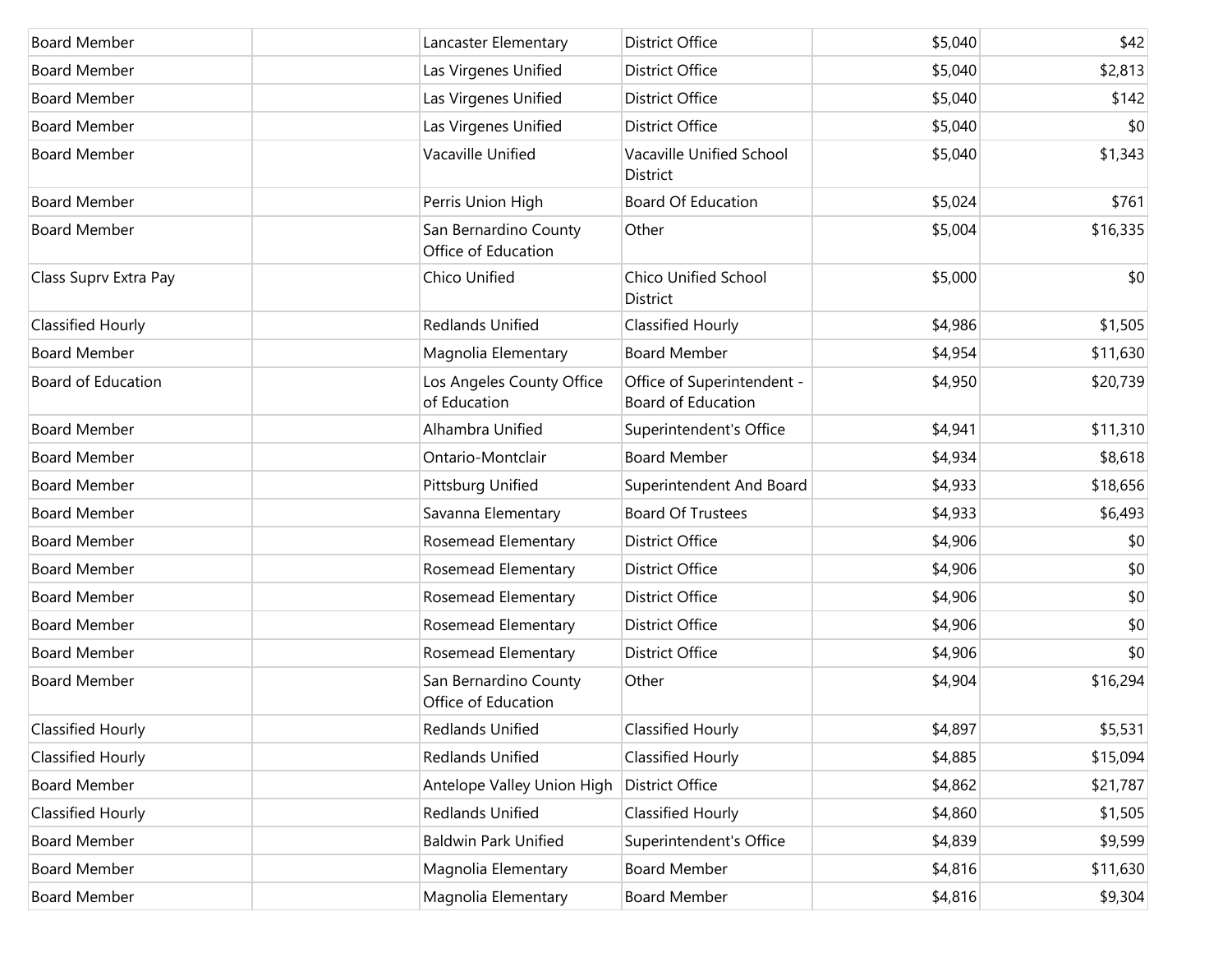| | | | | | |
|---|---|---|---|---|---|
| Board Member | | Lancaster Elementary | District Office | $5,040 | $42 |
| Board Member | | Las Virgenes Unified | District Office | $5,040 | $2,813 |
| Board Member | | Las Virgenes Unified | District Office | $5,040 | $142 |
| Board Member | | Las Virgenes Unified | District Office | $5,040 | $0 |
| Board Member | | Vacaville Unified | Vacaville Unified School District | $5,040 | $1,343 |
| Board Member | | Perris Union High | Board Of Education | $5,024 | $761 |
| Board Member | | San Bernardino County Office of Education | Other | $5,004 | $16,335 |
| Class Suprv Extra Pay | | Chico Unified | Chico Unified School District | $5,000 | $0 |
| Classified Hourly | | Redlands Unified | Classified Hourly | $4,986 | $1,505 |
| Board Member | | Magnolia Elementary | Board Member | $4,954 | $11,630 |
| Board of Education | | Los Angeles County Office of Education | Office of Superintendent - Board of Education | $4,950 | $20,739 |
| Board Member | | Alhambra Unified | Superintendent's Office | $4,941 | $11,310 |
| Board Member | | Ontario-Montclair | Board Member | $4,934 | $8,618 |
| Board Member | | Pittsburg Unified | Superintendent And Board | $4,933 | $18,656 |
| Board Member | | Savanna Elementary | Board Of Trustees | $4,933 | $6,493 |
| Board Member | | Rosemead Elementary | District Office | $4,906 | $0 |
| Board Member | | Rosemead Elementary | District Office | $4,906 | $0 |
| Board Member | | Rosemead Elementary | District Office | $4,906 | $0 |
| Board Member | | Rosemead Elementary | District Office | $4,906 | $0 |
| Board Member | | Rosemead Elementary | District Office | $4,906 | $0 |
| Board Member | | San Bernardino County Office of Education | Other | $4,904 | $16,294 |
| Classified Hourly | | Redlands Unified | Classified Hourly | $4,897 | $5,531 |
| Classified Hourly | | Redlands Unified | Classified Hourly | $4,885 | $15,094 |
| Board Member | | Antelope Valley Union High | District Office | $4,862 | $21,787 |
| Classified Hourly | | Redlands Unified | Classified Hourly | $4,860 | $1,505 |
| Board Member | | Baldwin Park Unified | Superintendent's Office | $4,839 | $9,599 |
| Board Member | | Magnolia Elementary | Board Member | $4,816 | $11,630 |
| Board Member | | Magnolia Elementary | Board Member | $4,816 | $9,304 |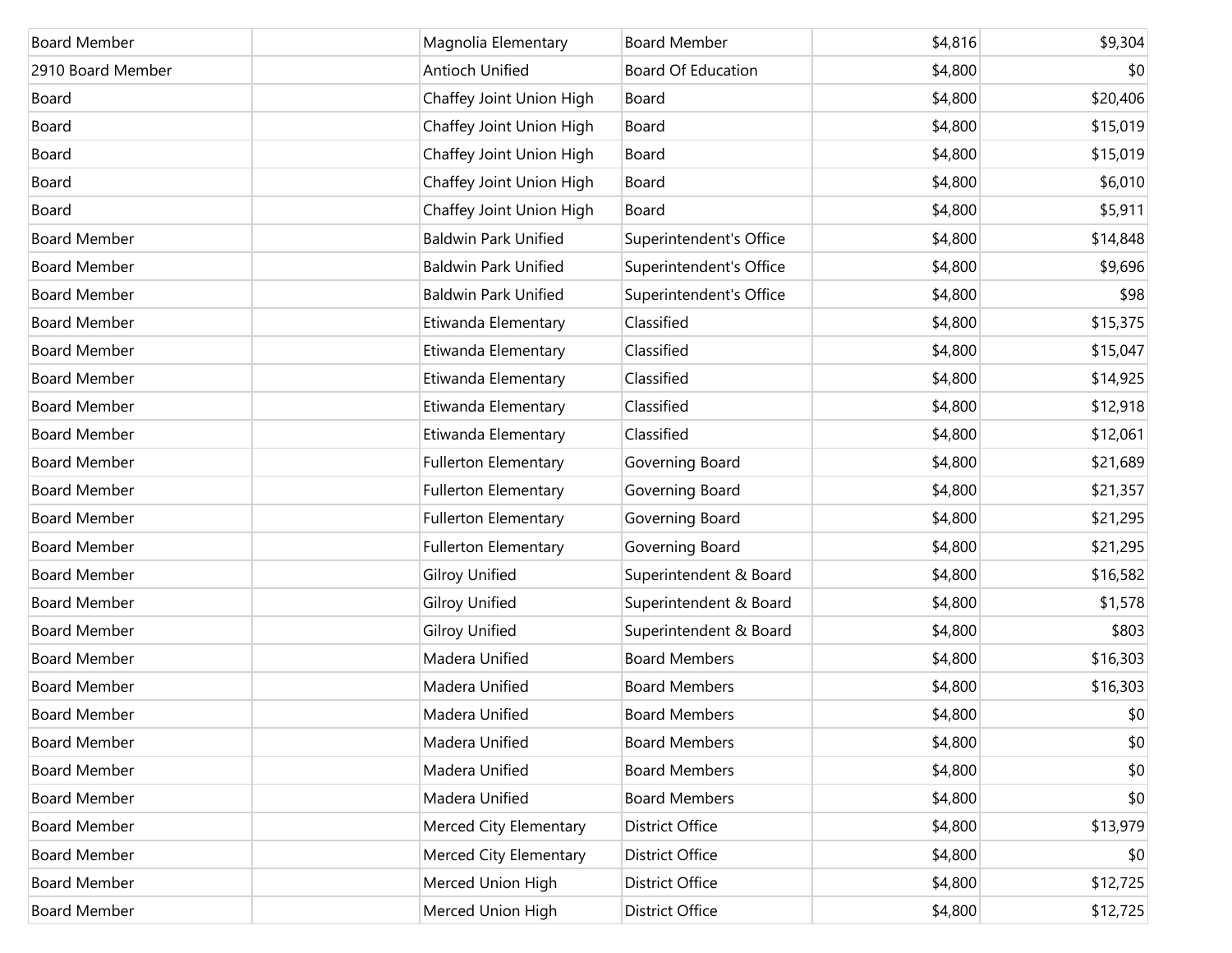| | | | | | |
|---|---|---|---|---|---|
| Board Member | | Magnolia Elementary | Board Member | $4,816 | $9,304 |
| 2910 Board Member | | Antioch Unified | Board Of Education | $4,800 | $0 |
| Board | | Chaffey Joint Union High | Board | $4,800 | $20,406 |
| Board | | Chaffey Joint Union High | Board | $4,800 | $15,019 |
| Board | | Chaffey Joint Union High | Board | $4,800 | $15,019 |
| Board | | Chaffey Joint Union High | Board | $4,800 | $6,010 |
| Board | | Chaffey Joint Union High | Board | $4,800 | $5,911 |
| Board Member | | Baldwin Park Unified | Superintendent's Office | $4,800 | $14,848 |
| Board Member | | Baldwin Park Unified | Superintendent's Office | $4,800 | $9,696 |
| Board Member | | Baldwin Park Unified | Superintendent's Office | $4,800 | $98 |
| Board Member | | Etiwanda Elementary | Classified | $4,800 | $15,375 |
| Board Member | | Etiwanda Elementary | Classified | $4,800 | $15,047 |
| Board Member | | Etiwanda Elementary | Classified | $4,800 | $14,925 |
| Board Member | | Etiwanda Elementary | Classified | $4,800 | $12,918 |
| Board Member | | Etiwanda Elementary | Classified | $4,800 | $12,061 |
| Board Member | | Fullerton Elementary | Governing Board | $4,800 | $21,689 |
| Board Member | | Fullerton Elementary | Governing Board | $4,800 | $21,357 |
| Board Member | | Fullerton Elementary | Governing Board | $4,800 | $21,295 |
| Board Member | | Fullerton Elementary | Governing Board | $4,800 | $21,295 |
| Board Member | | Gilroy Unified | Superintendent & Board | $4,800 | $16,582 |
| Board Member | | Gilroy Unified | Superintendent & Board | $4,800 | $1,578 |
| Board Member | | Gilroy Unified | Superintendent & Board | $4,800 | $803 |
| Board Member | | Madera Unified | Board Members | $4,800 | $16,303 |
| Board Member | | Madera Unified | Board Members | $4,800 | $16,303 |
| Board Member | | Madera Unified | Board Members | $4,800 | $0 |
| Board Member | | Madera Unified | Board Members | $4,800 | $0 |
| Board Member | | Madera Unified | Board Members | $4,800 | $0 |
| Board Member | | Madera Unified | Board Members | $4,800 | $0 |
| Board Member | | Merced City Elementary | District Office | $4,800 | $13,979 |
| Board Member | | Merced City Elementary | District Office | $4,800 | $0 |
| Board Member | | Merced Union High | District Office | $4,800 | $12,725 |
| Board Member | | Merced Union High | District Office | $4,800 | $12,725 |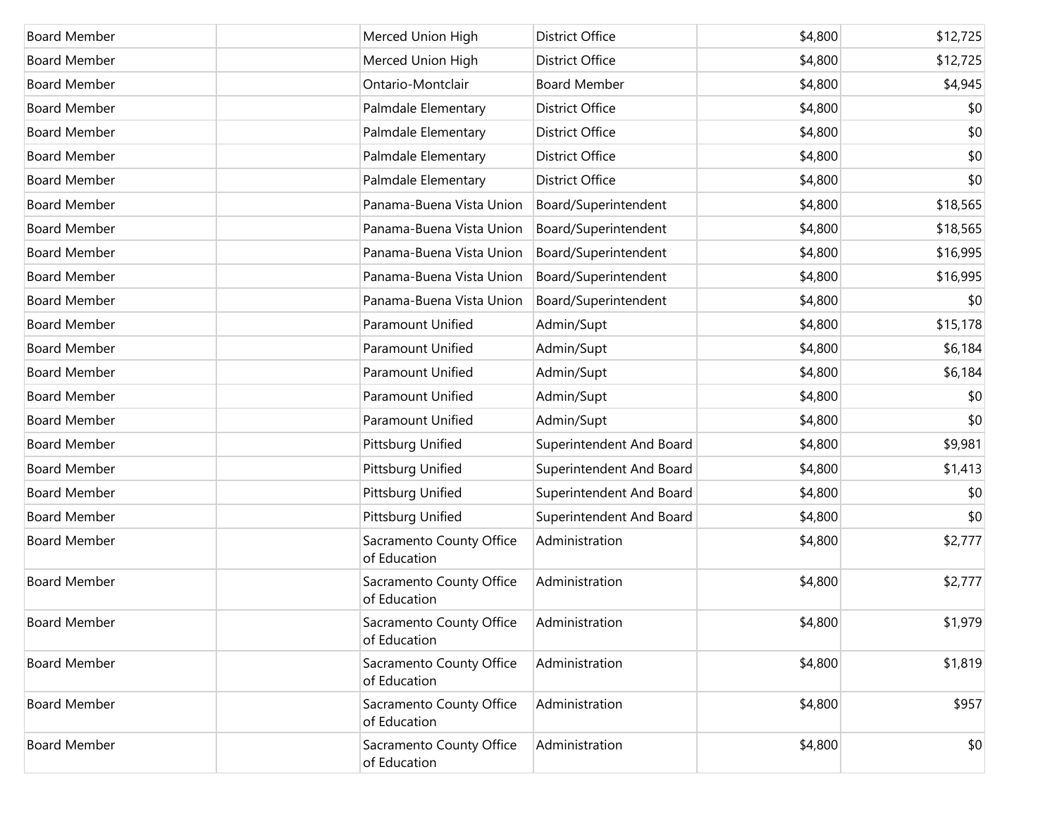| | | | | | |
|---|---|---|---|---|---|
| Board Member | | Merced Union High | District Office | $4,800 | $12,725 |
| Board Member | | Merced Union High | District Office | $4,800 | $12,725 |
| Board Member | | Ontario-Montclair | Board Member | $4,800 | $4,945 |
| Board Member | | Palmdale Elementary | District Office | $4,800 | $0 |
| Board Member | | Palmdale Elementary | District Office | $4,800 | $0 |
| Board Member | | Palmdale Elementary | District Office | $4,800 | $0 |
| Board Member | | Palmdale Elementary | District Office | $4,800 | $0 |
| Board Member | | Panama-Buena Vista Union | Board/Superintendent | $4,800 | $18,565 |
| Board Member | | Panama-Buena Vista Union | Board/Superintendent | $4,800 | $18,565 |
| Board Member | | Panama-Buena Vista Union | Board/Superintendent | $4,800 | $16,995 |
| Board Member | | Panama-Buena Vista Union | Board/Superintendent | $4,800 | $16,995 |
| Board Member | | Panama-Buena Vista Union | Board/Superintendent | $4,800 | $0 |
| Board Member | | Paramount Unified | Admin/Supt | $4,800 | $15,178 |
| Board Member | | Paramount Unified | Admin/Supt | $4,800 | $6,184 |
| Board Member | | Paramount Unified | Admin/Supt | $4,800 | $6,184 |
| Board Member | | Paramount Unified | Admin/Supt | $4,800 | $0 |
| Board Member | | Paramount Unified | Admin/Supt | $4,800 | $0 |
| Board Member | | Pittsburg Unified | Superintendent And Board | $4,800 | $9,981 |
| Board Member | | Pittsburg Unified | Superintendent And Board | $4,800 | $1,413 |
| Board Member | | Pittsburg Unified | Superintendent And Board | $4,800 | $0 |
| Board Member | | Pittsburg Unified | Superintendent And Board | $4,800 | $0 |
| Board Member | | Sacramento County Office of Education | Administration | $4,800 | $2,777 |
| Board Member | | Sacramento County Office of Education | Administration | $4,800 | $2,777 |
| Board Member | | Sacramento County Office of Education | Administration | $4,800 | $1,979 |
| Board Member | | Sacramento County Office of Education | Administration | $4,800 | $1,819 |
| Board Member | | Sacramento County Office of Education | Administration | $4,800 | $957 |
| Board Member | | Sacramento County Office of Education | Administration | $4,800 | $0 |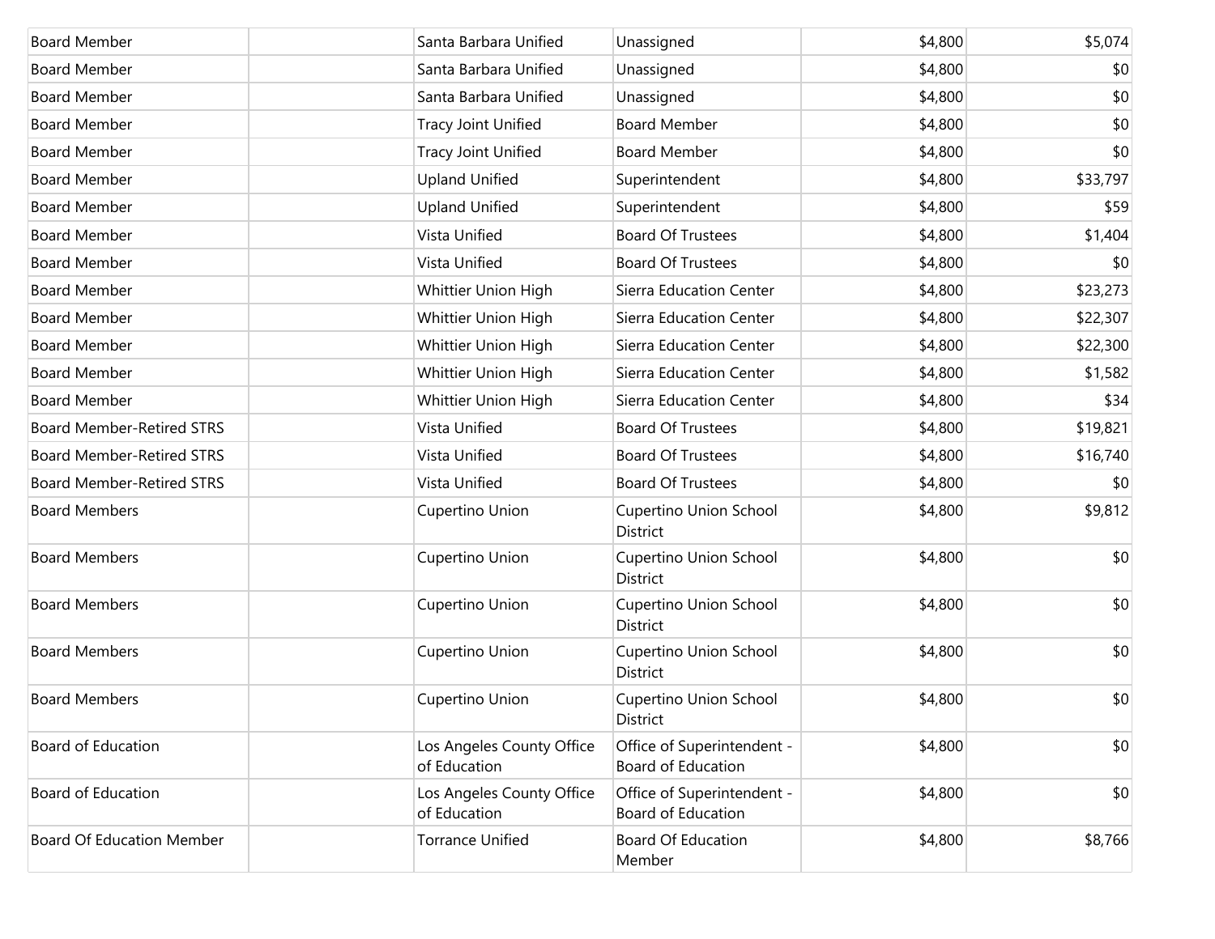| | | | | | |
|---|---|---|---|---|---|
| Board Member | | Santa Barbara Unified | Unassigned | $4,800 | $5,074 |
| Board Member | | Santa Barbara Unified | Unassigned | $4,800 | $0 |
| Board Member | | Santa Barbara Unified | Unassigned | $4,800 | $0 |
| Board Member | | Tracy Joint Unified | Board Member | $4,800 | $0 |
| Board Member | | Tracy Joint Unified | Board Member | $4,800 | $0 |
| Board Member | | Upland Unified | Superintendent | $4,800 | $33,797 |
| Board Member | | Upland Unified | Superintendent | $4,800 | $59 |
| Board Member | | Vista Unified | Board Of Trustees | $4,800 | $1,404 |
| Board Member | | Vista Unified | Board Of Trustees | $4,800 | $0 |
| Board Member | | Whittier Union High | Sierra Education Center | $4,800 | $23,273 |
| Board Member | | Whittier Union High | Sierra Education Center | $4,800 | $22,307 |
| Board Member | | Whittier Union High | Sierra Education Center | $4,800 | $22,300 |
| Board Member | | Whittier Union High | Sierra Education Center | $4,800 | $1,582 |
| Board Member | | Whittier Union High | Sierra Education Center | $4,800 | $34 |
| Board Member-Retired STRS | | Vista Unified | Board Of Trustees | $4,800 | $19,821 |
| Board Member-Retired STRS | | Vista Unified | Board Of Trustees | $4,800 | $16,740 |
| Board Member-Retired STRS | | Vista Unified | Board Of Trustees | $4,800 | $0 |
| Board Members | | Cupertino Union | Cupertino Union School District | $4,800 | $9,812 |
| Board Members | | Cupertino Union | Cupertino Union School District | $4,800 | $0 |
| Board Members | | Cupertino Union | Cupertino Union School District | $4,800 | $0 |
| Board Members | | Cupertino Union | Cupertino Union School District | $4,800 | $0 |
| Board Members | | Cupertino Union | Cupertino Union School District | $4,800 | $0 |
| Board of Education | | Los Angeles County Office of Education | Office of Superintendent - Board of Education | $4,800 | $0 |
| Board of Education | | Los Angeles County Office of Education | Office of Superintendent - Board of Education | $4,800 | $0 |
| Board Of Education Member | | Torrance Unified | Board Of Education Member | $4,800 | $8,766 |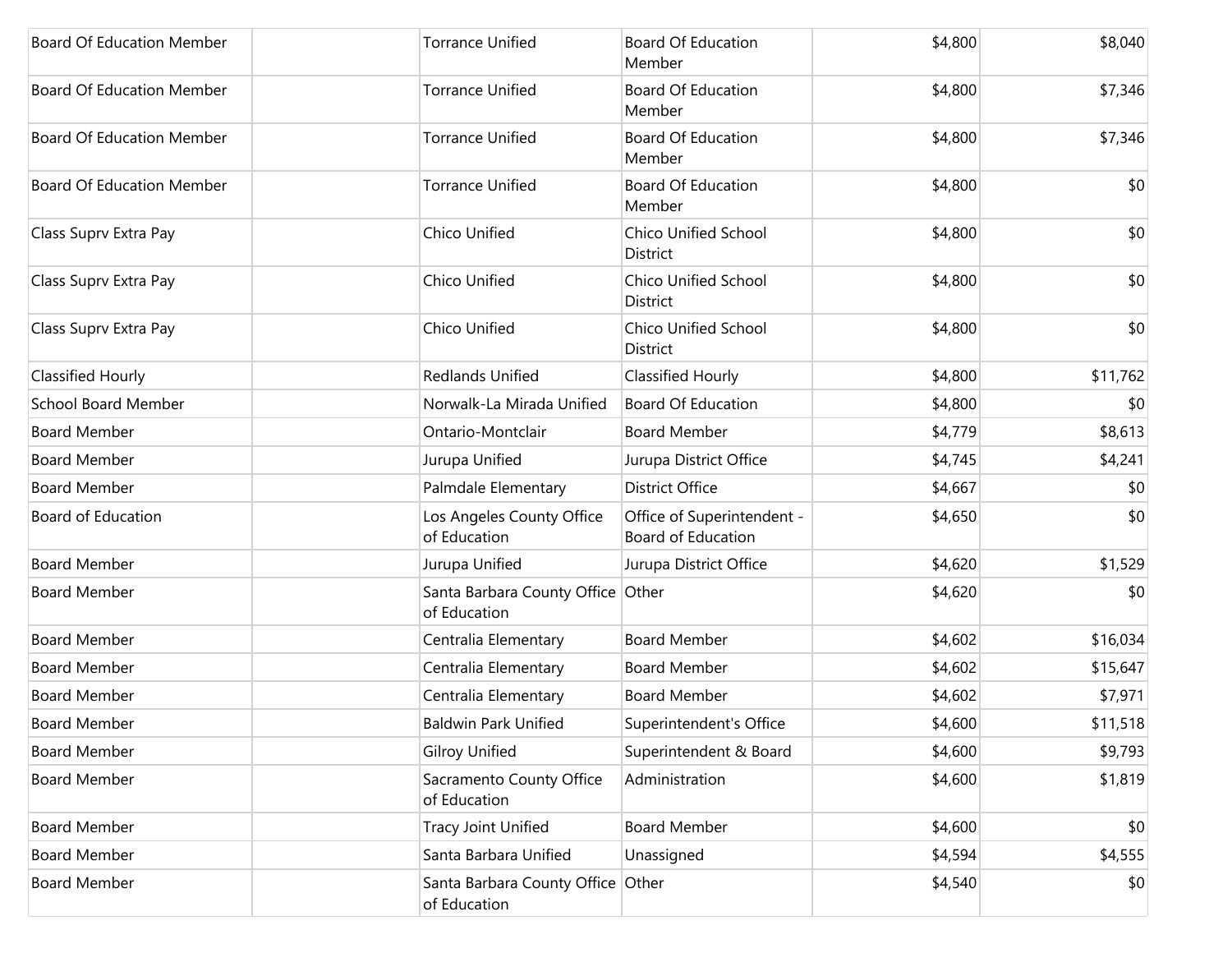| | | | | | |
|---|---|---|---|---|---|
| Board Of Education Member | | Torrance Unified | Board Of Education Member | $4,800 | $8,040 |
| Board Of Education Member | | Torrance Unified | Board Of Education Member | $4,800 | $7,346 |
| Board Of Education Member | | Torrance Unified | Board Of Education Member | $4,800 | $7,346 |
| Board Of Education Member | | Torrance Unified | Board Of Education Member | $4,800 | $0 |
| Class Suprv Extra Pay | | Chico Unified | Chico Unified School District | $4,800 | $0 |
| Class Suprv Extra Pay | | Chico Unified | Chico Unified School District | $4,800 | $0 |
| Class Suprv Extra Pay | | Chico Unified | Chico Unified School District | $4,800 | $0 |
| Classified Hourly | | Redlands Unified | Classified Hourly | $4,800 | $11,762 |
| School Board Member | | Norwalk-La Mirada Unified | Board Of Education | $4,800 | $0 |
| Board Member | | Ontario-Montclair | Board Member | $4,779 | $8,613 |
| Board Member | | Jurupa Unified | Jurupa District Office | $4,745 | $4,241 |
| Board Member | | Palmdale Elementary | District Office | $4,667 | $0 |
| Board of Education | | Los Angeles County Office of Education | Office of Superintendent - Board of Education | $4,650 | $0 |
| Board Member | | Jurupa Unified | Jurupa District Office | $4,620 | $1,529 |
| Board Member | | Santa Barbara County Office of Education | Other | $4,620 | $0 |
| Board Member | | Centralia Elementary | Board Member | $4,602 | $16,034 |
| Board Member | | Centralia Elementary | Board Member | $4,602 | $15,647 |
| Board Member | | Centralia Elementary | Board Member | $4,602 | $7,971 |
| Board Member | | Baldwin Park Unified | Superintendent's Office | $4,600 | $11,518 |
| Board Member | | Gilroy Unified | Superintendent & Board | $4,600 | $9,793 |
| Board Member | | Sacramento County Office of Education | Administration | $4,600 | $1,819 |
| Board Member | | Tracy Joint Unified | Board Member | $4,600 | $0 |
| Board Member | | Santa Barbara Unified | Unassigned | $4,594 | $4,555 |
| Board Member | | Santa Barbara County Office of Education | Other | $4,540 | $0 |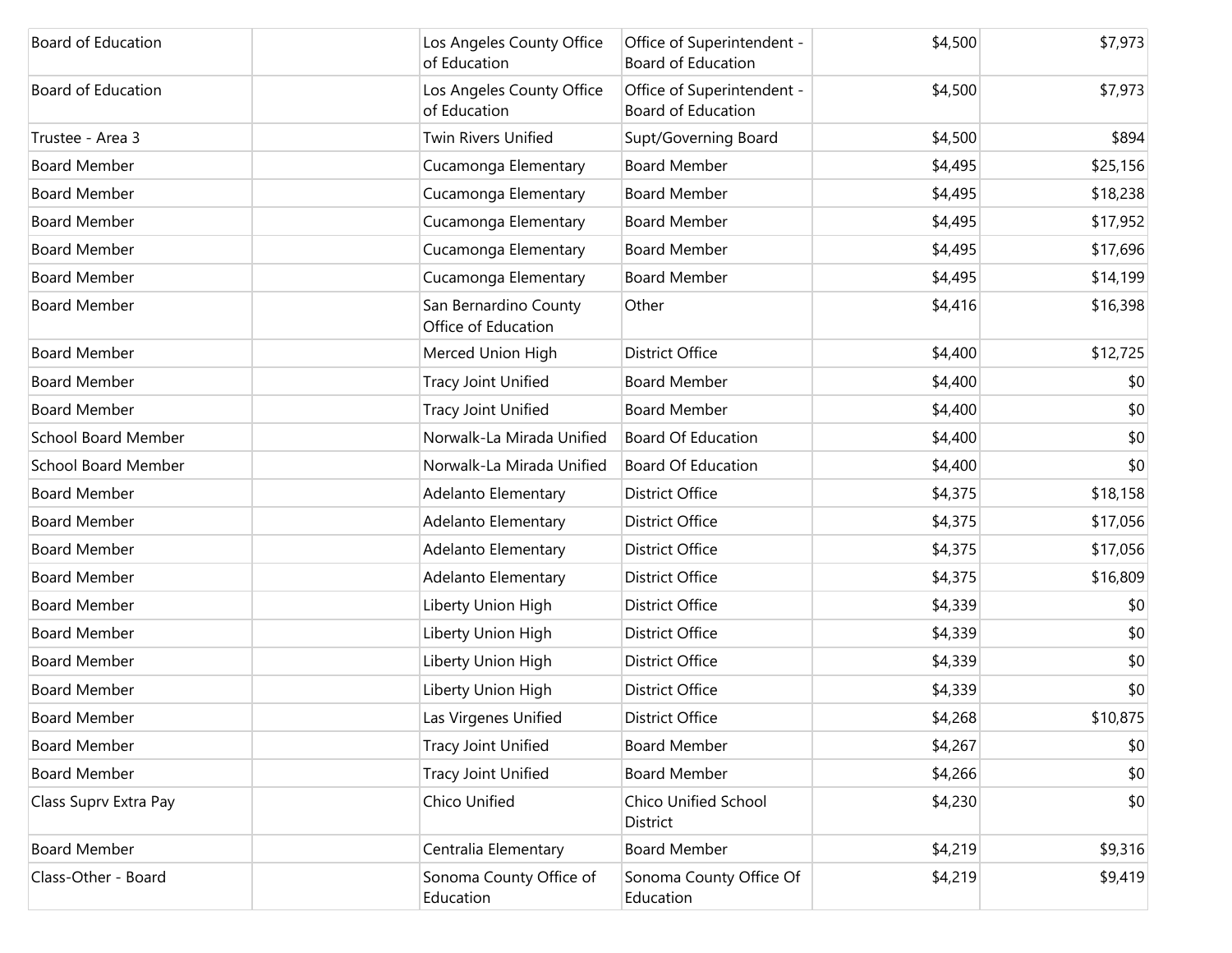| | | | | | |
|---|---|---|---|---|---|
| Board of Education | | Los Angeles County Office of Education | Office of Superintendent - Board of Education | $4,500 | $7,973 |
| Board of Education | | Los Angeles County Office of Education | Office of Superintendent - Board of Education | $4,500 | $7,973 |
| Trustee - Area 3 | | Twin Rivers Unified | Supt/Governing Board | $4,500 | $894 |
| Board Member | | Cucamonga Elementary | Board Member | $4,495 | $25,156 |
| Board Member | | Cucamonga Elementary | Board Member | $4,495 | $18,238 |
| Board Member | | Cucamonga Elementary | Board Member | $4,495 | $17,952 |
| Board Member | | Cucamonga Elementary | Board Member | $4,495 | $17,696 |
| Board Member | | Cucamonga Elementary | Board Member | $4,495 | $14,199 |
| Board Member | | San Bernardino County Office of Education | Other | $4,416 | $16,398 |
| Board Member | | Merced Union High | District Office | $4,400 | $12,725 |
| Board Member | | Tracy Joint Unified | Board Member | $4,400 | $0 |
| Board Member | | Tracy Joint Unified | Board Member | $4,400 | $0 |
| School Board Member | | Norwalk-La Mirada Unified | Board Of Education | $4,400 | $0 |
| School Board Member | | Norwalk-La Mirada Unified | Board Of Education | $4,400 | $0 |
| Board Member | | Adelanto Elementary | District Office | $4,375 | $18,158 |
| Board Member | | Adelanto Elementary | District Office | $4,375 | $17,056 |
| Board Member | | Adelanto Elementary | District Office | $4,375 | $17,056 |
| Board Member | | Adelanto Elementary | District Office | $4,375 | $16,809 |
| Board Member | | Liberty Union High | District Office | $4,339 | $0 |
| Board Member | | Liberty Union High | District Office | $4,339 | $0 |
| Board Member | | Liberty Union High | District Office | $4,339 | $0 |
| Board Member | | Liberty Union High | District Office | $4,339 | $0 |
| Board Member | | Las Virgenes Unified | District Office | $4,268 | $10,875 |
| Board Member | | Tracy Joint Unified | Board Member | $4,267 | $0 |
| Board Member | | Tracy Joint Unified | Board Member | $4,266 | $0 |
| Class Suprv Extra Pay | | Chico Unified | Chico Unified School District | $4,230 | $0 |
| Board Member | | Centralia Elementary | Board Member | $4,219 | $9,316 |
| Class-Other - Board | | Sonoma County Office of Education | Sonoma County Office Of Education | $4,219 | $9,419 |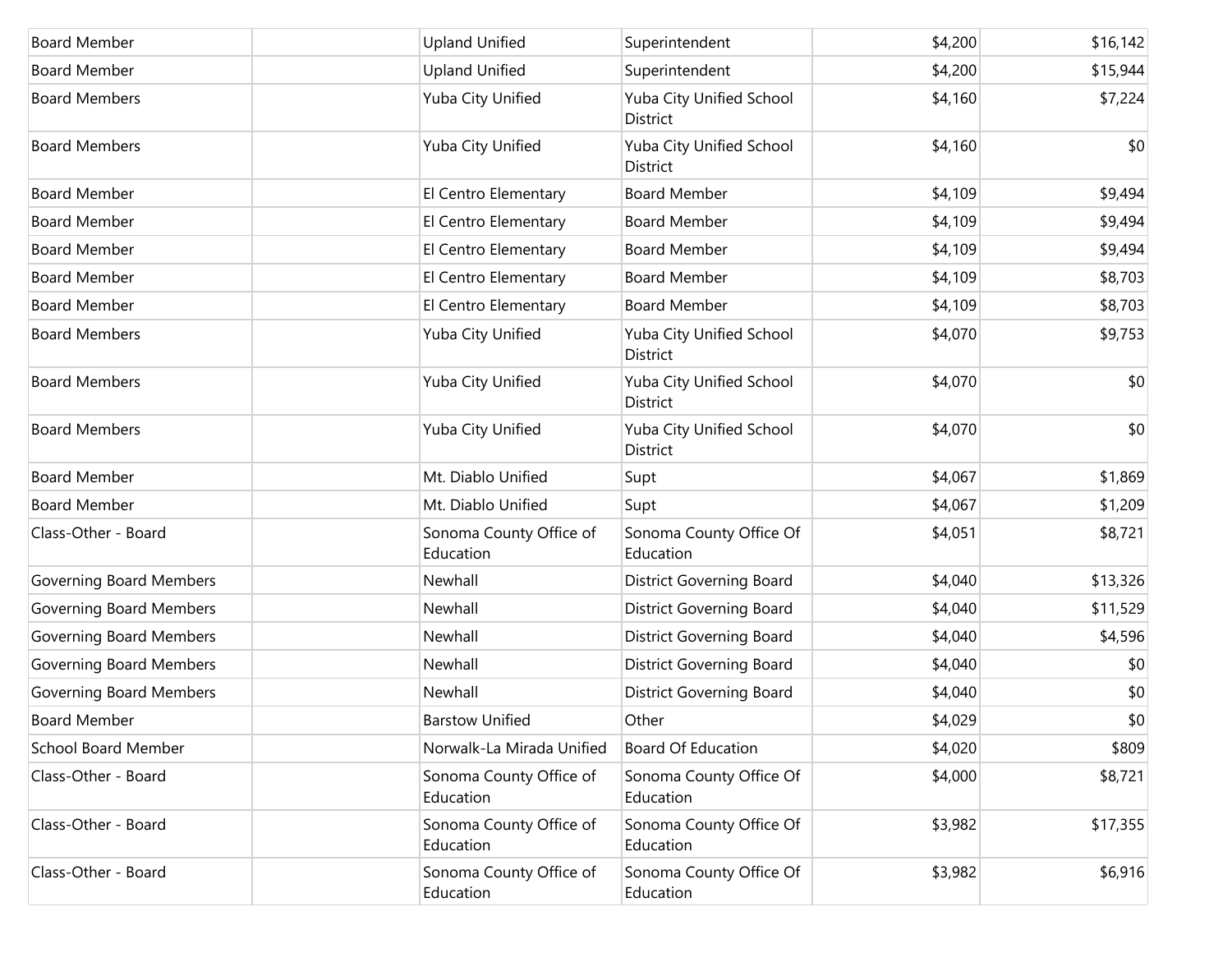| | | | | | |
|---|---|---|---|---|---|
| Board Member | | Upland Unified | Superintendent | $4,200 | $16,142 |
| Board Member | | Upland Unified | Superintendent | $4,200 | $15,944 |
| Board Members | | Yuba City Unified | Yuba City Unified School District | $4,160 | $7,224 |
| Board Members | | Yuba City Unified | Yuba City Unified School District | $4,160 | $0 |
| Board Member | | El Centro Elementary | Board Member | $4,109 | $9,494 |
| Board Member | | El Centro Elementary | Board Member | $4,109 | $9,494 |
| Board Member | | El Centro Elementary | Board Member | $4,109 | $9,494 |
| Board Member | | El Centro Elementary | Board Member | $4,109 | $8,703 |
| Board Member | | El Centro Elementary | Board Member | $4,109 | $8,703 |
| Board Members | | Yuba City Unified | Yuba City Unified School District | $4,070 | $9,753 |
| Board Members | | Yuba City Unified | Yuba City Unified School District | $4,070 | $0 |
| Board Members | | Yuba City Unified | Yuba City Unified School District | $4,070 | $0 |
| Board Member | | Mt. Diablo Unified | Supt | $4,067 | $1,869 |
| Board Member | | Mt. Diablo Unified | Supt | $4,067 | $1,209 |
| Class-Other - Board | | Sonoma County Office of Education | Sonoma County Office Of Education | $4,051 | $8,721 |
| Governing Board Members | | Newhall | District Governing Board | $4,040 | $13,326 |
| Governing Board Members | | Newhall | District Governing Board | $4,040 | $11,529 |
| Governing Board Members | | Newhall | District Governing Board | $4,040 | $4,596 |
| Governing Board Members | | Newhall | District Governing Board | $4,040 | $0 |
| Governing Board Members | | Newhall | District Governing Board | $4,040 | $0 |
| Board Member | | Barstow Unified | Other | $4,029 | $0 |
| School Board Member | | Norwalk-La Mirada Unified | Board Of Education | $4,020 | $809 |
| Class-Other - Board | | Sonoma County Office of Education | Sonoma County Office Of Education | $4,000 | $8,721 |
| Class-Other - Board | | Sonoma County Office of Education | Sonoma County Office Of Education | $3,982 | $17,355 |
| Class-Other - Board | | Sonoma County Office of Education | Sonoma County Office Of Education | $3,982 | $6,916 |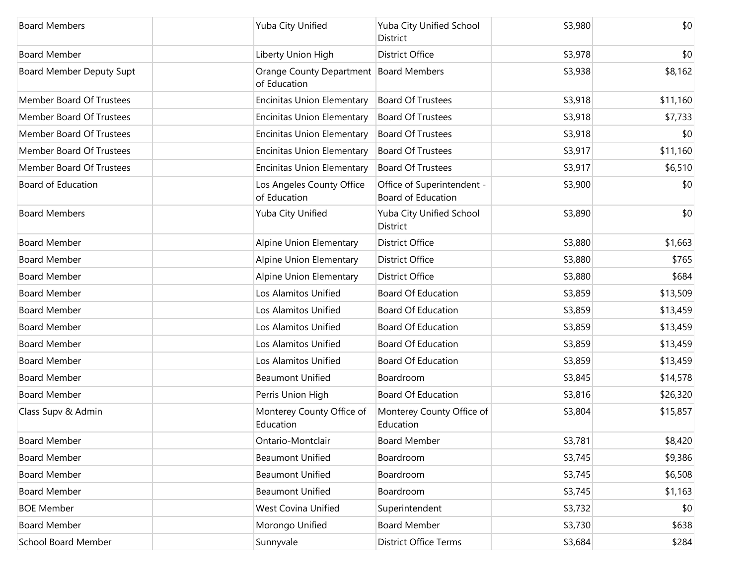| | | | | | |
|---|---|---|---|---|---|
| Board Members | | Yuba City Unified | Yuba City Unified School District | $3,980 | $0 |
| Board Member | | Liberty Union High | District Office | $3,978 | $0 |
| Board Member Deputy Supt | | Orange County Department of Education | Board Members | $3,938 | $8,162 |
| Member Board Of Trustees | | Encinitas Union Elementary | Board Of Trustees | $3,918 | $11,160 |
| Member Board Of Trustees | | Encinitas Union Elementary | Board Of Trustees | $3,918 | $7,733 |
| Member Board Of Trustees | | Encinitas Union Elementary | Board Of Trustees | $3,918 | $0 |
| Member Board Of Trustees | | Encinitas Union Elementary | Board Of Trustees | $3,917 | $11,160 |
| Member Board Of Trustees | | Encinitas Union Elementary | Board Of Trustees | $3,917 | $6,510 |
| Board of Education | | Los Angeles County Office of Education | Office of Superintendent - Board of Education | $3,900 | $0 |
| Board Members | | Yuba City Unified | Yuba City Unified School District | $3,890 | $0 |
| Board Member | | Alpine Union Elementary | District Office | $3,880 | $1,663 |
| Board Member | | Alpine Union Elementary | District Office | $3,880 | $765 |
| Board Member | | Alpine Union Elementary | District Office | $3,880 | $684 |
| Board Member | | Los Alamitos Unified | Board Of Education | $3,859 | $13,509 |
| Board Member | | Los Alamitos Unified | Board Of Education | $3,859 | $13,459 |
| Board Member | | Los Alamitos Unified | Board Of Education | $3,859 | $13,459 |
| Board Member | | Los Alamitos Unified | Board Of Education | $3,859 | $13,459 |
| Board Member | | Los Alamitos Unified | Board Of Education | $3,859 | $13,459 |
| Board Member | | Beaumont Unified | Boardroom | $3,845 | $14,578 |
| Board Member | | Perris Union High | Board Of Education | $3,816 | $26,320 |
| Class Supv & Admin | | Monterey County Office of Education | Monterey County Office of Education | $3,804 | $15,857 |
| Board Member | | Ontario-Montclair | Board Member | $3,781 | $8,420 |
| Board Member | | Beaumont Unified | Boardroom | $3,745 | $9,386 |
| Board Member | | Beaumont Unified | Boardroom | $3,745 | $6,508 |
| Board Member | | Beaumont Unified | Boardroom | $3,745 | $1,163 |
| BOE Member | | West Covina Unified | Superintendent | $3,732 | $0 |
| Board Member | | Morongo Unified | Board Member | $3,730 | $638 |
| School Board Member | | Sunnyvale | District Office Terms | $3,684 | $284 |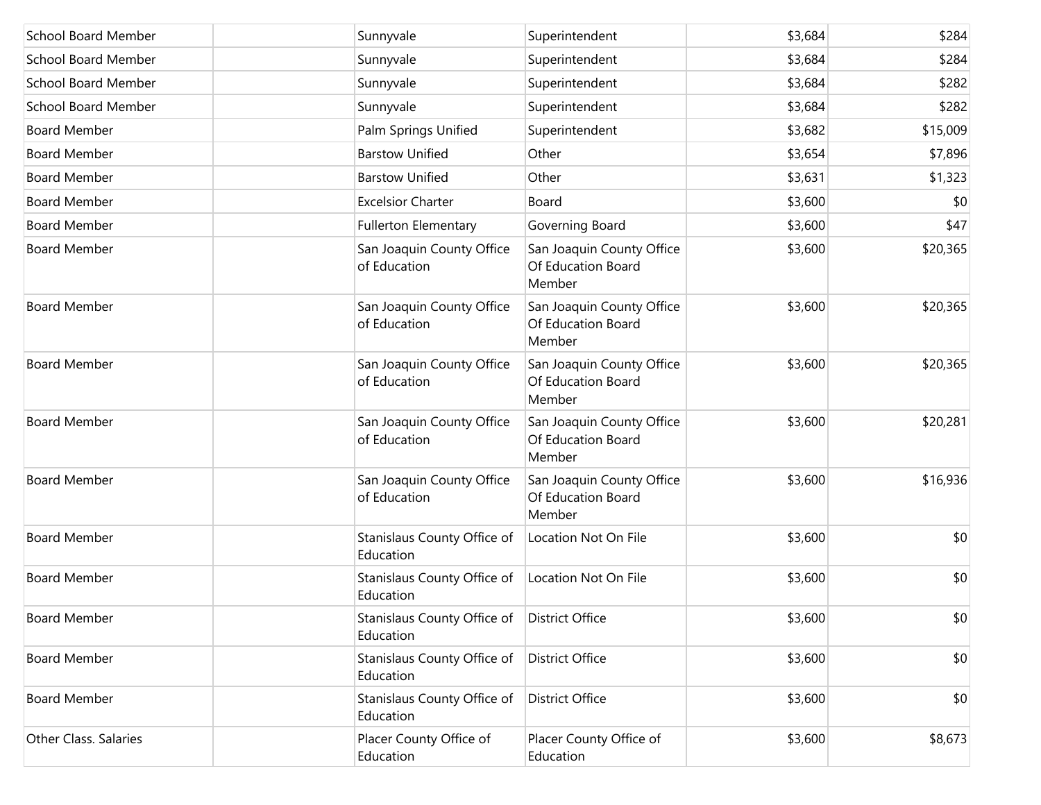| | | | | | |
|---|---|---|---|---|---|
| School Board Member | | Sunnyvale | Superintendent | $3,684 | $284 |
| School Board Member | | Sunnyvale | Superintendent | $3,684 | $284 |
| School Board Member | | Sunnyvale | Superintendent | $3,684 | $282 |
| School Board Member | | Sunnyvale | Superintendent | $3,684 | $282 |
| Board Member | | Palm Springs Unified | Superintendent | $3,682 | $15,009 |
| Board Member | | Barstow Unified | Other | $3,654 | $7,896 |
| Board Member | | Barstow Unified | Other | $3,631 | $1,323 |
| Board Member | | Excelsior Charter | Board | $3,600 | $0 |
| Board Member | | Fullerton Elementary | Governing Board | $3,600 | $47 |
| Board Member | | San Joaquin County Office of Education | San Joaquin County Office Of Education Board Member | $3,600 | $20,365 |
| Board Member | | San Joaquin County Office of Education | San Joaquin County Office Of Education Board Member | $3,600 | $20,365 |
| Board Member | | San Joaquin County Office of Education | San Joaquin County Office Of Education Board Member | $3,600 | $20,365 |
| Board Member | | San Joaquin County Office of Education | San Joaquin County Office Of Education Board Member | $3,600 | $20,281 |
| Board Member | | San Joaquin County Office of Education | San Joaquin County Office Of Education Board Member | $3,600 | $16,936 |
| Board Member | | Stanislaus County Office of Education | Location Not On File | $3,600 | $0 |
| Board Member | | Stanislaus County Office of Education | Location Not On File | $3,600 | $0 |
| Board Member | | Stanislaus County Office of Education | District Office | $3,600 | $0 |
| Board Member | | Stanislaus County Office of Education | District Office | $3,600 | $0 |
| Board Member | | Stanislaus County Office of Education | District Office | $3,600 | $0 |
| Other Class. Salaries | | Placer County Office of Education | Placer County Office of Education | $3,600 | $8,673 |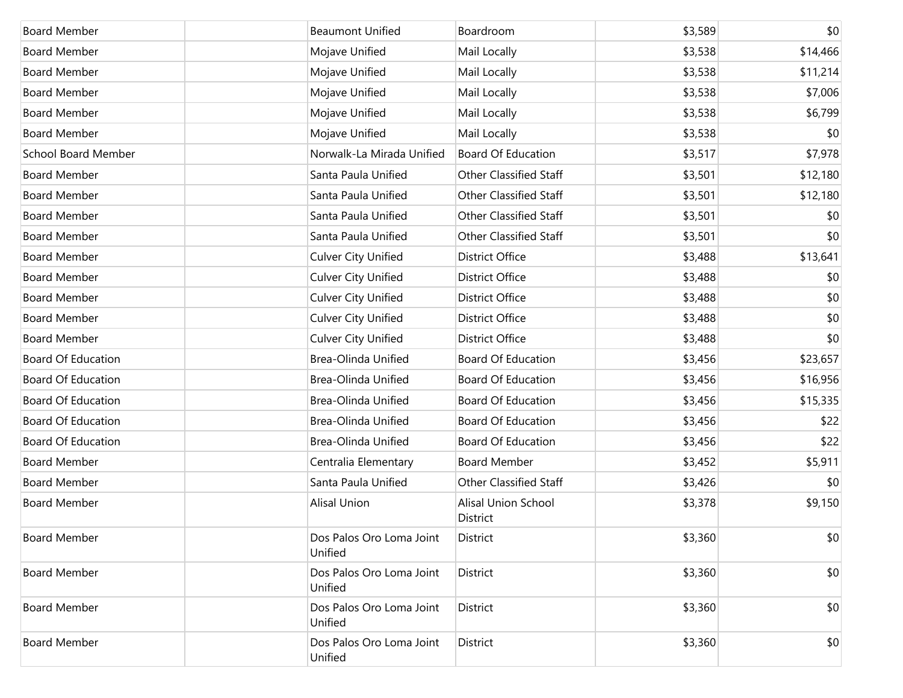| | | | | | |
|---|---|---|---|---|---|
| Board Member | | Beaumont Unified | Boardroom | $3,589 | $0 |
| Board Member | | Mojave Unified | Mail Locally | $3,538 | $14,466 |
| Board Member | | Mojave Unified | Mail Locally | $3,538 | $11,214 |
| Board Member | | Mojave Unified | Mail Locally | $3,538 | $7,006 |
| Board Member | | Mojave Unified | Mail Locally | $3,538 | $6,799 |
| Board Member | | Mojave Unified | Mail Locally | $3,538 | $0 |
| School Board Member | | Norwalk-La Mirada Unified | Board Of Education | $3,517 | $7,978 |
| Board Member | | Santa Paula Unified | Other Classified Staff | $3,501 | $12,180 |
| Board Member | | Santa Paula Unified | Other Classified Staff | $3,501 | $12,180 |
| Board Member | | Santa Paula Unified | Other Classified Staff | $3,501 | $0 |
| Board Member | | Santa Paula Unified | Other Classified Staff | $3,501 | $0 |
| Board Member | | Culver City Unified | District Office | $3,488 | $13,641 |
| Board Member | | Culver City Unified | District Office | $3,488 | $0 |
| Board Member | | Culver City Unified | District Office | $3,488 | $0 |
| Board Member | | Culver City Unified | District Office | $3,488 | $0 |
| Board Member | | Culver City Unified | District Office | $3,488 | $0 |
| Board Of Education | | Brea-Olinda Unified | Board Of Education | $3,456 | $23,657 |
| Board Of Education | | Brea-Olinda Unified | Board Of Education | $3,456 | $16,956 |
| Board Of Education | | Brea-Olinda Unified | Board Of Education | $3,456 | $15,335 |
| Board Of Education | | Brea-Olinda Unified | Board Of Education | $3,456 | $22 |
| Board Of Education | | Brea-Olinda Unified | Board Of Education | $3,456 | $22 |
| Board Member | | Centralia Elementary | Board Member | $3,452 | $5,911 |
| Board Member | | Santa Paula Unified | Other Classified Staff | $3,426 | $0 |
| Board Member | | Alisal Union | Alisal Union School District | $3,378 | $9,150 |
| Board Member | | Dos Palos Oro Loma Joint Unified | District | $3,360 | $0 |
| Board Member | | Dos Palos Oro Loma Joint Unified | District | $3,360 | $0 |
| Board Member | | Dos Palos Oro Loma Joint Unified | District | $3,360 | $0 |
| Board Member | | Dos Palos Oro Loma Joint Unified | District | $3,360 | $0 |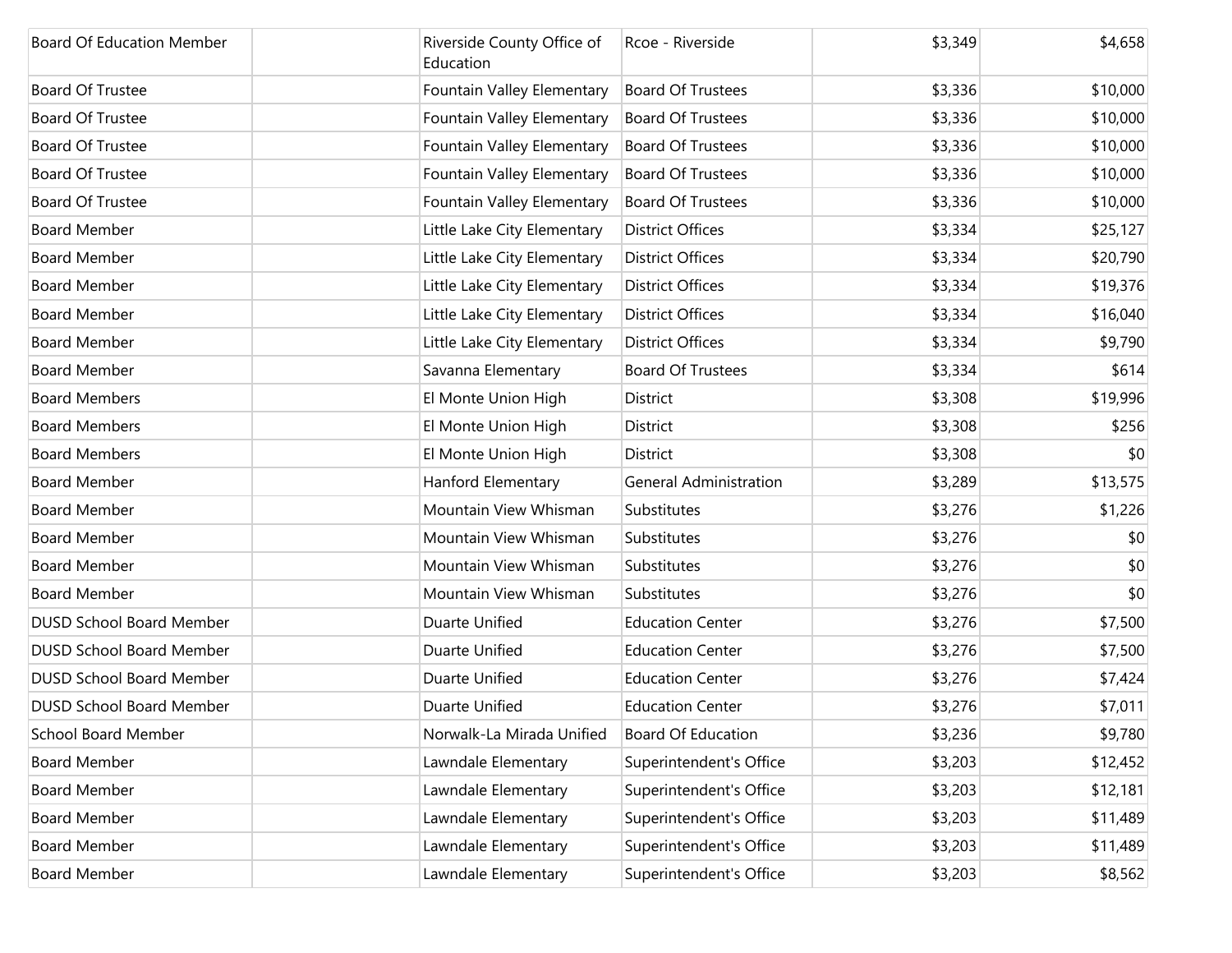| Board Of Education Member | | Riverside County Office of Education | Rcoe - Riverside | $3,349 | $4,658 |
|---|---|---|---|---|---|
| Board Of Trustee | | Fountain Valley Elementary | Board Of Trustees | $3,336 | $10,000 |
| Board Of Trustee | | Fountain Valley Elementary | Board Of Trustees | $3,336 | $10,000 |
| Board Of Trustee | | Fountain Valley Elementary | Board Of Trustees | $3,336 | $10,000 |
| Board Of Trustee | | Fountain Valley Elementary | Board Of Trustees | $3,336 | $10,000 |
| Board Of Trustee | | Fountain Valley Elementary | Board Of Trustees | $3,336 | $10,000 |
| Board Member | | Little Lake City Elementary | District Offices | $3,334 | $25,127 |
| Board Member | | Little Lake City Elementary | District Offices | $3,334 | $20,790 |
| Board Member | | Little Lake City Elementary | District Offices | $3,334 | $19,376 |
| Board Member | | Little Lake City Elementary | District Offices | $3,334 | $16,040 |
| Board Member | | Little Lake City Elementary | District Offices | $3,334 | $9,790 |
| Board Member | | Savanna Elementary | Board Of Trustees | $3,334 | $614 |
| Board Members | | El Monte Union High | District | $3,308 | $19,996 |
| Board Members | | El Monte Union High | District | $3,308 | $256 |
| Board Members | | El Monte Union High | District | $3,308 | $0 |
| Board Member | | Hanford Elementary | General Administration | $3,289 | $13,575 |
| Board Member | | Mountain View Whisman | Substitutes | $3,276 | $1,226 |
| Board Member | | Mountain View Whisman | Substitutes | $3,276 | $0 |
| Board Member | | Mountain View Whisman | Substitutes | $3,276 | $0 |
| Board Member | | Mountain View Whisman | Substitutes | $3,276 | $0 |
| DUSD School Board Member | | Duarte Unified | Education Center | $3,276 | $7,500 |
| DUSD School Board Member | | Duarte Unified | Education Center | $3,276 | $7,500 |
| DUSD School Board Member | | Duarte Unified | Education Center | $3,276 | $7,424 |
| DUSD School Board Member | | Duarte Unified | Education Center | $3,276 | $7,011 |
| School Board Member | | Norwalk-La Mirada Unified | Board Of Education | $3,236 | $9,780 |
| Board Member | | Lawndale Elementary | Superintendent's Office | $3,203 | $12,452 |
| Board Member | | Lawndale Elementary | Superintendent's Office | $3,203 | $12,181 |
| Board Member | | Lawndale Elementary | Superintendent's Office | $3,203 | $11,489 |
| Board Member | | Lawndale Elementary | Superintendent's Office | $3,203 | $11,489 |
| Board Member | | Lawndale Elementary | Superintendent's Office | $3,203 | $8,562 |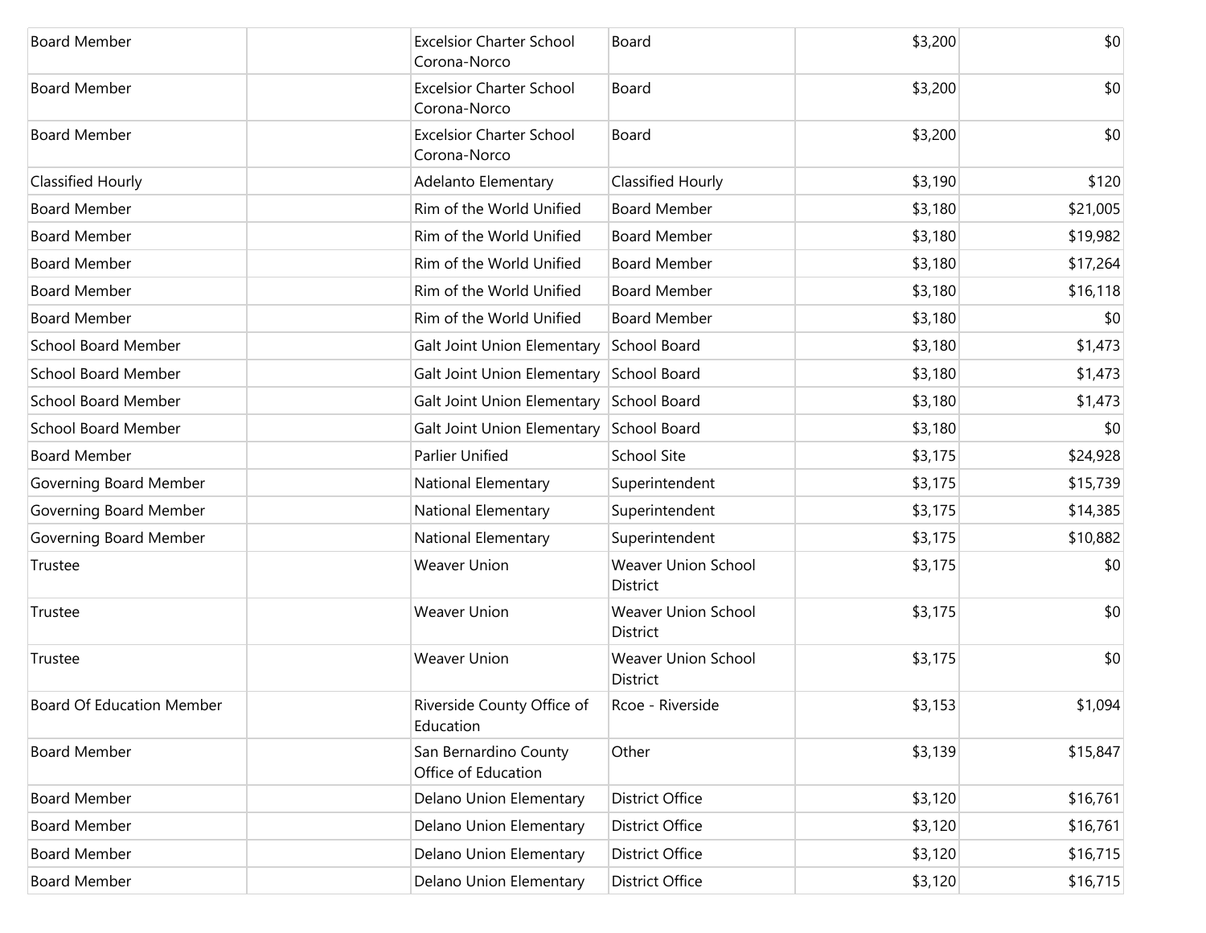| | | | | | |
|---|---|---|---|---|---|
| Board Member | | Excelsior Charter School Corona-Norco | Board | $3,200 | $0 |
| Board Member | | Excelsior Charter School Corona-Norco | Board | $3,200 | $0 |
| Board Member | | Excelsior Charter School Corona-Norco | Board | $3,200 | $0 |
| Classified Hourly | | Adelanto Elementary | Classified Hourly | $3,190 | $120 |
| Board Member | | Rim of the World Unified | Board Member | $3,180 | $21,005 |
| Board Member | | Rim of the World Unified | Board Member | $3,180 | $19,982 |
| Board Member | | Rim of the World Unified | Board Member | $3,180 | $17,264 |
| Board Member | | Rim of the World Unified | Board Member | $3,180 | $16,118 |
| Board Member | | Rim of the World Unified | Board Member | $3,180 | $0 |
| School Board Member | | Galt Joint Union Elementary | School Board | $3,180 | $1,473 |
| School Board Member | | Galt Joint Union Elementary | School Board | $3,180 | $1,473 |
| School Board Member | | Galt Joint Union Elementary | School Board | $3,180 | $1,473 |
| School Board Member | | Galt Joint Union Elementary | School Board | $3,180 | $0 |
| Board Member | | Parlier Unified | School Site | $3,175 | $24,928 |
| Governing Board Member | | National Elementary | Superintendent | $3,175 | $15,739 |
| Governing Board Member | | National Elementary | Superintendent | $3,175 | $14,385 |
| Governing Board Member | | National Elementary | Superintendent | $3,175 | $10,882 |
| Trustee | | Weaver Union | Weaver Union School District | $3,175 | $0 |
| Trustee | | Weaver Union | Weaver Union School District | $3,175 | $0 |
| Trustee | | Weaver Union | Weaver Union School District | $3,175 | $0 |
| Board Of Education Member | | Riverside County Office of Education | Rcoe - Riverside | $3,153 | $1,094 |
| Board Member | | San Bernardino County Office of Education | Other | $3,139 | $15,847 |
| Board Member | | Delano Union Elementary | District Office | $3,120 | $16,761 |
| Board Member | | Delano Union Elementary | District Office | $3,120 | $16,761 |
| Board Member | | Delano Union Elementary | District Office | $3,120 | $16,715 |
| Board Member | | Delano Union Elementary | District Office | $3,120 | $16,715 |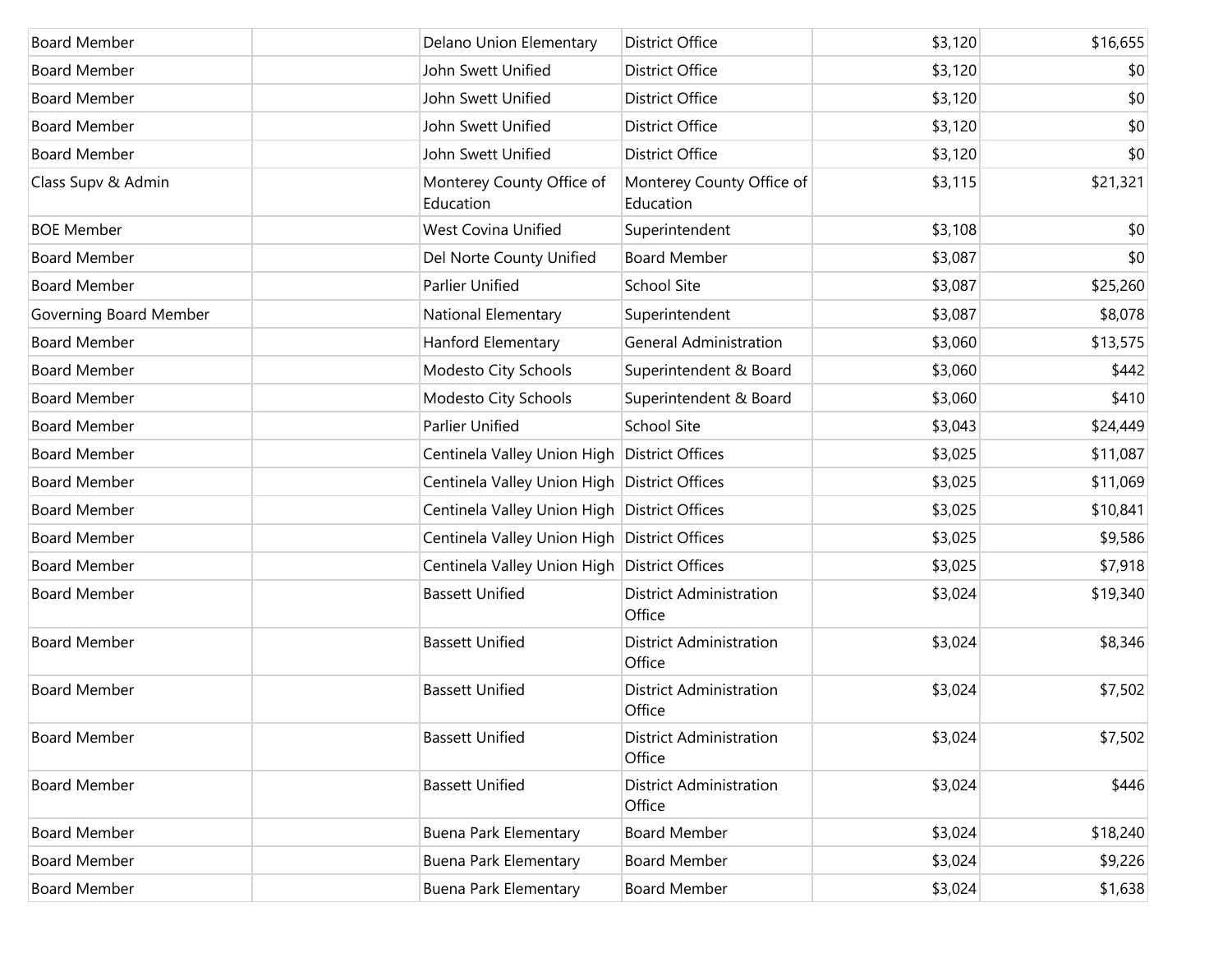| | | | | | |
|---|---|---|---|---|---|
| Board Member | | Delano Union Elementary | District Office | $3,120 | $16,655 |
| Board Member | | John Swett Unified | District Office | $3,120 | $0 |
| Board Member | | John Swett Unified | District Office | $3,120 | $0 |
| Board Member | | John Swett Unified | District Office | $3,120 | $0 |
| Board Member | | John Swett Unified | District Office | $3,120 | $0 |
| Class Supv & Admin | | Monterey County Office of Education | Monterey County Office of Education | $3,115 | $21,321 |
| BOE Member | | West Covina Unified | Superintendent | $3,108 | $0 |
| Board Member | | Del Norte County Unified | Board Member | $3,087 | $0 |
| Board Member | | Parlier Unified | School Site | $3,087 | $25,260 |
| Governing Board Member | | National Elementary | Superintendent | $3,087 | $8,078 |
| Board Member | | Hanford Elementary | General Administration | $3,060 | $13,575 |
| Board Member | | Modesto City Schools | Superintendent & Board | $3,060 | $442 |
| Board Member | | Modesto City Schools | Superintendent & Board | $3,060 | $410 |
| Board Member | | Parlier Unified | School Site | $3,043 | $24,449 |
| Board Member | | Centinela Valley Union High | District Offices | $3,025 | $11,087 |
| Board Member | | Centinela Valley Union High | District Offices | $3,025 | $11,069 |
| Board Member | | Centinela Valley Union High | District Offices | $3,025 | $10,841 |
| Board Member | | Centinela Valley Union High | District Offices | $3,025 | $9,586 |
| Board Member | | Centinela Valley Union High | District Offices | $3,025 | $7,918 |
| Board Member | | Bassett Unified | District Administration Office | $3,024 | $19,340 |
| Board Member | | Bassett Unified | District Administration Office | $3,024 | $8,346 |
| Board Member | | Bassett Unified | District Administration Office | $3,024 | $7,502 |
| Board Member | | Bassett Unified | District Administration Office | $3,024 | $7,502 |
| Board Member | | Bassett Unified | District Administration Office | $3,024 | $446 |
| Board Member | | Buena Park Elementary | Board Member | $3,024 | $18,240 |
| Board Member | | Buena Park Elementary | Board Member | $3,024 | $9,226 |
| Board Member | | Buena Park Elementary | Board Member | $3,024 | $1,638 |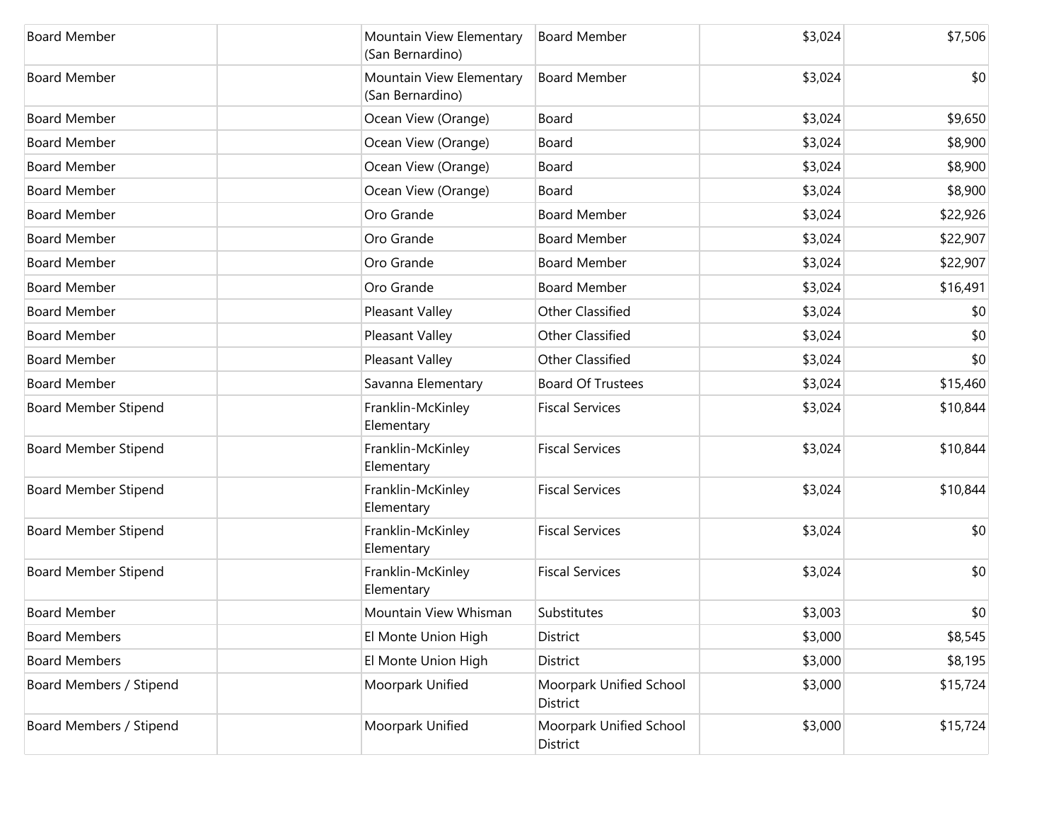| | | | | | |
|---|---|---|---|---|---|
| Board Member | | Mountain View Elementary (San Bernardino) | Board Member | $3,024 | $7,506 |
| Board Member | | Mountain View Elementary (San Bernardino) | Board Member | $3,024 | $0 |
| Board Member | | Ocean View (Orange) | Board | $3,024 | $9,650 |
| Board Member | | Ocean View (Orange) | Board | $3,024 | $8,900 |
| Board Member | | Ocean View (Orange) | Board | $3,024 | $8,900 |
| Board Member | | Ocean View (Orange) | Board | $3,024 | $8,900 |
| Board Member | | Oro Grande | Board Member | $3,024 | $22,926 |
| Board Member | | Oro Grande | Board Member | $3,024 | $22,907 |
| Board Member | | Oro Grande | Board Member | $3,024 | $22,907 |
| Board Member | | Oro Grande | Board Member | $3,024 | $16,491 |
| Board Member | | Pleasant Valley | Other Classified | $3,024 | $0 |
| Board Member | | Pleasant Valley | Other Classified | $3,024 | $0 |
| Board Member | | Pleasant Valley | Other Classified | $3,024 | $0 |
| Board Member | | Savanna Elementary | Board Of Trustees | $3,024 | $15,460 |
| Board Member Stipend | | Franklin-McKinley Elementary | Fiscal Services | $3,024 | $10,844 |
| Board Member Stipend | | Franklin-McKinley Elementary | Fiscal Services | $3,024 | $10,844 |
| Board Member Stipend | | Franklin-McKinley Elementary | Fiscal Services | $3,024 | $10,844 |
| Board Member Stipend | | Franklin-McKinley Elementary | Fiscal Services | $3,024 | $0 |
| Board Member Stipend | | Franklin-McKinley Elementary | Fiscal Services | $3,024 | $0 |
| Board Member | | Mountain View Whisman | Substitutes | $3,003 | $0 |
| Board Members | | El Monte Union High | District | $3,000 | $8,545 |
| Board Members | | El Monte Union High | District | $3,000 | $8,195 |
| Board Members / Stipend | | Moorpark Unified | Moorpark Unified School District | $3,000 | $15,724 |
| Board Members / Stipend | | Moorpark Unified | Moorpark Unified School District | $3,000 | $15,724 |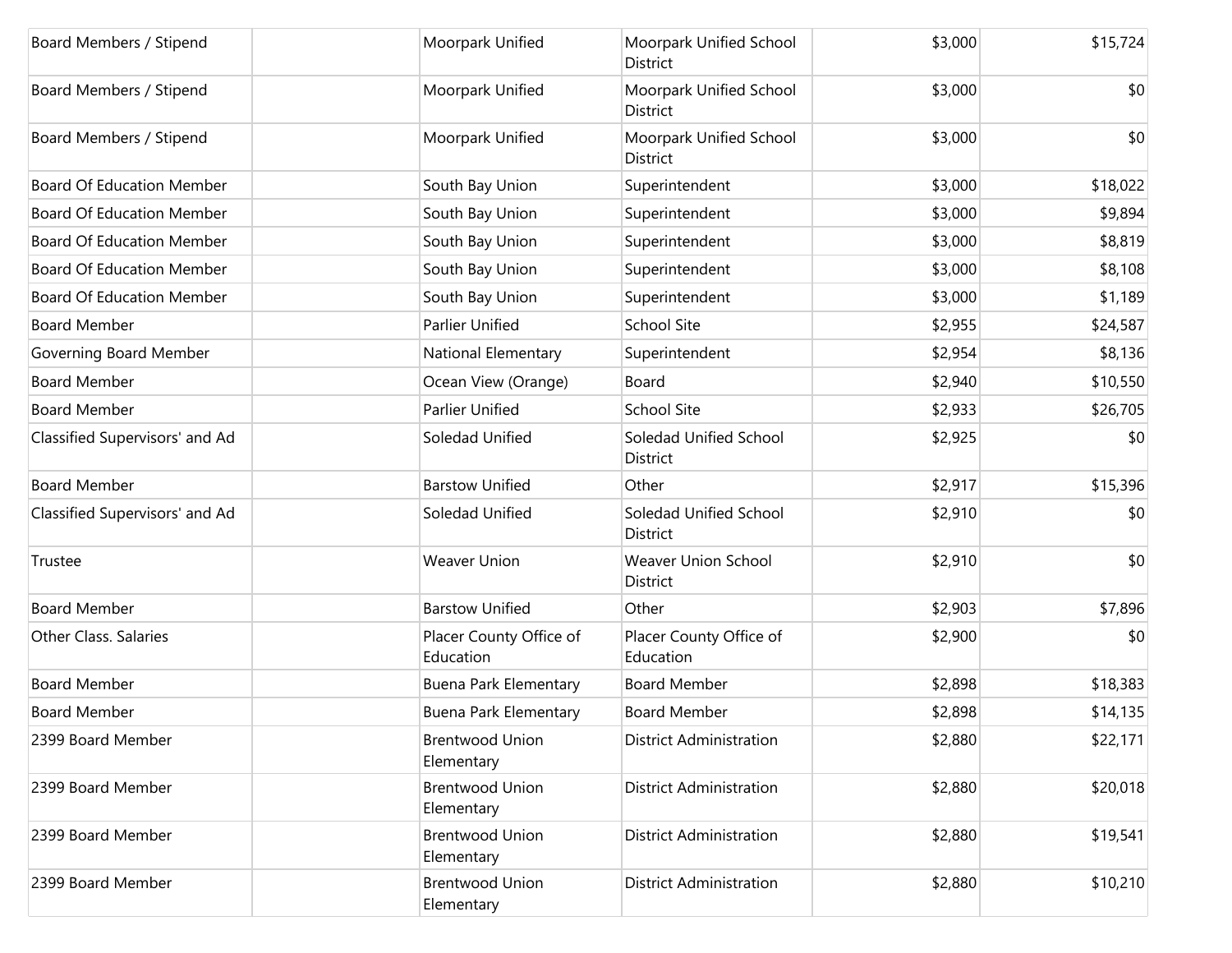| | | | | | |
|---|---|---|---|---|---|
| Board Members / Stipend | | Moorpark Unified | Moorpark Unified School District | $3,000 | $15,724 |
| Board Members / Stipend | | Moorpark Unified | Moorpark Unified School District | $3,000 | $0 |
| Board Members / Stipend | | Moorpark Unified | Moorpark Unified School District | $3,000 | $0 |
| Board Of Education Member | | South Bay Union | Superintendent | $3,000 | $18,022 |
| Board Of Education Member | | South Bay Union | Superintendent | $3,000 | $9,894 |
| Board Of Education Member | | South Bay Union | Superintendent | $3,000 | $8,819 |
| Board Of Education Member | | South Bay Union | Superintendent | $3,000 | $8,108 |
| Board Of Education Member | | South Bay Union | Superintendent | $3,000 | $1,189 |
| Board Member | | Parlier Unified | School Site | $2,955 | $24,587 |
| Governing Board Member | | National Elementary | Superintendent | $2,954 | $8,136 |
| Board Member | | Ocean View (Orange) | Board | $2,940 | $10,550 |
| Board Member | | Parlier Unified | School Site | $2,933 | $26,705 |
| Classified Supervisors' and Ad | | Soledad Unified | Soledad Unified School District | $2,925 | $0 |
| Board Member | | Barstow Unified | Other | $2,917 | $15,396 |
| Classified Supervisors' and Ad | | Soledad Unified | Soledad Unified School District | $2,910 | $0 |
| Trustee | | Weaver Union | Weaver Union School District | $2,910 | $0 |
| Board Member | | Barstow Unified | Other | $2,903 | $7,896 |
| Other Class. Salaries | | Placer County Office of Education | Placer County Office of Education | $2,900 | $0 |
| Board Member | | Buena Park Elementary | Board Member | $2,898 | $18,383 |
| Board Member | | Buena Park Elementary | Board Member | $2,898 | $14,135 |
| 2399 Board Member | | Brentwood Union Elementary | District Administration | $2,880 | $22,171 |
| 2399 Board Member | | Brentwood Union Elementary | District Administration | $2,880 | $20,018 |
| 2399 Board Member | | Brentwood Union Elementary | District Administration | $2,880 | $19,541 |
| 2399 Board Member | | Brentwood Union Elementary | District Administration | $2,880 | $10,210 |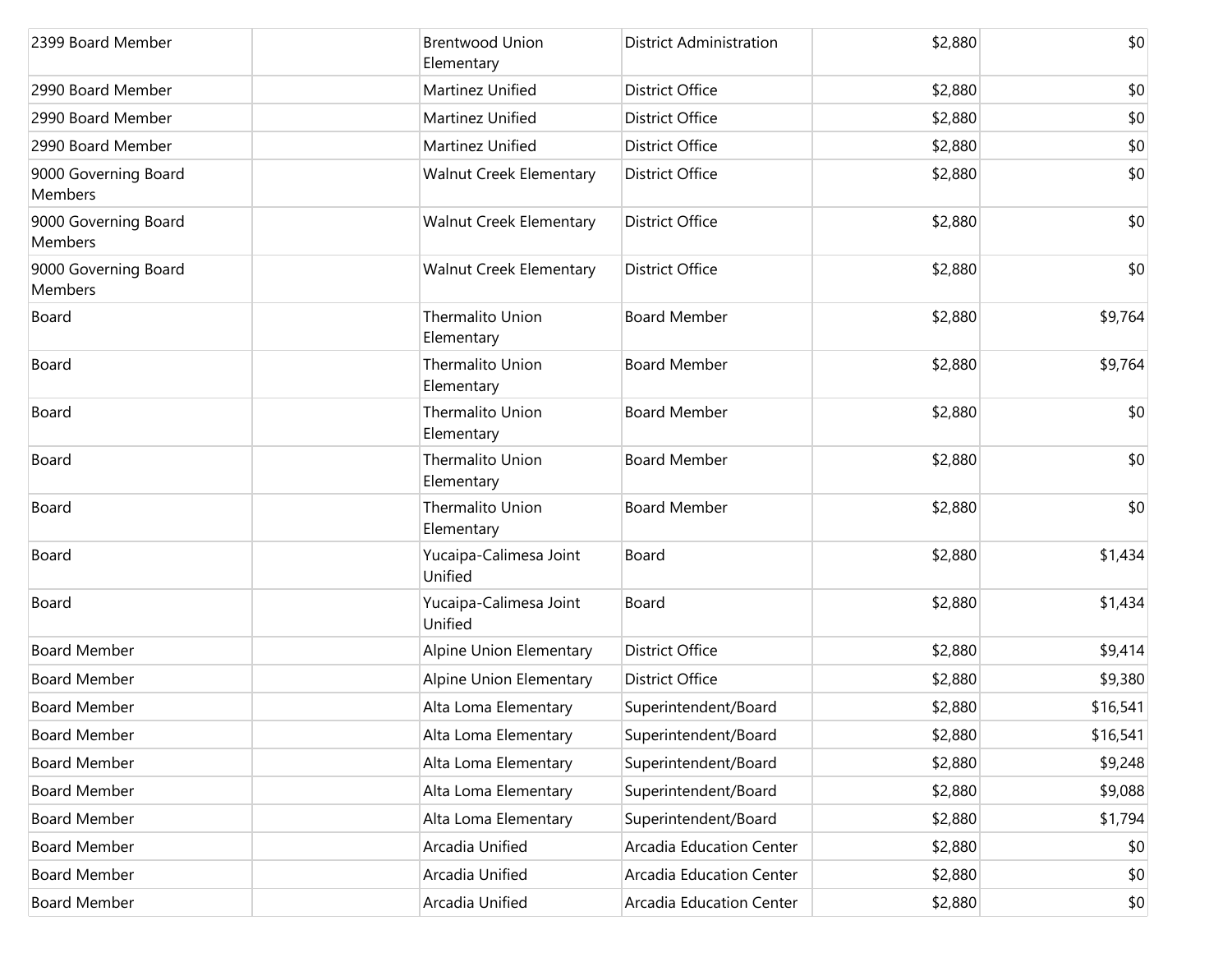| | | | | | |
|---|---|---|---|---|---|
| 2399 Board Member | | Brentwood Union Elementary | District Administration | $2,880 | $0 |
| 2990 Board Member | | Martinez Unified | District Office | $2,880 | $0 |
| 2990 Board Member | | Martinez Unified | District Office | $2,880 | $0 |
| 2990 Board Member | | Martinez Unified | District Office | $2,880 | $0 |
| 9000 Governing Board Members | | Walnut Creek Elementary | District Office | $2,880 | $0 |
| 9000 Governing Board Members | | Walnut Creek Elementary | District Office | $2,880 | $0 |
| 9000 Governing Board Members | | Walnut Creek Elementary | District Office | $2,880 | $0 |
| Board | | Thermalito Union Elementary | Board Member | $2,880 | $9,764 |
| Board | | Thermalito Union Elementary | Board Member | $2,880 | $9,764 |
| Board | | Thermalito Union Elementary | Board Member | $2,880 | $0 |
| Board | | Thermalito Union Elementary | Board Member | $2,880 | $0 |
| Board | | Thermalito Union Elementary | Board Member | $2,880 | $0 |
| Board | | Yucaipa-Calimesa Joint Unified | Board | $2,880 | $1,434 |
| Board | | Yucaipa-Calimesa Joint Unified | Board | $2,880 | $1,434 |
| Board Member | | Alpine Union Elementary | District Office | $2,880 | $9,414 |
| Board Member | | Alpine Union Elementary | District Office | $2,880 | $9,380 |
| Board Member | | Alta Loma Elementary | Superintendent/Board | $2,880 | $16,541 |
| Board Member | | Alta Loma Elementary | Superintendent/Board | $2,880 | $16,541 |
| Board Member | | Alta Loma Elementary | Superintendent/Board | $2,880 | $9,248 |
| Board Member | | Alta Loma Elementary | Superintendent/Board | $2,880 | $9,088 |
| Board Member | | Alta Loma Elementary | Superintendent/Board | $2,880 | $1,794 |
| Board Member | | Arcadia Unified | Arcadia Education Center | $2,880 | $0 |
| Board Member | | Arcadia Unified | Arcadia Education Center | $2,880 | $0 |
| Board Member | | Arcadia Unified | Arcadia Education Center | $2,880 | $0 |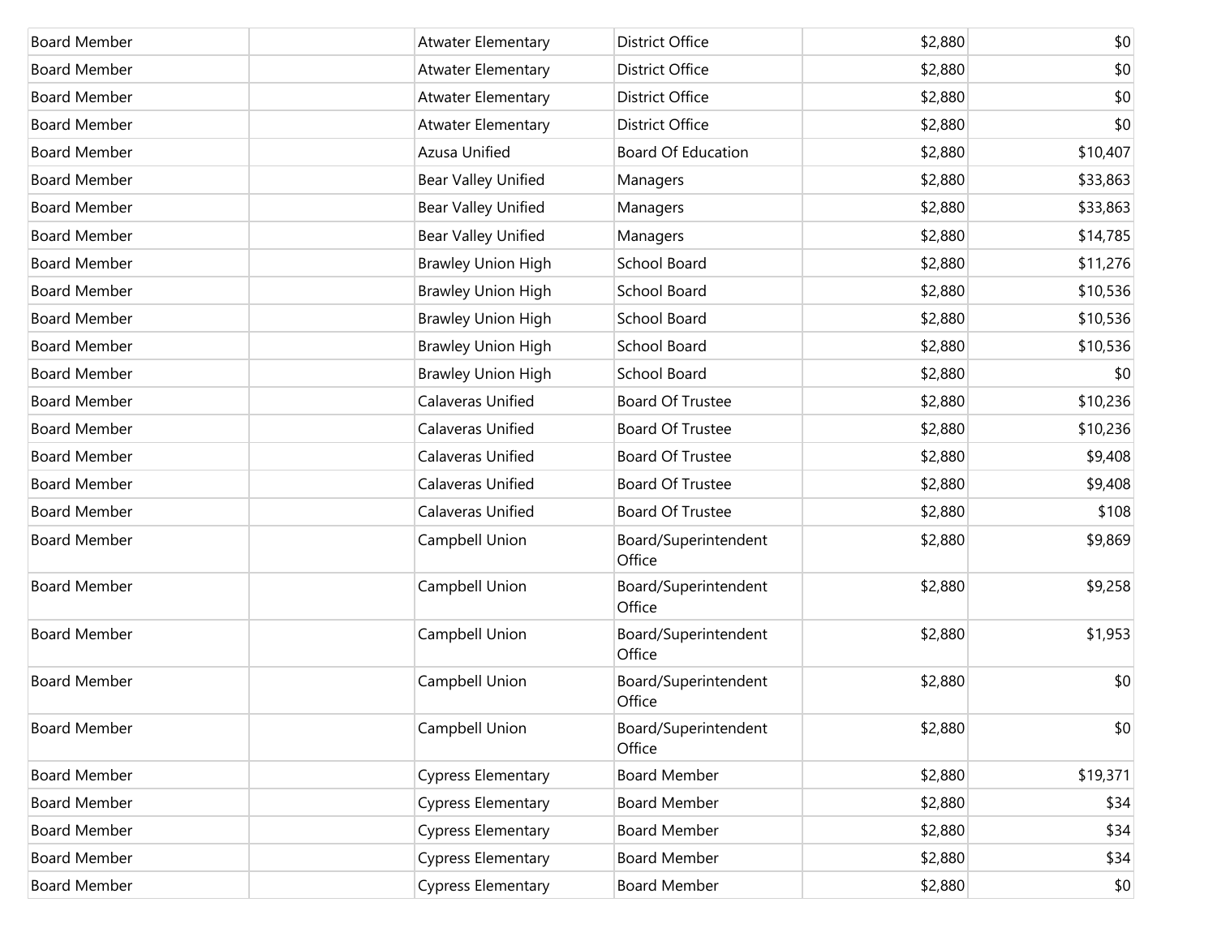| | | | | | |
|---|---|---|---|---|---|
| Board Member | | Atwater Elementary | District Office | $2,880 | $0 |
| Board Member | | Atwater Elementary | District Office | $2,880 | $0 |
| Board Member | | Atwater Elementary | District Office | $2,880 | $0 |
| Board Member | | Atwater Elementary | District Office | $2,880 | $0 |
| Board Member | | Azusa Unified | Board Of Education | $2,880 | $10,407 |
| Board Member | | Bear Valley Unified | Managers | $2,880 | $33,863 |
| Board Member | | Bear Valley Unified | Managers | $2,880 | $33,863 |
| Board Member | | Bear Valley Unified | Managers | $2,880 | $14,785 |
| Board Member | | Brawley Union High | School Board | $2,880 | $11,276 |
| Board Member | | Brawley Union High | School Board | $2,880 | $10,536 |
| Board Member | | Brawley Union High | School Board | $2,880 | $10,536 |
| Board Member | | Brawley Union High | School Board | $2,880 | $10,536 |
| Board Member | | Brawley Union High | School Board | $2,880 | $0 |
| Board Member | | Calaveras Unified | Board Of Trustee | $2,880 | $10,236 |
| Board Member | | Calaveras Unified | Board Of Trustee | $2,880 | $10,236 |
| Board Member | | Calaveras Unified | Board Of Trustee | $2,880 | $9,408 |
| Board Member | | Calaveras Unified | Board Of Trustee | $2,880 | $9,408 |
| Board Member | | Calaveras Unified | Board Of Trustee | $2,880 | $108 |
| Board Member | | Campbell Union | Board/Superintendent Office | $2,880 | $9,869 |
| Board Member | | Campbell Union | Board/Superintendent Office | $2,880 | $9,258 |
| Board Member | | Campbell Union | Board/Superintendent Office | $2,880 | $1,953 |
| Board Member | | Campbell Union | Board/Superintendent Office | $2,880 | $0 |
| Board Member | | Campbell Union | Board/Superintendent Office | $2,880 | $0 |
| Board Member | | Cypress Elementary | Board Member | $2,880 | $19,371 |
| Board Member | | Cypress Elementary | Board Member | $2,880 | $34 |
| Board Member | | Cypress Elementary | Board Member | $2,880 | $34 |
| Board Member | | Cypress Elementary | Board Member | $2,880 | $34 |
| Board Member | | Cypress Elementary | Board Member | $2,880 | $0 |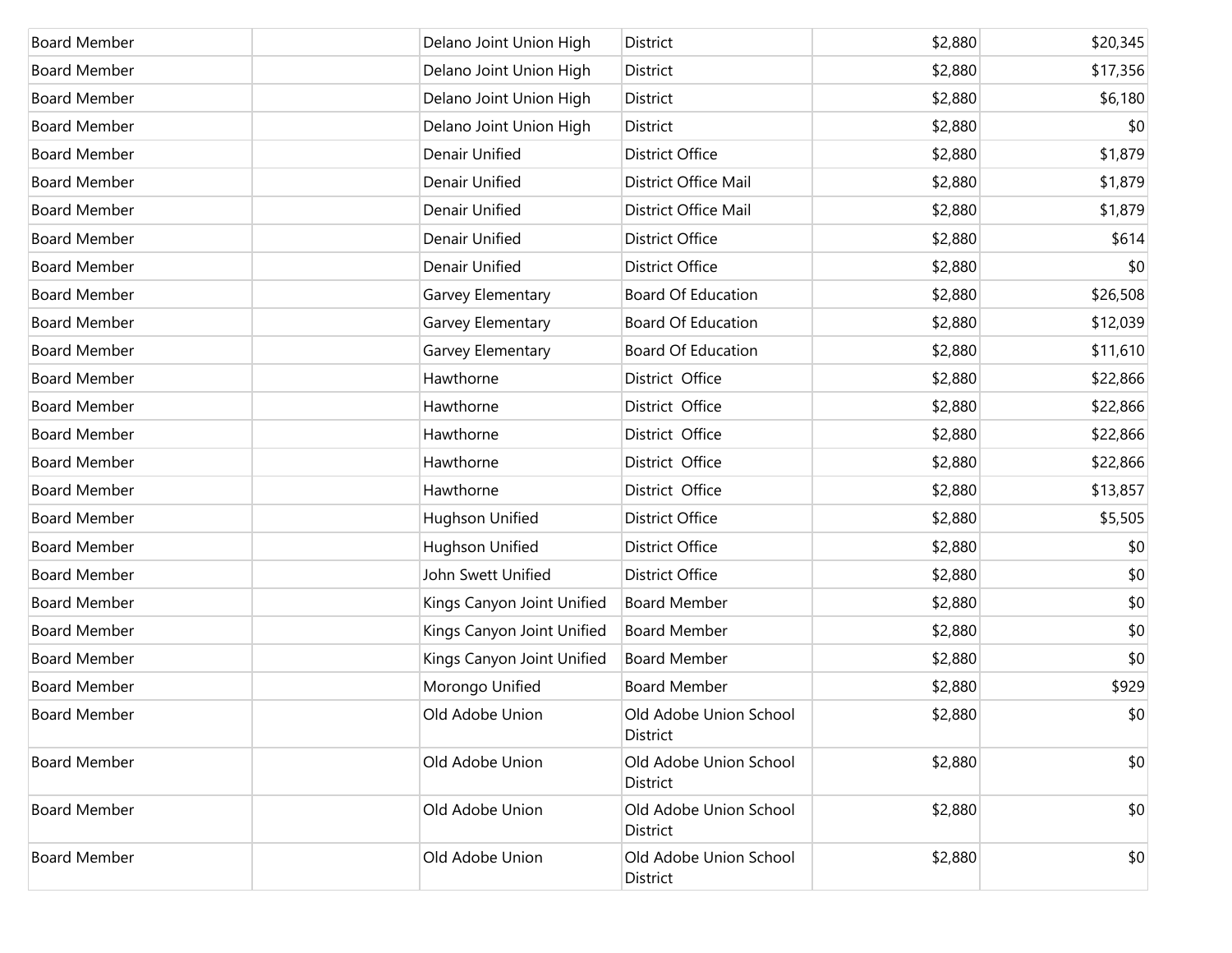| | | | | | |
|---|---|---|---|---|---|
| Board Member | | Delano Joint Union High | District | $2,880 | $20,345 |
| Board Member | | Delano Joint Union High | District | $2,880 | $17,356 |
| Board Member | | Delano Joint Union High | District | $2,880 | $6,180 |
| Board Member | | Delano Joint Union High | District | $2,880 | $0 |
| Board Member | | Denair Unified | District Office | $2,880 | $1,879 |
| Board Member | | Denair Unified | District Office Mail | $2,880 | $1,879 |
| Board Member | | Denair Unified | District Office Mail | $2,880 | $1,879 |
| Board Member | | Denair Unified | District Office | $2,880 | $614 |
| Board Member | | Denair Unified | District Office | $2,880 | $0 |
| Board Member | | Garvey Elementary | Board Of Education | $2,880 | $26,508 |
| Board Member | | Garvey Elementary | Board Of Education | $2,880 | $12,039 |
| Board Member | | Garvey Elementary | Board Of Education | $2,880 | $11,610 |
| Board Member | | Hawthorne | District Office | $2,880 | $22,866 |
| Board Member | | Hawthorne | District Office | $2,880 | $22,866 |
| Board Member | | Hawthorne | District Office | $2,880 | $22,866 |
| Board Member | | Hawthorne | District Office | $2,880 | $22,866 |
| Board Member | | Hawthorne | District Office | $2,880 | $13,857 |
| Board Member | | Hughson Unified | District Office | $2,880 | $5,505 |
| Board Member | | Hughson Unified | District Office | $2,880 | $0 |
| Board Member | | John Swett Unified | District Office | $2,880 | $0 |
| Board Member | | Kings Canyon Joint Unified | Board Member | $2,880 | $0 |
| Board Member | | Kings Canyon Joint Unified | Board Member | $2,880 | $0 |
| Board Member | | Kings Canyon Joint Unified | Board Member | $2,880 | $0 |
| Board Member | | Morongo Unified | Board Member | $2,880 | $929 |
| Board Member | | Old Adobe Union | Old Adobe Union School District | $2,880 | $0 |
| Board Member | | Old Adobe Union | Old Adobe Union School District | $2,880 | $0 |
| Board Member | | Old Adobe Union | Old Adobe Union School District | $2,880 | $0 |
| Board Member | | Old Adobe Union | Old Adobe Union School District | $2,880 | $0 |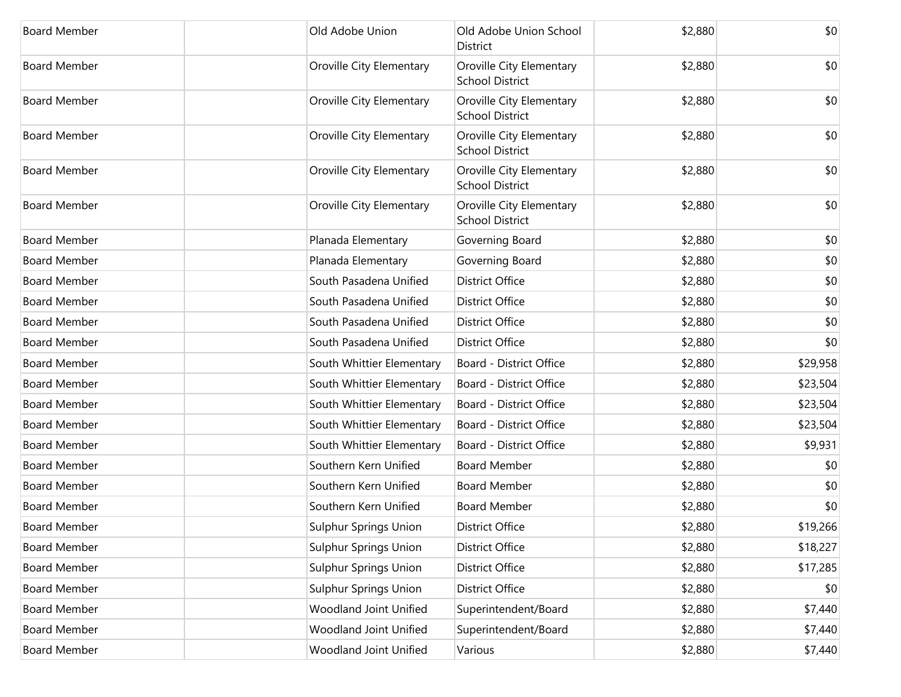| | | | | | |
|---|---|---|---|---|---|
| Board Member | | Old Adobe Union | Old Adobe Union School District | $2,880 | $0 |
| Board Member | | Oroville City Elementary | Oroville City Elementary School District | $2,880 | $0 |
| Board Member | | Oroville City Elementary | Oroville City Elementary School District | $2,880 | $0 |
| Board Member | | Oroville City Elementary | Oroville City Elementary School District | $2,880 | $0 |
| Board Member | | Oroville City Elementary | Oroville City Elementary School District | $2,880 | $0 |
| Board Member | | Oroville City Elementary | Oroville City Elementary School District | $2,880 | $0 |
| Board Member | | Planada Elementary | Governing Board | $2,880 | $0 |
| Board Member | | Planada Elementary | Governing Board | $2,880 | $0 |
| Board Member | | South Pasadena Unified | District Office | $2,880 | $0 |
| Board Member | | South Pasadena Unified | District Office | $2,880 | $0 |
| Board Member | | South Pasadena Unified | District Office | $2,880 | $0 |
| Board Member | | South Pasadena Unified | District Office | $2,880 | $0 |
| Board Member | | South Whittier Elementary | Board - District Office | $2,880 | $29,958 |
| Board Member | | South Whittier Elementary | Board - District Office | $2,880 | $23,504 |
| Board Member | | South Whittier Elementary | Board - District Office | $2,880 | $23,504 |
| Board Member | | South Whittier Elementary | Board - District Office | $2,880 | $23,504 |
| Board Member | | South Whittier Elementary | Board - District Office | $2,880 | $9,931 |
| Board Member | | Southern Kern Unified | Board Member | $2,880 | $0 |
| Board Member | | Southern Kern Unified | Board Member | $2,880 | $0 |
| Board Member | | Southern Kern Unified | Board Member | $2,880 | $0 |
| Board Member | | Sulphur Springs Union | District Office | $2,880 | $19,266 |
| Board Member | | Sulphur Springs Union | District Office | $2,880 | $18,227 |
| Board Member | | Sulphur Springs Union | District Office | $2,880 | $17,285 |
| Board Member | | Sulphur Springs Union | District Office | $2,880 | $0 |
| Board Member | | Woodland Joint Unified | Superintendent/Board | $2,880 | $7,440 |
| Board Member | | Woodland Joint Unified | Superintendent/Board | $2,880 | $7,440 |
| Board Member | | Woodland Joint Unified | Various | $2,880 | $7,440 |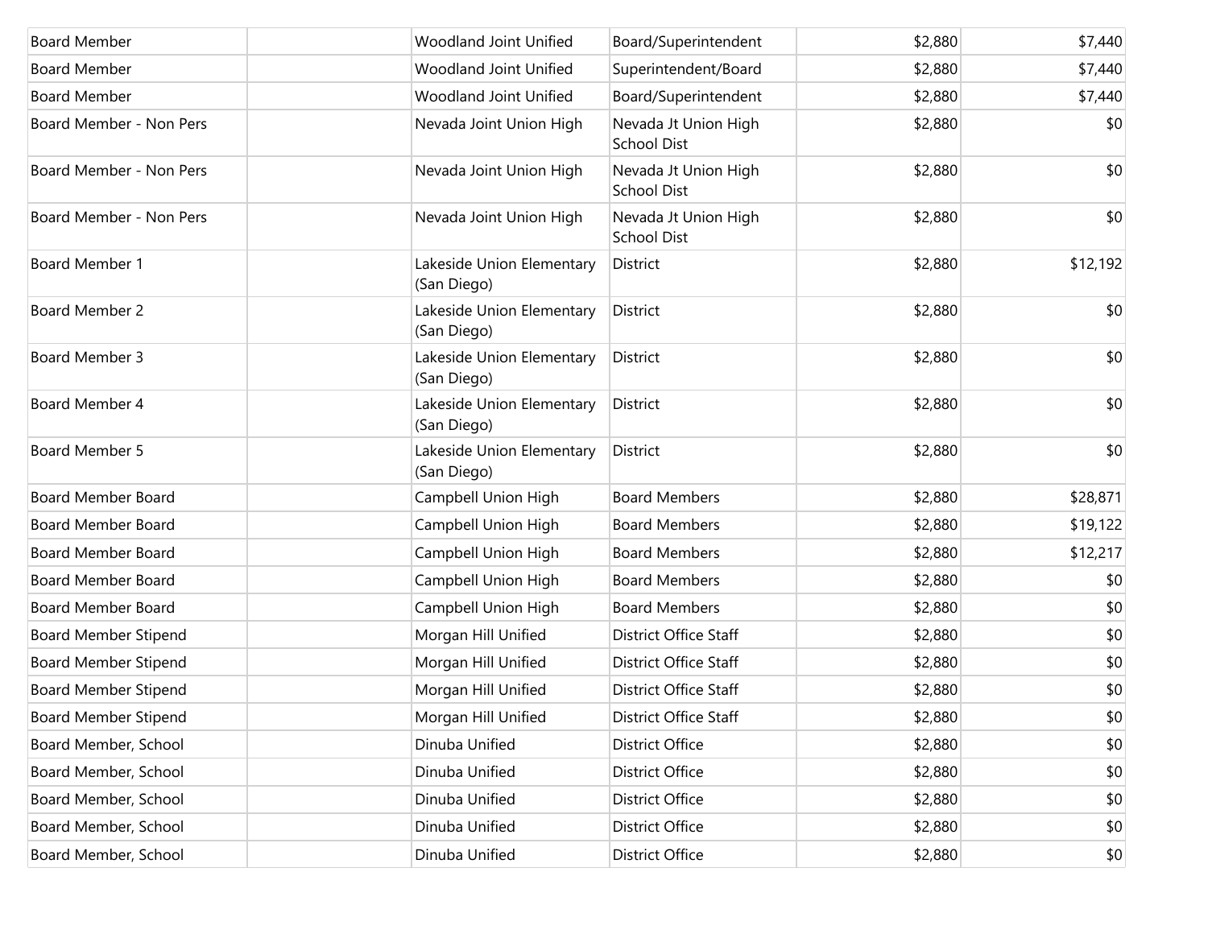| | | | | | |
|---|---|---|---|---|---|
| Board Member | | Woodland Joint Unified | Board/Superintendent | $2,880 | $7,440 |
| Board Member | | Woodland Joint Unified | Superintendent/Board | $2,880 | $7,440 |
| Board Member | | Woodland Joint Unified | Board/Superintendent | $2,880 | $7,440 |
| Board Member - Non Pers | | Nevada Joint Union High | Nevada Jt Union High School Dist | $2,880 | $0 |
| Board Member - Non Pers | | Nevada Joint Union High | Nevada Jt Union High School Dist | $2,880 | $0 |
| Board Member - Non Pers | | Nevada Joint Union High | Nevada Jt Union High School Dist | $2,880 | $0 |
| Board Member 1 | | Lakeside Union Elementary (San Diego) | District | $2,880 | $12,192 |
| Board Member 2 | | Lakeside Union Elementary (San Diego) | District | $2,880 | $0 |
| Board Member 3 | | Lakeside Union Elementary (San Diego) | District | $2,880 | $0 |
| Board Member 4 | | Lakeside Union Elementary (San Diego) | District | $2,880 | $0 |
| Board Member 5 | | Lakeside Union Elementary (San Diego) | District | $2,880 | $0 |
| Board Member Board | | Campbell Union High | Board Members | $2,880 | $28,871 |
| Board Member Board | | Campbell Union High | Board Members | $2,880 | $19,122 |
| Board Member Board | | Campbell Union High | Board Members | $2,880 | $12,217 |
| Board Member Board | | Campbell Union High | Board Members | $2,880 | $0 |
| Board Member Board | | Campbell Union High | Board Members | $2,880 | $0 |
| Board Member Stipend | | Morgan Hill Unified | District Office Staff | $2,880 | $0 |
| Board Member Stipend | | Morgan Hill Unified | District Office Staff | $2,880 | $0 |
| Board Member Stipend | | Morgan Hill Unified | District Office Staff | $2,880 | $0 |
| Board Member Stipend | | Morgan Hill Unified | District Office Staff | $2,880 | $0 |
| Board Member, School | | Dinuba Unified | District Office | $2,880 | $0 |
| Board Member, School | | Dinuba Unified | District Office | $2,880 | $0 |
| Board Member, School | | Dinuba Unified | District Office | $2,880 | $0 |
| Board Member, School | | Dinuba Unified | District Office | $2,880 | $0 |
| Board Member, School | | Dinuba Unified | District Office | $2,880 | $0 |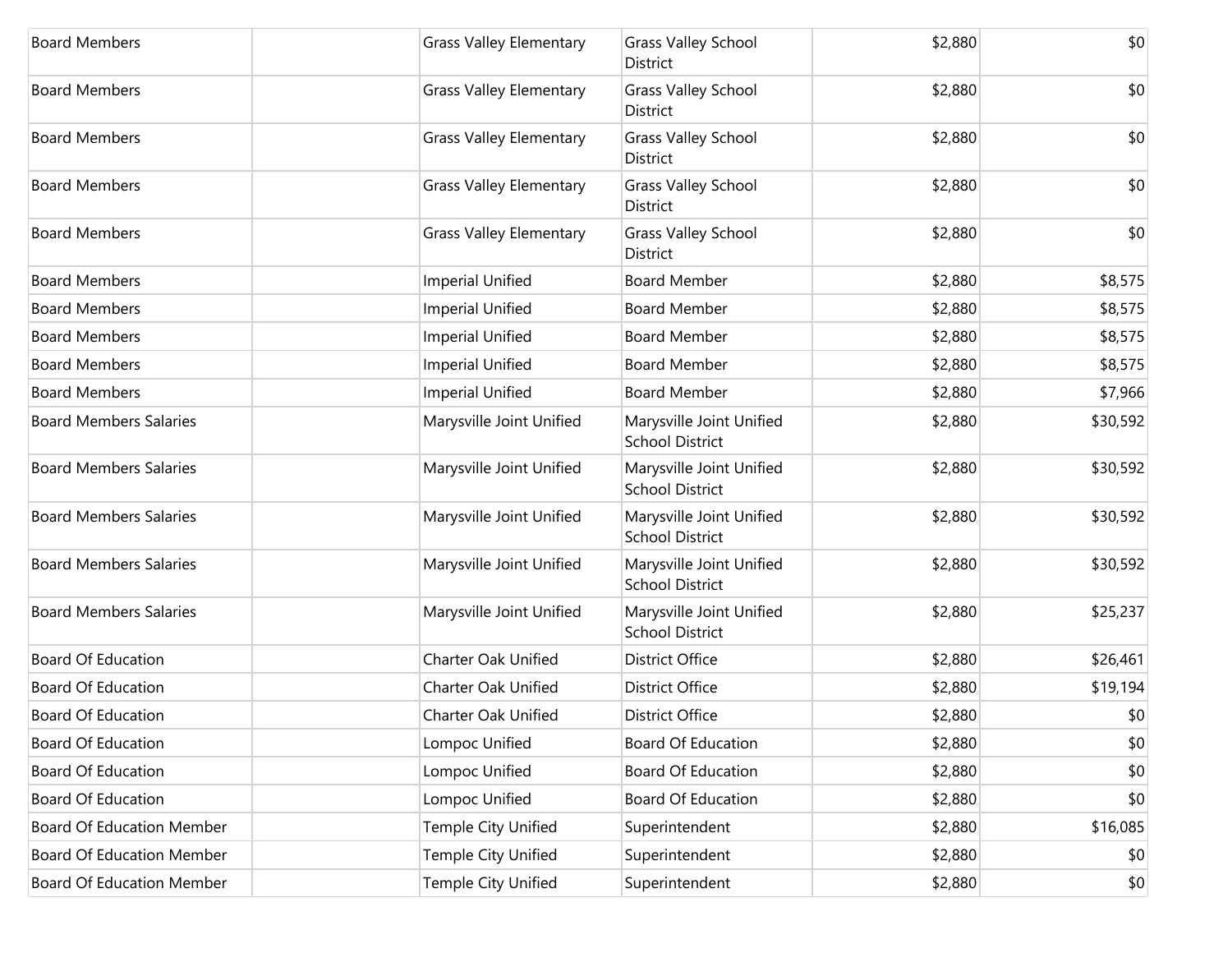| | | | | | |
|---|---|---|---|---|---|
| Board Members | | Grass Valley Elementary | Grass Valley School District | $2,880 | $0 |
| Board Members | | Grass Valley Elementary | Grass Valley School District | $2,880 | $0 |
| Board Members | | Grass Valley Elementary | Grass Valley School District | $2,880 | $0 |
| Board Members | | Grass Valley Elementary | Grass Valley School District | $2,880 | $0 |
| Board Members | | Grass Valley Elementary | Grass Valley School District | $2,880 | $0 |
| Board Members | | Imperial Unified | Board Member | $2,880 | $8,575 |
| Board Members | | Imperial Unified | Board Member | $2,880 | $8,575 |
| Board Members | | Imperial Unified | Board Member | $2,880 | $8,575 |
| Board Members | | Imperial Unified | Board Member | $2,880 | $8,575 |
| Board Members | | Imperial Unified | Board Member | $2,880 | $7,966 |
| Board Members Salaries | | Marysville Joint Unified | Marysville Joint Unified School District | $2,880 | $30,592 |
| Board Members Salaries | | Marysville Joint Unified | Marysville Joint Unified School District | $2,880 | $30,592 |
| Board Members Salaries | | Marysville Joint Unified | Marysville Joint Unified School District | $2,880 | $30,592 |
| Board Members Salaries | | Marysville Joint Unified | Marysville Joint Unified School District | $2,880 | $30,592 |
| Board Members Salaries | | Marysville Joint Unified | Marysville Joint Unified School District | $2,880 | $25,237 |
| Board Of Education | | Charter Oak Unified | District Office | $2,880 | $26,461 |
| Board Of Education | | Charter Oak Unified | District Office | $2,880 | $19,194 |
| Board Of Education | | Charter Oak Unified | District Office | $2,880 | $0 |
| Board Of Education | | Lompoc Unified | Board Of Education | $2,880 | $0 |
| Board Of Education | | Lompoc Unified | Board Of Education | $2,880 | $0 |
| Board Of Education | | Lompoc Unified | Board Of Education | $2,880 | $0 |
| Board Of Education Member | | Temple City Unified | Superintendent | $2,880 | $16,085 |
| Board Of Education Member | | Temple City Unified | Superintendent | $2,880 | $0 |
| Board Of Education Member | | Temple City Unified | Superintendent | $2,880 | $0 |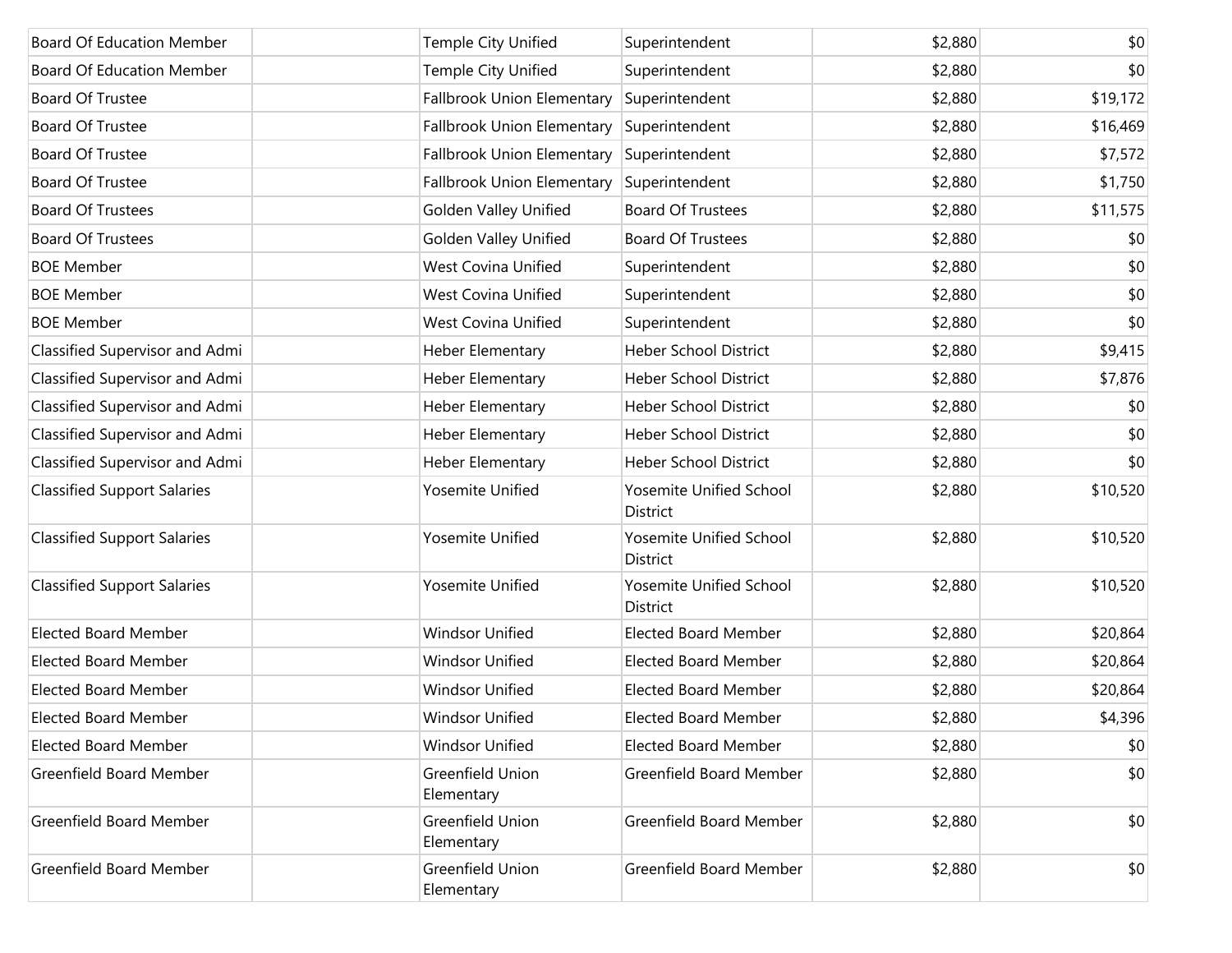| | | | | | |
|---|---|---|---|---|---|
| Board Of Education Member | | Temple City Unified | Superintendent | $2,880 | $0 |
| Board Of Education Member | | Temple City Unified | Superintendent | $2,880 | $0 |
| Board Of Trustee | | Fallbrook Union Elementary | Superintendent | $2,880 | $19,172 |
| Board Of Trustee | | Fallbrook Union Elementary | Superintendent | $2,880 | $16,469 |
| Board Of Trustee | | Fallbrook Union Elementary | Superintendent | $2,880 | $7,572 |
| Board Of Trustee | | Fallbrook Union Elementary | Superintendent | $2,880 | $1,750 |
| Board Of Trustees | | Golden Valley Unified | Board Of Trustees | $2,880 | $11,575 |
| Board Of Trustees | | Golden Valley Unified | Board Of Trustees | $2,880 | $0 |
| BOE Member | | West Covina Unified | Superintendent | $2,880 | $0 |
| BOE Member | | West Covina Unified | Superintendent | $2,880 | $0 |
| BOE Member | | West Covina Unified | Superintendent | $2,880 | $0 |
| Classified Supervisor and Admi | | Heber Elementary | Heber School District | $2,880 | $9,415 |
| Classified Supervisor and Admi | | Heber Elementary | Heber School District | $2,880 | $7,876 |
| Classified Supervisor and Admi | | Heber Elementary | Heber School District | $2,880 | $0 |
| Classified Supervisor and Admi | | Heber Elementary | Heber School District | $2,880 | $0 |
| Classified Supervisor and Admi | | Heber Elementary | Heber School District | $2,880 | $0 |
| Classified Support Salaries | | Yosemite Unified | Yosemite Unified School District | $2,880 | $10,520 |
| Classified Support Salaries | | Yosemite Unified | Yosemite Unified School District | $2,880 | $10,520 |
| Classified Support Salaries | | Yosemite Unified | Yosemite Unified School District | $2,880 | $10,520 |
| Elected Board Member | | Windsor Unified | Elected Board Member | $2,880 | $20,864 |
| Elected Board Member | | Windsor Unified | Elected Board Member | $2,880 | $20,864 |
| Elected Board Member | | Windsor Unified | Elected Board Member | $2,880 | $20,864 |
| Elected Board Member | | Windsor Unified | Elected Board Member | $2,880 | $4,396 |
| Elected Board Member | | Windsor Unified | Elected Board Member | $2,880 | $0 |
| Greenfield Board Member | | Greenfield Union Elementary | Greenfield Board Member | $2,880 | $0 |
| Greenfield Board Member | | Greenfield Union Elementary | Greenfield Board Member | $2,880 | $0 |
| Greenfield Board Member | | Greenfield Union Elementary | Greenfield Board Member | $2,880 | $0 |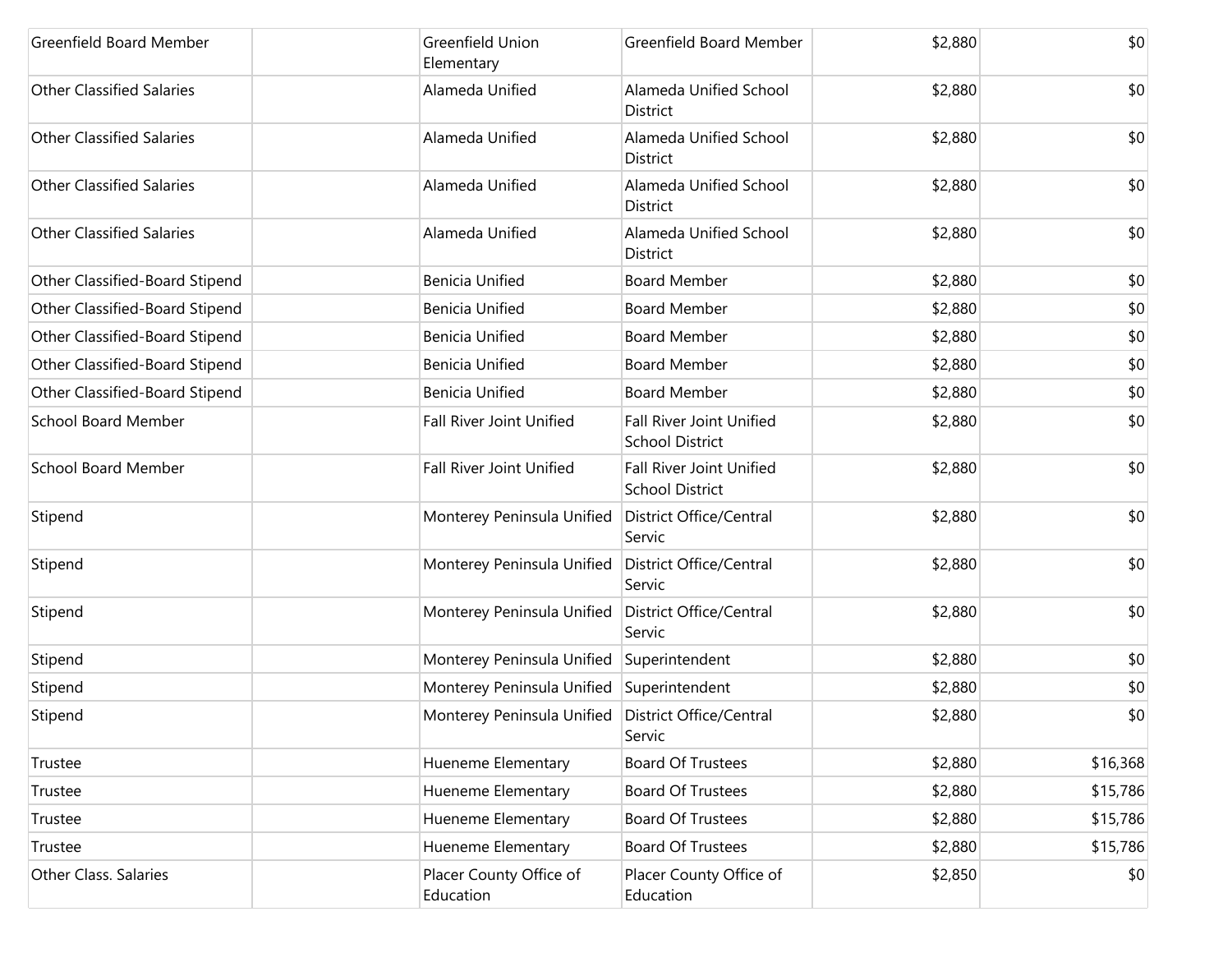| | | | | | |
|---|---|---|---|---|---|
| Greenfield Board Member | | Greenfield Union Elementary | Greenfield Board Member | $2,880 | $0 |
| Other Classified Salaries | | Alameda Unified | Alameda Unified School District | $2,880 | $0 |
| Other Classified Salaries | | Alameda Unified | Alameda Unified School District | $2,880 | $0 |
| Other Classified Salaries | | Alameda Unified | Alameda Unified School District | $2,880 | $0 |
| Other Classified Salaries | | Alameda Unified | Alameda Unified School District | $2,880 | $0 |
| Other Classified-Board Stipend | | Benicia Unified | Board Member | $2,880 | $0 |
| Other Classified-Board Stipend | | Benicia Unified | Board Member | $2,880 | $0 |
| Other Classified-Board Stipend | | Benicia Unified | Board Member | $2,880 | $0 |
| Other Classified-Board Stipend | | Benicia Unified | Board Member | $2,880 | $0 |
| Other Classified-Board Stipend | | Benicia Unified | Board Member | $2,880 | $0 |
| School Board Member | | Fall River Joint Unified | Fall River Joint Unified School District | $2,880 | $0 |
| School Board Member | | Fall River Joint Unified | Fall River Joint Unified School District | $2,880 | $0 |
| Stipend | | Monterey Peninsula Unified | District Office/Central Servic | $2,880 | $0 |
| Stipend | | Monterey Peninsula Unified | District Office/Central Servic | $2,880 | $0 |
| Stipend | | Monterey Peninsula Unified | District Office/Central Servic | $2,880 | $0 |
| Stipend | | Monterey Peninsula Unified | Superintendent | $2,880 | $0 |
| Stipend | | Monterey Peninsula Unified | Superintendent | $2,880 | $0 |
| Stipend | | Monterey Peninsula Unified | District Office/Central Servic | $2,880 | $0 |
| Trustee | | Hueneme Elementary | Board Of Trustees | $2,880 | $16,368 |
| Trustee | | Hueneme Elementary | Board Of Trustees | $2,880 | $15,786 |
| Trustee | | Hueneme Elementary | Board Of Trustees | $2,880 | $15,786 |
| Trustee | | Hueneme Elementary | Board Of Trustees | $2,880 | $15,786 |
| Other Class. Salaries | | Placer County Office of Education | Placer County Office of Education | $2,850 | $0 |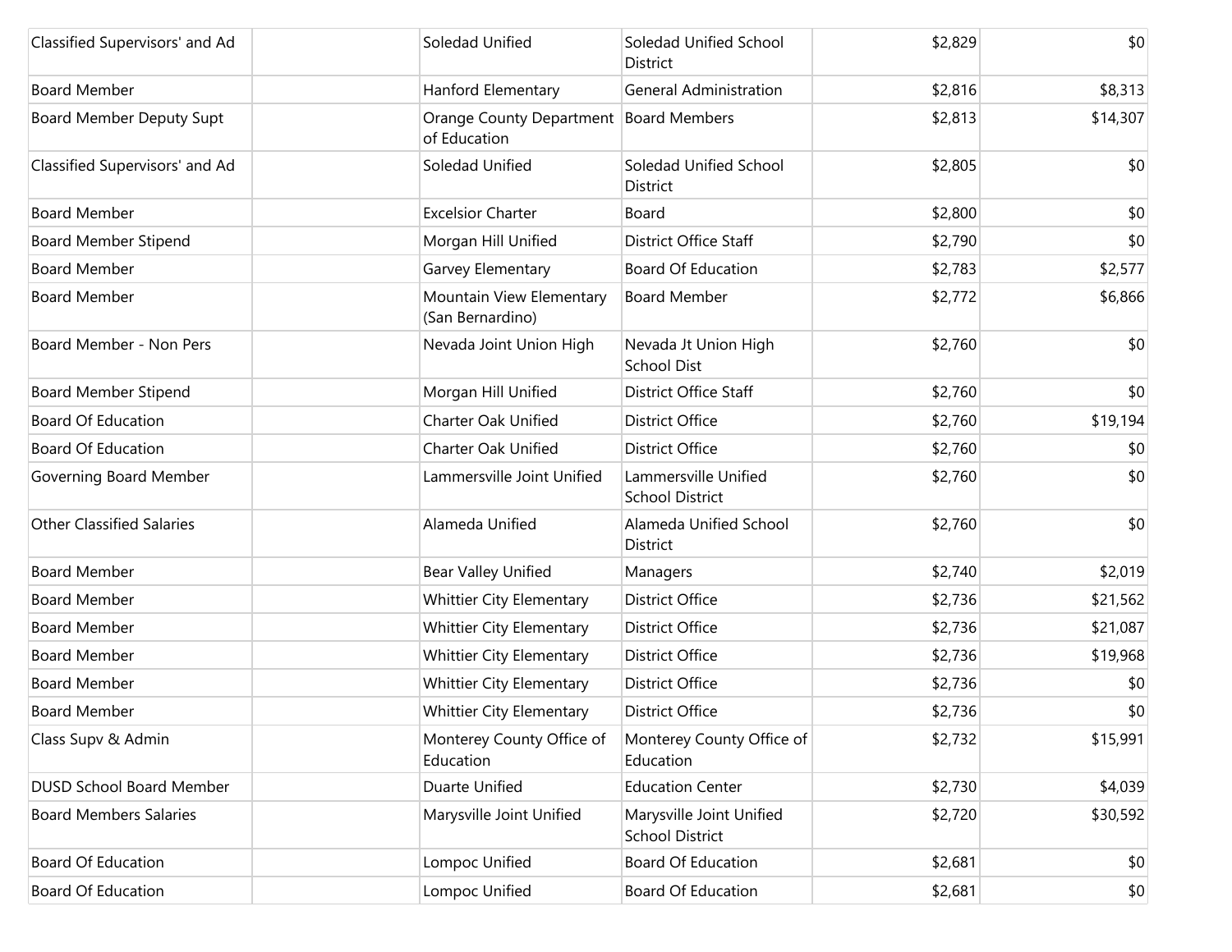| | | | | | |
|---|---|---|---|---|---|
| Classified Supervisors' and Ad | | Soledad Unified | Soledad Unified School District | $2,829 | $0 |
| Board Member | | Hanford Elementary | General Administration | $2,816 | $8,313 |
| Board Member Deputy Supt | | Orange County Department of Education | Board Members | $2,813 | $14,307 |
| Classified Supervisors' and Ad | | Soledad Unified | Soledad Unified School District | $2,805 | $0 |
| Board Member | | Excelsior Charter | Board | $2,800 | $0 |
| Board Member Stipend | | Morgan Hill Unified | District Office Staff | $2,790 | $0 |
| Board Member | | Garvey Elementary | Board Of Education | $2,783 | $2,577 |
| Board Member | | Mountain View Elementary (San Bernardino) | Board Member | $2,772 | $6,866 |
| Board Member - Non Pers | | Nevada Joint Union High | Nevada Jt Union High School Dist | $2,760 | $0 |
| Board Member Stipend | | Morgan Hill Unified | District Office Staff | $2,760 | $0 |
| Board Of Education | | Charter Oak Unified | District Office | $2,760 | $19,194 |
| Board Of Education | | Charter Oak Unified | District Office | $2,760 | $0 |
| Governing Board Member | | Lammersville Joint Unified | Lammersville Unified School District | $2,760 | $0 |
| Other Classified Salaries | | Alameda Unified | Alameda Unified School District | $2,760 | $0 |
| Board Member | | Bear Valley Unified | Managers | $2,740 | $2,019 |
| Board Member | | Whittier City Elementary | District Office | $2,736 | $21,562 |
| Board Member | | Whittier City Elementary | District Office | $2,736 | $21,087 |
| Board Member | | Whittier City Elementary | District Office | $2,736 | $19,968 |
| Board Member | | Whittier City Elementary | District Office | $2,736 | $0 |
| Board Member | | Whittier City Elementary | District Office | $2,736 | $0 |
| Class Supv & Admin | | Monterey County Office of Education | Monterey County Office of Education | $2,732 | $15,991 |
| DUSD School Board Member | | Duarte Unified | Education Center | $2,730 | $4,039 |
| Board Members Salaries | | Marysville Joint Unified | Marysville Joint Unified School District | $2,720 | $30,592 |
| Board Of Education | | Lompoc Unified | Board Of Education | $2,681 | $0 |
| Board Of Education | | Lompoc Unified | Board Of Education | $2,681 | $0 |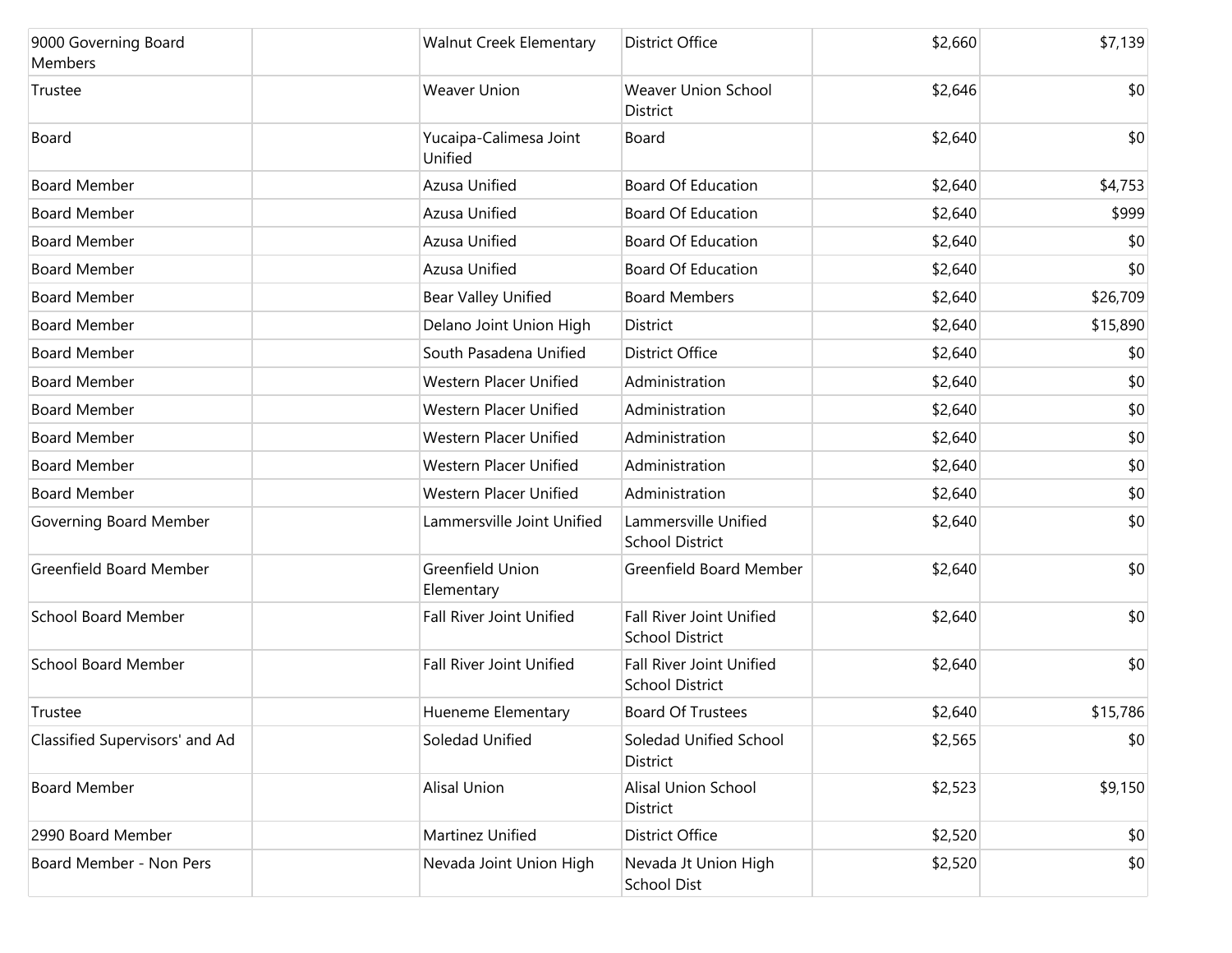| | | | | | |
|---|---|---|---|---|---|
| 9000 Governing Board Members | | Walnut Creek Elementary | District Office | $2,660 | $7,139 |
| Trustee | | Weaver Union | Weaver Union School District | $2,646 | $0 |
| Board | | Yucaipa-Calimesa Joint Unified | Board | $2,640 | $0 |
| Board Member | | Azusa Unified | Board Of Education | $2,640 | $4,753 |
| Board Member | | Azusa Unified | Board Of Education | $2,640 | $999 |
| Board Member | | Azusa Unified | Board Of Education | $2,640 | $0 |
| Board Member | | Azusa Unified | Board Of Education | $2,640 | $0 |
| Board Member | | Bear Valley Unified | Board Members | $2,640 | $26,709 |
| Board Member | | Delano Joint Union High | District | $2,640 | $15,890 |
| Board Member | | South Pasadena Unified | District Office | $2,640 | $0 |
| Board Member | | Western Placer Unified | Administration | $2,640 | $0 |
| Board Member | | Western Placer Unified | Administration | $2,640 | $0 |
| Board Member | | Western Placer Unified | Administration | $2,640 | $0 |
| Board Member | | Western Placer Unified | Administration | $2,640 | $0 |
| Board Member | | Western Placer Unified | Administration | $2,640 | $0 |
| Governing Board Member | | Lammersville Joint Unified | Lammersville Unified School District | $2,640 | $0 |
| Greenfield Board Member | | Greenfield Union Elementary | Greenfield Board Member | $2,640 | $0 |
| School Board Member | | Fall River Joint Unified | Fall River Joint Unified School District | $2,640 | $0 |
| School Board Member | | Fall River Joint Unified | Fall River Joint Unified School District | $2,640 | $0 |
| Trustee | | Hueneme Elementary | Board Of Trustees | $2,640 | $15,786 |
| Classified Supervisors' and Ad | | Soledad Unified | Soledad Unified School District | $2,565 | $0 |
| Board Member | | Alisal Union | Alisal Union School District | $2,523 | $9,150 |
| 2990 Board Member | | Martinez Unified | District Office | $2,520 | $0 |
| Board Member - Non Pers | | Nevada Joint Union High | Nevada Jt Union High School Dist | $2,520 | $0 |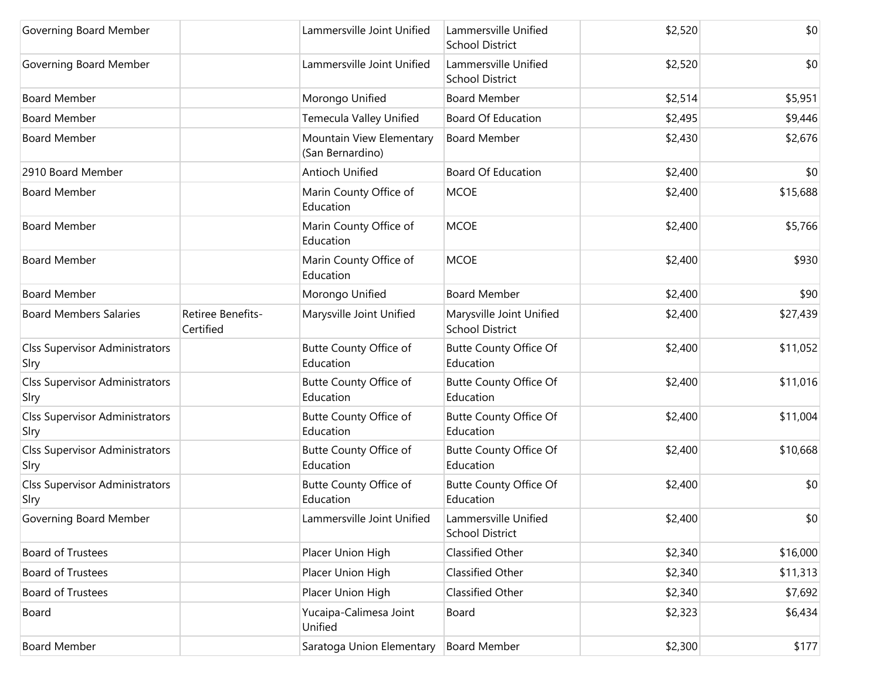| | | | | | |
|---|---|---|---|---|---|
| Governing Board Member | | Lammersville Joint Unified | Lammersville Unified School District | $2,520 | $0 |
| Governing Board Member | | Lammersville Joint Unified | Lammersville Unified School District | $2,520 | $0 |
| Board Member | | Morongo Unified | Board Member | $2,514 | $5,951 |
| Board Member | | Temecula Valley Unified | Board Of Education | $2,495 | $9,446 |
| Board Member | | Mountain View Elementary (San Bernardino) | Board Member | $2,430 | $2,676 |
| 2910 Board Member | | Antioch Unified | Board Of Education | $2,400 | $0 |
| Board Member | | Marin County Office of Education | MCOE | $2,400 | $15,688 |
| Board Member | | Marin County Office of Education | MCOE | $2,400 | $5,766 |
| Board Member | | Marin County Office of Education | MCOE | $2,400 | $930 |
| Board Member | | Morongo Unified | Board Member | $2,400 | $90 |
| Board Members Salaries | Retiree Benefits-Certified | Marysville Joint Unified | Marysville Joint Unified School District | $2,400 | $27,439 |
| Clss Supervisor Administrators Slry | | Butte County Office of Education | Butte County Office Of Education | $2,400 | $11,052 |
| Clss Supervisor Administrators Slry | | Butte County Office of Education | Butte County Office Of Education | $2,400 | $11,016 |
| Clss Supervisor Administrators Slry | | Butte County Office of Education | Butte County Office Of Education | $2,400 | $11,004 |
| Clss Supervisor Administrators Slry | | Butte County Office of Education | Butte County Office Of Education | $2,400 | $10,668 |
| Clss Supervisor Administrators Slry | | Butte County Office of Education | Butte County Office Of Education | $2,400 | $0 |
| Governing Board Member | | Lammersville Joint Unified | Lammersville Unified School District | $2,400 | $0 |
| Board of Trustees | | Placer Union High | Classified Other | $2,340 | $16,000 |
| Board of Trustees | | Placer Union High | Classified Other | $2,340 | $11,313 |
| Board of Trustees | | Placer Union High | Classified Other | $2,340 | $7,692 |
| Board | | Yucaipa-Calimesa Joint Unified | Board | $2,323 | $6,434 |
| Board Member | | Saratoga Union Elementary | Board Member | $2,300 | $177 |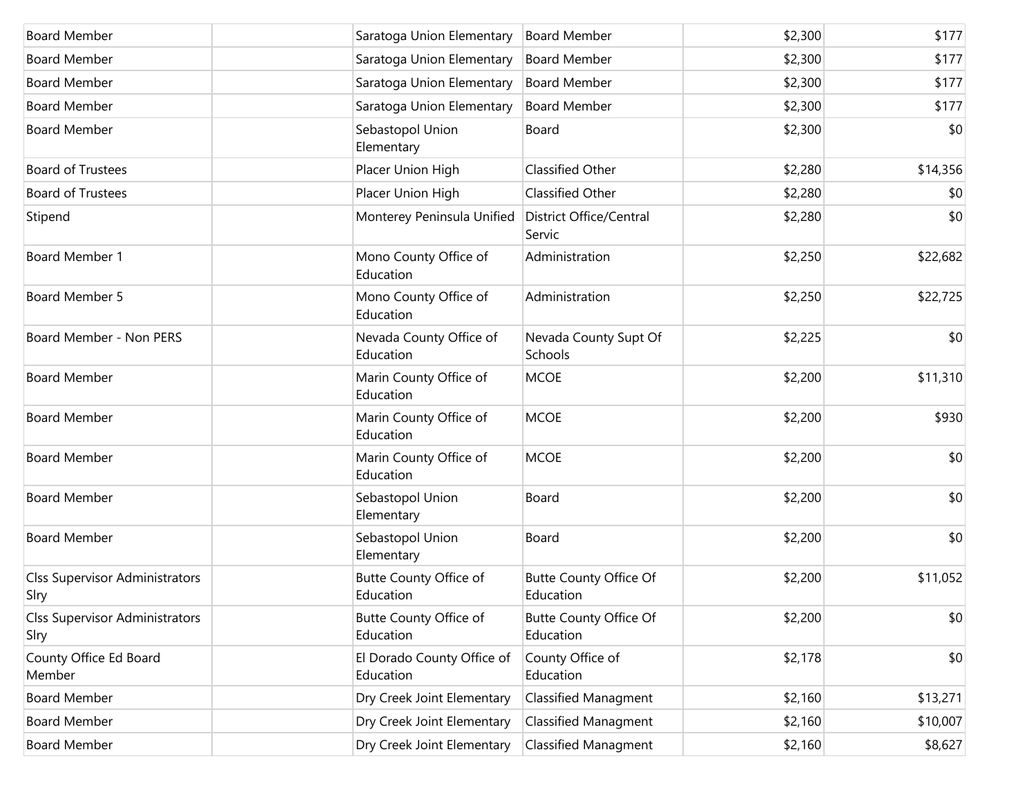| | | | | | |
|---|---|---|---|---|---|
| Board Member | | Saratoga Union Elementary | Board Member | $2,300 | $177 |
| Board Member | | Saratoga Union Elementary | Board Member | $2,300 | $177 |
| Board Member | | Saratoga Union Elementary | Board Member | $2,300 | $177 |
| Board Member | | Saratoga Union Elementary | Board Member | $2,300 | $177 |
| Board Member | | Sebastopol Union Elementary | Board | $2,300 | $0 |
| Board of Trustees | | Placer Union High | Classified Other | $2,280 | $14,356 |
| Board of Trustees | | Placer Union High | Classified Other | $2,280 | $0 |
| Stipend | | Monterey Peninsula Unified | District Office/Central Servic | $2,280 | $0 |
| Board Member 1 | | Mono County Office of Education | Administration | $2,250 | $22,682 |
| Board Member 5 | | Mono County Office of Education | Administration | $2,250 | $22,725 |
| Board Member - Non PERS | | Nevada County Office of Education | Nevada County Supt Of Schools | $2,225 | $0 |
| Board Member | | Marin County Office of Education | MCOE | $2,200 | $11,310 |
| Board Member | | Marin County Office of Education | MCOE | $2,200 | $930 |
| Board Member | | Marin County Office of Education | MCOE | $2,200 | $0 |
| Board Member | | Sebastopol Union Elementary | Board | $2,200 | $0 |
| Board Member | | Sebastopol Union Elementary | Board | $2,200 | $0 |
| Clss Supervisor Administrators Slry | | Butte County Office of Education | Butte County Office Of Education | $2,200 | $11,052 |
| Clss Supervisor Administrators Slry | | Butte County Office of Education | Butte County Office Of Education | $2,200 | $0 |
| County Office Ed Board Member | | El Dorado County Office of Education | County Office of Education | $2,178 | $0 |
| Board Member | | Dry Creek Joint Elementary | Classified Managment | $2,160 | $13,271 |
| Board Member | | Dry Creek Joint Elementary | Classified Managment | $2,160 | $10,007 |
| Board Member | | Dry Creek Joint Elementary | Classified Managment | $2,160 | $8,627 |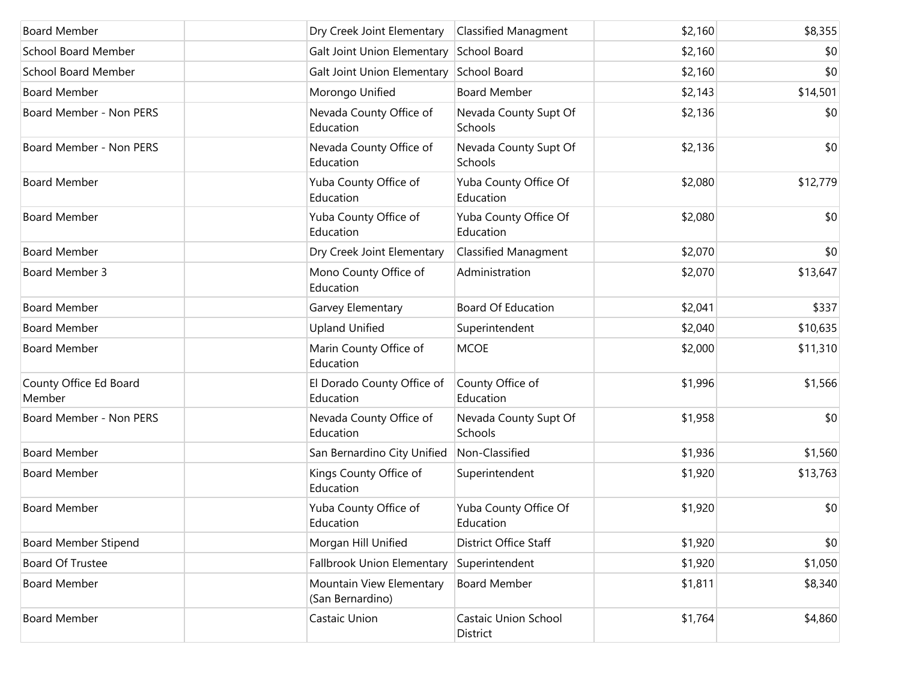| | | | | | |
|---|---|---|---|---|---|
| Board Member | | Dry Creek Joint Elementary | Classified Managment | $2,160 | $8,355 |
| School Board Member | | Galt Joint Union Elementary | School Board | $2,160 | $0 |
| School Board Member | | Galt Joint Union Elementary | School Board | $2,160 | $0 |
| Board Member | | Morongo Unified | Board Member | $2,143 | $14,501 |
| Board Member - Non PERS | | Nevada County Office of Education | Nevada County Supt Of Schools | $2,136 | $0 |
| Board Member - Non PERS | | Nevada County Office of Education | Nevada County Supt Of Schools | $2,136 | $0 |
| Board Member | | Yuba County Office of Education | Yuba County Office Of Education | $2,080 | $12,779 |
| Board Member | | Yuba County Office of Education | Yuba County Office Of Education | $2,080 | $0 |
| Board Member | | Dry Creek Joint Elementary | Classified Managment | $2,070 | $0 |
| Board Member 3 | | Mono County Office of Education | Administration | $2,070 | $13,647 |
| Board Member | | Garvey Elementary | Board Of Education | $2,041 | $337 |
| Board Member | | Upland Unified | Superintendent | $2,040 | $10,635 |
| Board Member | | Marin County Office of Education | MCOE | $2,000 | $11,310 |
| County Office Ed Board Member | | El Dorado County Office of Education | County Office of Education | $1,996 | $1,566 |
| Board Member - Non PERS | | Nevada County Office of Education | Nevada County Supt Of Schools | $1,958 | $0 |
| Board Member | | San Bernardino City Unified | Non-Classified | $1,936 | $1,560 |
| Board Member | | Kings County Office of Education | Superintendent | $1,920 | $13,763 |
| Board Member | | Yuba County Office of Education | Yuba County Office Of Education | $1,920 | $0 |
| Board Member Stipend | | Morgan Hill Unified | District Office Staff | $1,920 | $0 |
| Board Of Trustee | | Fallbrook Union Elementary | Superintendent | $1,920 | $1,050 |
| Board Member | | Mountain View Elementary (San Bernardino) | Board Member | $1,811 | $8,340 |
| Board Member | | Castaic Union | Castaic Union School District | $1,764 | $4,860 |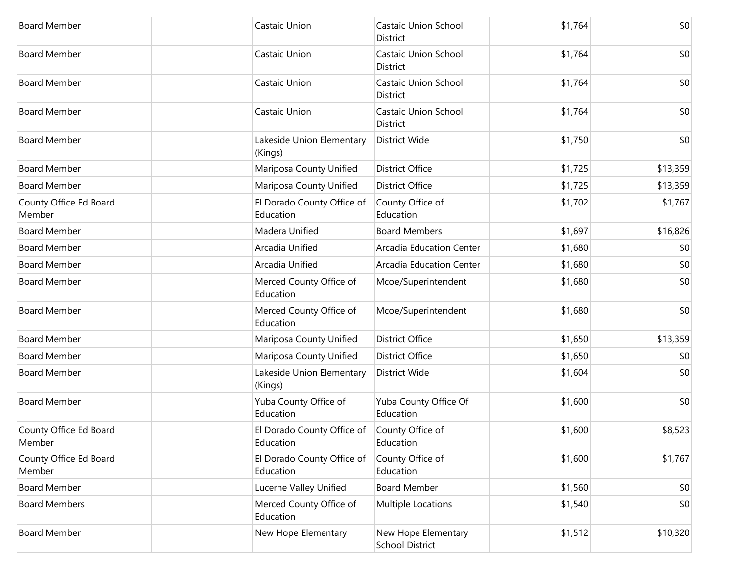| | | | | | |
|---|---|---|---|---|---|
| Board Member | | Castaic Union | Castaic Union School District | $1,764 | $0 |
| Board Member | | Castaic Union | Castaic Union School District | $1,764 | $0 |
| Board Member | | Castaic Union | Castaic Union School District | $1,764 | $0 |
| Board Member | | Castaic Union | Castaic Union School District | $1,764 | $0 |
| Board Member | | Lakeside Union Elementary (Kings) | District Wide | $1,750 | $0 |
| Board Member | | Mariposa County Unified | District Office | $1,725 | $13,359 |
| Board Member | | Mariposa County Unified | District Office | $1,725 | $13,359 |
| County Office Ed Board Member | | El Dorado County Office of Education | County Office of Education | $1,702 | $1,767 |
| Board Member | | Madera Unified | Board Members | $1,697 | $16,826 |
| Board Member | | Arcadia Unified | Arcadia Education Center | $1,680 | $0 |
| Board Member | | Arcadia Unified | Arcadia Education Center | $1,680 | $0 |
| Board Member | | Merced County Office of Education | Mcoe/Superintendent | $1,680 | $0 |
| Board Member | | Merced County Office of Education | Mcoe/Superintendent | $1,680 | $0 |
| Board Member | | Mariposa County Unified | District Office | $1,650 | $13,359 |
| Board Member | | Mariposa County Unified | District Office | $1,650 | $0 |
| Board Member | | Lakeside Union Elementary (Kings) | District Wide | $1,604 | $0 |
| Board Member | | Yuba County Office of Education | Yuba County Office Of Education | $1,600 | $0 |
| County Office Ed Board Member | | El Dorado County Office of Education | County Office of Education | $1,600 | $8,523 |
| County Office Ed Board Member | | El Dorado County Office of Education | County Office of Education | $1,600 | $1,767 |
| Board Member | | Lucerne Valley Unified | Board Member | $1,560 | $0 |
| Board Members | | Merced County Office of Education | Multiple Locations | $1,540 | $0 |
| Board Member | | New Hope Elementary | New Hope Elementary School District | $1,512 | $10,320 |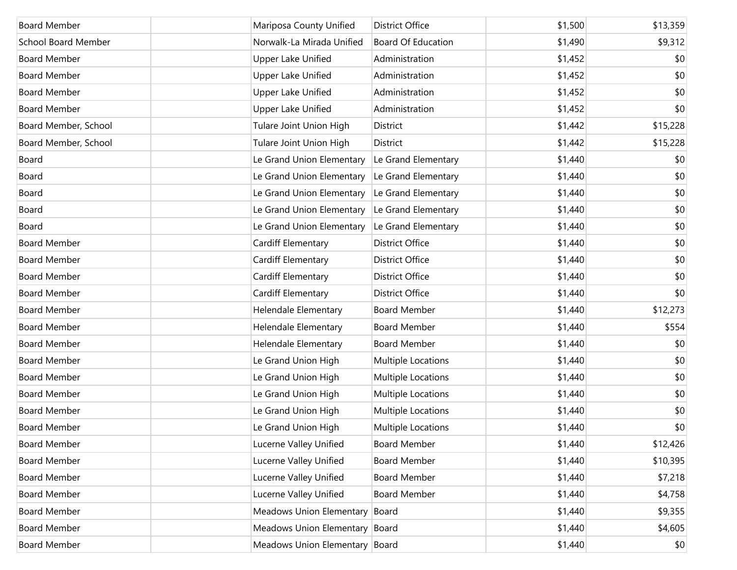| Board Member | | Mariposa County Unified | District Office | $1,500 | $13,359 |
|---|---|---|---|---|---|
| School Board Member | | Norwalk-La Mirada Unified | Board Of Education | $1,490 | $9,312 |
| Board Member | | Upper Lake Unified | Administration | $1,452 | $0 |
| Board Member | | Upper Lake Unified | Administration | $1,452 | $0 |
| Board Member | | Upper Lake Unified | Administration | $1,452 | $0 |
| Board Member | | Upper Lake Unified | Administration | $1,452 | $0 |
| Board Member, School | | Tulare Joint Union High | District | $1,442 | $15,228 |
| Board Member, School | | Tulare Joint Union High | District | $1,442 | $15,228 |
| Board | | Le Grand Union Elementary | Le Grand Elementary | $1,440 | $0 |
| Board | | Le Grand Union Elementary | Le Grand Elementary | $1,440 | $0 |
| Board | | Le Grand Union Elementary | Le Grand Elementary | $1,440 | $0 |
| Board | | Le Grand Union Elementary | Le Grand Elementary | $1,440 | $0 |
| Board | | Le Grand Union Elementary | Le Grand Elementary | $1,440 | $0 |
| Board Member | | Cardiff Elementary | District Office | $1,440 | $0 |
| Board Member | | Cardiff Elementary | District Office | $1,440 | $0 |
| Board Member | | Cardiff Elementary | District Office | $1,440 | $0 |
| Board Member | | Cardiff Elementary | District Office | $1,440 | $0 |
| Board Member | | Helendale Elementary | Board Member | $1,440 | $12,273 |
| Board Member | | Helendale Elementary | Board Member | $1,440 | $554 |
| Board Member | | Helendale Elementary | Board Member | $1,440 | $0 |
| Board Member | | Le Grand Union High | Multiple Locations | $1,440 | $0 |
| Board Member | | Le Grand Union High | Multiple Locations | $1,440 | $0 |
| Board Member | | Le Grand Union High | Multiple Locations | $1,440 | $0 |
| Board Member | | Le Grand Union High | Multiple Locations | $1,440 | $0 |
| Board Member | | Le Grand Union High | Multiple Locations | $1,440 | $0 |
| Board Member | | Lucerne Valley Unified | Board Member | $1,440 | $12,426 |
| Board Member | | Lucerne Valley Unified | Board Member | $1,440 | $10,395 |
| Board Member | | Lucerne Valley Unified | Board Member | $1,440 | $7,218 |
| Board Member | | Lucerne Valley Unified | Board Member | $1,440 | $4,758 |
| Board Member | | Meadows Union Elementary | Board | $1,440 | $9,355 |
| Board Member | | Meadows Union Elementary | Board | $1,440 | $4,605 |
| Board Member | | Meadows Union Elementary | Board | $1,440 | $0 |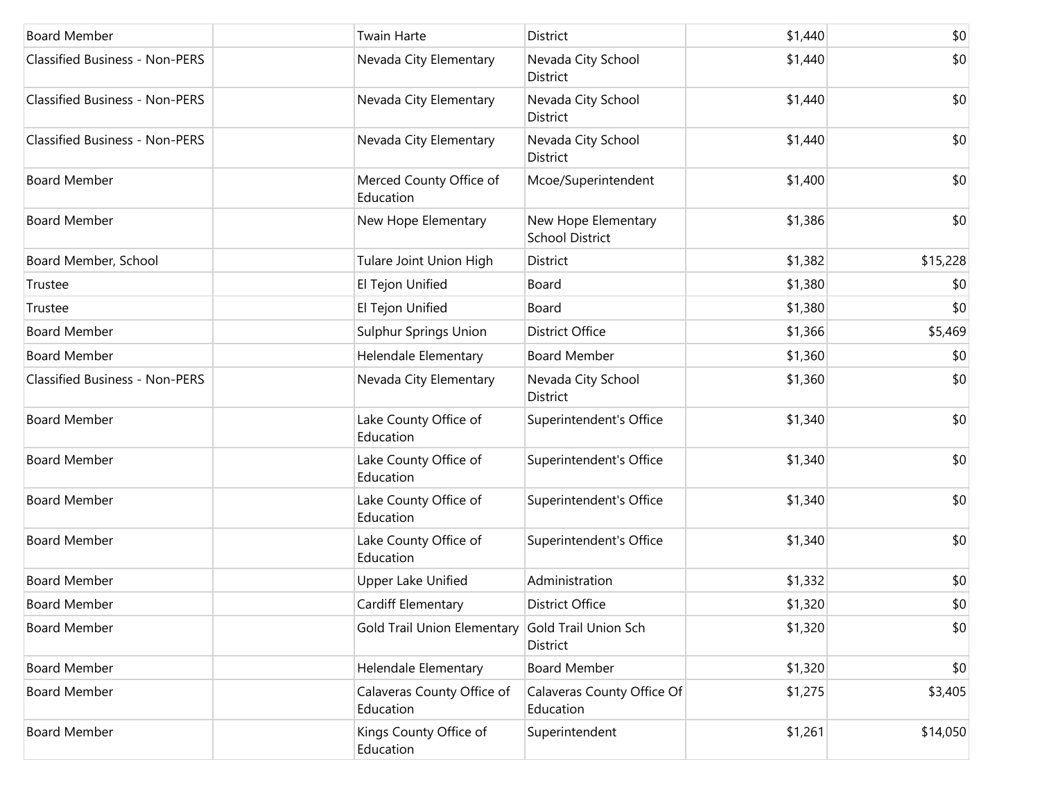| | | | | | |
|---|---|---|---|---|---|
| Board Member | | Twain Harte | District | $1,440 | $0 |
| Classified Business - Non-PERS | | Nevada City Elementary | Nevada City School District | $1,440 | $0 |
| Classified Business - Non-PERS | | Nevada City Elementary | Nevada City School District | $1,440 | $0 |
| Classified Business - Non-PERS | | Nevada City Elementary | Nevada City School District | $1,440 | $0 |
| Board Member | | Merced County Office of Education | Mcoe/Superintendent | $1,400 | $0 |
| Board Member | | New Hope Elementary | New Hope Elementary School District | $1,386 | $0 |
| Board Member, School | | Tulare Joint Union High | District | $1,382 | $15,228 |
| Trustee | | El Tejon Unified | Board | $1,380 | $0 |
| Trustee | | El Tejon Unified | Board | $1,380 | $0 |
| Board Member | | Sulphur Springs Union | District Office | $1,366 | $5,469 |
| Board Member | | Helendale Elementary | Board Member | $1,360 | $0 |
| Classified Business - Non-PERS | | Nevada City Elementary | Nevada City School District | $1,360 | $0 |
| Board Member | | Lake County Office of Education | Superintendent's Office | $1,340 | $0 |
| Board Member | | Lake County Office of Education | Superintendent's Office | $1,340 | $0 |
| Board Member | | Lake County Office of Education | Superintendent's Office | $1,340 | $0 |
| Board Member | | Lake County Office of Education | Superintendent's Office | $1,340 | $0 |
| Board Member | | Upper Lake Unified | Administration | $1,332 | $0 |
| Board Member | | Cardiff Elementary | District Office | $1,320 | $0 |
| Board Member | | Gold Trail Union Elementary | Gold Trail Union Sch District | $1,320 | $0 |
| Board Member | | Helendale Elementary | Board Member | $1,320 | $0 |
| Board Member | | Calaveras County Office of Education | Calaveras County Office Of Education | $1,275 | $3,405 |
| Board Member | | Kings County Office of Education | Superintendent | $1,261 | $14,050 |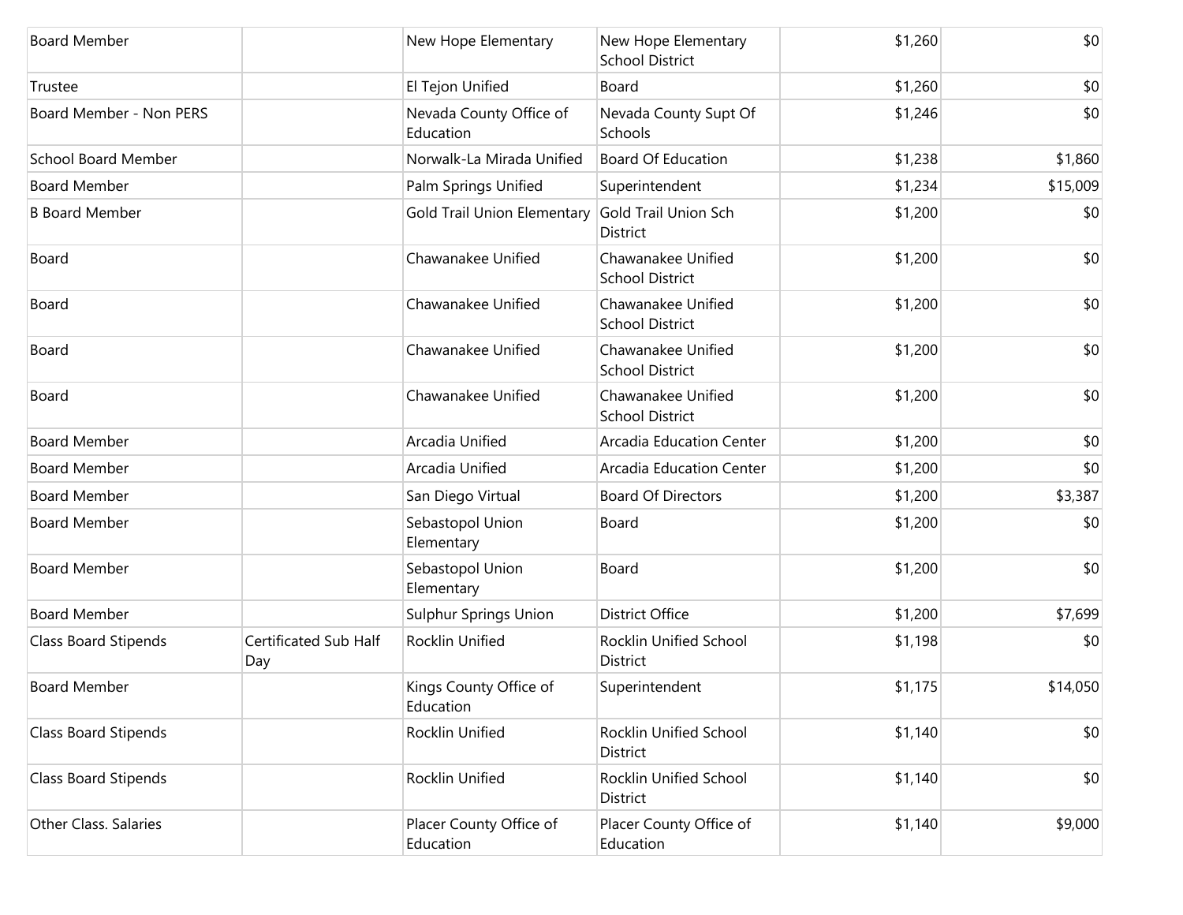| | | | | | |
|---|---|---|---|---|---|
| Board Member | | New Hope Elementary | New Hope Elementary School District | $1,260 | $0 |
| Trustee | | El Tejon Unified | Board | $1,260 | $0 |
| Board Member - Non PERS | | Nevada County Office of Education | Nevada County Supt Of Schools | $1,246 | $0 |
| School Board Member | | Norwalk-La Mirada Unified | Board Of Education | $1,238 | $1,860 |
| Board Member | | Palm Springs Unified | Superintendent | $1,234 | $15,009 |
| B Board Member | | Gold Trail Union Elementary | Gold Trail Union Sch District | $1,200 | $0 |
| Board | | Chawanakee Unified | Chawanakee Unified School District | $1,200 | $0 |
| Board | | Chawanakee Unified | Chawanakee Unified School District | $1,200 | $0 |
| Board | | Chawanakee Unified | Chawanakee Unified School District | $1,200 | $0 |
| Board | | Chawanakee Unified | Chawanakee Unified School District | $1,200 | $0 |
| Board Member | | Arcadia Unified | Arcadia Education Center | $1,200 | $0 |
| Board Member | | Arcadia Unified | Arcadia Education Center | $1,200 | $0 |
| Board Member | | San Diego Virtual | Board Of Directors | $1,200 | $3,387 |
| Board Member | | Sebastopol Union Elementary | Board | $1,200 | $0 |
| Board Member | | Sebastopol Union Elementary | Board | $1,200 | $0 |
| Board Member | | Sulphur Springs Union | District Office | $1,200 | $7,699 |
| Class Board Stipends | Certificated Sub Half Day | Rocklin Unified | Rocklin Unified School District | $1,198 | $0 |
| Board Member | | Kings County Office of Education | Superintendent | $1,175 | $14,050 |
| Class Board Stipends | | Rocklin Unified | Rocklin Unified School District | $1,140 | $0 |
| Class Board Stipends | | Rocklin Unified | Rocklin Unified School District | $1,140 | $0 |
| Other Class. Salaries | | Placer County Office of Education | Placer County Office of Education | $1,140 | $9,000 |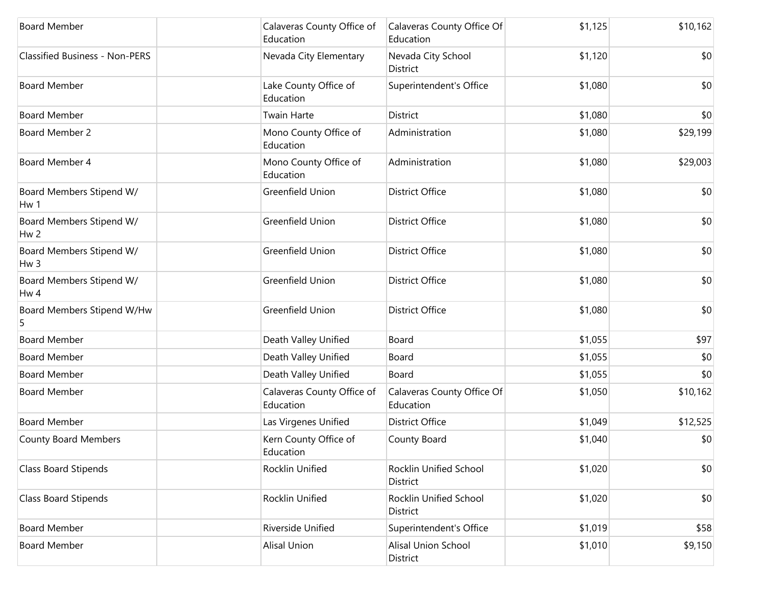| | | | | | |
|---|---|---|---|---|---|
| Board Member | | Calaveras County Office of Education | Calaveras County Office Of Education | $1,125 | $10,162 |
| Classified Business - Non-PERS | | Nevada City Elementary | Nevada City School District | $1,120 | $0 |
| Board Member | | Lake County Office of Education | Superintendent's Office | $1,080 | $0 |
| Board Member | | Twain Harte | District | $1,080 | $0 |
| Board Member 2 | | Mono County Office of Education | Administration | $1,080 | $29,199 |
| Board Member 4 | | Mono County Office of Education | Administration | $1,080 | $29,003 |
| Board Members Stipend W/ Hw 1 | | Greenfield Union | District Office | $1,080 | $0 |
| Board Members Stipend W/ Hw 2 | | Greenfield Union | District Office | $1,080 | $0 |
| Board Members Stipend W/ Hw 3 | | Greenfield Union | District Office | $1,080 | $0 |
| Board Members Stipend W/ Hw 4 | | Greenfield Union | District Office | $1,080 | $0 |
| Board Members Stipend W/Hw 5 | | Greenfield Union | District Office | $1,080 | $0 |
| Board Member | | Death Valley Unified | Board | $1,055 | $97 |
| Board Member | | Death Valley Unified | Board | $1,055 | $0 |
| Board Member | | Death Valley Unified | Board | $1,055 | $0 |
| Board Member | | Calaveras County Office of Education | Calaveras County Office Of Education | $1,050 | $10,162 |
| Board Member | | Las Virgenes Unified | District Office | $1,049 | $12,525 |
| County Board Members | | Kern County Office of Education | County Board | $1,040 | $0 |
| Class Board Stipends | | Rocklin Unified | Rocklin Unified School District | $1,020 | $0 |
| Class Board Stipends | | Rocklin Unified | Rocklin Unified School District | $1,020 | $0 |
| Board Member | | Riverside Unified | Superintendent's Office | $1,019 | $58 |
| Board Member | | Alisal Union | Alisal Union School District | $1,010 | $9,150 |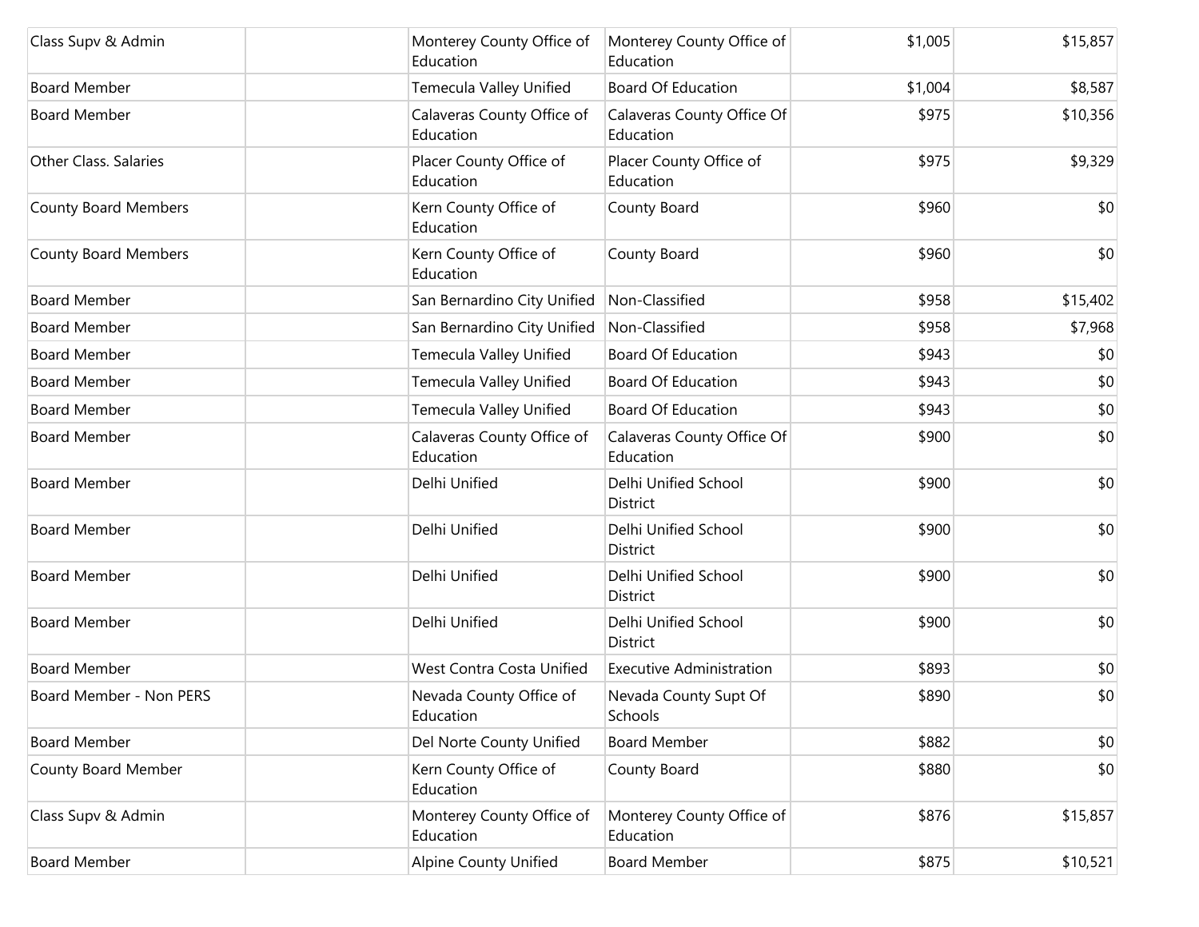| | | | | | |
|---|---|---|---|---|---|
| Class Supv & Admin | | Monterey County Office of Education | Monterey County Office of Education | $1,005 | $15,857 |
| Board Member | | Temecula Valley Unified | Board Of Education | $1,004 | $8,587 |
| Board Member | | Calaveras County Office of Education | Calaveras County Office Of Education | $975 | $10,356 |
| Other Class. Salaries | | Placer County Office of Education | Placer County Office of Education | $975 | $9,329 |
| County Board Members | | Kern County Office of Education | County Board | $960 | $0 |
| County Board Members | | Kern County Office of Education | County Board | $960 | $0 |
| Board Member | | San Bernardino City Unified | Non-Classified | $958 | $15,402 |
| Board Member | | San Bernardino City Unified | Non-Classified | $958 | $7,968 |
| Board Member | | Temecula Valley Unified | Board Of Education | $943 | $0 |
| Board Member | | Temecula Valley Unified | Board Of Education | $943 | $0 |
| Board Member | | Temecula Valley Unified | Board Of Education | $943 | $0 |
| Board Member | | Calaveras County Office of Education | Calaveras County Office Of Education | $900 | $0 |
| Board Member | | Delhi Unified | Delhi Unified School District | $900 | $0 |
| Board Member | | Delhi Unified | Delhi Unified School District | $900 | $0 |
| Board Member | | Delhi Unified | Delhi Unified School District | $900 | $0 |
| Board Member | | Delhi Unified | Delhi Unified School District | $900 | $0 |
| Board Member | | West Contra Costa Unified | Executive Administration | $893 | $0 |
| Board Member - Non PERS | | Nevada County Office of Education | Nevada County Supt Of Schools | $890 | $0 |
| Board Member | | Del Norte County Unified | Board Member | $882 | $0 |
| County Board Member | | Kern County Office of Education | County Board | $880 | $0 |
| Class Supv & Admin | | Monterey County Office of Education | Monterey County Office of Education | $876 | $15,857 |
| Board Member | | Alpine County Unified | Board Member | $875 | $10,521 |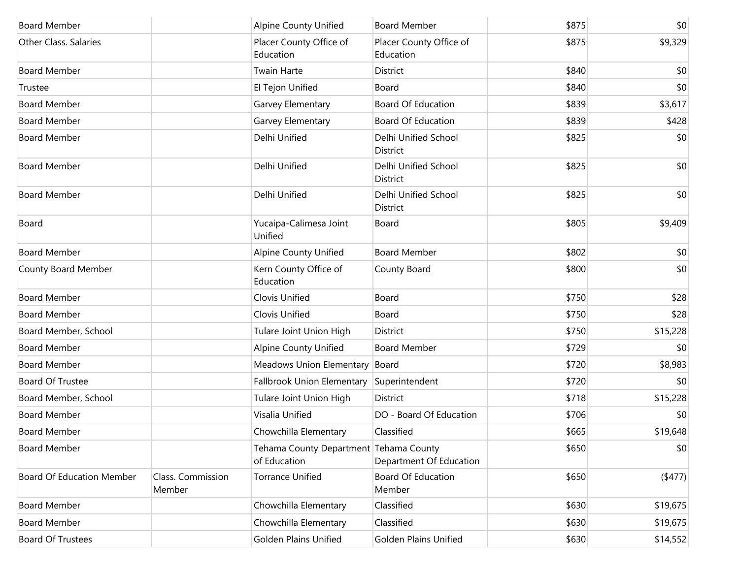| | | | | | |
|---|---|---|---|---|---|
| Board Member | | Alpine County Unified | Board Member | $875 | $0 |
| Other Class. Salaries | | Placer County Office of Education | Placer County Office of Education | $875 | $9,329 |
| Board Member | | Twain Harte | District | $840 | $0 |
| Trustee | | El Tejon Unified | Board | $840 | $0 |
| Board Member | | Garvey Elementary | Board Of Education | $839 | $3,617 |
| Board Member | | Garvey Elementary | Board Of Education | $839 | $428 |
| Board Member | | Delhi Unified | Delhi Unified School District | $825 | $0 |
| Board Member | | Delhi Unified | Delhi Unified School District | $825 | $0 |
| Board Member | | Delhi Unified | Delhi Unified School District | $825 | $0 |
| Board | | Yucaipa-Calimesa Joint Unified | Board | $805 | $9,409 |
| Board Member | | Alpine County Unified | Board Member | $802 | $0 |
| County Board Member | | Kern County Office of Education | County Board | $800 | $0 |
| Board Member | | Clovis Unified | Board | $750 | $28 |
| Board Member | | Clovis Unified | Board | $750 | $28 |
| Board Member, School | | Tulare Joint Union High | District | $750 | $15,228 |
| Board Member | | Alpine County Unified | Board Member | $729 | $0 |
| Board Member | | Meadows Union Elementary | Board | $720 | $8,983 |
| Board Of Trustee | | Fallbrook Union Elementary | Superintendent | $720 | $0 |
| Board Member, School | | Tulare Joint Union High | District | $718 | $15,228 |
| Board Member | | Visalia Unified | DO - Board Of Education | $706 | $0 |
| Board Member | | Chowchilla Elementary | Classified | $665 | $19,648 |
| Board Member | | Tehama County Department of Education | Tehama County Department Of Education | $650 | $0 |
| Board Of Education Member | Class. Commission Member | Torrance Unified | Board Of Education Member | $650 | ($477) |
| Board Member | | Chowchilla Elementary | Classified | $630 | $19,675 |
| Board Member | | Chowchilla Elementary | Classified | $630 | $19,675 |
| Board Of Trustees | | Golden Plains Unified | Golden Plains Unified | $630 | $14,552 |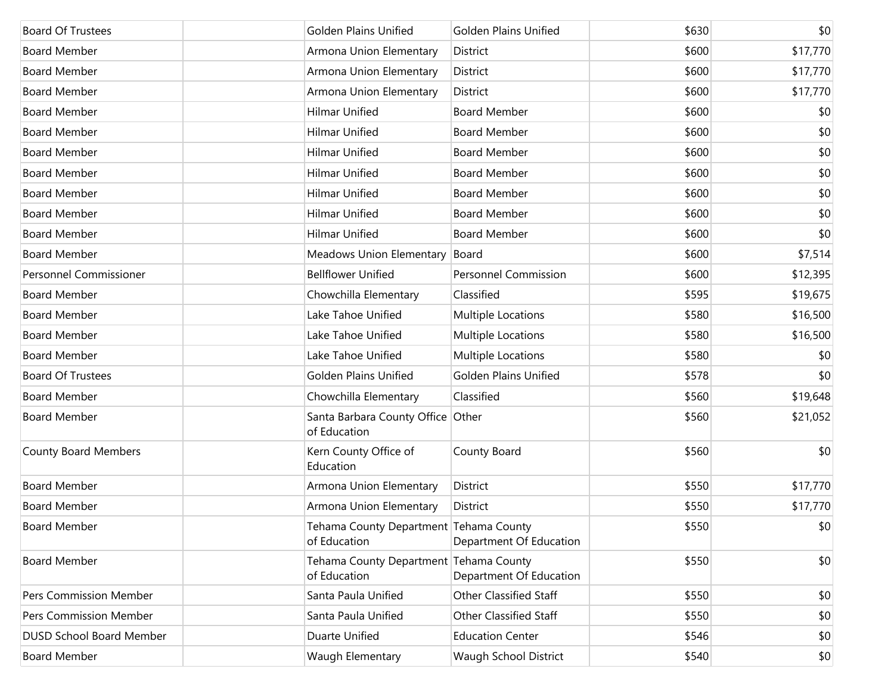| | | | | | |
|---|---|---|---|---|---|
| Board Of Trustees | | Golden Plains Unified | Golden Plains Unified | $630 | $0 |
| Board Member | | Armona Union Elementary | District | $600 | $17,770 |
| Board Member | | Armona Union Elementary | District | $600 | $17,770 |
| Board Member | | Armona Union Elementary | District | $600 | $17,770 |
| Board Member | | Hilmar Unified | Board Member | $600 | $0 |
| Board Member | | Hilmar Unified | Board Member | $600 | $0 |
| Board Member | | Hilmar Unified | Board Member | $600 | $0 |
| Board Member | | Hilmar Unified | Board Member | $600 | $0 |
| Board Member | | Hilmar Unified | Board Member | $600 | $0 |
| Board Member | | Hilmar Unified | Board Member | $600 | $0 |
| Board Member | | Hilmar Unified | Board Member | $600 | $0 |
| Board Member | | Meadows Union Elementary | Board | $600 | $7,514 |
| Personnel Commissioner | | Bellflower Unified | Personnel Commission | $600 | $12,395 |
| Board Member | | Chowchilla Elementary | Classified | $595 | $19,675 |
| Board Member | | Lake Tahoe Unified | Multiple Locations | $580 | $16,500 |
| Board Member | | Lake Tahoe Unified | Multiple Locations | $580 | $16,500 |
| Board Member | | Lake Tahoe Unified | Multiple Locations | $580 | $0 |
| Board Of Trustees | | Golden Plains Unified | Golden Plains Unified | $578 | $0 |
| Board Member | | Chowchilla Elementary | Classified | $560 | $19,648 |
| Board Member | | Santa Barbara County Office of Education | Other | $560 | $21,052 |
| County Board Members | | Kern County Office of Education | County Board | $560 | $0 |
| Board Member | | Armona Union Elementary | District | $550 | $17,770 |
| Board Member | | Armona Union Elementary | District | $550 | $17,770 |
| Board Member | | Tehama County Department of Education | Tehama County Department Of Education | $550 | $0 |
| Board Member | | Tehama County Department of Education | Tehama County Department Of Education | $550 | $0 |
| Pers Commission Member | | Santa Paula Unified | Other Classified Staff | $550 | $0 |
| Pers Commission Member | | Santa Paula Unified | Other Classified Staff | $550 | $0 |
| DUSD School Board Member | | Duarte Unified | Education Center | $546 | $0 |
| Board Member | | Waugh Elementary | Waugh School District | $540 | $0 |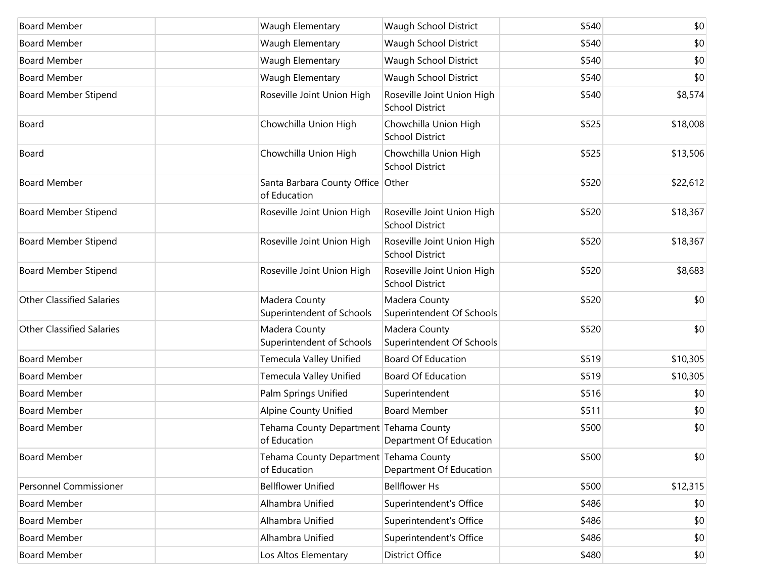| | | | | | |
|---|---|---|---|---|---|
| Board Member | | Waugh Elementary | Waugh School District | $540 | $0 |
| Board Member | | Waugh Elementary | Waugh School District | $540 | $0 |
| Board Member | | Waugh Elementary | Waugh School District | $540 | $0 |
| Board Member | | Waugh Elementary | Waugh School District | $540 | $0 |
| Board Member Stipend | | Roseville Joint Union High | Roseville Joint Union High School District | $540 | $8,574 |
| Board | | Chowchilla Union High | Chowchilla Union High School District | $525 | $18,008 |
| Board | | Chowchilla Union High | Chowchilla Union High School District | $525 | $13,506 |
| Board Member | | Santa Barbara County Office of Education | Other | $520 | $22,612 |
| Board Member Stipend | | Roseville Joint Union High | Roseville Joint Union High School District | $520 | $18,367 |
| Board Member Stipend | | Roseville Joint Union High | Roseville Joint Union High School District | $520 | $18,367 |
| Board Member Stipend | | Roseville Joint Union High | Roseville Joint Union High School District | $520 | $8,683 |
| Other Classified Salaries | | Madera County Superintendent of Schools | Madera County Superintendent Of Schools | $520 | $0 |
| Other Classified Salaries | | Madera County Superintendent of Schools | Madera County Superintendent Of Schools | $520 | $0 |
| Board Member | | Temecula Valley Unified | Board Of Education | $519 | $10,305 |
| Board Member | | Temecula Valley Unified | Board Of Education | $519 | $10,305 |
| Board Member | | Palm Springs Unified | Superintendent | $516 | $0 |
| Board Member | | Alpine County Unified | Board Member | $511 | $0 |
| Board Member | | Tehama County Department of Education | Tehama County Department Of Education | $500 | $0 |
| Board Member | | Tehama County Department of Education | Tehama County Department Of Education | $500 | $0 |
| Personnel Commissioner | | Bellflower Unified | Bellflower Hs | $500 | $12,315 |
| Board Member | | Alhambra Unified | Superintendent's Office | $486 | $0 |
| Board Member | | Alhambra Unified | Superintendent's Office | $486 | $0 |
| Board Member | | Alhambra Unified | Superintendent's Office | $486 | $0 |
| Board Member | | Los Altos Elementary | District Office | $480 | $0 |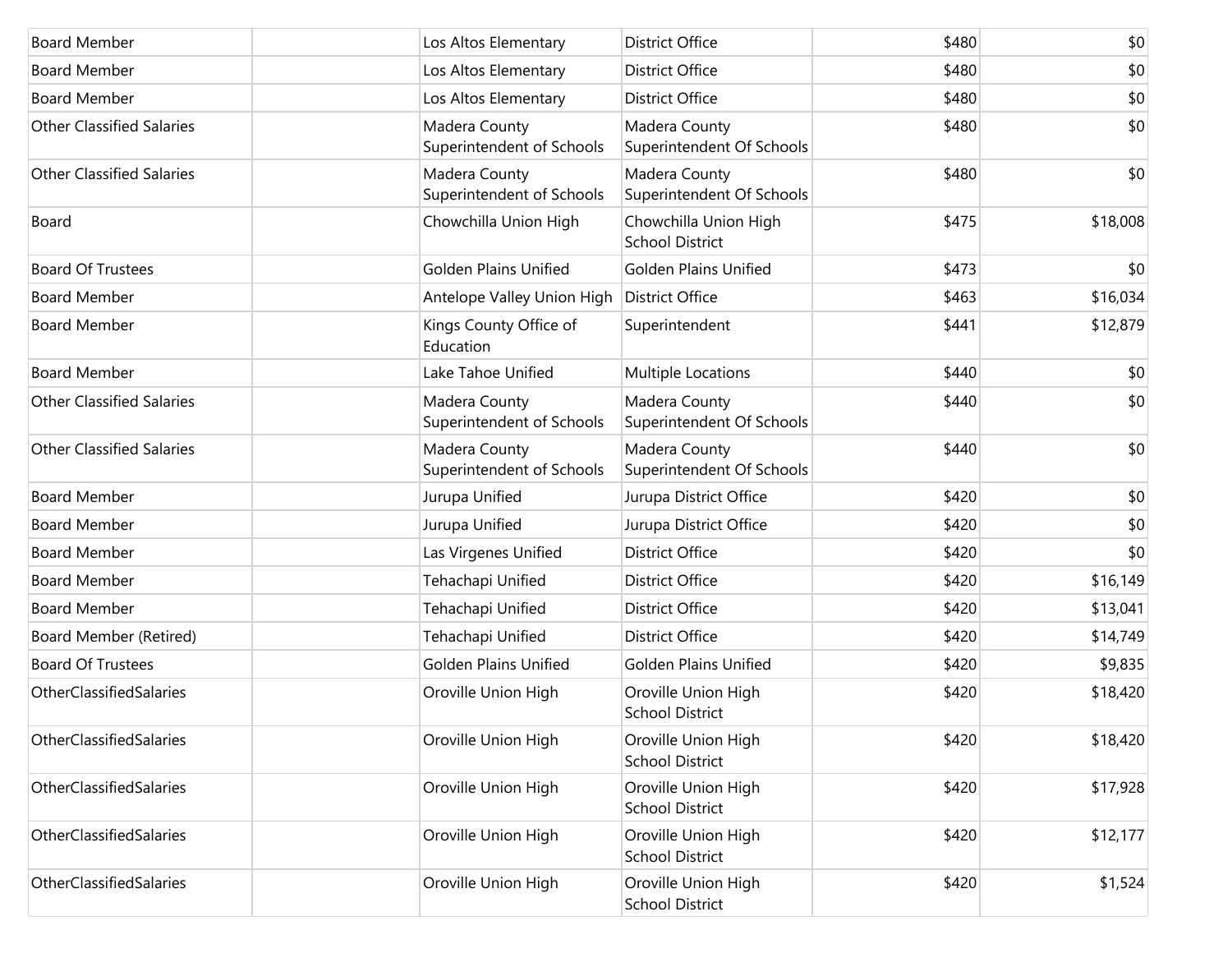| | | | | | |
|---|---|---|---|---|---|
| Board Member | | Los Altos Elementary | District Office | $480 | $0 |
| Board Member | | Los Altos Elementary | District Office | $480 | $0 |
| Board Member | | Los Altos Elementary | District Office | $480 | $0 |
| Other Classified Salaries | | Madera County Superintendent of Schools | Madera County Superintendent Of Schools | $480 | $0 |
| Other Classified Salaries | | Madera County Superintendent of Schools | Madera County Superintendent Of Schools | $480 | $0 |
| Board | | Chowchilla Union High | Chowchilla Union High School District | $475 | $18,008 |
| Board Of Trustees | | Golden Plains Unified | Golden Plains Unified | $473 | $0 |
| Board Member | | Antelope Valley Union High | District Office | $463 | $16,034 |
| Board Member | | Kings County Office of Education | Superintendent | $441 | $12,879 |
| Board Member | | Lake Tahoe Unified | Multiple Locations | $440 | $0 |
| Other Classified Salaries | | Madera County Superintendent of Schools | Madera County Superintendent Of Schools | $440 | $0 |
| Other Classified Salaries | | Madera County Superintendent of Schools | Madera County Superintendent Of Schools | $440 | $0 |
| Board Member | | Jurupa Unified | Jurupa District Office | $420 | $0 |
| Board Member | | Jurupa Unified | Jurupa District Office | $420 | $0 |
| Board Member | | Las Virgenes Unified | District Office | $420 | $0 |
| Board Member | | Tehachapi Unified | District Office | $420 | $16,149 |
| Board Member | | Tehachapi Unified | District Office | $420 | $13,041 |
| Board Member (Retired) | | Tehachapi Unified | District Office | $420 | $14,749 |
| Board Of Trustees | | Golden Plains Unified | Golden Plains Unified | $420 | $9,835 |
| OtherClassifiedSalaries | | Oroville Union High | Oroville Union High School District | $420 | $18,420 |
| OtherClassifiedSalaries | | Oroville Union High | Oroville Union High School District | $420 | $18,420 |
| OtherClassifiedSalaries | | Oroville Union High | Oroville Union High School District | $420 | $17,928 |
| OtherClassifiedSalaries | | Oroville Union High | Oroville Union High School District | $420 | $12,177 |
| OtherClassifiedSalaries | | Oroville Union High | Oroville Union High School District | $420 | $1,524 |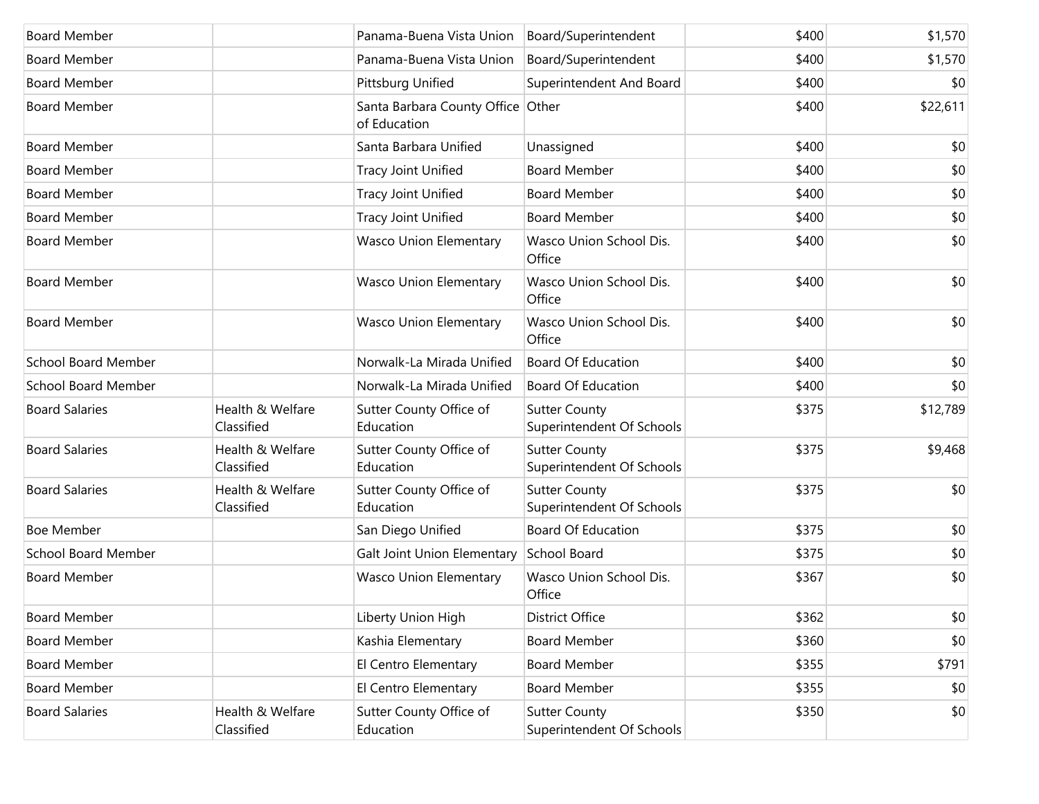| | | | | | |
|---|---|---|---|---|---|
| Board Member | | Panama-Buena Vista Union | Board/Superintendent | $400 | $1,570 |
| Board Member | | Panama-Buena Vista Union | Board/Superintendent | $400 | $1,570 |
| Board Member | | Pittsburg Unified | Superintendent And Board | $400 | $0 |
| Board Member | | Santa Barbara County Office of Education | Other | $400 | $22,611 |
| Board Member | | Santa Barbara Unified | Unassigned | $400 | $0 |
| Board Member | | Tracy Joint Unified | Board Member | $400 | $0 |
| Board Member | | Tracy Joint Unified | Board Member | $400 | $0 |
| Board Member | | Tracy Joint Unified | Board Member | $400 | $0 |
| Board Member | | Wasco Union Elementary | Wasco Union School Dis. Office | $400 | $0 |
| Board Member | | Wasco Union Elementary | Wasco Union School Dis. Office | $400 | $0 |
| Board Member | | Wasco Union Elementary | Wasco Union School Dis. Office | $400 | $0 |
| School Board Member | | Norwalk-La Mirada Unified | Board Of Education | $400 | $0 |
| School Board Member | | Norwalk-La Mirada Unified | Board Of Education | $400 | $0 |
| Board Salaries | Health & Welfare Classified | Sutter County Office of Education | Sutter County Superintendent Of Schools | $375 | $12,789 |
| Board Salaries | Health & Welfare Classified | Sutter County Office of Education | Sutter County Superintendent Of Schools | $375 | $9,468 |
| Board Salaries | Health & Welfare Classified | Sutter County Office of Education | Sutter County Superintendent Of Schools | $375 | $0 |
| Boe Member | | San Diego Unified | Board Of Education | $375 | $0 |
| School Board Member | | Galt Joint Union Elementary | School Board | $375 | $0 |
| Board Member | | Wasco Union Elementary | Wasco Union School Dis. Office | $367 | $0 |
| Board Member | | Liberty Union High | District Office | $362 | $0 |
| Board Member | | Kashia Elementary | Board Member | $360 | $0 |
| Board Member | | El Centro Elementary | Board Member | $355 | $791 |
| Board Member | | El Centro Elementary | Board Member | $355 | $0 |
| Board Salaries | Health & Welfare Classified | Sutter County Office of Education | Sutter County Superintendent Of Schools | $350 | $0 |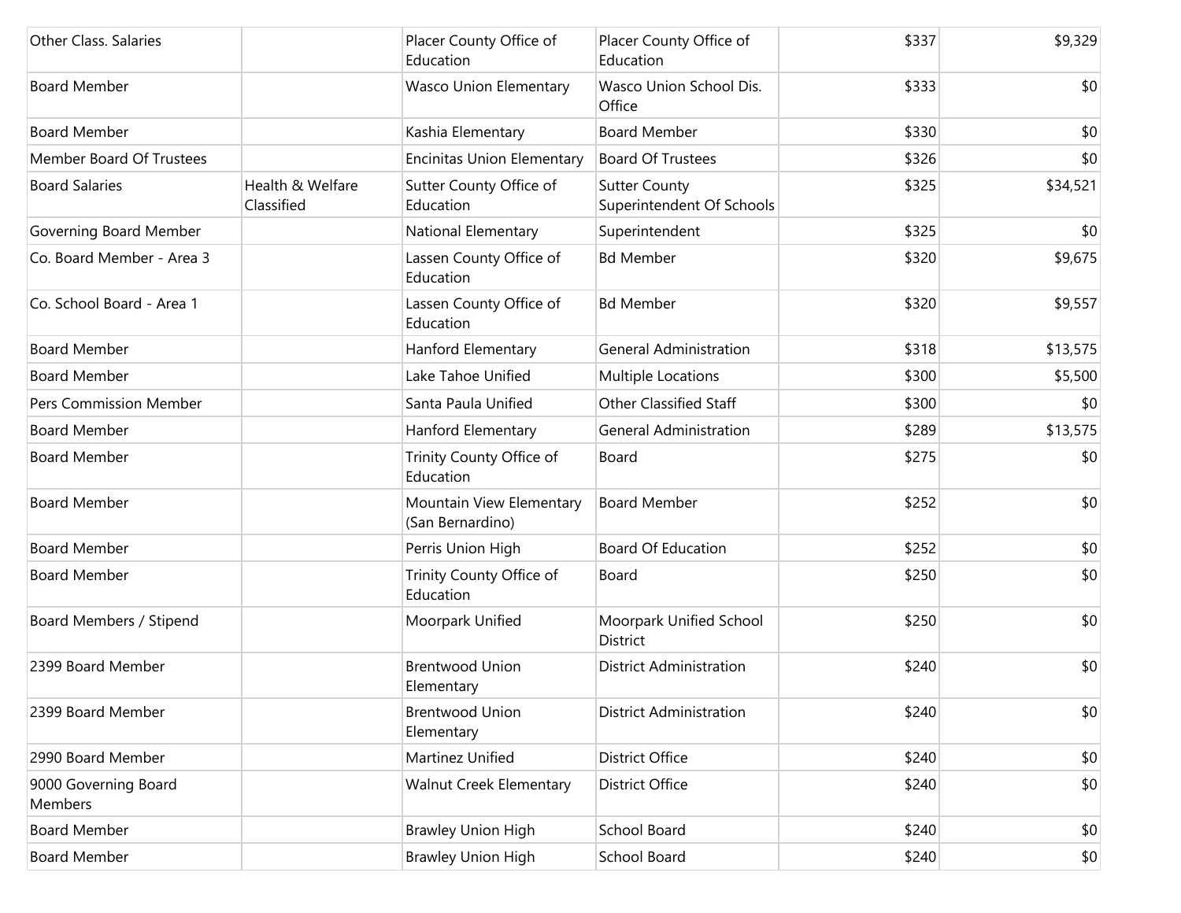| | | | | | |
|---|---|---|---|---|---|
| Other Class. Salaries | | Placer County Office of Education | Placer County Office of Education | $337 | $9,329 |
| Board Member | | Wasco Union Elementary | Wasco Union School Dis. Office | $333 | $0 |
| Board Member | | Kashia Elementary | Board Member | $330 | $0 |
| Member Board Of Trustees | | Encinitas Union Elementary | Board Of Trustees | $326 | $0 |
| Board Salaries | Health & Welfare Classified | Sutter County Office of Education | Sutter County Superintendent Of Schools | $325 | $34,521 |
| Governing Board Member | | National Elementary | Superintendent | $325 | $0 |
| Co. Board Member - Area 3 | | Lassen County Office of Education | Bd Member | $320 | $9,675 |
| Co. School Board - Area 1 | | Lassen County Office of Education | Bd Member | $320 | $9,557 |
| Board Member | | Hanford Elementary | General Administration | $318 | $13,575 |
| Board Member | | Lake Tahoe Unified | Multiple Locations | $300 | $5,500 |
| Pers Commission Member | | Santa Paula Unified | Other Classified Staff | $300 | $0 |
| Board Member | | Hanford Elementary | General Administration | $289 | $13,575 |
| Board Member | | Trinity County Office of Education | Board | $275 | $0 |
| Board Member | | Mountain View Elementary (San Bernardino) | Board Member | $252 | $0 |
| Board Member | | Perris Union High | Board Of Education | $252 | $0 |
| Board Member | | Trinity County Office of Education | Board | $250 | $0 |
| Board Members / Stipend | | Moorpark Unified | Moorpark Unified School District | $250 | $0 |
| 2399 Board Member | | Brentwood Union Elementary | District Administration | $240 | $0 |
| 2399 Board Member | | Brentwood Union Elementary | District Administration | $240 | $0 |
| 2990 Board Member | | Martinez Unified | District Office | $240 | $0 |
| 9000 Governing Board Members | | Walnut Creek Elementary | District Office | $240 | $0 |
| Board Member | | Brawley Union High | School Board | $240 | $0 |
| Board Member | | Brawley Union High | School Board | $240 | $0 |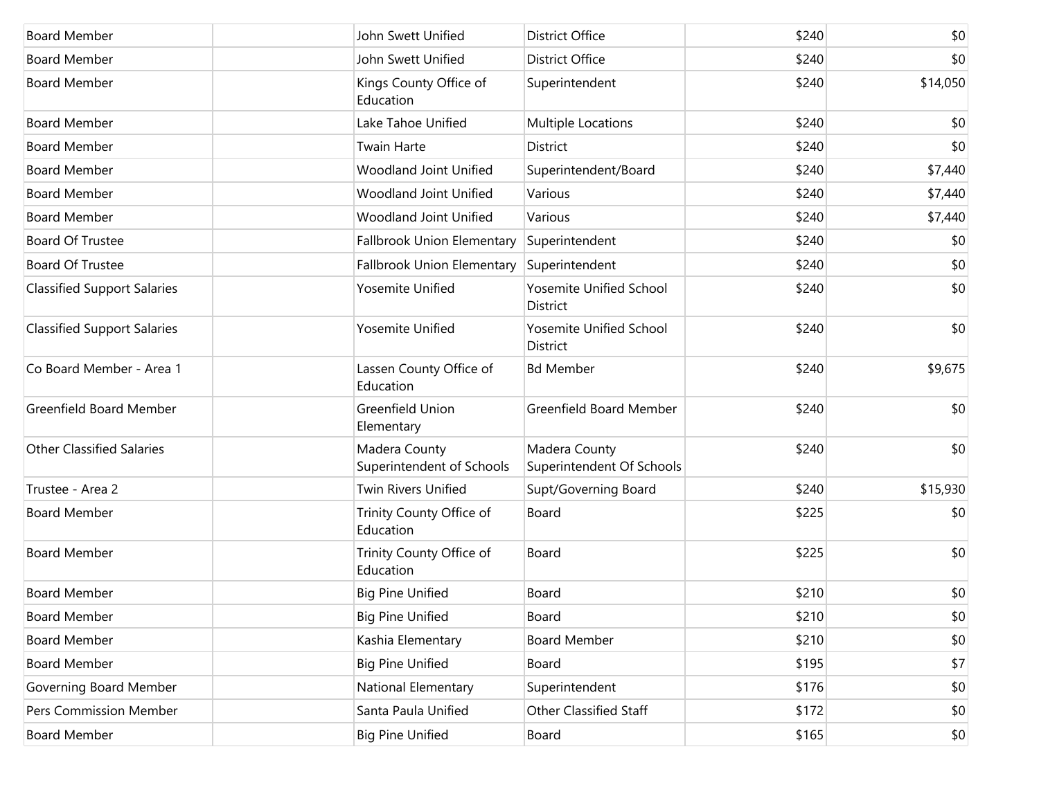| | | | | | |
|---|---|---|---|---|---|
| Board Member | | John Swett Unified | District Office | $240 | $0 |
| Board Member | | John Swett Unified | District Office | $240 | $0 |
| Board Member | | Kings County Office of Education | Superintendent | $240 | $14,050 |
| Board Member | | Lake Tahoe Unified | Multiple Locations | $240 | $0 |
| Board Member | | Twain Harte | District | $240 | $0 |
| Board Member | | Woodland Joint Unified | Superintendent/Board | $240 | $7,440 |
| Board Member | | Woodland Joint Unified | Various | $240 | $7,440 |
| Board Member | | Woodland Joint Unified | Various | $240 | $7,440 |
| Board Of Trustee | | Fallbrook Union Elementary | Superintendent | $240 | $0 |
| Board Of Trustee | | Fallbrook Union Elementary | Superintendent | $240 | $0 |
| Classified Support Salaries | | Yosemite Unified | Yosemite Unified School District | $240 | $0 |
| Classified Support Salaries | | Yosemite Unified | Yosemite Unified School District | $240 | $0 |
| Co Board Member - Area 1 | | Lassen County Office of Education | Bd Member | $240 | $9,675 |
| Greenfield Board Member | | Greenfield Union Elementary | Greenfield Board Member | $240 | $0 |
| Other Classified Salaries | | Madera County Superintendent of Schools | Madera County Superintendent Of Schools | $240 | $0 |
| Trustee - Area 2 | | Twin Rivers Unified | Supt/Governing Board | $240 | $15,930 |
| Board Member | | Trinity County Office of Education | Board | $225 | $0 |
| Board Member | | Trinity County Office of Education | Board | $225 | $0 |
| Board Member | | Big Pine Unified | Board | $210 | $0 |
| Board Member | | Big Pine Unified | Board | $210 | $0 |
| Board Member | | Kashia Elementary | Board Member | $210 | $0 |
| Board Member | | Big Pine Unified | Board | $195 | $7 |
| Governing Board Member | | National Elementary | Superintendent | $176 | $0 |
| Pers Commission Member | | Santa Paula Unified | Other Classified Staff | $172 | $0 |
| Board Member | | Big Pine Unified | Board | $165 | $0 |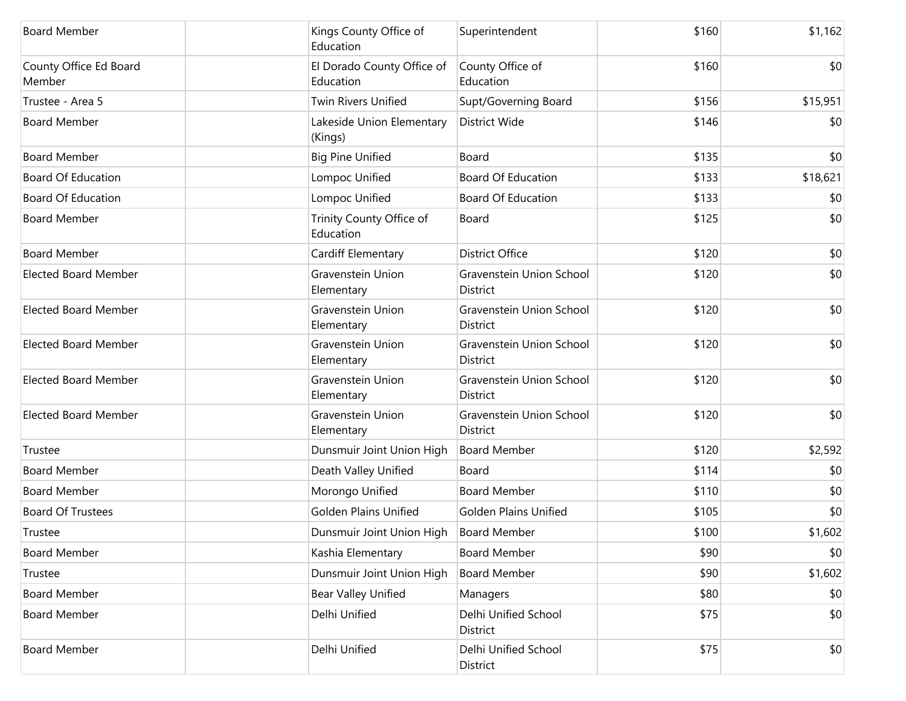| | | | | | |
|---|---|---|---|---|---|
| Board Member | | Kings County Office of Education | Superintendent | $160 | $1,162 |
| County Office Ed Board Member | | El Dorado County Office of Education | County Office of Education | $160 | $0 |
| Trustee - Area 5 | | Twin Rivers Unified | Supt/Governing Board | $156 | $15,951 |
| Board Member | | Lakeside Union Elementary (Kings) | District Wide | $146 | $0 |
| Board Member | | Big Pine Unified | Board | $135 | $0 |
| Board Of Education | | Lompoc Unified | Board Of Education | $133 | $18,621 |
| Board Of Education | | Lompoc Unified | Board Of Education | $133 | $0 |
| Board Member | | Trinity County Office of Education | Board | $125 | $0 |
| Board Member | | Cardiff Elementary | District Office | $120 | $0 |
| Elected Board Member | | Gravenstein Union Elementary | Gravenstein Union School District | $120 | $0 |
| Elected Board Member | | Gravenstein Union Elementary | Gravenstein Union School District | $120 | $0 |
| Elected Board Member | | Gravenstein Union Elementary | Gravenstein Union School District | $120 | $0 |
| Elected Board Member | | Gravenstein Union Elementary | Gravenstein Union School District | $120 | $0 |
| Elected Board Member | | Gravenstein Union Elementary | Gravenstein Union School District | $120 | $0 |
| Trustee | | Dunsmuir Joint Union High | Board Member | $120 | $2,592 |
| Board Member | | Death Valley Unified | Board | $114 | $0 |
| Board Member | | Morongo Unified | Board Member | $110 | $0 |
| Board Of Trustees | | Golden Plains Unified | Golden Plains Unified | $105 | $0 |
| Trustee | | Dunsmuir Joint Union High | Board Member | $100 | $1,602 |
| Board Member | | Kashia Elementary | Board Member | $90 | $0 |
| Trustee | | Dunsmuir Joint Union High | Board Member | $90 | $1,602 |
| Board Member | | Bear Valley Unified | Managers | $80 | $0 |
| Board Member | | Delhi Unified | Delhi Unified School District | $75 | $0 |
| Board Member | | Delhi Unified | Delhi Unified School District | $75 | $0 |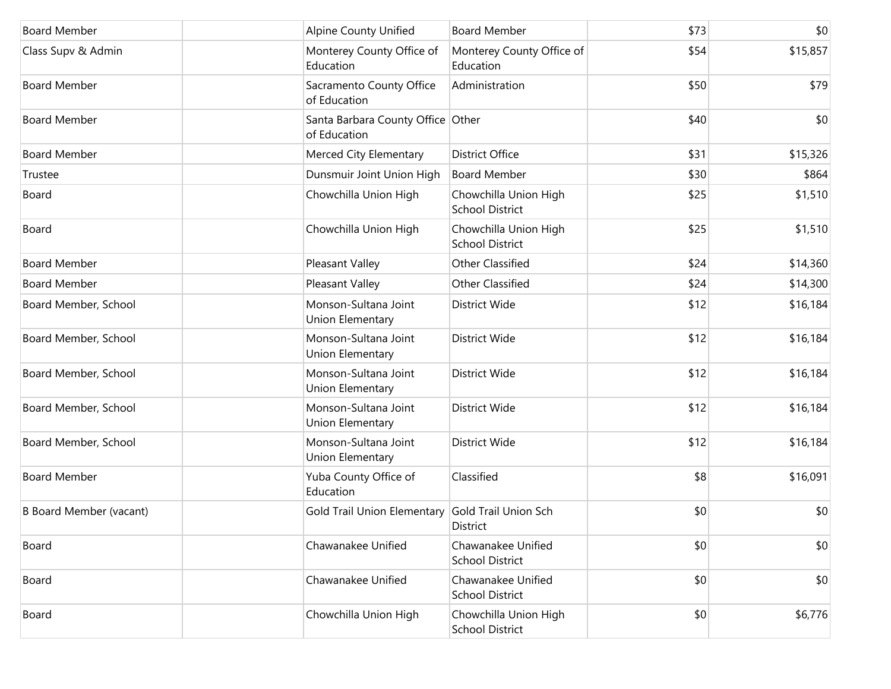| | | | | | |
|---|---|---|---|---|---|
| Board Member | | Alpine County Unified | Board Member | $73 | $0 |
| Class Supv & Admin | | Monterey County Office of Education | Monterey County Office of Education | $54 | $15,857 |
| Board Member | | Sacramento County Office of Education | Administration | $50 | $79 |
| Board Member | | Santa Barbara County Office of Education | Other | $40 | $0 |
| Board Member | | Merced City Elementary | District Office | $31 | $15,326 |
| Trustee | | Dunsmuir Joint Union High | Board Member | $30 | $864 |
| Board | | Chowchilla Union High | Chowchilla Union High School District | $25 | $1,510 |
| Board | | Chowchilla Union High | Chowchilla Union High School District | $25 | $1,510 |
| Board Member | | Pleasant Valley | Other Classified | $24 | $14,360 |
| Board Member | | Pleasant Valley | Other Classified | $24 | $14,300 |
| Board Member, School | | Monson-Sultana Joint Union Elementary | District Wide | $12 | $16,184 |
| Board Member, School | | Monson-Sultana Joint Union Elementary | District Wide | $12 | $16,184 |
| Board Member, School | | Monson-Sultana Joint Union Elementary | District Wide | $12 | $16,184 |
| Board Member, School | | Monson-Sultana Joint Union Elementary | District Wide | $12 | $16,184 |
| Board Member, School | | Monson-Sultana Joint Union Elementary | District Wide | $12 | $16,184 |
| Board Member | | Yuba County Office of Education | Classified | $8 | $16,091 |
| B Board Member (vacant) | | Gold Trail Union Elementary | Gold Trail Union Sch District | $0 | $0 |
| Board | | Chawanakee Unified | Chawanakee Unified School District | $0 | $0 |
| Board | | Chawanakee Unified | Chawanakee Unified School District | $0 | $0 |
| Board | | Chowchilla Union High | Chowchilla Union High School District | $0 | $6,776 |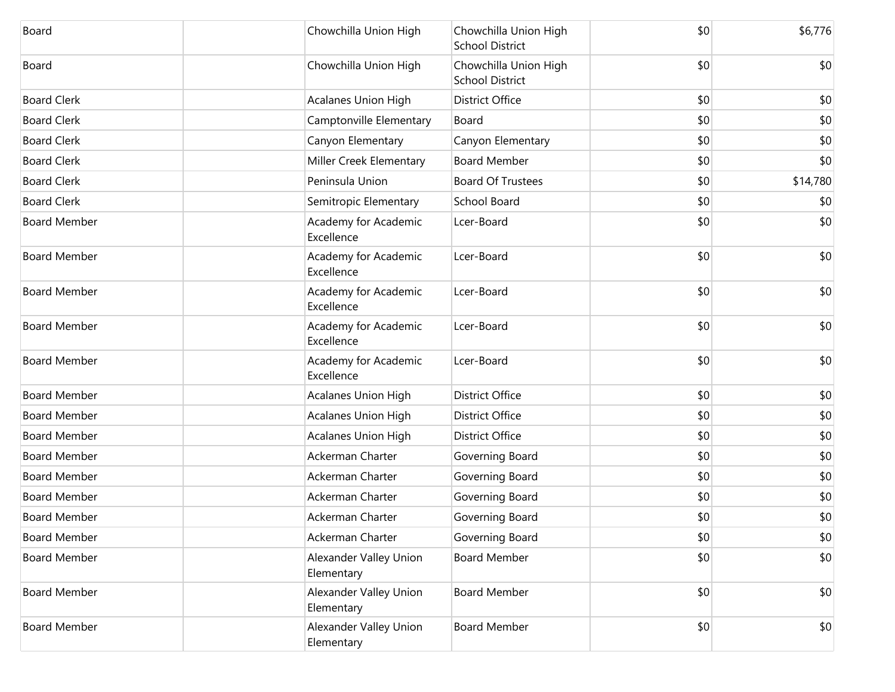| | | | | | |
|---|---|---|---|---|---|
| Board | | Chowchilla Union High | Chowchilla Union High School District | $0 | $6,776 |
| Board | | Chowchilla Union High | Chowchilla Union High School District | $0 | $0 |
| Board Clerk | | Acalanes Union High | District Office | $0 | $0 |
| Board Clerk | | Camptonville Elementary | Board | $0 | $0 |
| Board Clerk | | Canyon Elementary | Canyon Elementary | $0 | $0 |
| Board Clerk | | Miller Creek Elementary | Board Member | $0 | $0 |
| Board Clerk | | Peninsula Union | Board Of Trustees | $0 | $14,780 |
| Board Clerk | | Semitropic Elementary | School Board | $0 | $0 |
| Board Member | | Academy for Academic Excellence | Lcer-Board | $0 | $0 |
| Board Member | | Academy for Academic Excellence | Lcer-Board | $0 | $0 |
| Board Member | | Academy for Academic Excellence | Lcer-Board | $0 | $0 |
| Board Member | | Academy for Academic Excellence | Lcer-Board | $0 | $0 |
| Board Member | | Academy for Academic Excellence | Lcer-Board | $0 | $0 |
| Board Member | | Acalanes Union High | District Office | $0 | $0 |
| Board Member | | Acalanes Union High | District Office | $0 | $0 |
| Board Member | | Acalanes Union High | District Office | $0 | $0 |
| Board Member | | Ackerman Charter | Governing Board | $0 | $0 |
| Board Member | | Ackerman Charter | Governing Board | $0 | $0 |
| Board Member | | Ackerman Charter | Governing Board | $0 | $0 |
| Board Member | | Ackerman Charter | Governing Board | $0 | $0 |
| Board Member | | Ackerman Charter | Governing Board | $0 | $0 |
| Board Member | | Alexander Valley Union Elementary | Board Member | $0 | $0 |
| Board Member | | Alexander Valley Union Elementary | Board Member | $0 | $0 |
| Board Member | | Alexander Valley Union Elementary | Board Member | $0 | $0 |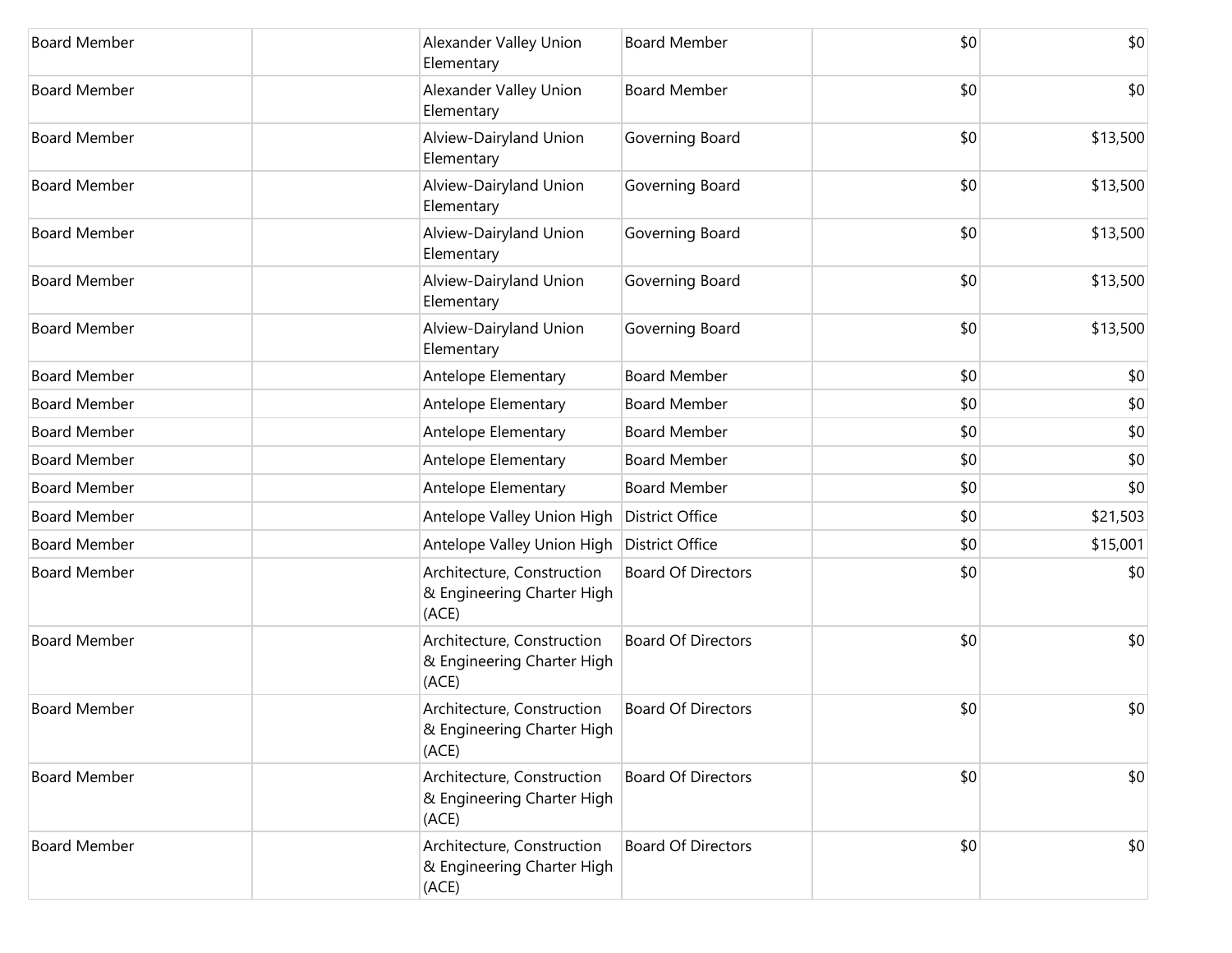| | | | | | |
|---|---|---|---|---|---|
| Board Member | | Alexander Valley Union Elementary | Board Member | $0 | $0 |
| Board Member | | Alexander Valley Union Elementary | Board Member | $0 | $0 |
| Board Member | | Alview-Dairyland Union Elementary | Governing Board | $0 | $13,500 |
| Board Member | | Alview-Dairyland Union Elementary | Governing Board | $0 | $13,500 |
| Board Member | | Alview-Dairyland Union Elementary | Governing Board | $0 | $13,500 |
| Board Member | | Alview-Dairyland Union Elementary | Governing Board | $0 | $13,500 |
| Board Member | | Alview-Dairyland Union Elementary | Governing Board | $0 | $13,500 |
| Board Member | | Antelope Elementary | Board Member | $0 | $0 |
| Board Member | | Antelope Elementary | Board Member | $0 | $0 |
| Board Member | | Antelope Elementary | Board Member | $0 | $0 |
| Board Member | | Antelope Elementary | Board Member | $0 | $0 |
| Board Member | | Antelope Elementary | Board Member | $0 | $0 |
| Board Member | | Antelope Valley Union High | District Office | $0 | $21,503 |
| Board Member | | Antelope Valley Union High | District Office | $0 | $15,001 |
| Board Member | | Architecture, Construction & Engineering Charter High (ACE) | Board Of Directors | $0 | $0 |
| Board Member | | Architecture, Construction & Engineering Charter High (ACE) | Board Of Directors | $0 | $0 |
| Board Member | | Architecture, Construction & Engineering Charter High (ACE) | Board Of Directors | $0 | $0 |
| Board Member | | Architecture, Construction & Engineering Charter High (ACE) | Board Of Directors | $0 | $0 |
| Board Member | | Architecture, Construction & Engineering Charter High (ACE) | Board Of Directors | $0 | $0 |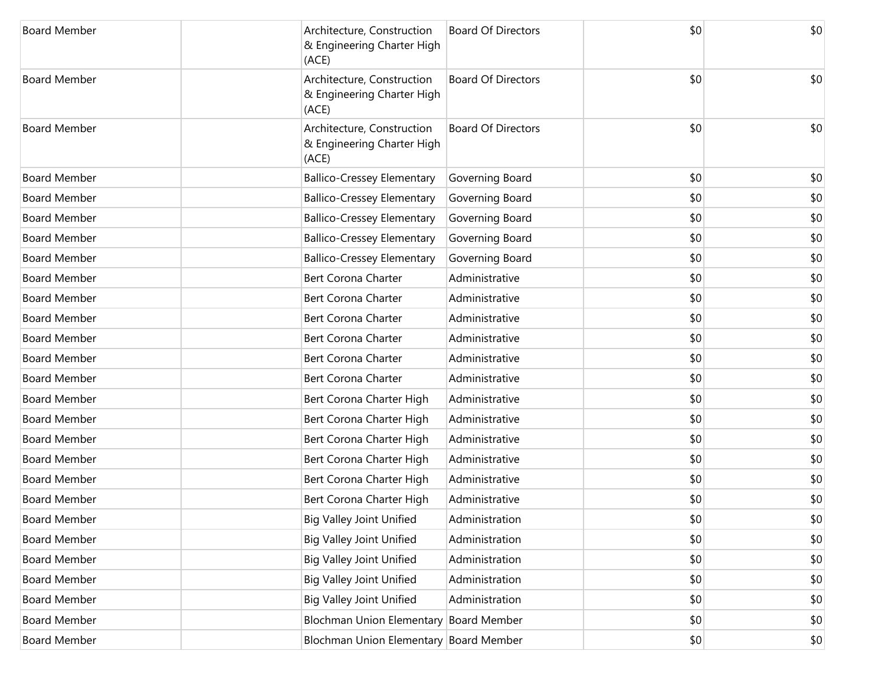| | | | | | |
|---|---|---|---|---|---|
| Board Member | | Architecture, Construction & Engineering Charter High (ACE) | Board Of Directors | $0 | $0 |
| Board Member | | Architecture, Construction & Engineering Charter High (ACE) | Board Of Directors | $0 | $0 |
| Board Member | | Architecture, Construction & Engineering Charter High (ACE) | Board Of Directors | $0 | $0 |
| Board Member | | Ballico-Cressey Elementary | Governing Board | $0 | $0 |
| Board Member | | Ballico-Cressey Elementary | Governing Board | $0 | $0 |
| Board Member | | Ballico-Cressey Elementary | Governing Board | $0 | $0 |
| Board Member | | Ballico-Cressey Elementary | Governing Board | $0 | $0 |
| Board Member | | Ballico-Cressey Elementary | Governing Board | $0 | $0 |
| Board Member | | Bert Corona Charter | Administrative | $0 | $0 |
| Board Member | | Bert Corona Charter | Administrative | $0 | $0 |
| Board Member | | Bert Corona Charter | Administrative | $0 | $0 |
| Board Member | | Bert Corona Charter | Administrative | $0 | $0 |
| Board Member | | Bert Corona Charter | Administrative | $0 | $0 |
| Board Member | | Bert Corona Charter | Administrative | $0 | $0 |
| Board Member | | Bert Corona Charter High | Administrative | $0 | $0 |
| Board Member | | Bert Corona Charter High | Administrative | $0 | $0 |
| Board Member | | Bert Corona Charter High | Administrative | $0 | $0 |
| Board Member | | Bert Corona Charter High | Administrative | $0 | $0 |
| Board Member | | Bert Corona Charter High | Administrative | $0 | $0 |
| Board Member | | Bert Corona Charter High | Administrative | $0 | $0 |
| Board Member | | Big Valley Joint Unified | Administration | $0 | $0 |
| Board Member | | Big Valley Joint Unified | Administration | $0 | $0 |
| Board Member | | Big Valley Joint Unified | Administration | $0 | $0 |
| Board Member | | Big Valley Joint Unified | Administration | $0 | $0 |
| Board Member | | Big Valley Joint Unified | Administration | $0 | $0 |
| Board Member | | Blochman Union Elementary | Board Member | $0 | $0 |
| Board Member | | Blochman Union Elementary | Board Member | $0 | $0 |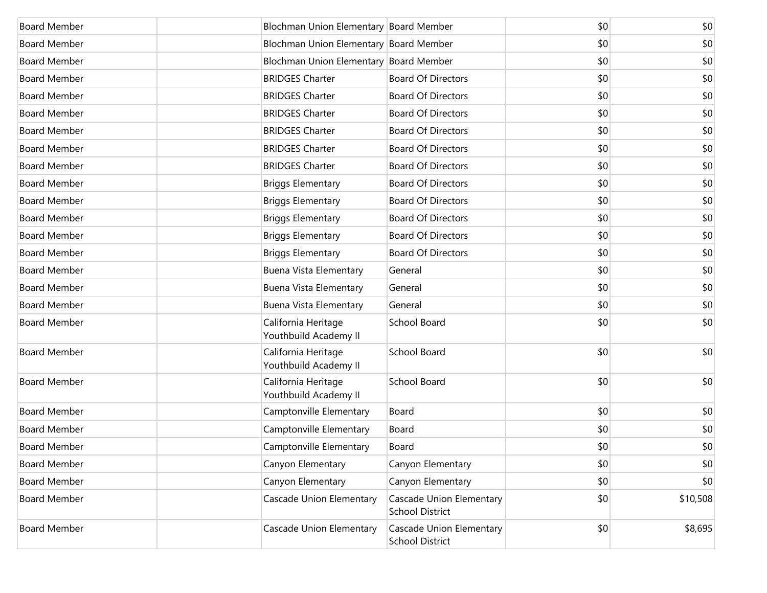| | | | | | |
|---|---|---|---|---|---|
| Board Member | | Blochman Union Elementary | Board Member | $0 | $0 |
| Board Member | | Blochman Union Elementary | Board Member | $0 | $0 |
| Board Member | | Blochman Union Elementary | Board Member | $0 | $0 |
| Board Member | | BRIDGES Charter | Board Of Directors | $0 | $0 |
| Board Member | | BRIDGES Charter | Board Of Directors | $0 | $0 |
| Board Member | | BRIDGES Charter | Board Of Directors | $0 | $0 |
| Board Member | | BRIDGES Charter | Board Of Directors | $0 | $0 |
| Board Member | | BRIDGES Charter | Board Of Directors | $0 | $0 |
| Board Member | | BRIDGES Charter | Board Of Directors | $0 | $0 |
| Board Member | | Briggs Elementary | Board Of Directors | $0 | $0 |
| Board Member | | Briggs Elementary | Board Of Directors | $0 | $0 |
| Board Member | | Briggs Elementary | Board Of Directors | $0 | $0 |
| Board Member | | Briggs Elementary | Board Of Directors | $0 | $0 |
| Board Member | | Briggs Elementary | Board Of Directors | $0 | $0 |
| Board Member | | Buena Vista Elementary | General | $0 | $0 |
| Board Member | | Buena Vista Elementary | General | $0 | $0 |
| Board Member | | Buena Vista Elementary | General | $0 | $0 |
| Board Member | | California Heritage Youthbuild Academy II | School Board | $0 | $0 |
| Board Member | | California Heritage Youthbuild Academy II | School Board | $0 | $0 |
| Board Member | | California Heritage Youthbuild Academy II | School Board | $0 | $0 |
| Board Member | | Camptonville Elementary | Board | $0 | $0 |
| Board Member | | Camptonville Elementary | Board | $0 | $0 |
| Board Member | | Camptonville Elementary | Board | $0 | $0 |
| Board Member | | Canyon Elementary | Canyon Elementary | $0 | $0 |
| Board Member | | Canyon Elementary | Canyon Elementary | $0 | $0 |
| Board Member | | Cascade Union Elementary | Cascade Union Elementary School District | $0 | $10,508 |
| Board Member | | Cascade Union Elementary | Cascade Union Elementary School District | $0 | $8,695 |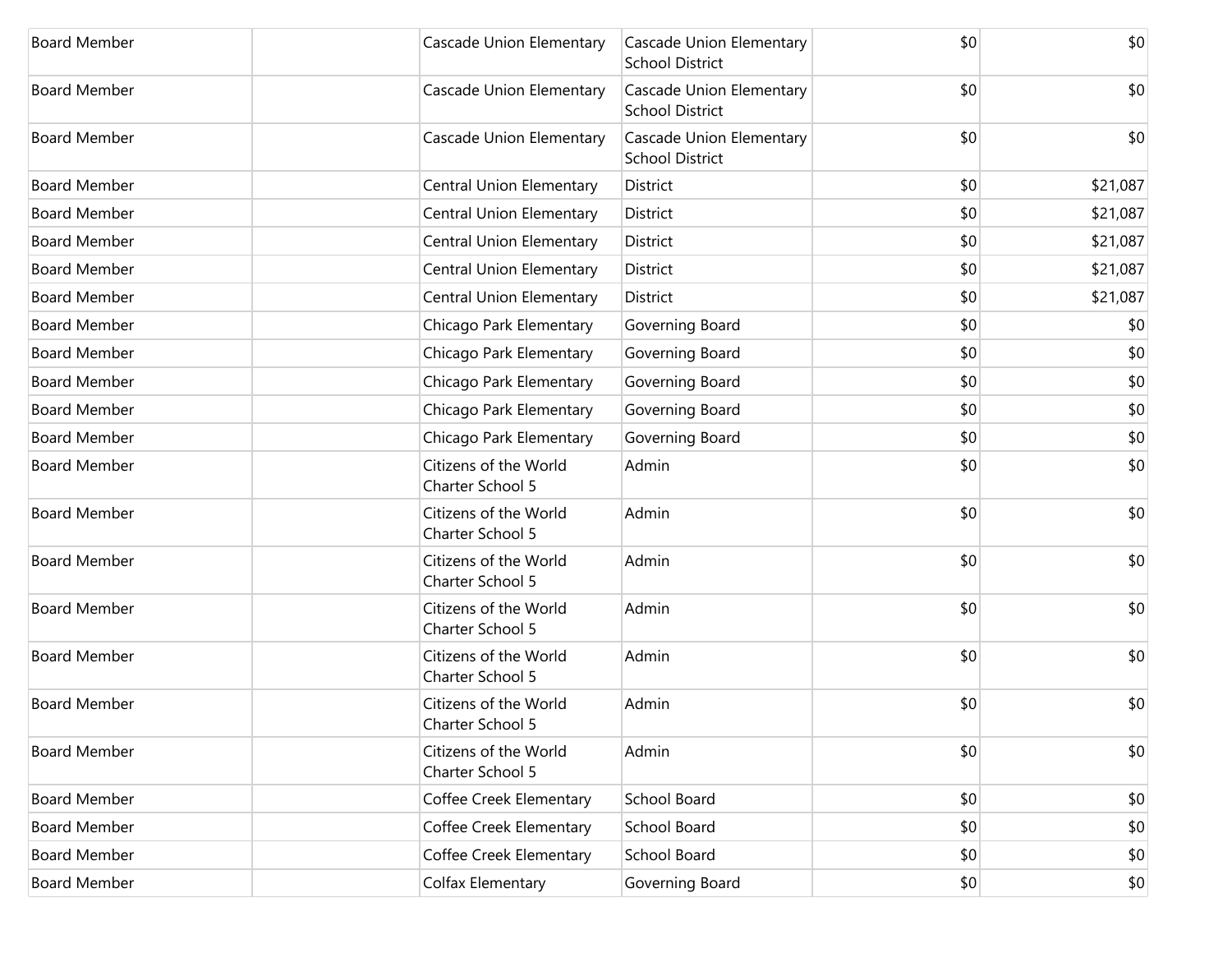| Board Member | | Cascade Union Elementary | Cascade Union Elementary School District | $0 | $0 |
|---|---|---|---|---|---|
| Board Member | | Cascade Union Elementary | Cascade Union Elementary School District | $0 | $0 |
| Board Member | | Cascade Union Elementary | Cascade Union Elementary School District | $0 | $0 |
| Board Member | | Central Union Elementary | District | $0 | $21,087 |
| Board Member | | Central Union Elementary | District | $0 | $21,087 |
| Board Member | | Central Union Elementary | District | $0 | $21,087 |
| Board Member | | Central Union Elementary | District | $0 | $21,087 |
| Board Member | | Central Union Elementary | District | $0 | $21,087 |
| Board Member | | Chicago Park Elementary | Governing Board | $0 | $0 |
| Board Member | | Chicago Park Elementary | Governing Board | $0 | $0 |
| Board Member | | Chicago Park Elementary | Governing Board | $0 | $0 |
| Board Member | | Chicago Park Elementary | Governing Board | $0 | $0 |
| Board Member | | Chicago Park Elementary | Governing Board | $0 | $0 |
| Board Member | | Citizens of the World Charter School 5 | Admin | $0 | $0 |
| Board Member | | Citizens of the World Charter School 5 | Admin | $0 | $0 |
| Board Member | | Citizens of the World Charter School 5 | Admin | $0 | $0 |
| Board Member | | Citizens of the World Charter School 5 | Admin | $0 | $0 |
| Board Member | | Citizens of the World Charter School 5 | Admin | $0 | $0 |
| Board Member | | Citizens of the World Charter School 5 | Admin | $0 | $0 |
| Board Member | | Citizens of the World Charter School 5 | Admin | $0 | $0 |
| Board Member | | Coffee Creek Elementary | School Board | $0 | $0 |
| Board Member | | Coffee Creek Elementary | School Board | $0 | $0 |
| Board Member | | Coffee Creek Elementary | School Board | $0 | $0 |
| Board Member | | Colfax Elementary | Governing Board | $0 | $0 |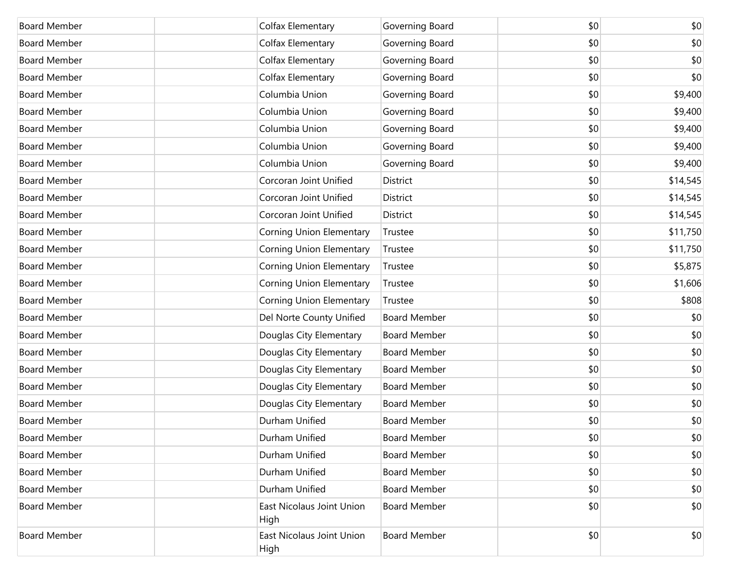| | | | | | |
|---|---|---|---|---|---|
| Board Member | | Colfax Elementary | Governing Board | $0 | $0 |
| Board Member | | Colfax Elementary | Governing Board | $0 | $0 |
| Board Member | | Colfax Elementary | Governing Board | $0 | $0 |
| Board Member | | Colfax Elementary | Governing Board | $0 | $0 |
| Board Member | | Columbia Union | Governing Board | $0 | $9,400 |
| Board Member | | Columbia Union | Governing Board | $0 | $9,400 |
| Board Member | | Columbia Union | Governing Board | $0 | $9,400 |
| Board Member | | Columbia Union | Governing Board | $0 | $9,400 |
| Board Member | | Columbia Union | Governing Board | $0 | $9,400 |
| Board Member | | Corcoran Joint Unified | District | $0 | $14,545 |
| Board Member | | Corcoran Joint Unified | District | $0 | $14,545 |
| Board Member | | Corcoran Joint Unified | District | $0 | $14,545 |
| Board Member | | Corning Union Elementary | Trustee | $0 | $11,750 |
| Board Member | | Corning Union Elementary | Trustee | $0 | $11,750 |
| Board Member | | Corning Union Elementary | Trustee | $0 | $5,875 |
| Board Member | | Corning Union Elementary | Trustee | $0 | $1,606 |
| Board Member | | Corning Union Elementary | Trustee | $0 | $808 |
| Board Member | | Del Norte County Unified | Board Member | $0 | $0 |
| Board Member | | Douglas City Elementary | Board Member | $0 | $0 |
| Board Member | | Douglas City Elementary | Board Member | $0 | $0 |
| Board Member | | Douglas City Elementary | Board Member | $0 | $0 |
| Board Member | | Douglas City Elementary | Board Member | $0 | $0 |
| Board Member | | Douglas City Elementary | Board Member | $0 | $0 |
| Board Member | | Durham Unified | Board Member | $0 | $0 |
| Board Member | | Durham Unified | Board Member | $0 | $0 |
| Board Member | | Durham Unified | Board Member | $0 | $0 |
| Board Member | | Durham Unified | Board Member | $0 | $0 |
| Board Member | | Durham Unified | Board Member | $0 | $0 |
| Board Member | | East Nicolaus Joint Union High | Board Member | $0 | $0 |
| Board Member | | East Nicolaus Joint Union High | Board Member | $0 | $0 |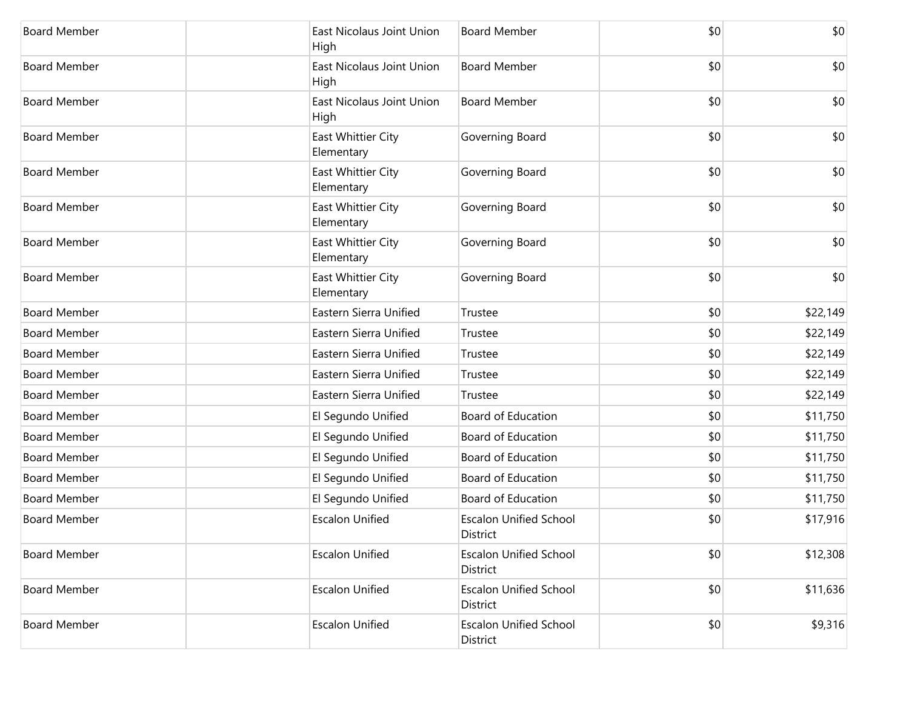| | | | | | |
|---|---|---|---|---|---|
| Board Member | | East Nicolaus Joint Union High | Board Member | $0 | $0 |
| Board Member | | East Nicolaus Joint Union High | Board Member | $0 | $0 |
| Board Member | | East Nicolaus Joint Union High | Board Member | $0 | $0 |
| Board Member | | East Whittier City Elementary | Governing Board | $0 | $0 |
| Board Member | | East Whittier City Elementary | Governing Board | $0 | $0 |
| Board Member | | East Whittier City Elementary | Governing Board | $0 | $0 |
| Board Member | | East Whittier City Elementary | Governing Board | $0 | $0 |
| Board Member | | East Whittier City Elementary | Governing Board | $0 | $0 |
| Board Member | | Eastern Sierra Unified | Trustee | $0 | $22,149 |
| Board Member | | Eastern Sierra Unified | Trustee | $0 | $22,149 |
| Board Member | | Eastern Sierra Unified | Trustee | $0 | $22,149 |
| Board Member | | Eastern Sierra Unified | Trustee | $0 | $22,149 |
| Board Member | | Eastern Sierra Unified | Trustee | $0 | $22,149 |
| Board Member | | El Segundo Unified | Board of Education | $0 | $11,750 |
| Board Member | | El Segundo Unified | Board of Education | $0 | $11,750 |
| Board Member | | El Segundo Unified | Board of Education | $0 | $11,750 |
| Board Member | | El Segundo Unified | Board of Education | $0 | $11,750 |
| Board Member | | El Segundo Unified | Board of Education | $0 | $11,750 |
| Board Member | | Escalon Unified | Escalon Unified School District | $0 | $17,916 |
| Board Member | | Escalon Unified | Escalon Unified School District | $0 | $12,308 |
| Board Member | | Escalon Unified | Escalon Unified School District | $0 | $11,636 |
| Board Member | | Escalon Unified | Escalon Unified School District | $0 | $9,316 |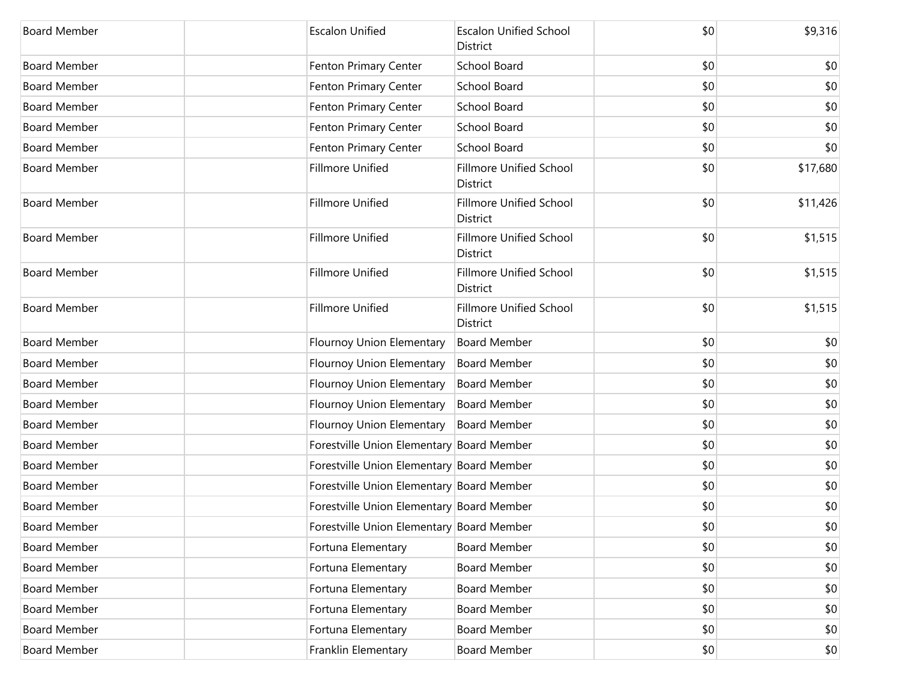| | | | | | |
|---|---|---|---|---|---|
| Board Member | | Escalon Unified | Escalon Unified School District | $0 | $9,316 |
| Board Member | | Fenton Primary Center | School Board | $0 | $0 |
| Board Member | | Fenton Primary Center | School Board | $0 | $0 |
| Board Member | | Fenton Primary Center | School Board | $0 | $0 |
| Board Member | | Fenton Primary Center | School Board | $0 | $0 |
| Board Member | | Fenton Primary Center | School Board | $0 | $0 |
| Board Member | | Fillmore Unified | Fillmore Unified School District | $0 | $17,680 |
| Board Member | | Fillmore Unified | Fillmore Unified School District | $0 | $11,426 |
| Board Member | | Fillmore Unified | Fillmore Unified School District | $0 | $1,515 |
| Board Member | | Fillmore Unified | Fillmore Unified School District | $0 | $1,515 |
| Board Member | | Fillmore Unified | Fillmore Unified School District | $0 | $1,515 |
| Board Member | | Flournoy Union Elementary | Board Member | $0 | $0 |
| Board Member | | Flournoy Union Elementary | Board Member | $0 | $0 |
| Board Member | | Flournoy Union Elementary | Board Member | $0 | $0 |
| Board Member | | Flournoy Union Elementary | Board Member | $0 | $0 |
| Board Member | | Flournoy Union Elementary | Board Member | $0 | $0 |
| Board Member | | Forestville Union Elementary | Board Member | $0 | $0 |
| Board Member | | Forestville Union Elementary | Board Member | $0 | $0 |
| Board Member | | Forestville Union Elementary | Board Member | $0 | $0 |
| Board Member | | Forestville Union Elementary | Board Member | $0 | $0 |
| Board Member | | Forestville Union Elementary | Board Member | $0 | $0 |
| Board Member | | Fortuna Elementary | Board Member | $0 | $0 |
| Board Member | | Fortuna Elementary | Board Member | $0 | $0 |
| Board Member | | Fortuna Elementary | Board Member | $0 | $0 |
| Board Member | | Fortuna Elementary | Board Member | $0 | $0 |
| Board Member | | Fortuna Elementary | Board Member | $0 | $0 |
| Board Member | | Franklin Elementary | Board Member | $0 | $0 |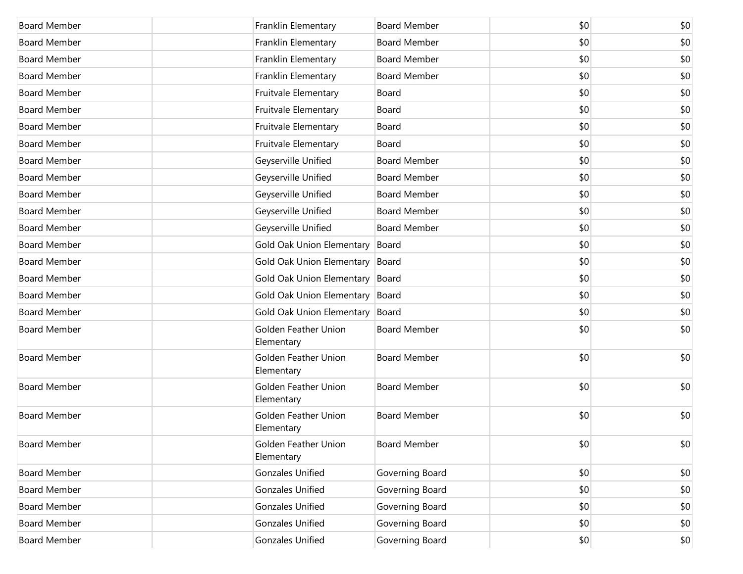| Board Member | | Franklin Elementary | Board Member | $0 | $0 |
|---|---|---|---|---|---|
| Board Member | | Franklin Elementary | Board Member | $0 | $0 |
| Board Member | | Franklin Elementary | Board Member | $0 | $0 |
| Board Member | | Franklin Elementary | Board Member | $0 | $0 |
| Board Member | | Fruitvale Elementary | Board | $0 | $0 |
| Board Member | | Fruitvale Elementary | Board | $0 | $0 |
| Board Member | | Fruitvale Elementary | Board | $0 | $0 |
| Board Member | | Fruitvale Elementary | Board | $0 | $0 |
| Board Member | | Geyserville Unified | Board Member | $0 | $0 |
| Board Member | | Geyserville Unified | Board Member | $0 | $0 |
| Board Member | | Geyserville Unified | Board Member | $0 | $0 |
| Board Member | | Geyserville Unified | Board Member | $0 | $0 |
| Board Member | | Geyserville Unified | Board Member | $0 | $0 |
| Board Member | | Gold Oak Union Elementary | Board | $0 | $0 |
| Board Member | | Gold Oak Union Elementary | Board | $0 | $0 |
| Board Member | | Gold Oak Union Elementary | Board | $0 | $0 |
| Board Member | | Gold Oak Union Elementary | Board | $0 | $0 |
| Board Member | | Gold Oak Union Elementary | Board | $0 | $0 |
| Board Member | | Golden Feather Union Elementary | Board Member | $0 | $0 |
| Board Member | | Golden Feather Union Elementary | Board Member | $0 | $0 |
| Board Member | | Golden Feather Union Elementary | Board Member | $0 | $0 |
| Board Member | | Golden Feather Union Elementary | Board Member | $0 | $0 |
| Board Member | | Golden Feather Union Elementary | Board Member | $0 | $0 |
| Board Member | | Gonzales Unified | Governing Board | $0 | $0 |
| Board Member | | Gonzales Unified | Governing Board | $0 | $0 |
| Board Member | | Gonzales Unified | Governing Board | $0 | $0 |
| Board Member | | Gonzales Unified | Governing Board | $0 | $0 |
| Board Member | | Gonzales Unified | Governing Board | $0 | $0 |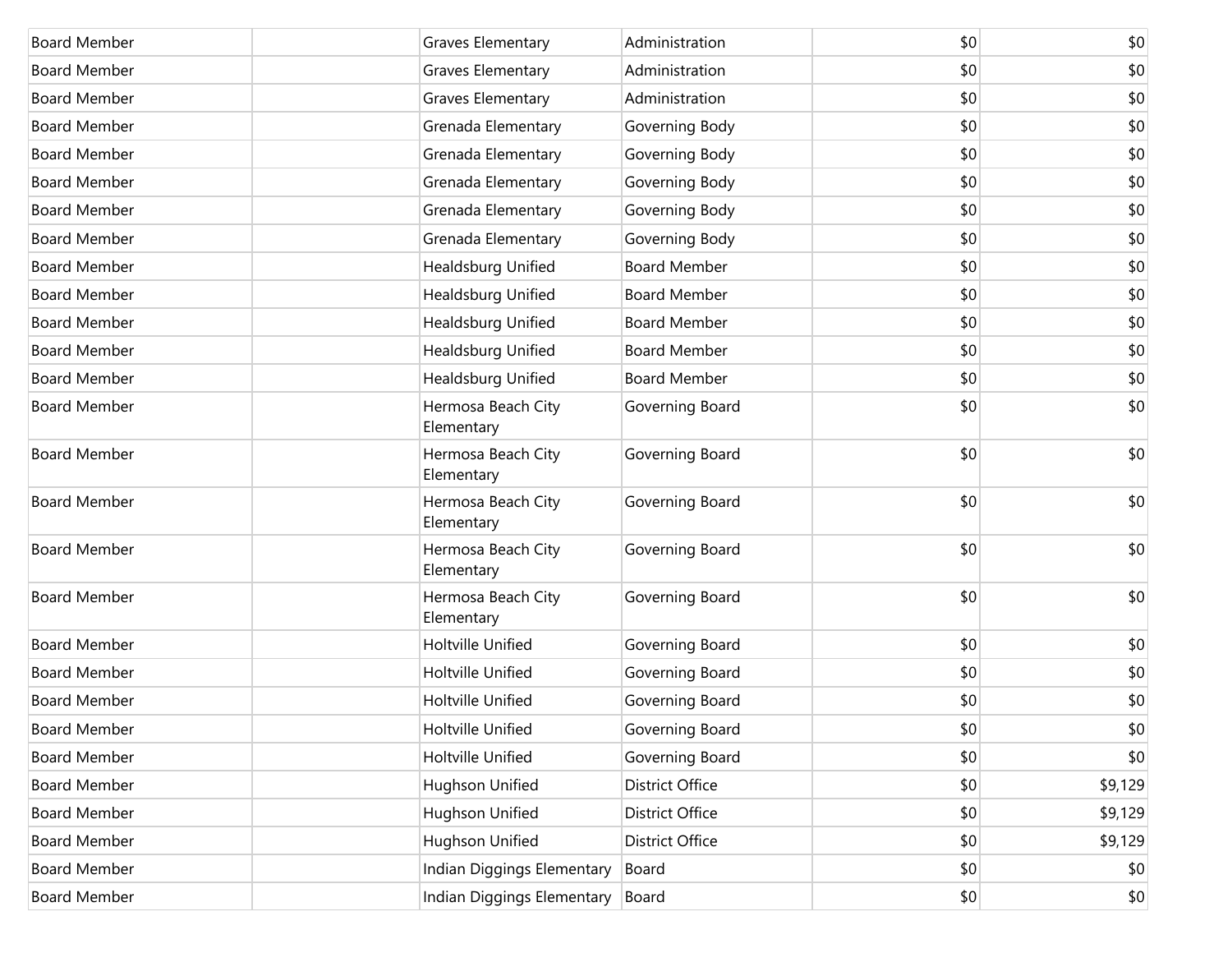| | | | | | |
|---|---|---|---|---|---|
| Board Member | | Graves Elementary | Administration | $0 | $0 |
| Board Member | | Graves Elementary | Administration | $0 | $0 |
| Board Member | | Graves Elementary | Administration | $0 | $0 |
| Board Member | | Grenada Elementary | Governing Body | $0 | $0 |
| Board Member | | Grenada Elementary | Governing Body | $0 | $0 |
| Board Member | | Grenada Elementary | Governing Body | $0 | $0 |
| Board Member | | Grenada Elementary | Governing Body | $0 | $0 |
| Board Member | | Grenada Elementary | Governing Body | $0 | $0 |
| Board Member | | Healdsburg Unified | Board Member | $0 | $0 |
| Board Member | | Healdsburg Unified | Board Member | $0 | $0 |
| Board Member | | Healdsburg Unified | Board Member | $0 | $0 |
| Board Member | | Healdsburg Unified | Board Member | $0 | $0 |
| Board Member | | Healdsburg Unified | Board Member | $0 | $0 |
| Board Member | | Hermosa Beach City Elementary | Governing Board | $0 | $0 |
| Board Member | | Hermosa Beach City Elementary | Governing Board | $0 | $0 |
| Board Member | | Hermosa Beach City Elementary | Governing Board | $0 | $0 |
| Board Member | | Hermosa Beach City Elementary | Governing Board | $0 | $0 |
| Board Member | | Hermosa Beach City Elementary | Governing Board | $0 | $0 |
| Board Member | | Holtville Unified | Governing Board | $0 | $0 |
| Board Member | | Holtville Unified | Governing Board | $0 | $0 |
| Board Member | | Holtville Unified | Governing Board | $0 | $0 |
| Board Member | | Holtville Unified | Governing Board | $0 | $0 |
| Board Member | | Holtville Unified | Governing Board | $0 | $0 |
| Board Member | | Hughson Unified | District Office | $0 | $9,129 |
| Board Member | | Hughson Unified | District Office | $0 | $9,129 |
| Board Member | | Hughson Unified | District Office | $0 | $9,129 |
| Board Member | | Indian Diggings Elementary | Board | $0 | $0 |
| Board Member | | Indian Diggings Elementary | Board | $0 | $0 |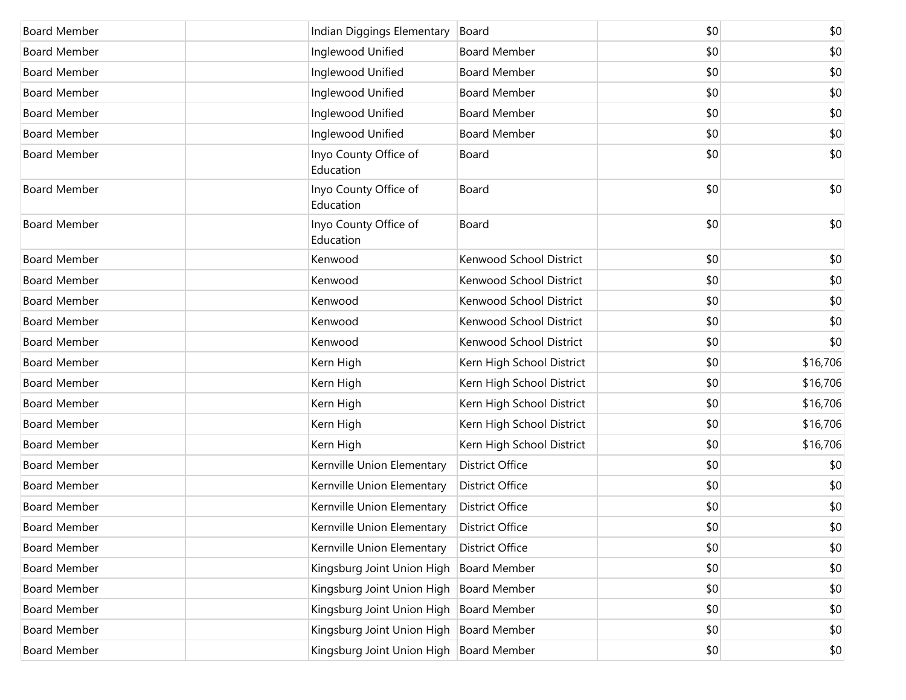| | | | | | |
|---|---|---|---|---|---|
| Board Member | | Indian Diggings Elementary | Board | $0 | $0 |
| Board Member | | Inglewood Unified | Board Member | $0 | $0 |
| Board Member | | Inglewood Unified | Board Member | $0 | $0 |
| Board Member | | Inglewood Unified | Board Member | $0 | $0 |
| Board Member | | Inglewood Unified | Board Member | $0 | $0 |
| Board Member | | Inglewood Unified | Board Member | $0 | $0 |
| Board Member | | Inyo County Office of Education | Board | $0 | $0 |
| Board Member | | Inyo County Office of Education | Board | $0 | $0 |
| Board Member | | Inyo County Office of Education | Board | $0 | $0 |
| Board Member | | Kenwood | Kenwood School District | $0 | $0 |
| Board Member | | Kenwood | Kenwood School District | $0 | $0 |
| Board Member | | Kenwood | Kenwood School District | $0 | $0 |
| Board Member | | Kenwood | Kenwood School District | $0 | $0 |
| Board Member | | Kenwood | Kenwood School District | $0 | $0 |
| Board Member | | Kern High | Kern High School District | $0 | $16,706 |
| Board Member | | Kern High | Kern High School District | $0 | $16,706 |
| Board Member | | Kern High | Kern High School District | $0 | $16,706 |
| Board Member | | Kern High | Kern High School District | $0 | $16,706 |
| Board Member | | Kern High | Kern High School District | $0 | $16,706 |
| Board Member | | Kernville Union Elementary | District Office | $0 | $0 |
| Board Member | | Kernville Union Elementary | District Office | $0 | $0 |
| Board Member | | Kernville Union Elementary | District Office | $0 | $0 |
| Board Member | | Kernville Union Elementary | District Office | $0 | $0 |
| Board Member | | Kernville Union Elementary | District Office | $0 | $0 |
| Board Member | | Kingsburg Joint Union High | Board Member | $0 | $0 |
| Board Member | | Kingsburg Joint Union High | Board Member | $0 | $0 |
| Board Member | | Kingsburg Joint Union High | Board Member | $0 | $0 |
| Board Member | | Kingsburg Joint Union High | Board Member | $0 | $0 |
| Board Member | | Kingsburg Joint Union High | Board Member | $0 | $0 |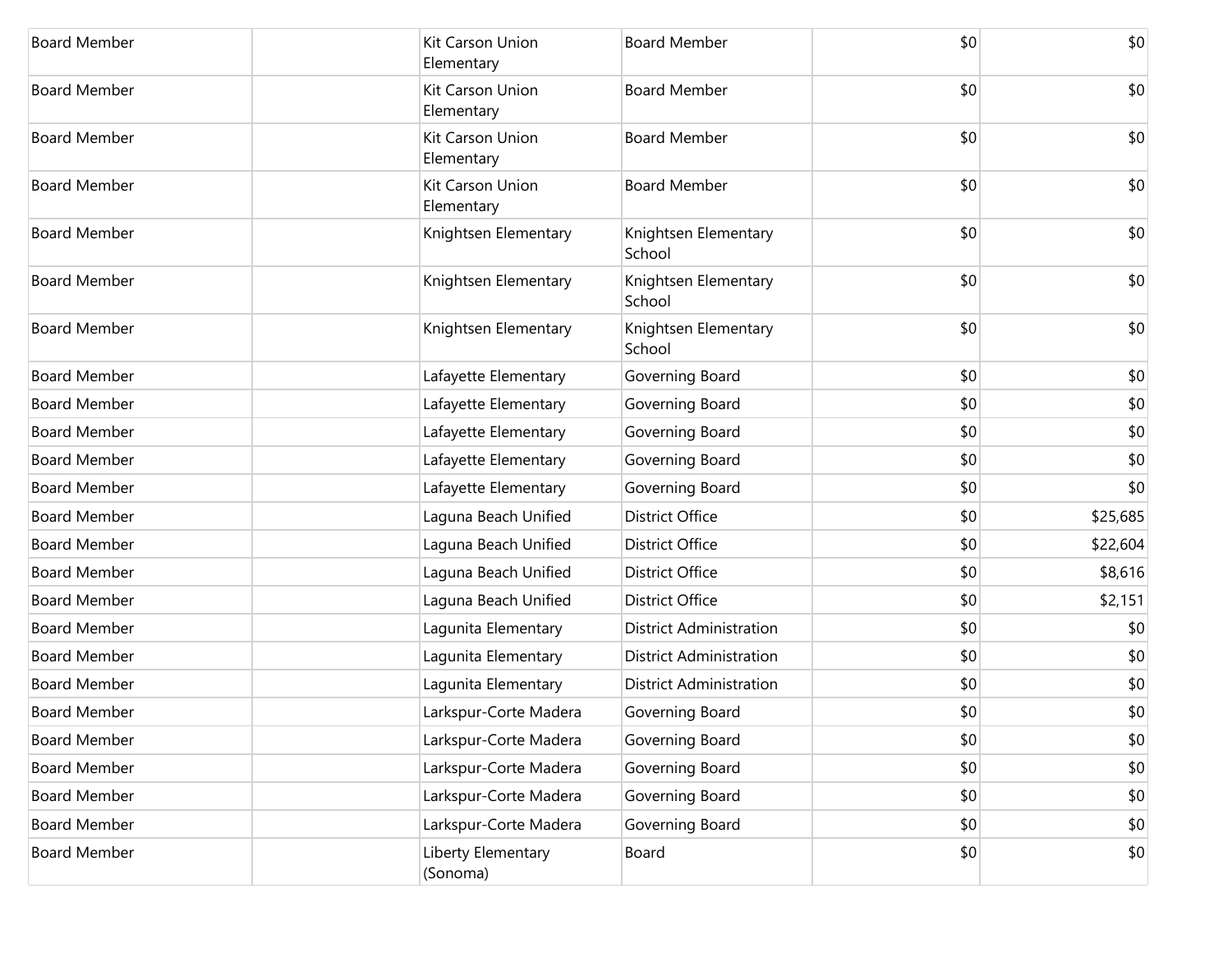| | | | | | |
|---|---|---|---|---|---|
| Board Member | | Kit Carson Union Elementary | Board Member | $0 | $0 |
| Board Member | | Kit Carson Union Elementary | Board Member | $0 | $0 |
| Board Member | | Kit Carson Union Elementary | Board Member | $0 | $0 |
| Board Member | | Kit Carson Union Elementary | Board Member | $0 | $0 |
| Board Member | | Knightsen Elementary | Knightsen Elementary School | $0 | $0 |
| Board Member | | Knightsen Elementary | Knightsen Elementary School | $0 | $0 |
| Board Member | | Knightsen Elementary | Knightsen Elementary School | $0 | $0 |
| Board Member | | Lafayette Elementary | Governing Board | $0 | $0 |
| Board Member | | Lafayette Elementary | Governing Board | $0 | $0 |
| Board Member | | Lafayette Elementary | Governing Board | $0 | $0 |
| Board Member | | Lafayette Elementary | Governing Board | $0 | $0 |
| Board Member | | Lafayette Elementary | Governing Board | $0 | $0 |
| Board Member | | Laguna Beach Unified | District Office | $0 | $25,685 |
| Board Member | | Laguna Beach Unified | District Office | $0 | $22,604 |
| Board Member | | Laguna Beach Unified | District Office | $0 | $8,616 |
| Board Member | | Laguna Beach Unified | District Office | $0 | $2,151 |
| Board Member | | Lagunita Elementary | District Administration | $0 | $0 |
| Board Member | | Lagunita Elementary | District Administration | $0 | $0 |
| Board Member | | Lagunita Elementary | District Administration | $0 | $0 |
| Board Member | | Larkspur-Corte Madera | Governing Board | $0 | $0 |
| Board Member | | Larkspur-Corte Madera | Governing Board | $0 | $0 |
| Board Member | | Larkspur-Corte Madera | Governing Board | $0 | $0 |
| Board Member | | Larkspur-Corte Madera | Governing Board | $0 | $0 |
| Board Member | | Larkspur-Corte Madera | Governing Board | $0 | $0 |
| Board Member | | Liberty Elementary (Sonoma) | Board | $0 | $0 |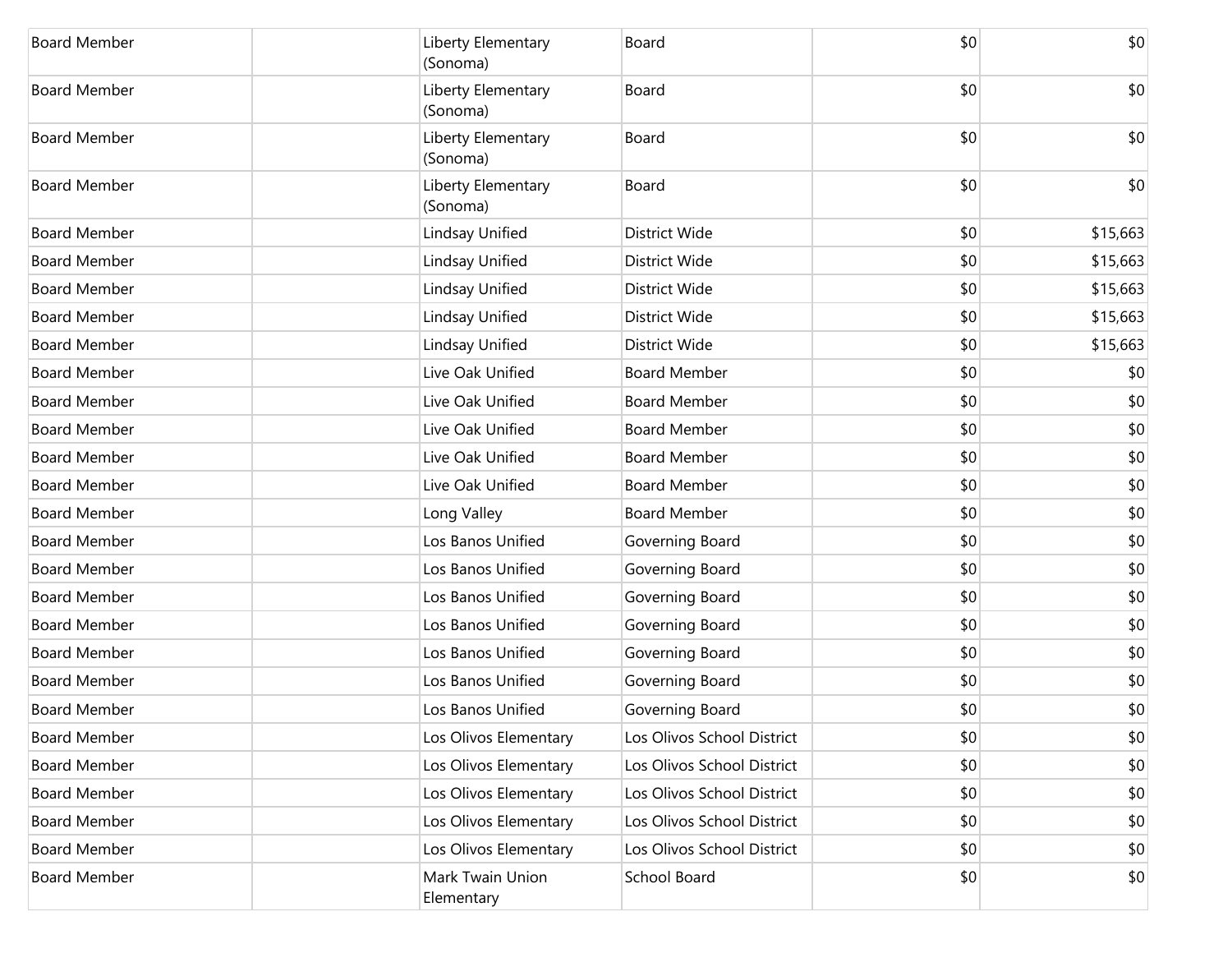| | | | | | |
|---|---|---|---|---|---|
| Board Member | | Liberty Elementary (Sonoma) | Board | $0 | $0 |
| Board Member | | Liberty Elementary (Sonoma) | Board | $0 | $0 |
| Board Member | | Liberty Elementary (Sonoma) | Board | $0 | $0 |
| Board Member | | Liberty Elementary (Sonoma) | Board | $0 | $0 |
| Board Member | | Lindsay Unified | District Wide | $0 | $15,663 |
| Board Member | | Lindsay Unified | District Wide | $0 | $15,663 |
| Board Member | | Lindsay Unified | District Wide | $0 | $15,663 |
| Board Member | | Lindsay Unified | District Wide | $0 | $15,663 |
| Board Member | | Lindsay Unified | District Wide | $0 | $15,663 |
| Board Member | | Live Oak Unified | Board Member | $0 | $0 |
| Board Member | | Live Oak Unified | Board Member | $0 | $0 |
| Board Member | | Live Oak Unified | Board Member | $0 | $0 |
| Board Member | | Live Oak Unified | Board Member | $0 | $0 |
| Board Member | | Live Oak Unified | Board Member | $0 | $0 |
| Board Member | | Long Valley | Board Member | $0 | $0 |
| Board Member | | Los Banos Unified | Governing Board | $0 | $0 |
| Board Member | | Los Banos Unified | Governing Board | $0 | $0 |
| Board Member | | Los Banos Unified | Governing Board | $0 | $0 |
| Board Member | | Los Banos Unified | Governing Board | $0 | $0 |
| Board Member | | Los Banos Unified | Governing Board | $0 | $0 |
| Board Member | | Los Banos Unified | Governing Board | $0 | $0 |
| Board Member | | Los Banos Unified | Governing Board | $0 | $0 |
| Board Member | | Los Olivos Elementary | Los Olivos School District | $0 | $0 |
| Board Member | | Los Olivos Elementary | Los Olivos School District | $0 | $0 |
| Board Member | | Los Olivos Elementary | Los Olivos School District | $0 | $0 |
| Board Member | | Los Olivos Elementary | Los Olivos School District | $0 | $0 |
| Board Member | | Los Olivos Elementary | Los Olivos School District | $0 | $0 |
| Board Member | | Mark Twain Union Elementary | School Board | $0 | $0 |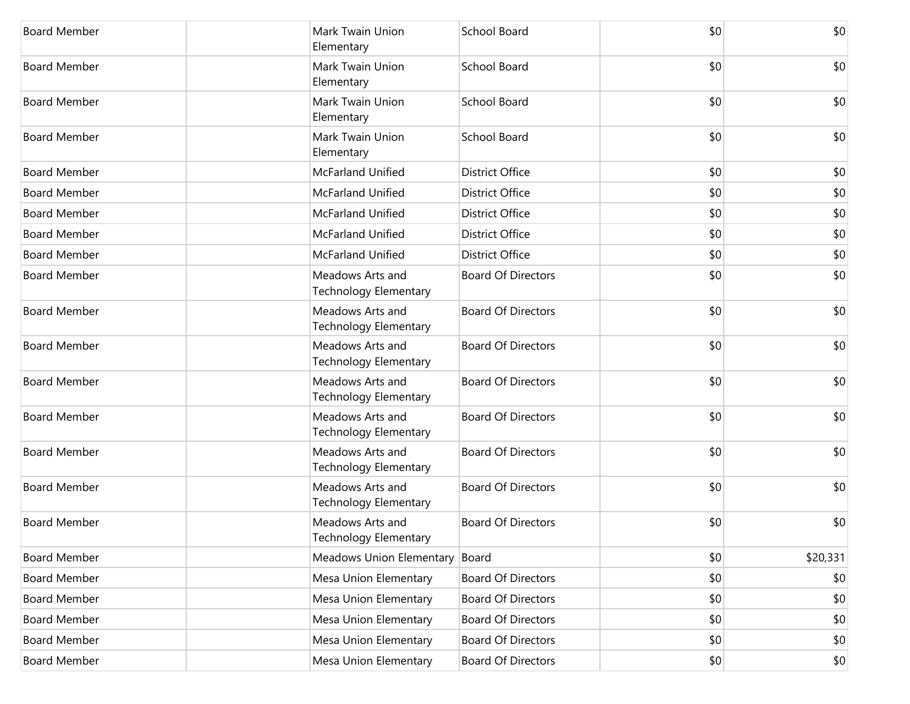| Board Member | | Mark Twain Union Elementary | School Board | $0 | $0 |
|---|---|---|---|---|---|
| Board Member | | Mark Twain Union Elementary | School Board | $0 | $0 |
| Board Member | | Mark Twain Union Elementary | School Board | $0 | $0 |
| Board Member | | Mark Twain Union Elementary | School Board | $0 | $0 |
| Board Member | | McFarland Unified | District Office | $0 | $0 |
| Board Member | | McFarland Unified | District Office | $0 | $0 |
| Board Member | | McFarland Unified | District Office | $0 | $0 |
| Board Member | | McFarland Unified | District Office | $0 | $0 |
| Board Member | | McFarland Unified | District Office | $0 | $0 |
| Board Member | | Meadows Arts and Technology Elementary | Board Of Directors | $0 | $0 |
| Board Member | | Meadows Arts and Technology Elementary | Board Of Directors | $0 | $0 |
| Board Member | | Meadows Arts and Technology Elementary | Board Of Directors | $0 | $0 |
| Board Member | | Meadows Arts and Technology Elementary | Board Of Directors | $0 | $0 |
| Board Member | | Meadows Arts and Technology Elementary | Board Of Directors | $0 | $0 |
| Board Member | | Meadows Arts and Technology Elementary | Board Of Directors | $0 | $0 |
| Board Member | | Meadows Arts and Technology Elementary | Board Of Directors | $0 | $0 |
| Board Member | | Meadows Arts and Technology Elementary | Board Of Directors | $0 | $0 |
| Board Member | | Meadows Union Elementary | Board | $0 | $20,331 |
| Board Member | | Mesa Union Elementary | Board Of Directors | $0 | $0 |
| Board Member | | Mesa Union Elementary | Board Of Directors | $0 | $0 |
| Board Member | | Mesa Union Elementary | Board Of Directors | $0 | $0 |
| Board Member | | Mesa Union Elementary | Board Of Directors | $0 | $0 |
| Board Member | | Mesa Union Elementary | Board Of Directors | $0 | $0 |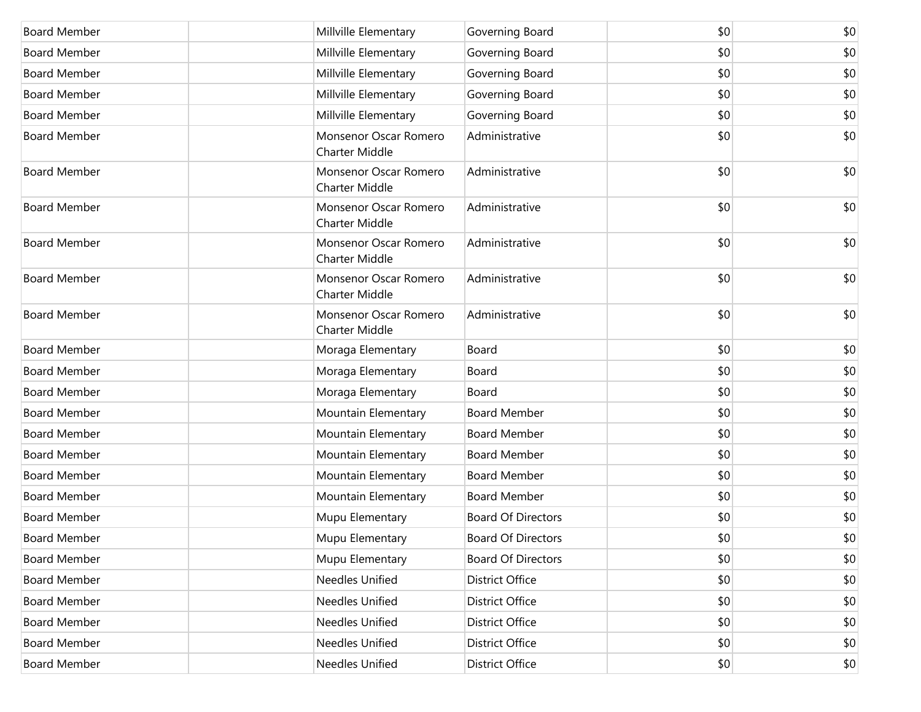| | | | | | |
|---|---|---|---|---|---|
| Board Member | | Millville Elementary | Governing Board | $0 | $0 |
| Board Member | | Millville Elementary | Governing Board | $0 | $0 |
| Board Member | | Millville Elementary | Governing Board | $0 | $0 |
| Board Member | | Millville Elementary | Governing Board | $0 | $0 |
| Board Member | | Millville Elementary | Governing Board | $0 | $0 |
| Board Member | | Monsenor Oscar Romero Charter Middle | Administrative | $0 | $0 |
| Board Member | | Monsenor Oscar Romero Charter Middle | Administrative | $0 | $0 |
| Board Member | | Monsenor Oscar Romero Charter Middle | Administrative | $0 | $0 |
| Board Member | | Monsenor Oscar Romero Charter Middle | Administrative | $0 | $0 |
| Board Member | | Monsenor Oscar Romero Charter Middle | Administrative | $0 | $0 |
| Board Member | | Monsenor Oscar Romero Charter Middle | Administrative | $0 | $0 |
| Board Member | | Moraga Elementary | Board | $0 | $0 |
| Board Member | | Moraga Elementary | Board | $0 | $0 |
| Board Member | | Moraga Elementary | Board | $0 | $0 |
| Board Member | | Mountain Elementary | Board Member | $0 | $0 |
| Board Member | | Mountain Elementary | Board Member | $0 | $0 |
| Board Member | | Mountain Elementary | Board Member | $0 | $0 |
| Board Member | | Mountain Elementary | Board Member | $0 | $0 |
| Board Member | | Mountain Elementary | Board Member | $0 | $0 |
| Board Member | | Mupu Elementary | Board Of Directors | $0 | $0 |
| Board Member | | Mupu Elementary | Board Of Directors | $0 | $0 |
| Board Member | | Mupu Elementary | Board Of Directors | $0 | $0 |
| Board Member | | Needles Unified | District Office | $0 | $0 |
| Board Member | | Needles Unified | District Office | $0 | $0 |
| Board Member | | Needles Unified | District Office | $0 | $0 |
| Board Member | | Needles Unified | District Office | $0 | $0 |
| Board Member | | Needles Unified | District Office | $0 | $0 |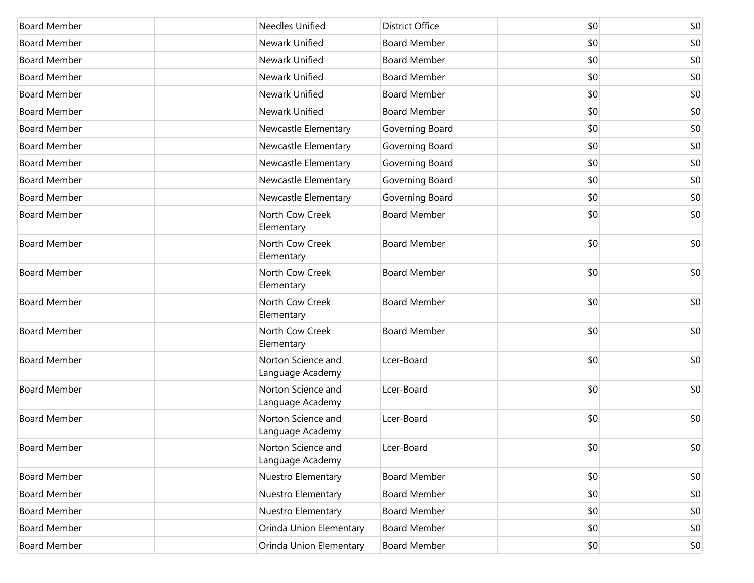| | | | | | |
|---|---|---|---|---|---|
| Board Member | | Needles Unified | District Office | $0 | $0 |
| Board Member | | Newark Unified | Board Member | $0 | $0 |
| Board Member | | Newark Unified | Board Member | $0 | $0 |
| Board Member | | Newark Unified | Board Member | $0 | $0 |
| Board Member | | Newark Unified | Board Member | $0 | $0 |
| Board Member | | Newark Unified | Board Member | $0 | $0 |
| Board Member | | Newcastle Elementary | Governing Board | $0 | $0 |
| Board Member | | Newcastle Elementary | Governing Board | $0 | $0 |
| Board Member | | Newcastle Elementary | Governing Board | $0 | $0 |
| Board Member | | Newcastle Elementary | Governing Board | $0 | $0 |
| Board Member | | Newcastle Elementary | Governing Board | $0 | $0 |
| Board Member | | North Cow Creek Elementary | Board Member | $0 | $0 |
| Board Member | | North Cow Creek Elementary | Board Member | $0 | $0 |
| Board Member | | North Cow Creek Elementary | Board Member | $0 | $0 |
| Board Member | | North Cow Creek Elementary | Board Member | $0 | $0 |
| Board Member | | North Cow Creek Elementary | Board Member | $0 | $0 |
| Board Member | | Norton Science and Language Academy | Lcer-Board | $0 | $0 |
| Board Member | | Norton Science and Language Academy | Lcer-Board | $0 | $0 |
| Board Member | | Norton Science and Language Academy | Lcer-Board | $0 | $0 |
| Board Member | | Norton Science and Language Academy | Lcer-Board | $0 | $0 |
| Board Member | | Nuestro Elementary | Board Member | $0 | $0 |
| Board Member | | Nuestro Elementary | Board Member | $0 | $0 |
| Board Member | | Nuestro Elementary | Board Member | $0 | $0 |
| Board Member | | Orinda Union Elementary | Board Member | $0 | $0 |
| Board Member | | Orinda Union Elementary | Board Member | $0 | $0 |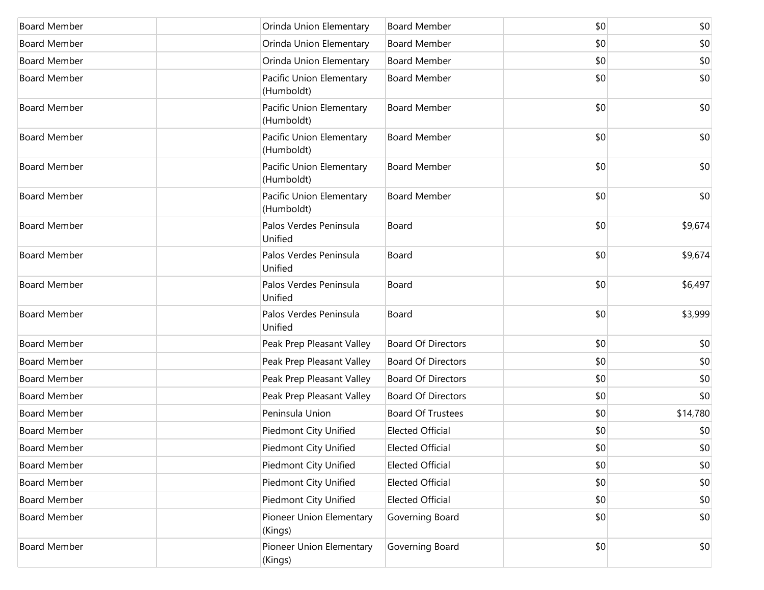| | | | | | |
|---|---|---|---|---|---|
| Board Member | | Orinda Union Elementary | Board Member | $0 | $0 |
| Board Member | | Orinda Union Elementary | Board Member | $0 | $0 |
| Board Member | | Orinda Union Elementary | Board Member | $0 | $0 |
| Board Member | | Pacific Union Elementary (Humboldt) | Board Member | $0 | $0 |
| Board Member | | Pacific Union Elementary (Humboldt) | Board Member | $0 | $0 |
| Board Member | | Pacific Union Elementary (Humboldt) | Board Member | $0 | $0 |
| Board Member | | Pacific Union Elementary (Humboldt) | Board Member | $0 | $0 |
| Board Member | | Pacific Union Elementary (Humboldt) | Board Member | $0 | $0 |
| Board Member | | Palos Verdes Peninsula Unified | Board | $0 | $9,674 |
| Board Member | | Palos Verdes Peninsula Unified | Board | $0 | $9,674 |
| Board Member | | Palos Verdes Peninsula Unified | Board | $0 | $6,497 |
| Board Member | | Palos Verdes Peninsula Unified | Board | $0 | $3,999 |
| Board Member | | Peak Prep Pleasant Valley | Board Of Directors | $0 | $0 |
| Board Member | | Peak Prep Pleasant Valley | Board Of Directors | $0 | $0 |
| Board Member | | Peak Prep Pleasant Valley | Board Of Directors | $0 | $0 |
| Board Member | | Peak Prep Pleasant Valley | Board Of Directors | $0 | $0 |
| Board Member | | Peninsula Union | Board Of Trustees | $0 | $14,780 |
| Board Member | | Piedmont City Unified | Elected Official | $0 | $0 |
| Board Member | | Piedmont City Unified | Elected Official | $0 | $0 |
| Board Member | | Piedmont City Unified | Elected Official | $0 | $0 |
| Board Member | | Piedmont City Unified | Elected Official | $0 | $0 |
| Board Member | | Piedmont City Unified | Elected Official | $0 | $0 |
| Board Member | | Pioneer Union Elementary (Kings) | Governing Board | $0 | $0 |
| Board Member | | Pioneer Union Elementary (Kings) | Governing Board | $0 | $0 |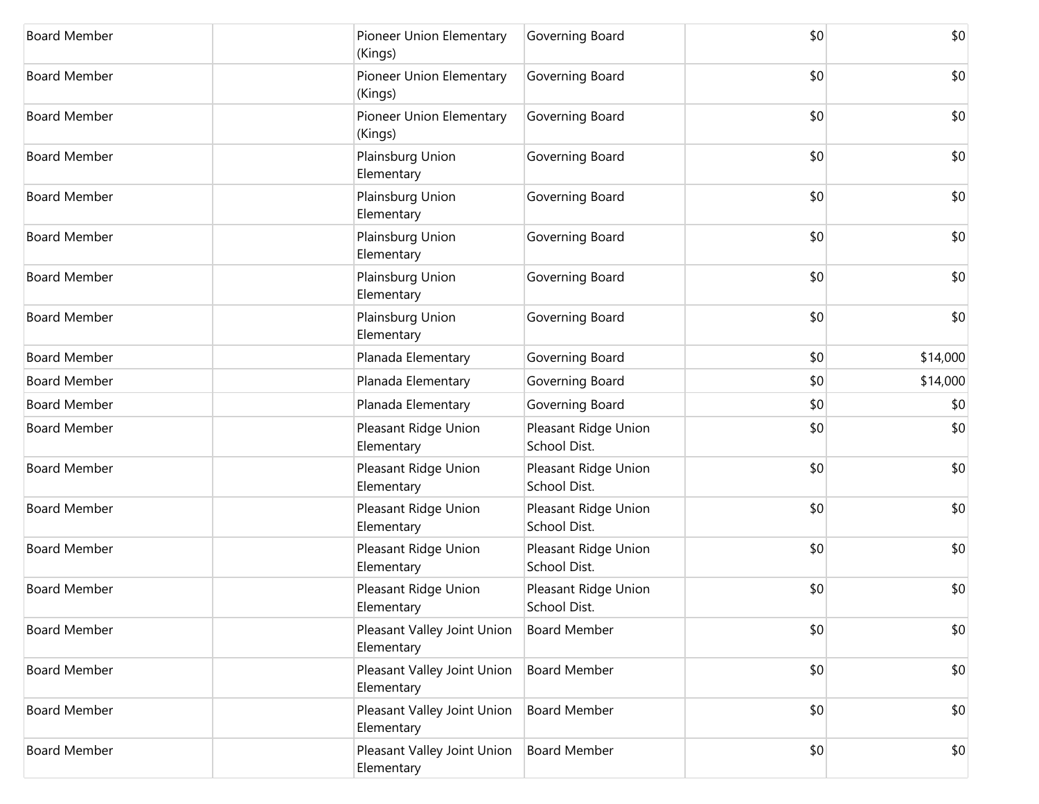| | | | | | |
|---|---|---|---|---|---|
| Board Member | | Pioneer Union Elementary (Kings) | Governing Board | $0 | $0 |
| Board Member | | Pioneer Union Elementary (Kings) | Governing Board | $0 | $0 |
| Board Member | | Pioneer Union Elementary (Kings) | Governing Board | $0 | $0 |
| Board Member | | Plainsburg Union Elementary | Governing Board | $0 | $0 |
| Board Member | | Plainsburg Union Elementary | Governing Board | $0 | $0 |
| Board Member | | Plainsburg Union Elementary | Governing Board | $0 | $0 |
| Board Member | | Plainsburg Union Elementary | Governing Board | $0 | $0 |
| Board Member | | Plainsburg Union Elementary | Governing Board | $0 | $0 |
| Board Member | | Planada Elementary | Governing Board | $0 | $14,000 |
| Board Member | | Planada Elementary | Governing Board | $0 | $14,000 |
| Board Member | | Planada Elementary | Governing Board | $0 | $0 |
| Board Member | | Pleasant Ridge Union Elementary | Pleasant Ridge Union School Dist. | $0 | $0 |
| Board Member | | Pleasant Ridge Union Elementary | Pleasant Ridge Union School Dist. | $0 | $0 |
| Board Member | | Pleasant Ridge Union Elementary | Pleasant Ridge Union School Dist. | $0 | $0 |
| Board Member | | Pleasant Ridge Union Elementary | Pleasant Ridge Union School Dist. | $0 | $0 |
| Board Member | | Pleasant Ridge Union Elementary | Pleasant Ridge Union School Dist. | $0 | $0 |
| Board Member | | Pleasant Valley Joint Union Elementary | Board Member | $0 | $0 |
| Board Member | | Pleasant Valley Joint Union Elementary | Board Member | $0 | $0 |
| Board Member | | Pleasant Valley Joint Union Elementary | Board Member | $0 | $0 |
| Board Member | | Pleasant Valley Joint Union Elementary | Board Member | $0 | $0 |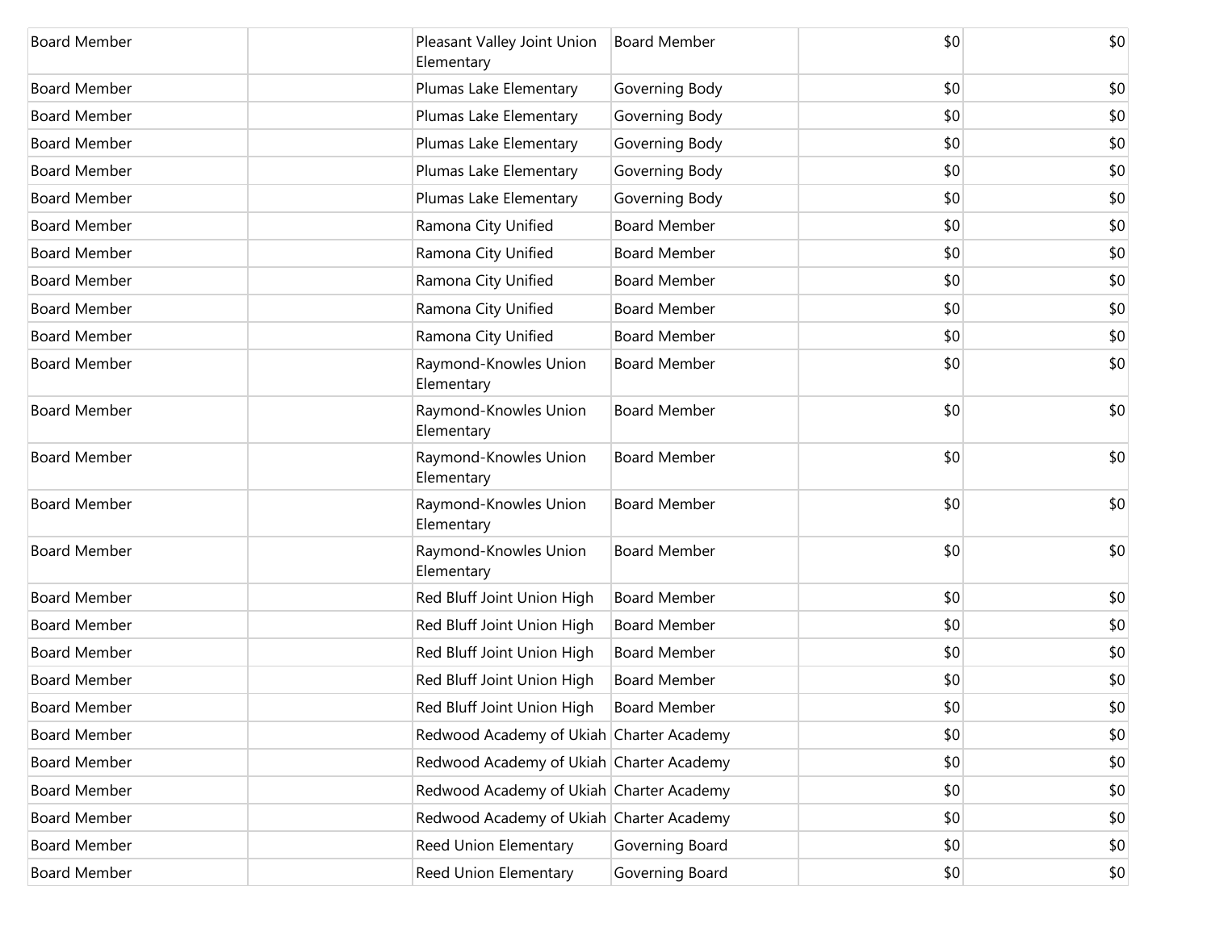| Board Member | | Pleasant Valley Joint Union Elementary | Board Member | $0 | $0 |
|---|---|---|---|---|---|
| Board Member | | Plumas Lake Elementary | Governing Body | $0 | $0 |
| Board Member | | Plumas Lake Elementary | Governing Body | $0 | $0 |
| Board Member | | Plumas Lake Elementary | Governing Body | $0 | $0 |
| Board Member | | Plumas Lake Elementary | Governing Body | $0 | $0 |
| Board Member | | Plumas Lake Elementary | Governing Body | $0 | $0 |
| Board Member | | Ramona City Unified | Board Member | $0 | $0 |
| Board Member | | Ramona City Unified | Board Member | $0 | $0 |
| Board Member | | Ramona City Unified | Board Member | $0 | $0 |
| Board Member | | Ramona City Unified | Board Member | $0 | $0 |
| Board Member | | Ramona City Unified | Board Member | $0 | $0 |
| Board Member | | Raymond-Knowles Union Elementary | Board Member | $0 | $0 |
| Board Member | | Raymond-Knowles Union Elementary | Board Member | $0 | $0 |
| Board Member | | Raymond-Knowles Union Elementary | Board Member | $0 | $0 |
| Board Member | | Raymond-Knowles Union Elementary | Board Member | $0 | $0 |
| Board Member | | Raymond-Knowles Union Elementary | Board Member | $0 | $0 |
| Board Member | | Red Bluff Joint Union High | Board Member | $0 | $0 |
| Board Member | | Red Bluff Joint Union High | Board Member | $0 | $0 |
| Board Member | | Red Bluff Joint Union High | Board Member | $0 | $0 |
| Board Member | | Red Bluff Joint Union High | Board Member | $0 | $0 |
| Board Member | | Red Bluff Joint Union High | Board Member | $0 | $0 |
| Board Member | | Redwood Academy of Ukiah | Charter Academy | $0 | $0 |
| Board Member | | Redwood Academy of Ukiah | Charter Academy | $0 | $0 |
| Board Member | | Redwood Academy of Ukiah | Charter Academy | $0 | $0 |
| Board Member | | Redwood Academy of Ukiah | Charter Academy | $0 | $0 |
| Board Member | | Reed Union Elementary | Governing Board | $0 | $0 |
| Board Member | | Reed Union Elementary | Governing Board | $0 | $0 |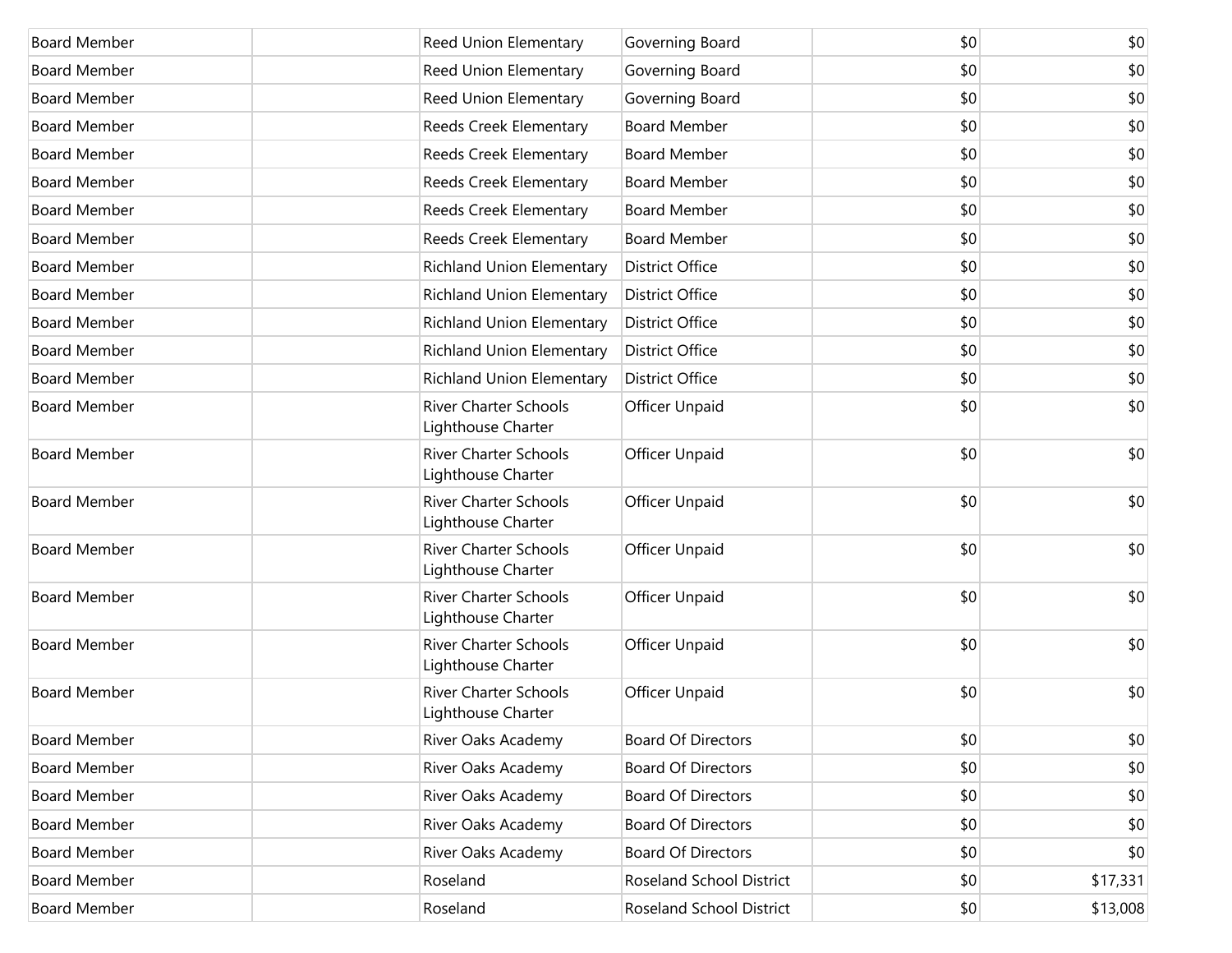| | | | | | |
|---|---|---|---|---|---|
| Board Member | | Reed Union Elementary | Governing Board | $0 | $0 |
| Board Member | | Reed Union Elementary | Governing Board | $0 | $0 |
| Board Member | | Reed Union Elementary | Governing Board | $0 | $0 |
| Board Member | | Reeds Creek Elementary | Board Member | $0 | $0 |
| Board Member | | Reeds Creek Elementary | Board Member | $0 | $0 |
| Board Member | | Reeds Creek Elementary | Board Member | $0 | $0 |
| Board Member | | Reeds Creek Elementary | Board Member | $0 | $0 |
| Board Member | | Reeds Creek Elementary | Board Member | $0 | $0 |
| Board Member | | Richland Union Elementary | District Office | $0 | $0 |
| Board Member | | Richland Union Elementary | District Office | $0 | $0 |
| Board Member | | Richland Union Elementary | District Office | $0 | $0 |
| Board Member | | Richland Union Elementary | District Office | $0 | $0 |
| Board Member | | Richland Union Elementary | District Office | $0 | $0 |
| Board Member | | River Charter Schools Lighthouse Charter | Officer Unpaid | $0 | $0 |
| Board Member | | River Charter Schools Lighthouse Charter | Officer Unpaid | $0 | $0 |
| Board Member | | River Charter Schools Lighthouse Charter | Officer Unpaid | $0 | $0 |
| Board Member | | River Charter Schools Lighthouse Charter | Officer Unpaid | $0 | $0 |
| Board Member | | River Charter Schools Lighthouse Charter | Officer Unpaid | $0 | $0 |
| Board Member | | River Charter Schools Lighthouse Charter | Officer Unpaid | $0 | $0 |
| Board Member | | River Charter Schools Lighthouse Charter | Officer Unpaid | $0 | $0 |
| Board Member | | River Oaks Academy | Board Of Directors | $0 | $0 |
| Board Member | | River Oaks Academy | Board Of Directors | $0 | $0 |
| Board Member | | River Oaks Academy | Board Of Directors | $0 | $0 |
| Board Member | | River Oaks Academy | Board Of Directors | $0 | $0 |
| Board Member | | River Oaks Academy | Board Of Directors | $0 | $0 |
| Board Member | | Roseland | Roseland School District | $0 | $17,331 |
| Board Member | | Roseland | Roseland School District | $0 | $13,008 |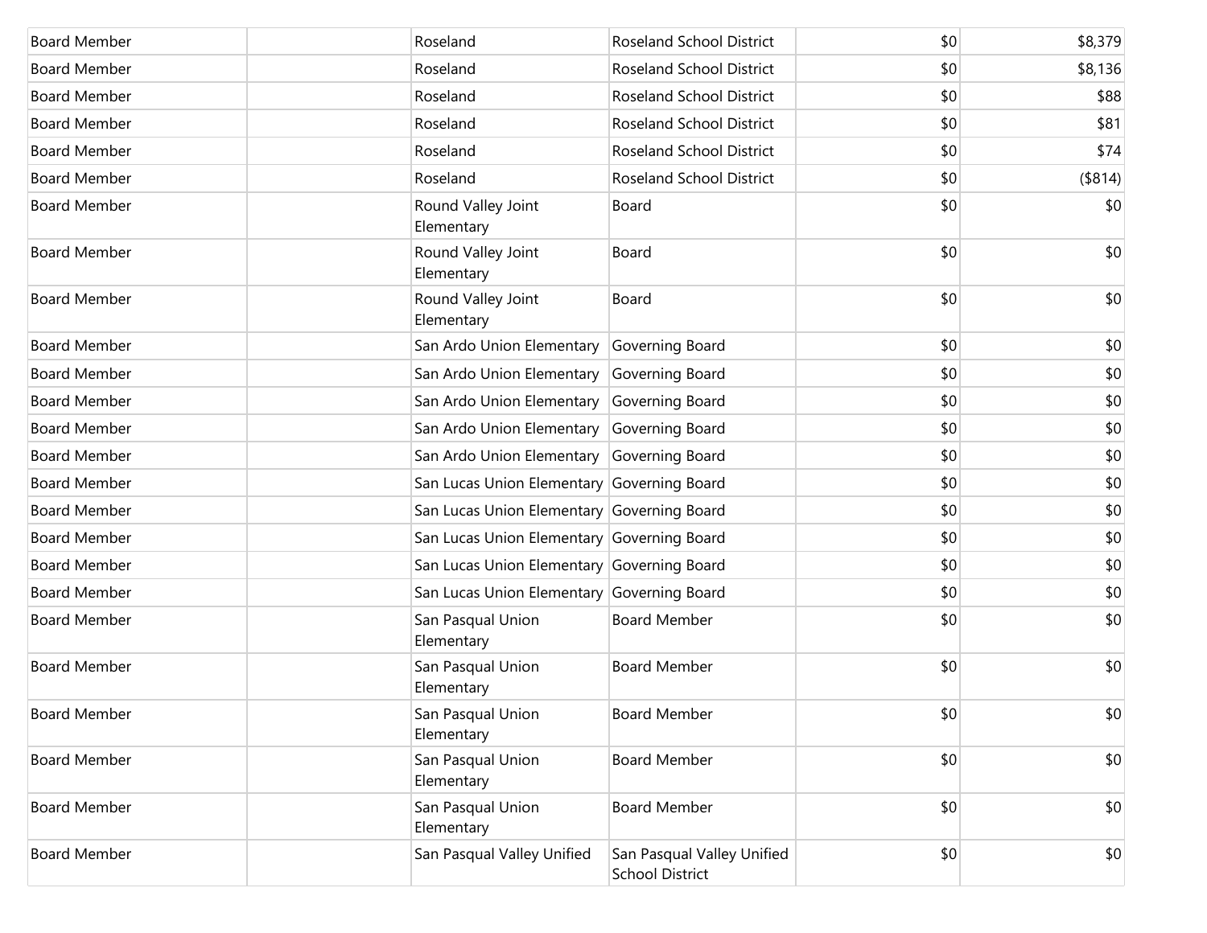| | | | | | |
|---|---|---|---|---|---|
| Board Member | | Roseland | Roseland School District | $0 | $8,379 |
| Board Member | | Roseland | Roseland School District | $0 | $8,136 |
| Board Member | | Roseland | Roseland School District | $0 | $88 |
| Board Member | | Roseland | Roseland School District | $0 | $81 |
| Board Member | | Roseland | Roseland School District | $0 | $74 |
| Board Member | | Roseland | Roseland School District | $0 | ($814) |
| Board Member | | Round Valley Joint Elementary | Board | $0 | $0 |
| Board Member | | Round Valley Joint Elementary | Board | $0 | $0 |
| Board Member | | Round Valley Joint Elementary | Board | $0 | $0 |
| Board Member | | San Ardo Union Elementary | Governing Board | $0 | $0 |
| Board Member | | San Ardo Union Elementary | Governing Board | $0 | $0 |
| Board Member | | San Ardo Union Elementary | Governing Board | $0 | $0 |
| Board Member | | San Ardo Union Elementary | Governing Board | $0 | $0 |
| Board Member | | San Ardo Union Elementary | Governing Board | $0 | $0 |
| Board Member | | San Lucas Union Elementary | Governing Board | $0 | $0 |
| Board Member | | San Lucas Union Elementary | Governing Board | $0 | $0 |
| Board Member | | San Lucas Union Elementary | Governing Board | $0 | $0 |
| Board Member | | San Lucas Union Elementary | Governing Board | $0 | $0 |
| Board Member | | San Lucas Union Elementary | Governing Board | $0 | $0 |
| Board Member | | San Pasqual Union Elementary | Board Member | $0 | $0 |
| Board Member | | San Pasqual Union Elementary | Board Member | $0 | $0 |
| Board Member | | San Pasqual Union Elementary | Board Member | $0 | $0 |
| Board Member | | San Pasqual Union Elementary | Board Member | $0 | $0 |
| Board Member | | San Pasqual Union Elementary | Board Member | $0 | $0 |
| Board Member | | San Pasqual Valley Unified | San Pasqual Valley Unified School District | $0 | $0 |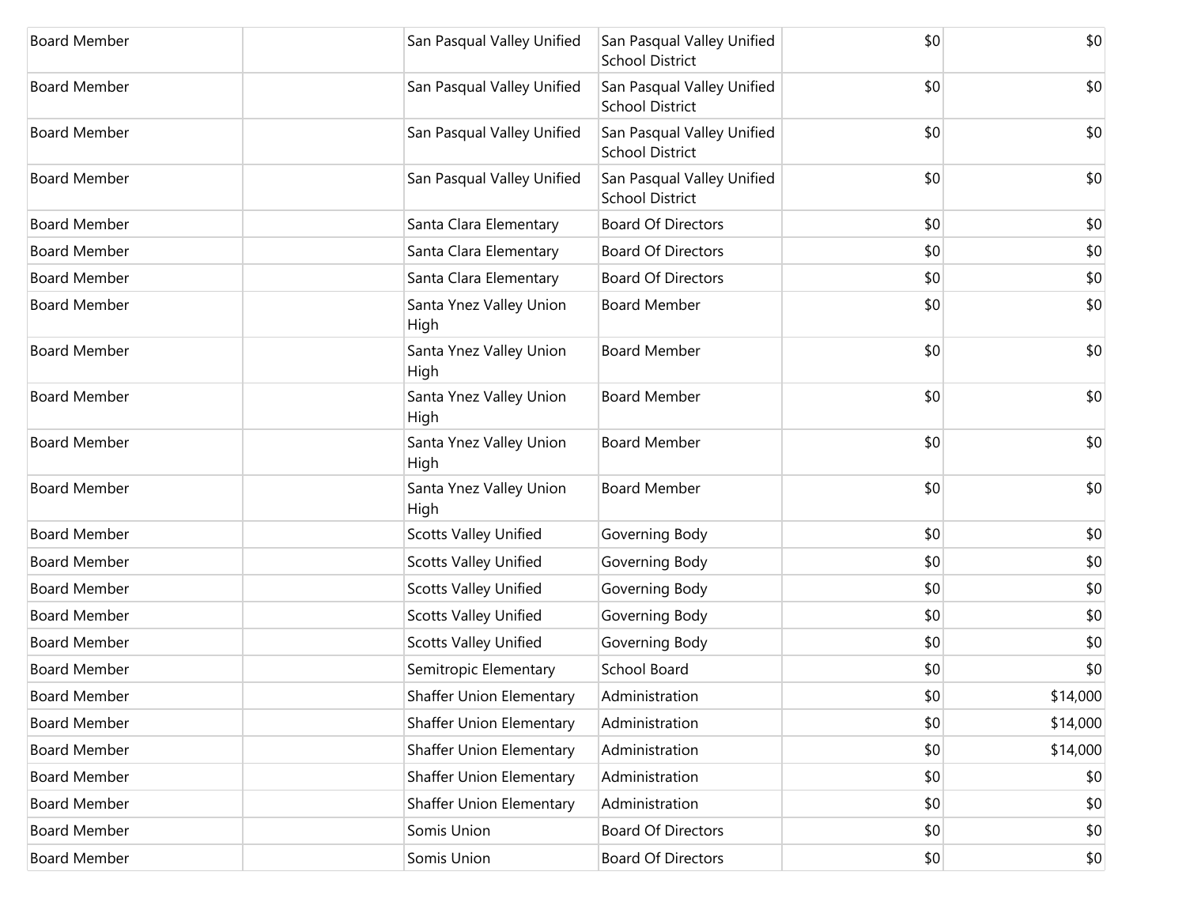| | | | | | |
|---|---|---|---|---|---|
| Board Member | | San Pasqual Valley Unified | San Pasqual Valley Unified School District | $0 | $0 |
| Board Member | | San Pasqual Valley Unified | San Pasqual Valley Unified School District | $0 | $0 |
| Board Member | | San Pasqual Valley Unified | San Pasqual Valley Unified School District | $0 | $0 |
| Board Member | | San Pasqual Valley Unified | San Pasqual Valley Unified School District | $0 | $0 |
| Board Member | | Santa Clara Elementary | Board Of Directors | $0 | $0 |
| Board Member | | Santa Clara Elementary | Board Of Directors | $0 | $0 |
| Board Member | | Santa Clara Elementary | Board Of Directors | $0 | $0 |
| Board Member | | Santa Ynez Valley Union High | Board Member | $0 | $0 |
| Board Member | | Santa Ynez Valley Union High | Board Member | $0 | $0 |
| Board Member | | Santa Ynez Valley Union High | Board Member | $0 | $0 |
| Board Member | | Santa Ynez Valley Union High | Board Member | $0 | $0 |
| Board Member | | Santa Ynez Valley Union High | Board Member | $0 | $0 |
| Board Member | | Scotts Valley Unified | Governing Body | $0 | $0 |
| Board Member | | Scotts Valley Unified | Governing Body | $0 | $0 |
| Board Member | | Scotts Valley Unified | Governing Body | $0 | $0 |
| Board Member | | Scotts Valley Unified | Governing Body | $0 | $0 |
| Board Member | | Scotts Valley Unified | Governing Body | $0 | $0 |
| Board Member | | Semitropic Elementary | School Board | $0 | $0 |
| Board Member | | Shaffer Union Elementary | Administration | $0 | $14,000 |
| Board Member | | Shaffer Union Elementary | Administration | $0 | $14,000 |
| Board Member | | Shaffer Union Elementary | Administration | $0 | $14,000 |
| Board Member | | Shaffer Union Elementary | Administration | $0 | $0 |
| Board Member | | Shaffer Union Elementary | Administration | $0 | $0 |
| Board Member | | Somis Union | Board Of Directors | $0 | $0 |
| Board Member | | Somis Union | Board Of Directors | $0 | $0 |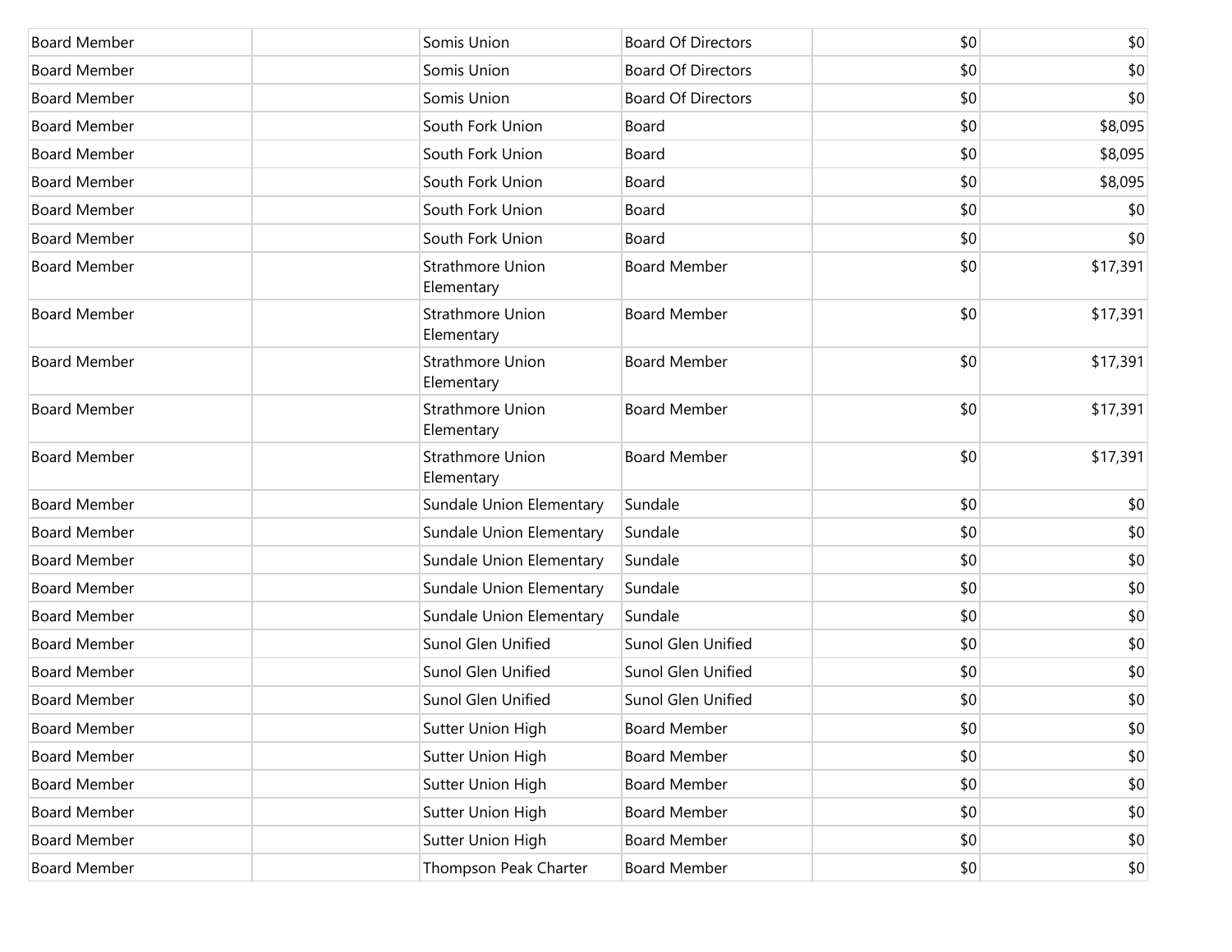| | | | | | |
|---|---|---|---|---|---|
| Board Member | | Somis Union | Board Of Directors | $0 | $0 |
| Board Member | | Somis Union | Board Of Directors | $0 | $0 |
| Board Member | | Somis Union | Board Of Directors | $0 | $0 |
| Board Member | | South Fork Union | Board | $0 | $8,095 |
| Board Member | | South Fork Union | Board | $0 | $8,095 |
| Board Member | | South Fork Union | Board | $0 | $8,095 |
| Board Member | | South Fork Union | Board | $0 | $0 |
| Board Member | | South Fork Union | Board | $0 | $0 |
| Board Member | | Strathmore Union Elementary | Board Member | $0 | $17,391 |
| Board Member | | Strathmore Union Elementary | Board Member | $0 | $17,391 |
| Board Member | | Strathmore Union Elementary | Board Member | $0 | $17,391 |
| Board Member | | Strathmore Union Elementary | Board Member | $0 | $17,391 |
| Board Member | | Strathmore Union Elementary | Board Member | $0 | $17,391 |
| Board Member | | Sundale Union Elementary | Sundale | $0 | $0 |
| Board Member | | Sundale Union Elementary | Sundale | $0 | $0 |
| Board Member | | Sundale Union Elementary | Sundale | $0 | $0 |
| Board Member | | Sundale Union Elementary | Sundale | $0 | $0 |
| Board Member | | Sundale Union Elementary | Sundale | $0 | $0 |
| Board Member | | Sunol Glen Unified | Sunol Glen Unified | $0 | $0 |
| Board Member | | Sunol Glen Unified | Sunol Glen Unified | $0 | $0 |
| Board Member | | Sunol Glen Unified | Sunol Glen Unified | $0 | $0 |
| Board Member | | Sutter Union High | Board Member | $0 | $0 |
| Board Member | | Sutter Union High | Board Member | $0 | $0 |
| Board Member | | Sutter Union High | Board Member | $0 | $0 |
| Board Member | | Sutter Union High | Board Member | $0 | $0 |
| Board Member | | Sutter Union High | Board Member | $0 | $0 |
| Board Member | | Thompson Peak Charter | Board Member | $0 | $0 |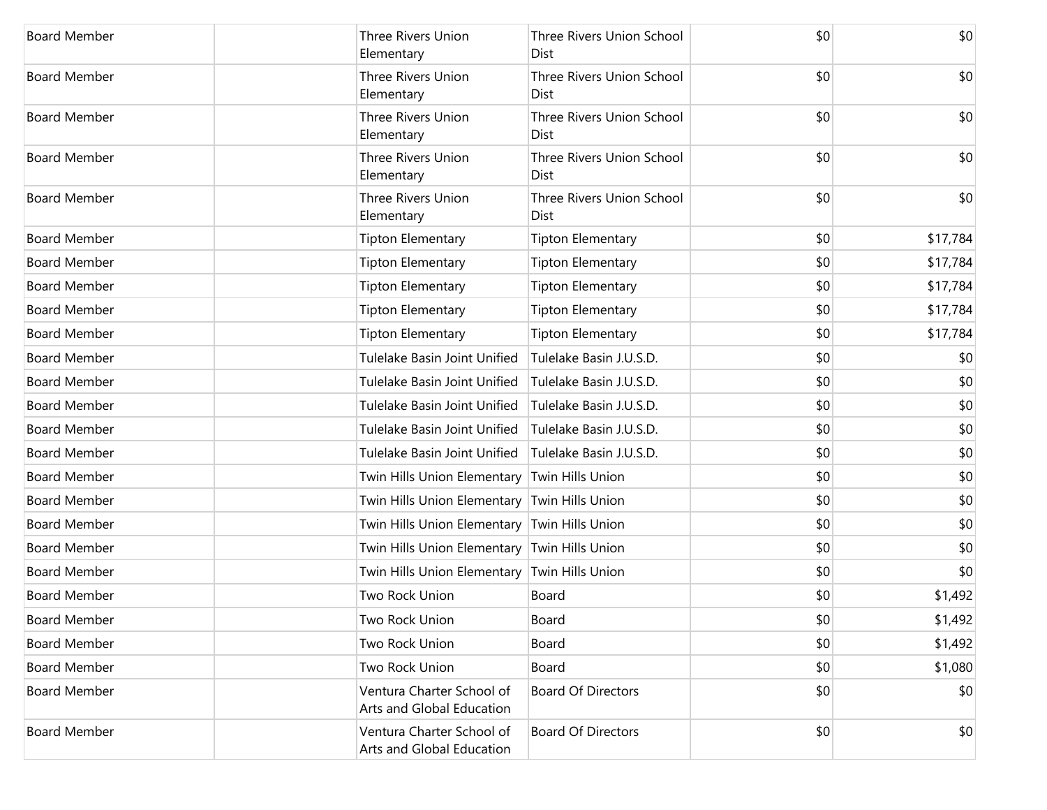| | | | | | |
|---|---|---|---|---|---|
| Board Member | | Three Rivers Union Elementary | Three Rivers Union School Dist | $0 | $0 |
| Board Member | | Three Rivers Union Elementary | Three Rivers Union School Dist | $0 | $0 |
| Board Member | | Three Rivers Union Elementary | Three Rivers Union School Dist | $0 | $0 |
| Board Member | | Three Rivers Union Elementary | Three Rivers Union School Dist | $0 | $0 |
| Board Member | | Three Rivers Union Elementary | Three Rivers Union School Dist | $0 | $0 |
| Board Member | | Tipton Elementary | Tipton Elementary | $0 | $17,784 |
| Board Member | | Tipton Elementary | Tipton Elementary | $0 | $17,784 |
| Board Member | | Tipton Elementary | Tipton Elementary | $0 | $17,784 |
| Board Member | | Tipton Elementary | Tipton Elementary | $0 | $17,784 |
| Board Member | | Tipton Elementary | Tipton Elementary | $0 | $17,784 |
| Board Member | | Tulelake Basin Joint Unified | Tulelake Basin J.U.S.D. | $0 | $0 |
| Board Member | | Tulelake Basin Joint Unified | Tulelake Basin J.U.S.D. | $0 | $0 |
| Board Member | | Tulelake Basin Joint Unified | Tulelake Basin J.U.S.D. | $0 | $0 |
| Board Member | | Tulelake Basin Joint Unified | Tulelake Basin J.U.S.D. | $0 | $0 |
| Board Member | | Tulelake Basin Joint Unified | Tulelake Basin J.U.S.D. | $0 | $0 |
| Board Member | | Twin Hills Union Elementary | Twin Hills Union | $0 | $0 |
| Board Member | | Twin Hills Union Elementary | Twin Hills Union | $0 | $0 |
| Board Member | | Twin Hills Union Elementary | Twin Hills Union | $0 | $0 |
| Board Member | | Twin Hills Union Elementary | Twin Hills Union | $0 | $0 |
| Board Member | | Twin Hills Union Elementary | Twin Hills Union | $0 | $0 |
| Board Member | | Two Rock Union | Board | $0 | $1,492 |
| Board Member | | Two Rock Union | Board | $0 | $1,492 |
| Board Member | | Two Rock Union | Board | $0 | $1,492 |
| Board Member | | Two Rock Union | Board | $0 | $1,080 |
| Board Member | | Ventura Charter School of Arts and Global Education | Board Of Directors | $0 | $0 |
| Board Member | | Ventura Charter School of Arts and Global Education | Board Of Directors | $0 | $0 |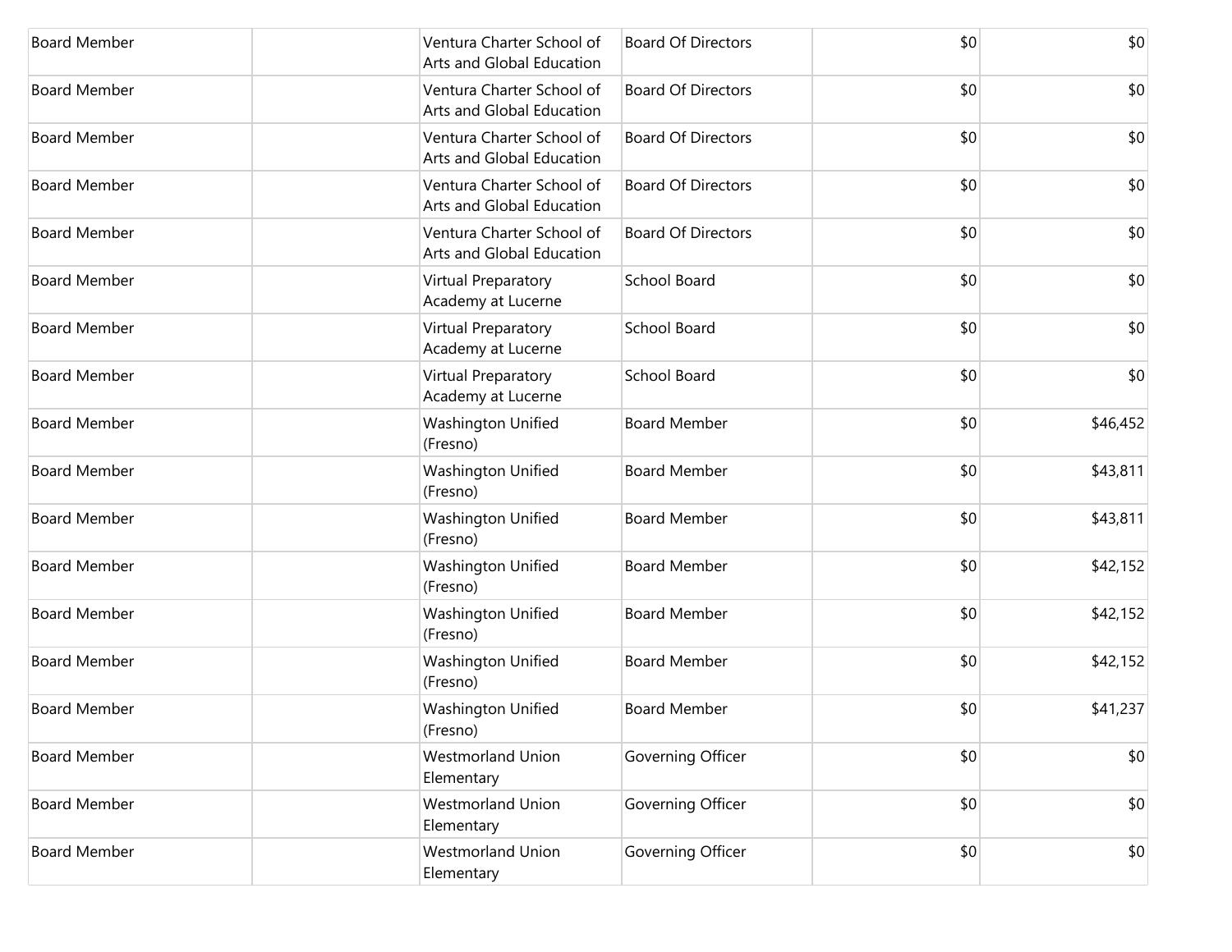| | | | | | |
|---|---|---|---|---|---|
| Board Member | | Ventura Charter School of Arts and Global Education | Board Of Directors | $0 | $0 |
| Board Member | | Ventura Charter School of Arts and Global Education | Board Of Directors | $0 | $0 |
| Board Member | | Ventura Charter School of Arts and Global Education | Board Of Directors | $0 | $0 |
| Board Member | | Ventura Charter School of Arts and Global Education | Board Of Directors | $0 | $0 |
| Board Member | | Ventura Charter School of Arts and Global Education | Board Of Directors | $0 | $0 |
| Board Member | | Virtual Preparatory Academy at Lucerne | School Board | $0 | $0 |
| Board Member | | Virtual Preparatory Academy at Lucerne | School Board | $0 | $0 |
| Board Member | | Virtual Preparatory Academy at Lucerne | School Board | $0 | $0 |
| Board Member | | Washington Unified (Fresno) | Board Member | $0 | $46,452 |
| Board Member | | Washington Unified (Fresno) | Board Member | $0 | $43,811 |
| Board Member | | Washington Unified (Fresno) | Board Member | $0 | $43,811 |
| Board Member | | Washington Unified (Fresno) | Board Member | $0 | $42,152 |
| Board Member | | Washington Unified (Fresno) | Board Member | $0 | $42,152 |
| Board Member | | Washington Unified (Fresno) | Board Member | $0 | $42,152 |
| Board Member | | Washington Unified (Fresno) | Board Member | $0 | $41,237 |
| Board Member | | Westmorland Union Elementary | Governing Officer | $0 | $0 |
| Board Member | | Westmorland Union Elementary | Governing Officer | $0 | $0 |
| Board Member | | Westmorland Union Elementary | Governing Officer | $0 | $0 |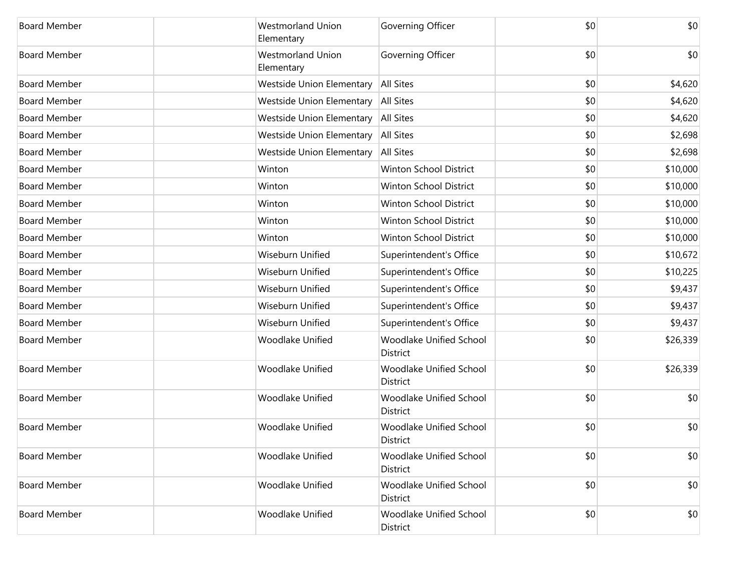| | | | | | |
|---|---|---|---|---|---|
| Board Member | | Westmorland Union Elementary | Governing Officer | $0 | $0 |
| Board Member | | Westmorland Union Elementary | Governing Officer | $0 | $0 |
| Board Member | | Westside Union Elementary | All Sites | $0 | $4,620 |
| Board Member | | Westside Union Elementary | All Sites | $0 | $4,620 |
| Board Member | | Westside Union Elementary | All Sites | $0 | $4,620 |
| Board Member | | Westside Union Elementary | All Sites | $0 | $2,698 |
| Board Member | | Westside Union Elementary | All Sites | $0 | $2,698 |
| Board Member | | Winton | Winton School District | $0 | $10,000 |
| Board Member | | Winton | Winton School District | $0 | $10,000 |
| Board Member | | Winton | Winton School District | $0 | $10,000 |
| Board Member | | Winton | Winton School District | $0 | $10,000 |
| Board Member | | Winton | Winton School District | $0 | $10,000 |
| Board Member | | Wiseburn Unified | Superintendent's Office | $0 | $10,672 |
| Board Member | | Wiseburn Unified | Superintendent's Office | $0 | $10,225 |
| Board Member | | Wiseburn Unified | Superintendent's Office | $0 | $9,437 |
| Board Member | | Wiseburn Unified | Superintendent's Office | $0 | $9,437 |
| Board Member | | Wiseburn Unified | Superintendent's Office | $0 | $9,437 |
| Board Member | | Woodlake Unified | Woodlake Unified School District | $0 | $26,339 |
| Board Member | | Woodlake Unified | Woodlake Unified School District | $0 | $26,339 |
| Board Member | | Woodlake Unified | Woodlake Unified School District | $0 | $0 |
| Board Member | | Woodlake Unified | Woodlake Unified School District | $0 | $0 |
| Board Member | | Woodlake Unified | Woodlake Unified School District | $0 | $0 |
| Board Member | | Woodlake Unified | Woodlake Unified School District | $0 | $0 |
| Board Member | | Woodlake Unified | Woodlake Unified School District | $0 | $0 |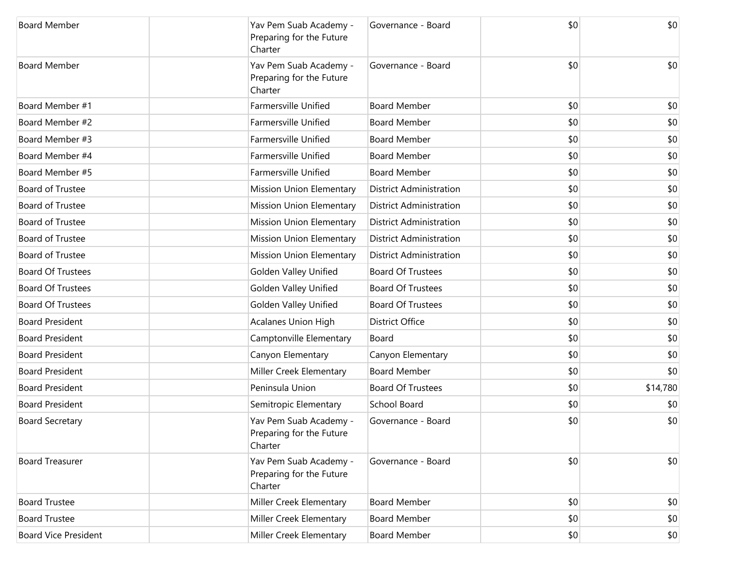| | | | | | |
|---|---|---|---|---|---|
| Board Member | | Yav Pem Suab Academy - Preparing for the Future Charter | Governance - Board | $0 | $0 |
| Board Member | | Yav Pem Suab Academy - Preparing for the Future Charter | Governance - Board | $0 | $0 |
| Board Member #1 | | Farmersville Unified | Board Member | $0 | $0 |
| Board Member #2 | | Farmersville Unified | Board Member | $0 | $0 |
| Board Member #3 | | Farmersville Unified | Board Member | $0 | $0 |
| Board Member #4 | | Farmersville Unified | Board Member | $0 | $0 |
| Board Member #5 | | Farmersville Unified | Board Member | $0 | $0 |
| Board of Trustee | | Mission Union Elementary | District Administration | $0 | $0 |
| Board of Trustee | | Mission Union Elementary | District Administration | $0 | $0 |
| Board of Trustee | | Mission Union Elementary | District Administration | $0 | $0 |
| Board of Trustee | | Mission Union Elementary | District Administration | $0 | $0 |
| Board of Trustee | | Mission Union Elementary | District Administration | $0 | $0 |
| Board Of Trustees | | Golden Valley Unified | Board Of Trustees | $0 | $0 |
| Board Of Trustees | | Golden Valley Unified | Board Of Trustees | $0 | $0 |
| Board Of Trustees | | Golden Valley Unified | Board Of Trustees | $0 | $0 |
| Board President | | Acalanes Union High | District Office | $0 | $0 |
| Board President | | Camptonville Elementary | Board | $0 | $0 |
| Board President | | Canyon Elementary | Canyon Elementary | $0 | $0 |
| Board President | | Miller Creek Elementary | Board Member | $0 | $0 |
| Board President | | Peninsula Union | Board Of Trustees | $0 | $14,780 |
| Board President | | Semitropic Elementary | School Board | $0 | $0 |
| Board Secretary | | Yav Pem Suab Academy - Preparing for the Future Charter | Governance - Board | $0 | $0 |
| Board Treasurer | | Yav Pem Suab Academy - Preparing for the Future Charter | Governance - Board | $0 | $0 |
| Board Trustee | | Miller Creek Elementary | Board Member | $0 | $0 |
| Board Trustee | | Miller Creek Elementary | Board Member | $0 | $0 |
| Board Vice President | | Miller Creek Elementary | Board Member | $0 | $0 |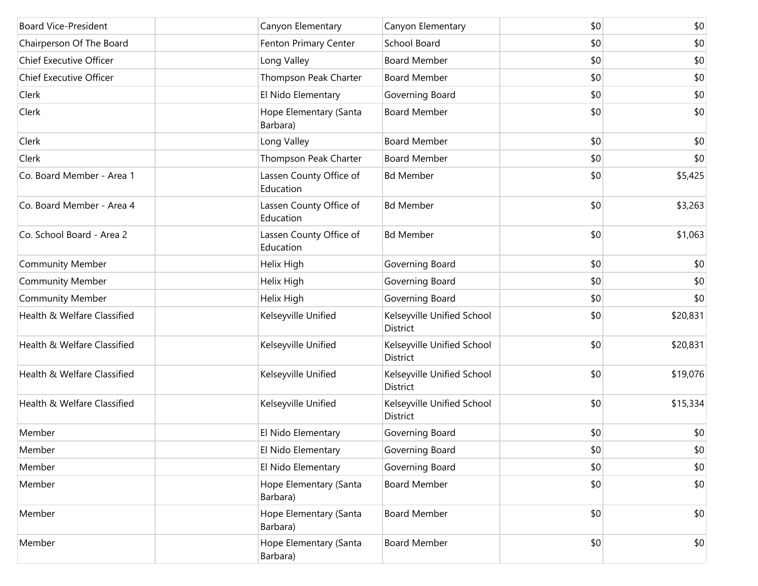| | | | | | |
|---|---|---|---|---|---|
| Board Vice-President | | Canyon Elementary | Canyon Elementary | $0 | $0 |
| Chairperson Of The Board | | Fenton Primary Center | School Board | $0 | $0 |
| Chief Executive Officer | | Long Valley | Board Member | $0 | $0 |
| Chief Executive Officer | | Thompson Peak Charter | Board Member | $0 | $0 |
| Clerk | | El Nido Elementary | Governing Board | $0 | $0 |
| Clerk | | Hope Elementary (Santa Barbara) | Board Member | $0 | $0 |
| Clerk | | Long Valley | Board Member | $0 | $0 |
| Clerk | | Thompson Peak Charter | Board Member | $0 | $0 |
| Co. Board Member - Area 1 | | Lassen County Office of Education | Bd Member | $0 | $5,425 |
| Co. Board Member - Area 4 | | Lassen County Office of Education | Bd Member | $0 | $3,263 |
| Co. School Board - Area 2 | | Lassen County Office of Education | Bd Member | $0 | $1,063 |
| Community Member | | Helix High | Governing Board | $0 | $0 |
| Community Member | | Helix High | Governing Board | $0 | $0 |
| Community Member | | Helix High | Governing Board | $0 | $0 |
| Health & Welfare Classified | | Kelseyville Unified | Kelseyville Unified School District | $0 | $20,831 |
| Health & Welfare Classified | | Kelseyville Unified | Kelseyville Unified School District | $0 | $20,831 |
| Health & Welfare Classified | | Kelseyville Unified | Kelseyville Unified School District | $0 | $19,076 |
| Health & Welfare Classified | | Kelseyville Unified | Kelseyville Unified School District | $0 | $15,334 |
| Member | | El Nido Elementary | Governing Board | $0 | $0 |
| Member | | El Nido Elementary | Governing Board | $0 | $0 |
| Member | | El Nido Elementary | Governing Board | $0 | $0 |
| Member | | Hope Elementary (Santa Barbara) | Board Member | $0 | $0 |
| Member | | Hope Elementary (Santa Barbara) | Board Member | $0 | $0 |
| Member | | Hope Elementary (Santa Barbara) | Board Member | $0 | $0 |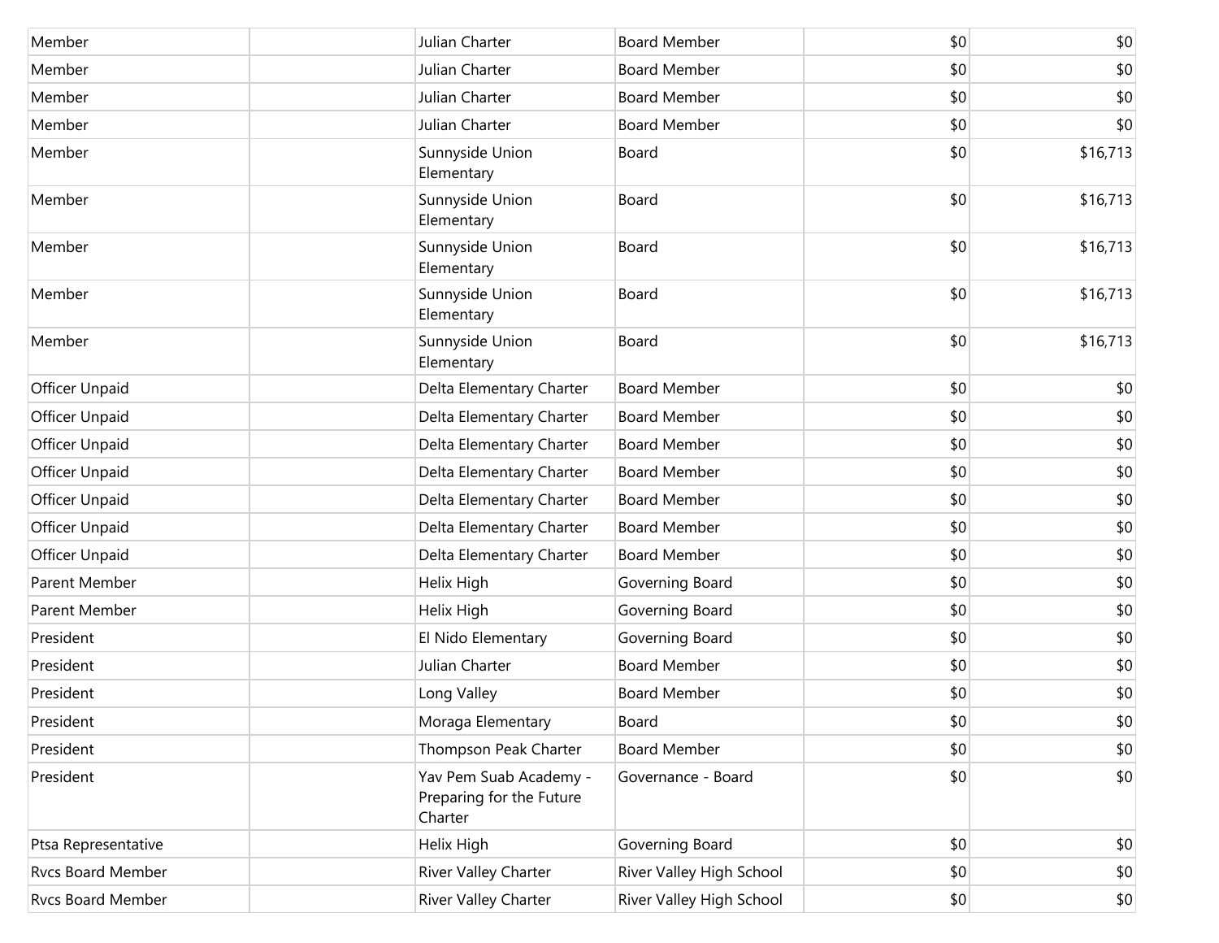| | | | | | |
|---|---|---|---|---|---|
| Member | | Julian Charter | Board Member | $0 | $0 |
| Member | | Julian Charter | Board Member | $0 | $0 |
| Member | | Julian Charter | Board Member | $0 | $0 |
| Member | | Julian Charter | Board Member | $0 | $0 |
| Member | | Sunnyside Union Elementary | Board | $0 | $16,713 |
| Member | | Sunnyside Union Elementary | Board | $0 | $16,713 |
| Member | | Sunnyside Union Elementary | Board | $0 | $16,713 |
| Member | | Sunnyside Union Elementary | Board | $0 | $16,713 |
| Member | | Sunnyside Union Elementary | Board | $0 | $16,713 |
| Officer Unpaid | | Delta Elementary Charter | Board Member | $0 | $0 |
| Officer Unpaid | | Delta Elementary Charter | Board Member | $0 | $0 |
| Officer Unpaid | | Delta Elementary Charter | Board Member | $0 | $0 |
| Officer Unpaid | | Delta Elementary Charter | Board Member | $0 | $0 |
| Officer Unpaid | | Delta Elementary Charter | Board Member | $0 | $0 |
| Officer Unpaid | | Delta Elementary Charter | Board Member | $0 | $0 |
| Officer Unpaid | | Delta Elementary Charter | Board Member | $0 | $0 |
| Parent Member | | Helix High | Governing Board | $0 | $0 |
| Parent Member | | Helix High | Governing Board | $0 | $0 |
| President | | El Nido Elementary | Governing Board | $0 | $0 |
| President | | Julian Charter | Board Member | $0 | $0 |
| President | | Long Valley | Board Member | $0 | $0 |
| President | | Moraga Elementary | Board | $0 | $0 |
| President | | Thompson Peak Charter | Board Member | $0 | $0 |
| President | | Yav Pem Suab Academy - Preparing for the Future Charter | Governance - Board | $0 | $0 |
| Ptsa Representative | | Helix High | Governing Board | $0 | $0 |
| Rvcs Board Member | | River Valley Charter | River Valley High School | $0 | $0 |
| Rvcs Board Member | | River Valley Charter | River Valley High School | $0 | $0 |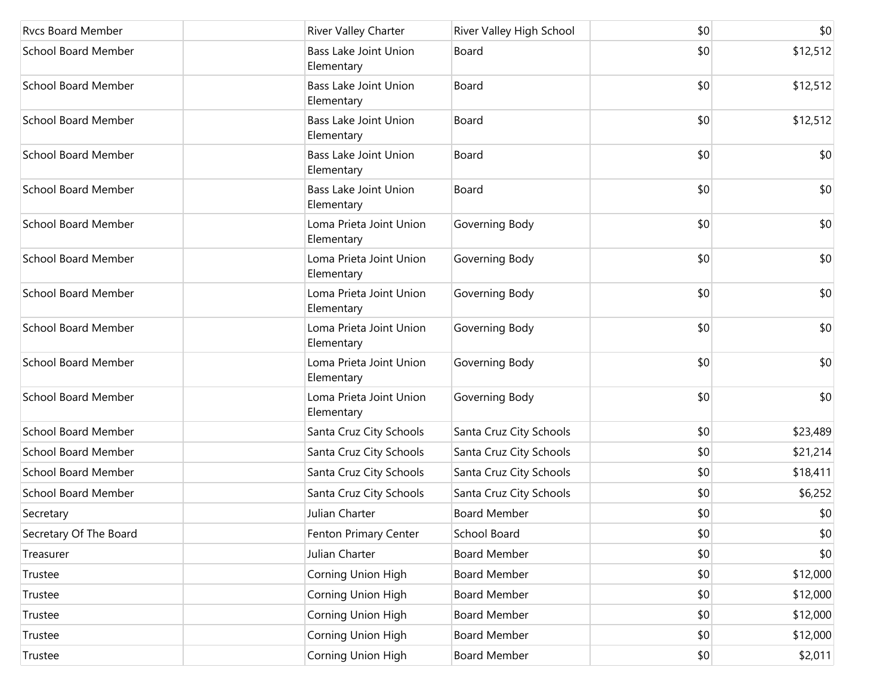| | | | | | |
|---|---|---|---|---|---|
| Rvcs Board Member | | River Valley Charter | River Valley High School | $0 | $0 |
| School Board Member | | Bass Lake Joint Union Elementary | Board | $0 | $12,512 |
| School Board Member | | Bass Lake Joint Union Elementary | Board | $0 | $12,512 |
| School Board Member | | Bass Lake Joint Union Elementary | Board | $0 | $12,512 |
| School Board Member | | Bass Lake Joint Union Elementary | Board | $0 | $0 |
| School Board Member | | Bass Lake Joint Union Elementary | Board | $0 | $0 |
| School Board Member | | Loma Prieta Joint Union Elementary | Governing Body | $0 | $0 |
| School Board Member | | Loma Prieta Joint Union Elementary | Governing Body | $0 | $0 |
| School Board Member | | Loma Prieta Joint Union Elementary | Governing Body | $0 | $0 |
| School Board Member | | Loma Prieta Joint Union Elementary | Governing Body | $0 | $0 |
| School Board Member | | Loma Prieta Joint Union Elementary | Governing Body | $0 | $0 |
| School Board Member | | Loma Prieta Joint Union Elementary | Governing Body | $0 | $0 |
| School Board Member | | Santa Cruz City Schools | Santa Cruz City Schools | $0 | $23,489 |
| School Board Member | | Santa Cruz City Schools | Santa Cruz City Schools | $0 | $21,214 |
| School Board Member | | Santa Cruz City Schools | Santa Cruz City Schools | $0 | $18,411 |
| School Board Member | | Santa Cruz City Schools | Santa Cruz City Schools | $0 | $6,252 |
| Secretary | | Julian Charter | Board Member | $0 | $0 |
| Secretary Of The Board | | Fenton Primary Center | School Board | $0 | $0 |
| Treasurer | | Julian Charter | Board Member | $0 | $0 |
| Trustee | | Corning Union High | Board Member | $0 | $12,000 |
| Trustee | | Corning Union High | Board Member | $0 | $12,000 |
| Trustee | | Corning Union High | Board Member | $0 | $12,000 |
| Trustee | | Corning Union High | Board Member | $0 | $12,000 |
| Trustee | | Corning Union High | Board Member | $0 | $2,011 |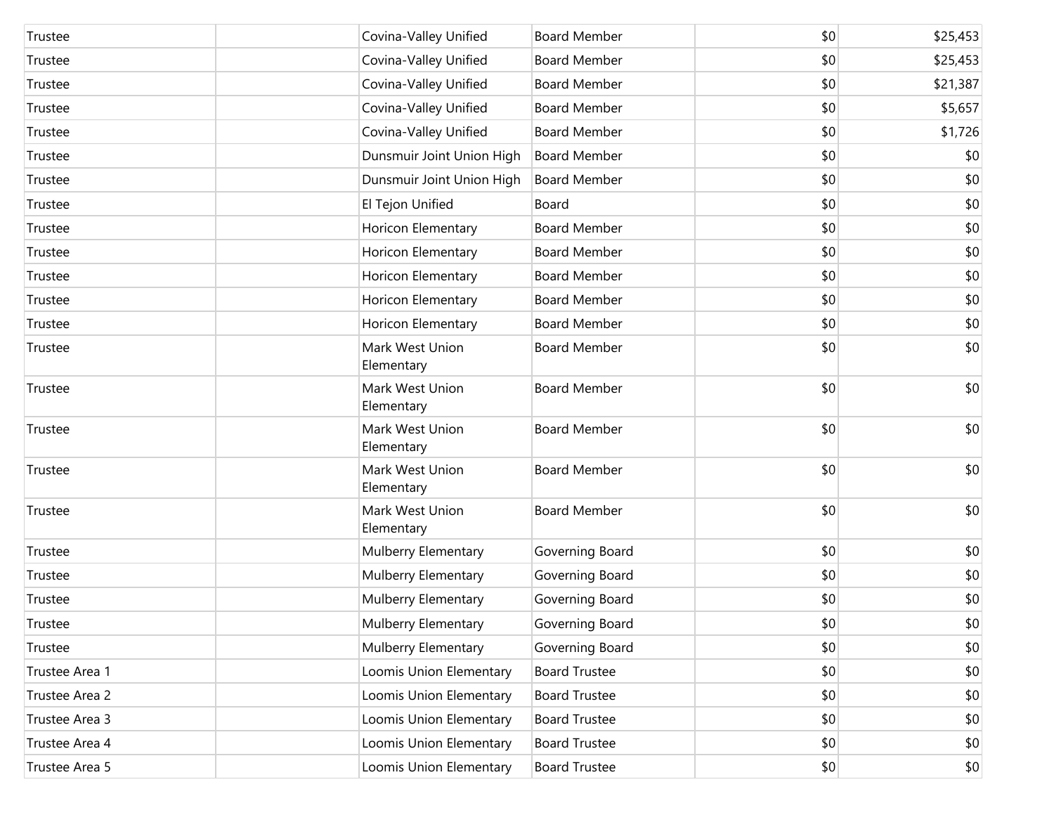| | | | | | |
|---|---|---|---|---|---|
| Trustee | | Covina-Valley Unified | Board Member | $0 | $25,453 |
| Trustee | | Covina-Valley Unified | Board Member | $0 | $25,453 |
| Trustee | | Covina-Valley Unified | Board Member | $0 | $21,387 |
| Trustee | | Covina-Valley Unified | Board Member | $0 | $5,657 |
| Trustee | | Covina-Valley Unified | Board Member | $0 | $1,726 |
| Trustee | | Dunsmuir Joint Union High | Board Member | $0 | $0 |
| Trustee | | Dunsmuir Joint Union High | Board Member | $0 | $0 |
| Trustee | | El Tejon Unified | Board | $0 | $0 |
| Trustee | | Horicon Elementary | Board Member | $0 | $0 |
| Trustee | | Horicon Elementary | Board Member | $0 | $0 |
| Trustee | | Horicon Elementary | Board Member | $0 | $0 |
| Trustee | | Horicon Elementary | Board Member | $0 | $0 |
| Trustee | | Horicon Elementary | Board Member | $0 | $0 |
| Trustee | | Mark West Union Elementary | Board Member | $0 | $0 |
| Trustee | | Mark West Union Elementary | Board Member | $0 | $0 |
| Trustee | | Mark West Union Elementary | Board Member | $0 | $0 |
| Trustee | | Mark West Union Elementary | Board Member | $0 | $0 |
| Trustee | | Mark West Union Elementary | Board Member | $0 | $0 |
| Trustee | | Mulberry Elementary | Governing Board | $0 | $0 |
| Trustee | | Mulberry Elementary | Governing Board | $0 | $0 |
| Trustee | | Mulberry Elementary | Governing Board | $0 | $0 |
| Trustee | | Mulberry Elementary | Governing Board | $0 | $0 |
| Trustee | | Mulberry Elementary | Governing Board | $0 | $0 |
| Trustee Area 1 | | Loomis Union Elementary | Board Trustee | $0 | $0 |
| Trustee Area 2 | | Loomis Union Elementary | Board Trustee | $0 | $0 |
| Trustee Area 3 | | Loomis Union Elementary | Board Trustee | $0 | $0 |
| Trustee Area 4 | | Loomis Union Elementary | Board Trustee | $0 | $0 |
| Trustee Area 5 | | Loomis Union Elementary | Board Trustee | $0 | $0 |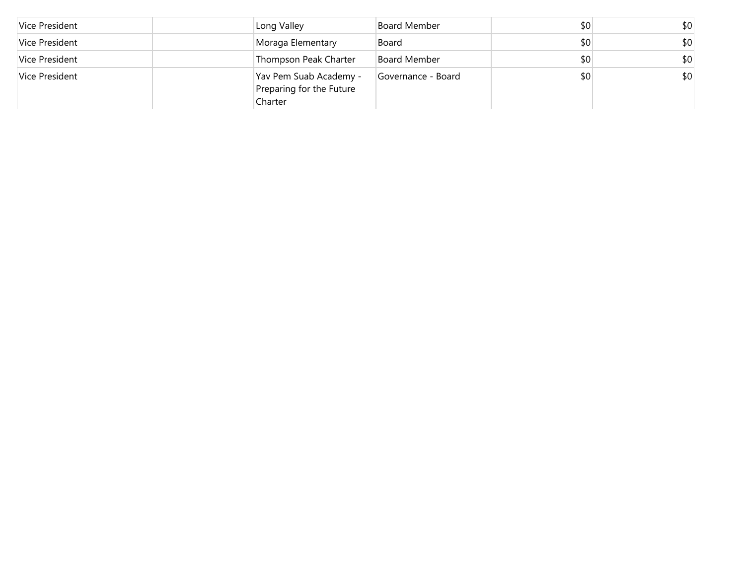| | | | | | |
|---|---|---|---|---|---|
| Vice President | | Long Valley | Board Member | $0 | $0 |
| Vice President | | Moraga Elementary | Board | $0 | $0 |
| Vice President | | Thompson Peak Charter | Board Member | $0 | $0 |
| Vice President | | Yav Pem Suab Academy - Preparing for the Future Charter | Governance - Board | $0 | $0 |